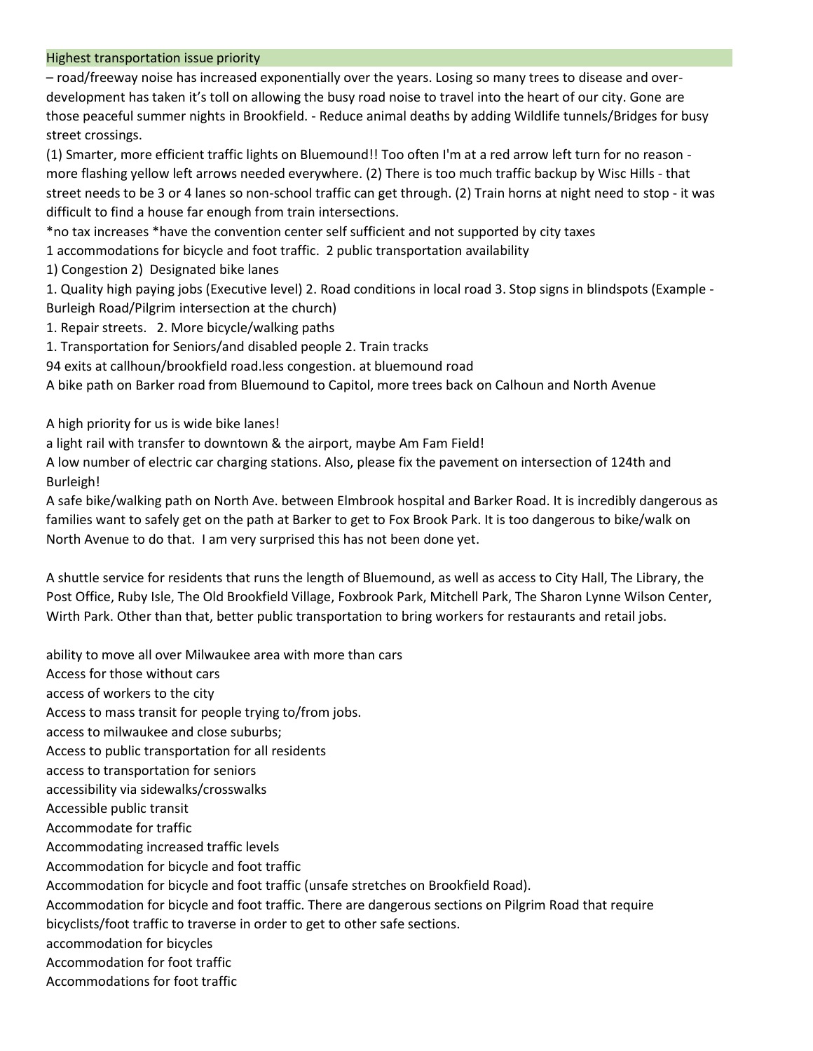## Highest transportation issue priority

– road/freeway noise has increased exponentially over the years. Losing so many trees to disease and over-development has taken it's toll on allowing the busy road noise to travel into the heart of our city. Gone are those peaceful summer nights in Brookfield. - Reduce animal deaths by adding Wildlife tunnels/Bridges for busy street crossings.

(1) Smarter, more efficient traffic lights on Bluemound!! Too often I'm at a red arrow left turn for no reason - more flashing yellow left arrows needed everywhere. (2) There is too much traffic backup by Wisc Hills - that street needs to be 3 or 4 lanes so non-school traffic can get through. (2) Train horns at night need to stop - it was difficult to find a house far enough from train intersections.

*no tax increases *have the convention center self sufficient and not supported by city taxes

1 accommodations for bicycle and foot traffic. 2 public transportation availability

1) Congestion 2) Designated bike lanes

1. Quality high paying jobs (Executive level) 2. Road conditions in local road 3. Stop signs in blindspots (Example - Burleigh Road/Pilgrim intersection at the church)

1. Repair streets. 2. More bicycle/walking paths

1. Transportation for Seniors/and disabled people 2. Train tracks

94 exits at callhoun/brookfield road.less congestion. at bluemound road

A bike path on Barker road from Bluemound to Capitol, more trees back on Calhoun and North Avenue

A high priority for us is wide bike lanes!

a light rail with transfer to downtown & the airport, maybe Am Fam Field!

A low number of electric car charging stations. Also, please fix the pavement on intersection of 124th and Burleigh!

A safe bike/walking path on North Ave. between Elmbrook hospital and Barker Road. It is incredibly dangerous as families want to safely get on the path at Barker to get to Fox Brook Park. It is too dangerous to bike/walk on North Avenue to do that. I am very surprised this has not been done yet.

A shuttle service for residents that runs the length of Bluemound, as well as access to City Hall, The Library, the Post Office, Ruby Isle, The Old Brookfield Village, Foxbrook Park, Mitchell Park, The Sharon Lynne Wilson Center, Wirth Park. Other than that, better public transportation to bring workers for restaurants and retail jobs.

ability to move all over Milwaukee area with more than cars

Access for those without cars

access of workers to the city

Access to mass transit for people trying to/from jobs.

access to milwaukee and close suburbs;

Access to public transportation for all residents

access to transportation for seniors

accessibility via sidewalks/crosswalks

Accessible public transit

Accommodate for traffic

Accommodating increased traffic levels

Accommodation for bicycle and foot traffic

Accommodation for bicycle and foot traffic (unsafe stretches on Brookfield Road).

Accommodation for bicycle and foot traffic. There are dangerous sections on Pilgrim Road that require bicyclists/foot traffic to traverse in order to get to other safe sections.

accommodation for bicycles

Accommodation for foot traffic

Accommodations for foot traffic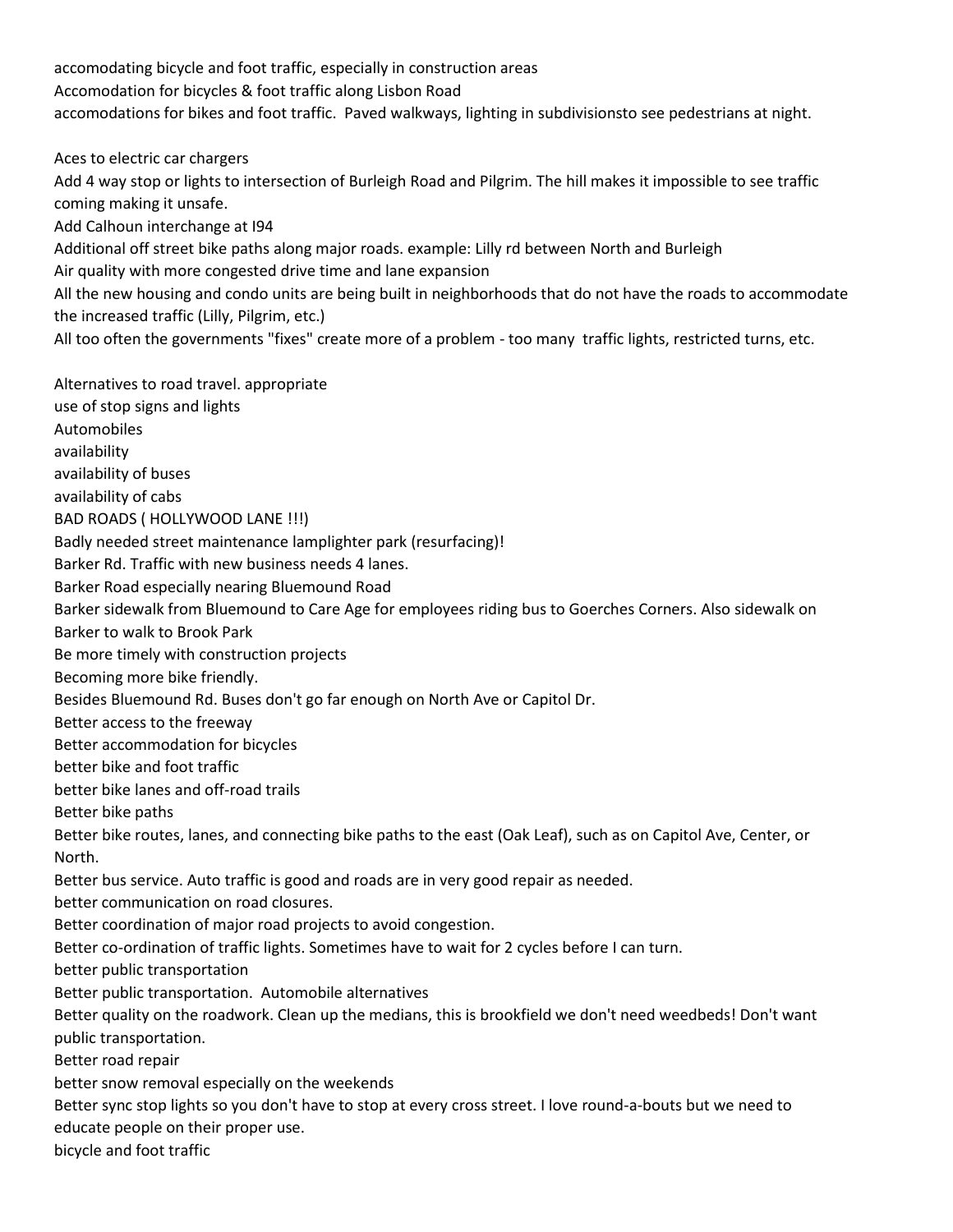accomodating bicycle and foot traffic, especially in construction areas

Accomodation for bicycles & foot traffic along Lisbon Road

accomodations for bikes and foot traffic. Paved walkways, lighting in subdivisionsto see pedestrians at night.

Aces to electric car chargers

Add 4 way stop or lights to intersection of Burleigh Road and Pilgrim. The hill makes it impossible to see traffic coming making it unsafe.

Add Calhoun interchange at I94

Additional off street bike paths along major roads. example: Lilly rd between North and Burleigh

Air quality with more congested drive time and lane expansion

All the new housing and condo units are being built in neighborhoods that do not have the roads to accommodate the increased traffic (Lilly, Pilgrim, etc.)

All too often the governments "fixes" create more of a problem - too many traffic lights, restricted turns, etc.

Alternatives to road travel. appropriate use of stop signs and lights

Automobiles

availability

availability of buses

availability of cabs

BAD ROADS ( HOLLYWOOD LANE !!!)

Badly needed street maintenance lamplighter park (resurfacing)!

Barker Rd. Traffic with new business needs 4 lanes.

Barker Road especially nearing Bluemound Road

Barker sidewalk from Bluemound to Care Age for employees riding bus to Goerches Corners. Also sidewalk on Barker to walk to Brook Park

Be more timely with construction projects

Becoming more bike friendly.

Besides Bluemound Rd. Buses don't go far enough on North Ave or Capitol Dr.

Better access to the freeway

Better accommodation for bicycles

better bike and foot traffic

better bike lanes and off-road trails

Better bike paths

Better bike routes, lanes, and connecting bike paths to the east (Oak Leaf), such as on Capitol Ave, Center, or North.

Better bus service. Auto traffic is good and roads are in very good repair as needed.

better communication on road closures.

Better coordination of major road projects to avoid congestion.

Better co-ordination of traffic lights. Sometimes have to wait for 2 cycles before I can turn.

better public transportation

Better public transportation. Automobile alternatives

Better quality on the roadwork. Clean up the medians, this is brookfield we don't need weedbeds! Don't want public transportation.

Better road repair

better snow removal especially on the weekends

Better sync stop lights so you don't have to stop at every cross street. I love round-a-bouts but we need to educate people on their proper use.

bicycle and foot traffic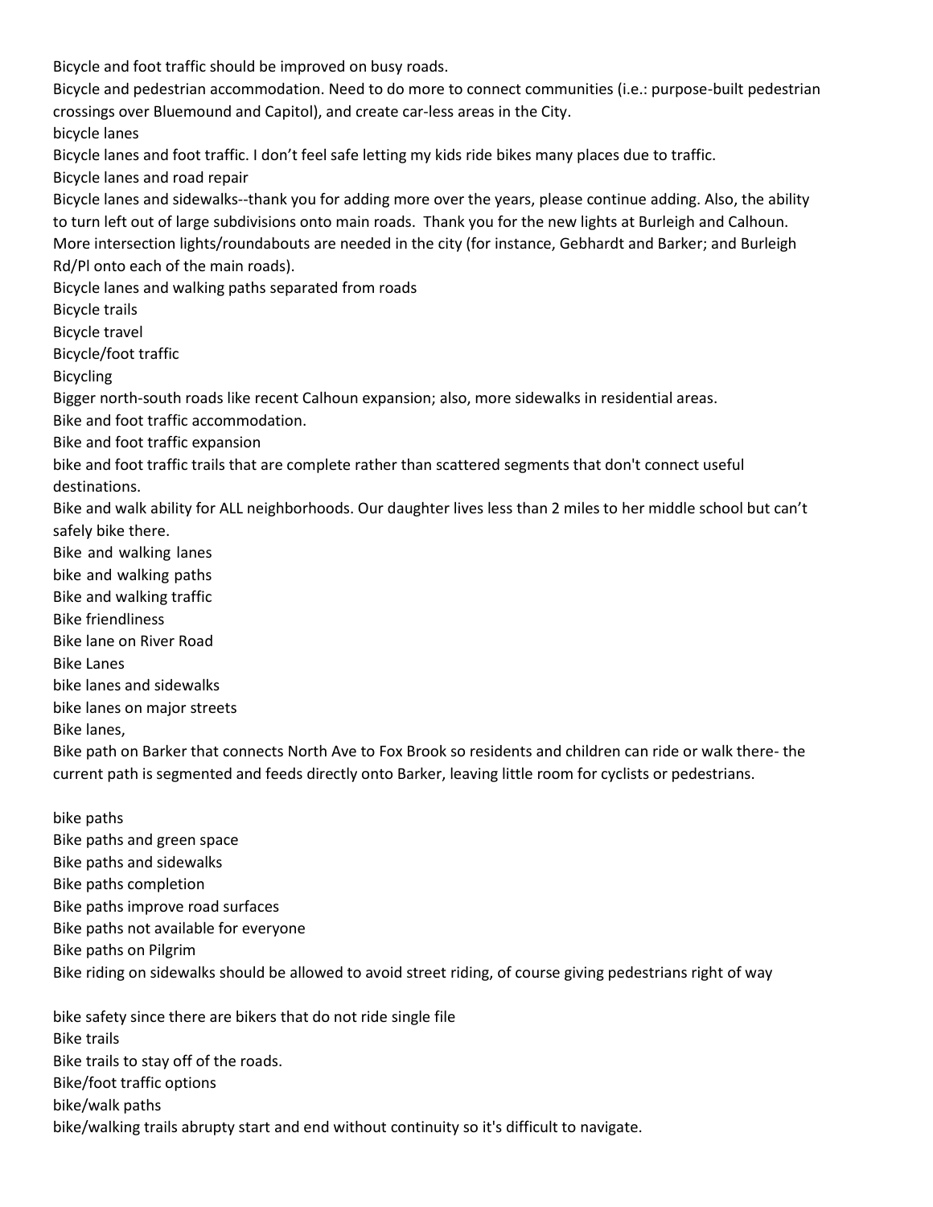Bicycle and foot traffic should be improved on busy roads.

Bicycle and pedestrian accommodation. Need to do more to connect communities (i.e.: purpose-built pedestrian crossings over Bluemound and Capitol), and create car-less areas in the City.

bicycle lanes

Bicycle lanes and foot traffic. I don't feel safe letting my kids ride bikes many places due to traffic.

Bicycle lanes and road repair

Bicycle lanes and sidewalks--thank you for adding more over the years, please continue adding. Also, the ability to turn left out of large subdivisions onto main roads. Thank you for the new lights at Burleigh and Calhoun. More intersection lights/roundabouts are needed in the city (for instance, Gebhardt and Barker; and Burleigh Rd/Pl onto each of the main roads).

Bicycle lanes and walking paths separated from roads

Bicycle trails

Bicycle travel

Bicycle/foot traffic

Bicycling

Bigger north-south roads like recent Calhoun expansion; also, more sidewalks in residential areas.

Bike and foot traffic accommodation.

Bike and foot traffic expansion

bike and foot traffic trails that are complete rather than scattered segments that don't connect useful destinations.

Bike and walk ability for ALL neighborhoods. Our daughter lives less than 2 miles to her middle school but can't safely bike there.

Bike and walking lanes

bike and walking paths

Bike and walking traffic

Bike friendliness

Bike lane on River Road

Bike Lanes

bike lanes and sidewalks

bike lanes on major streets

Bike lanes,

Bike path on Barker that connects North Ave to Fox Brook so residents and children can ride or walk there- the current path is segmented and feeds directly onto Barker, leaving little room for cyclists or pedestrians.

bike paths

Bike paths and green space

Bike paths and sidewalks

Bike paths completion

Bike paths improve road surfaces

Bike paths not available for everyone

Bike paths on Pilgrim

Bike riding on sidewalks should be allowed to avoid street riding, of course giving pedestrians right of way

bike safety since there are bikers that do not ride single file

Bike trails

Bike trails to stay off of the roads.

Bike/foot traffic options

bike/walk paths

bike/walking trails abruptly start and end without continuity so it's difficult to navigate.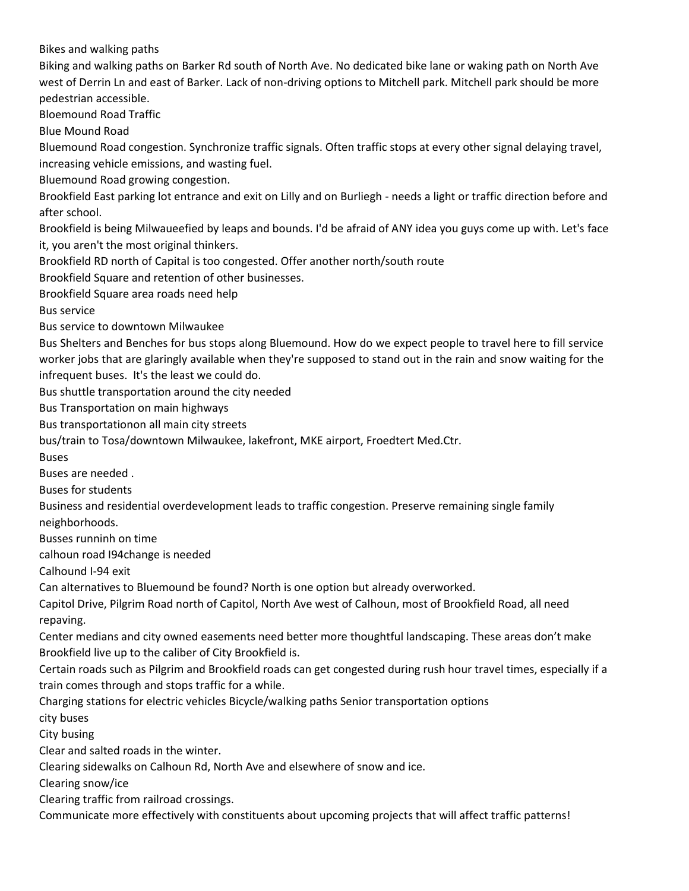Bikes and walking paths

Biking and walking paths on Barker Rd south of North Ave. No dedicated bike lane or waking path on North Ave west of Derrin Ln and east of Barker. Lack of non-driving options to Mitchell park. Mitchell park should be more pedestrian accessible.

Bloemound Road Traffic

Blue Mound Road

Bluemound Road congestion. Synchronize traffic signals. Often traffic stops at every other signal delaying travel, increasing vehicle emissions, and wasting fuel.

Bluemound Road growing congestion.

Brookfield East parking lot entrance and exit on Lilly and on Burliegh - needs a light or traffic direction before and after school.

Brookfield is being Milwaueefied by leaps and bounds. I'd be afraid of ANY idea you guys come up with. Let's face it, you aren't the most original thinkers.

Brookfield RD north of Capital is too congested. Offer another north/south route

Brookfield Square and retention of other businesses.

Brookfield Square area roads need help

Bus service

Bus service to downtown Milwaukee

Bus Shelters and Benches for bus stops along Bluemound. How do we expect people to travel here to fill service worker jobs that are glaringly available when they're supposed to stand out in the rain and snow waiting for the infrequent buses. It's the least we could do.

Bus shuttle transportation around the city needed

Bus Transportation on main highways

Bus transportationon all main city streets

bus/train to Tosa/downtown Milwaukee, lakefront, MKE airport, Froedtert Med.Ctr.

Buses

Buses are needed .

Buses for students

Business and residential overdevelopment leads to traffic congestion. Preserve remaining single family neighborhoods.

Busses runninh on time

calhoun road I94change is needed

Calhound I-94 exit

Can alternatives to Bluemound be found? North is one option but already overworked.

Capitol Drive, Pilgrim Road north of Capitol, North Ave west of Calhoun, most of Brookfield Road, all need repaving.

Center medians and city owned easements need better more thoughtful landscaping. These areas don't make Brookfield live up to the caliber of City Brookfield is.

Certain roads such as Pilgrim and Brookfield roads can get congested during rush hour travel times, especially if a train comes through and stops traffic for a while.

Charging stations for electric vehicles Bicycle/walking paths Senior transportation options

city buses

City busing

Clear and salted roads in the winter.

Clearing sidewalks on Calhoun Rd, North Ave and elsewhere of snow and ice.

Clearing snow/ice

Clearing traffic from railroad crossings.

Communicate more effectively with constituents about upcoming projects that will affect traffic patterns!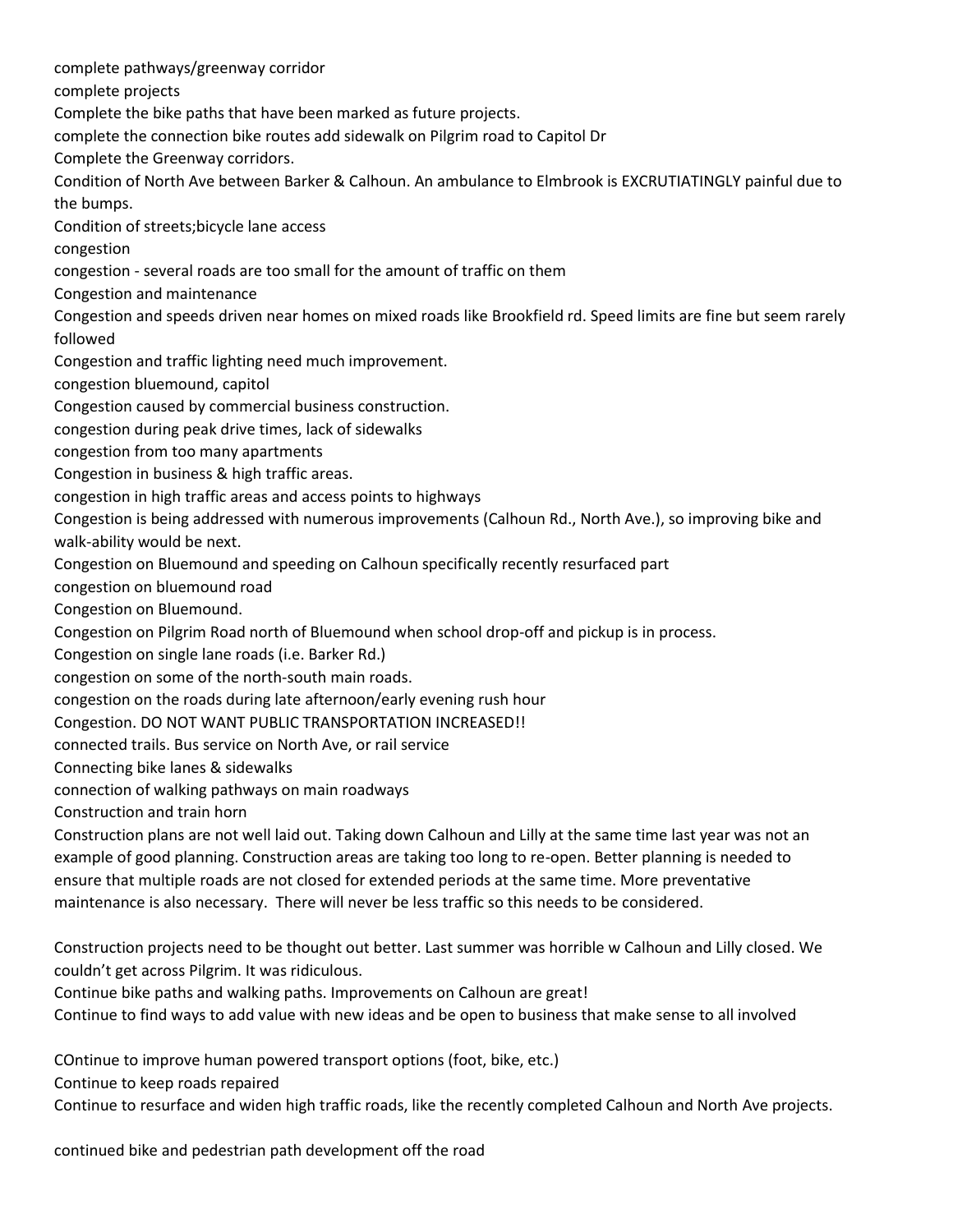complete pathways/greenway corridor
complete projects
Complete the bike paths that have been marked as future projects.
complete the connection bike routes add sidewalk on Pilgrim road to Capitol Dr
Complete the Greenway corridors.
Condition of North Ave between Barker & Calhoun. An ambulance to Elmbrook is EXCRUTIATINGLY painful due to the bumps.
Condition of streets;bicycle lane access
congestion
congestion - several roads are too small for the amount of traffic on them
Congestion and maintenance
Congestion and speeds driven near homes on mixed roads like Brookfield rd. Speed limits are fine but seem rarely followed
Congestion and traffic lighting need much improvement.
congestion bluemound, capitol
Congestion caused by commercial business construction.
congestion during peak drive times, lack of sidewalks
congestion from too many apartments
Congestion in business & high traffic areas.
congestion in high traffic areas and access points to highways
Congestion is being addressed with numerous improvements (Calhoun Rd., North Ave.), so improving bike and walk-ability would be next.
Congestion on Bluemound and speeding on Calhoun specifically recently resurfaced part
congestion on bluemound road
Congestion on Bluemound.
Congestion on Pilgrim Road north of Bluemound when school drop-off and pickup is in process.
Congestion on single lane roads (i.e. Barker Rd.)
congestion on some of the north-south main roads.
congestion on the roads during late afternoon/early evening rush hour
Congestion. DO NOT WANT PUBLIC TRANSPORTATION INCREASED!!
connected trails. Bus service on North Ave, or rail service
Connecting bike lanes & sidewalks
connection of walking pathways on main roadways
Construction and train horn
Construction plans are not well laid out. Taking down Calhoun and Lilly at the same time last year was not an example of good planning. Construction areas are taking too long to re-open. Better planning is needed to ensure that multiple roads are not closed for extended periods at the same time. More preventative maintenance is also necessary. There will never be less traffic so this needs to be considered.

Construction projects need to be thought out better. Last summer was horrible w Calhoun and Lilly closed. We couldn't get across Pilgrim. It was ridiculous.
Continue bike paths and walking paths. Improvements on Calhoun are great!
Continue to find ways to add value with new ideas and be open to business that make sense to all involved

COntinue to improve human powered transport options (foot, bike, etc.)
Continue to keep roads repaired
Continue to resurface and widen high traffic roads, like the recently completed Calhoun and North Ave projects.

continued bike and pedestrian path development off the road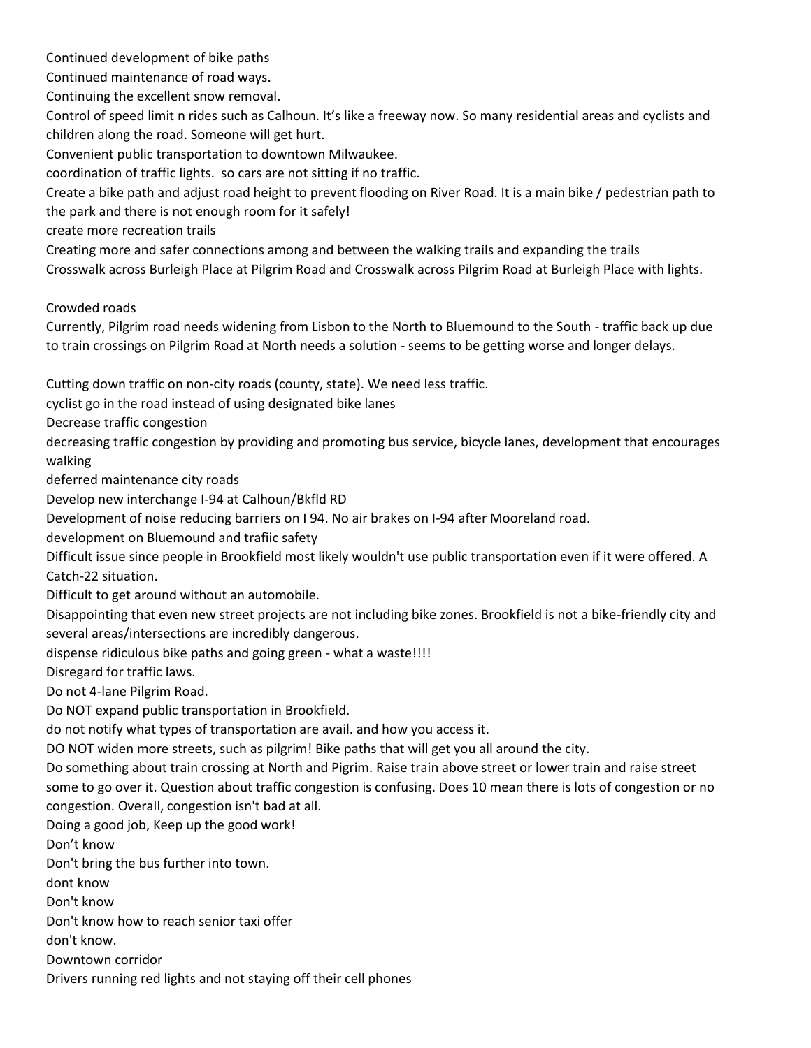Continued development of bike paths

Continued maintenance of road ways.

Continuing the excellent snow removal.

Control of speed limit n rides such as Calhoun. It's like a freeway now. So many residential areas and cyclists and children along the road. Someone will get hurt.

Convenient public transportation to downtown Milwaukee.

coordination of traffic lights.  so cars are not sitting if no traffic.

Create a bike path and adjust road height to prevent flooding on River Road. It is a main bike / pedestrian path to the park and there is not enough room for it safely!

create more recreation trails

Creating more and safer connections among and between the walking trails and expanding the trails

Crosswalk across Burleigh Place at Pilgrim Road and Crosswalk across Pilgrim Road at Burleigh Place with lights.

Crowded roads

Currently, Pilgrim road needs widening from Lisbon to the North to Bluemound to the South - traffic back up due to train crossings on Pilgrim Road at North needs a solution - seems to be getting worse and longer delays.

Cutting down traffic on non-city roads (county, state). We need less traffic.

cyclist go in the road instead of using designated bike lanes

Decrease traffic congestion

decreasing traffic congestion by providing and promoting bus service, bicycle lanes, development that encourages walking

deferred maintenance city roads

Develop new interchange I-94 at Calhoun/Bkfld RD

Development of noise reducing barriers on I 94. No air brakes on I-94 after Mooreland road.

development on Bluemound and trafiic safety

Difficult issue since people in Brookfield most likely wouldn't use public transportation even if it were offered. A Catch-22 situation.

Difficult to get around without an automobile.

Disappointing that even new street projects are not including bike zones. Brookfield is not a bike-friendly city and several areas/intersections are incredibly dangerous.

dispense ridiculous bike paths and going green - what a waste!!!!

Disregard for traffic laws.

Do not 4-lane Pilgrim Road.

Do NOT expand public transportation in Brookfield.

do not notify what types of transportation are avail. and how you access it.

DO NOT widen more streets, such as pilgrim! Bike paths that will get you all around the city.

Do something about train crossing at North and Pigrim. Raise train above street or lower train and raise street some to go over it. Question about traffic congestion is confusing. Does 10 mean there is lots of congestion or no congestion. Overall, congestion isn't bad at all.

Doing a good job, Keep up the good work!

Don't know

Don't bring the bus further into town.

dont know

Don't know

Don't know how to reach senior taxi offer

don't know.

Downtown corridor

Drivers running red lights and not staying off their cell phones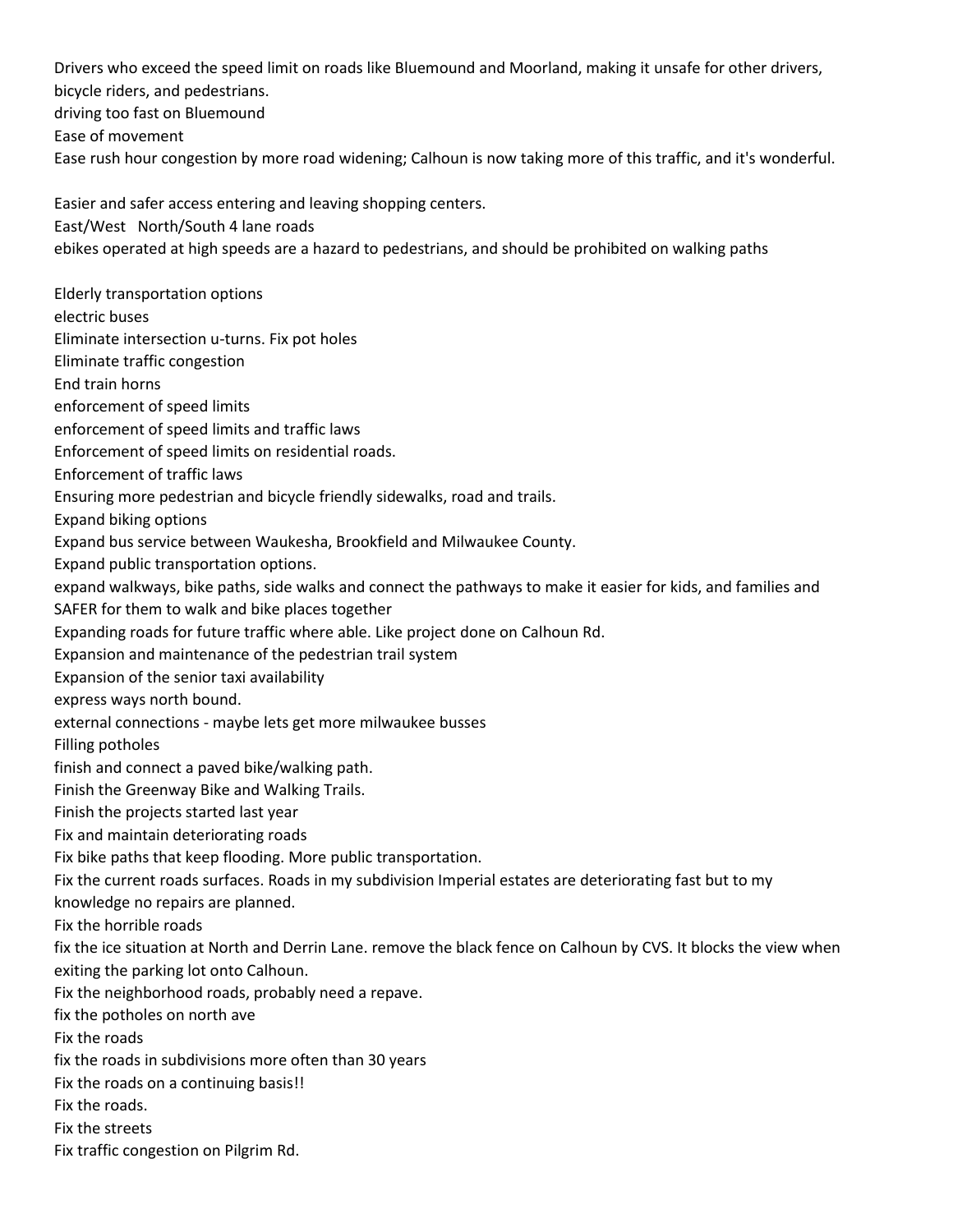Drivers who exceed the speed limit on roads like Bluemound and Moorland, making it unsafe for other drivers, bicycle riders, and pedestrians.

driving too fast on Bluemound

Ease of movement

Ease rush hour congestion by more road widening; Calhoun is now taking more of this traffic, and it's wonderful.

Easier and safer access entering and leaving shopping centers.

East/West   North/South 4 lane roads

ebikes operated at high speeds are a hazard to pedestrians, and should be prohibited on walking paths

Elderly transportation options

electric buses

Eliminate intersection u-turns. Fix pot holes

Eliminate traffic congestion

End train horns

enforcement of speed limits

enforcement of speed limits and traffic laws

Enforcement of speed limits on residential roads.

Enforcement of traffic laws

Ensuring more pedestrian and bicycle friendly sidewalks, road and trails.

Expand biking options

Expand bus service between Waukesha, Brookfield and Milwaukee County.

Expand public transportation options.

expand walkways, bike paths, side walks and connect the pathways to make it easier for kids, and families and SAFER for them to walk and bike places together

Expanding roads for future traffic where able. Like project done on Calhoun Rd.

Expansion and maintenance of the pedestrian trail system

Expansion of the senior taxi availability

express ways north bound.

external connections - maybe lets get more milwaukee busses

Filling potholes

finish and connect a paved bike/walking path.

Finish the Greenway Bike and Walking Trails.

Finish the projects started last year

Fix and maintain deteriorating roads

Fix bike paths that keep flooding. More public transportation.

Fix the current roads surfaces. Roads in my subdivision Imperial estates are deteriorating fast but to my knowledge no repairs are planned.

Fix the horrible roads

fix the ice situation at North and Derrin Lane. remove the black fence on Calhoun by CVS. It blocks the view when exiting the parking lot onto Calhoun.

Fix the neighborhood roads, probably need a repave.

fix the potholes on north ave

Fix the roads

fix the roads in subdivisions more often than 30 years

Fix the roads on a continuing basis!!

Fix the roads.

Fix the streets

Fix traffic congestion on Pilgrim Rd.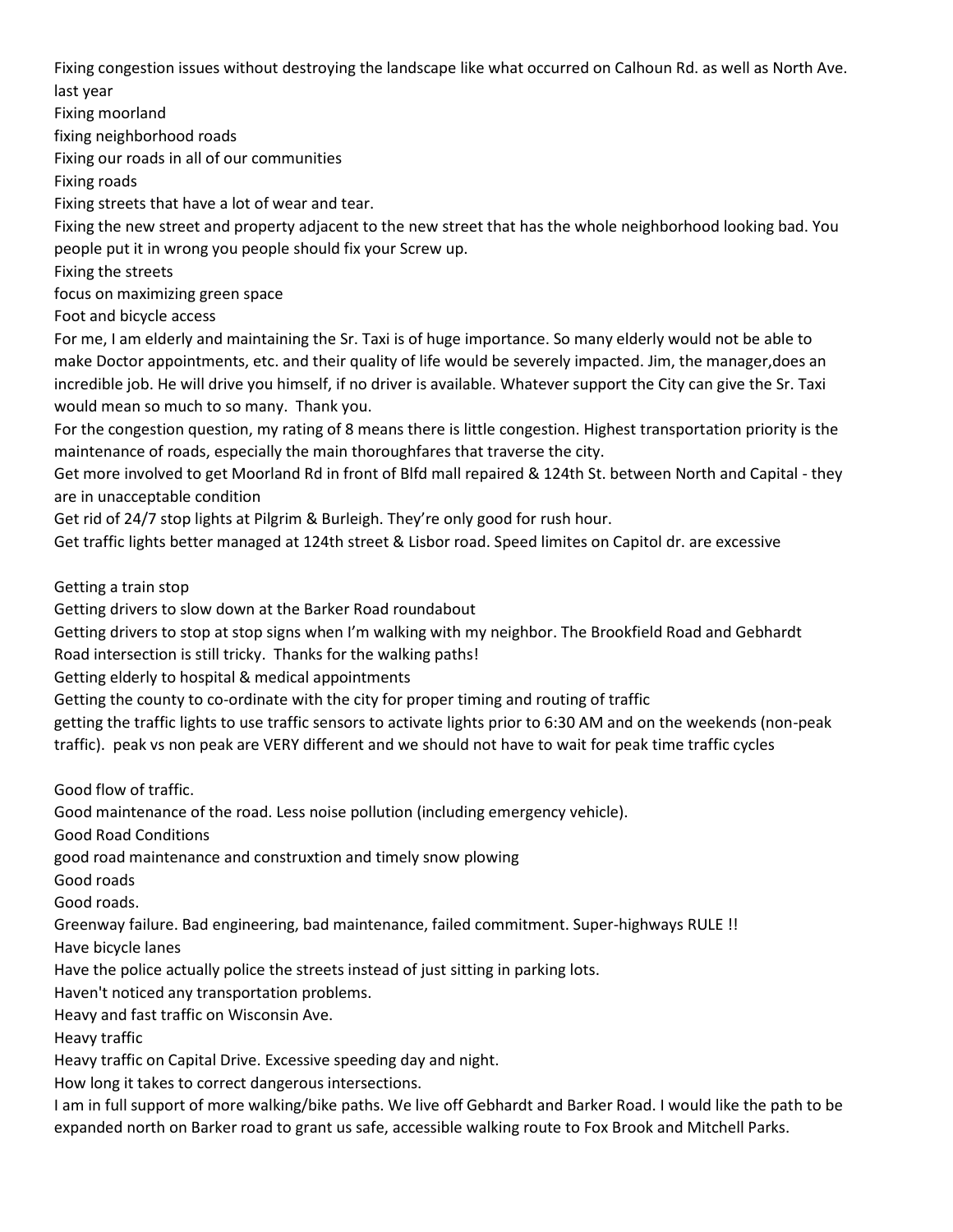Fixing congestion issues without destroying the landscape like what occurred on Calhoun Rd. as well as North Ave. last year

Fixing moorland

fixing neighborhood roads

Fixing our roads in all of our communities

Fixing roads

Fixing streets that have a lot of wear and tear.

Fixing the new street and property adjacent to the new street that has the whole neighborhood looking bad. You people put it in wrong you people should fix your Screw up.

Fixing the streets

focus on maximizing green space

Foot and bicycle access

For me, I am elderly and maintaining the Sr. Taxi is of huge importance. So many elderly would not be able to make Doctor appointments, etc. and their quality of life would be severely impacted. Jim, the manager,does an incredible job. He will drive you himself, if no driver is available. Whatever support the City can give the Sr. Taxi would mean so much to so many. Thank you.

For the congestion question, my rating of 8 means there is little congestion. Highest transportation priority is the maintenance of roads, especially the main thoroughfares that traverse the city.

Get more involved to get Moorland Rd in front of Blfd mall repaired & 124th St. between North and Capital - they are in unacceptable condition

Get rid of 24/7 stop lights at Pilgrim & Burleigh. They're only good for rush hour.

Get traffic lights better managed at 124th street & Lisbor road. Speed limites on Capitol dr. are excessive

Getting a train stop

Getting drivers to slow down at the Barker Road roundabout

Getting drivers to stop at stop signs when I'm walking with my neighbor. The Brookfield Road and Gebhardt Road intersection is still tricky. Thanks for the walking paths!

Getting elderly to hospital & medical appointments

Getting the county to co-ordinate with the city for proper timing and routing of traffic

getting the traffic lights to use traffic sensors to activate lights prior to 6:30 AM and on the weekends (non-peak traffic). peak vs non peak are VERY different and we should not have to wait for peak time traffic cycles

Good flow of traffic.

Good maintenance of the road. Less noise pollution (including emergency vehicle).

Good Road Conditions

good road maintenance and construxtion and timely snow plowing

Good roads

Good roads.

Greenway failure. Bad engineering, bad maintenance, failed commitment. Super-highways RULE !!

Have bicycle lanes

Have the police actually police the streets instead of just sitting in parking lots.

Haven't noticed any transportation problems.

Heavy and fast traffic on Wisconsin Ave.

Heavy traffic

Heavy traffic on Capital Drive. Excessive speeding day and night.

How long it takes to correct dangerous intersections.

I am in full support of more walking/bike paths. We live off Gebhardt and Barker Road. I would like the path to be expanded north on Barker road to grant us safe, accessible walking route to Fox Brook and Mitchell Parks.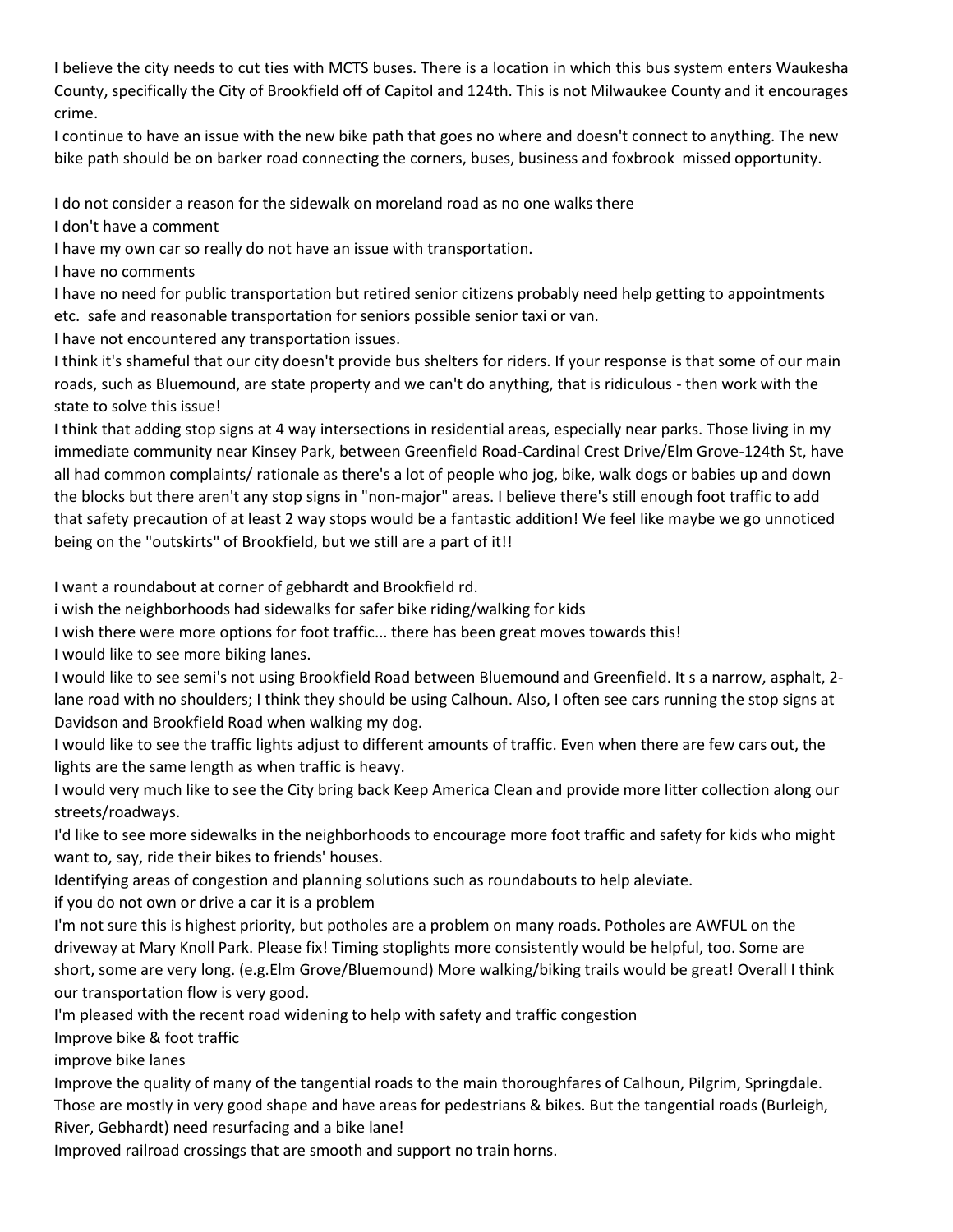I believe the city needs to cut ties with MCTS buses. There is a location in which this bus system enters Waukesha County, specifically the City of Brookfield off of Capitol and 124th. This is not Milwaukee County and it encourages crime.

I continue to have an issue with the new bike path that goes no where and doesn't connect to anything. The new bike path should be on barker road connecting the corners, buses, business and foxbrook missed opportunity.

I do not consider a reason for the sidewalk on moreland road as no one walks there

I don't have a comment

I have my own car so really do not have an issue with transportation.

I have no comments

I have no need for public transportation but retired senior citizens probably need help getting to appointments etc. safe and reasonable transportation for seniors possible senior taxi or van.

I have not encountered any transportation issues.

I think it's shameful that our city doesn't provide bus shelters for riders. If your response is that some of our main roads, such as Bluemound, are state property and we can't do anything, that is ridiculous - then work with the state to solve this issue!

I think that adding stop signs at 4 way intersections in residential areas, especially near parks. Those living in my immediate community near Kinsey Park, between Greenfield Road-Cardinal Crest Drive/Elm Grove-124th St, have all had common complaints/ rationale as there's a lot of people who jog, bike, walk dogs or babies up and down the blocks but there aren't any stop signs in "non-major" areas. I believe there's still enough foot traffic to add that safety precaution of at least 2 way stops would be a fantastic addition! We feel like maybe we go unnoticed being on the "outskirts" of Brookfield, but we still are a part of it!!

I want a roundabout at corner of gebhardt and Brookfield rd.

i wish the neighborhoods had sidewalks for safer bike riding/walking for kids

I wish there were more options for foot traffic... there has been great moves towards this!

I would like to see more biking lanes.

I would like to see semi's not using Brookfield Road between Bluemound and Greenfield. It s a narrow, asphalt, 2-lane road with no shoulders; I think they should be using Calhoun. Also, I often see cars running the stop signs at Davidson and Brookfield Road when walking my dog.

I would like to see the traffic lights adjust to different amounts of traffic. Even when there are few cars out, the lights are the same length as when traffic is heavy.

I would very much like to see the City bring back Keep America Clean and provide more litter collection along our streets/roadways.

I'd like to see more sidewalks in the neighborhoods to encourage more foot traffic and safety for kids who might want to, say, ride their bikes to friends' houses.

Identifying areas of congestion and planning solutions such as roundabouts to help aleviate.

if you do not own or drive a car it is a problem

I'm not sure this is highest priority, but potholes are a problem on many roads. Potholes are AWFUL on the driveway at Mary Knoll Park. Please fix! Timing stoplights more consistently would be helpful, too. Some are short, some are very long. (e.g.Elm Grove/Bluemound) More walking/biking trails would be great! Overall I think our transportation flow is very good.

I'm pleased with the recent road widening to help with safety and traffic congestion

Improve bike & foot traffic

improve bike lanes

Improve the quality of many of the tangential roads to the main thoroughfares of Calhoun, Pilgrim, Springdale. Those are mostly in very good shape and have areas for pedestrians & bikes. But the tangential roads (Burleigh, River, Gebhardt) need resurfacing and a bike lane!

Improved railroad crossings that are smooth and support no train horns.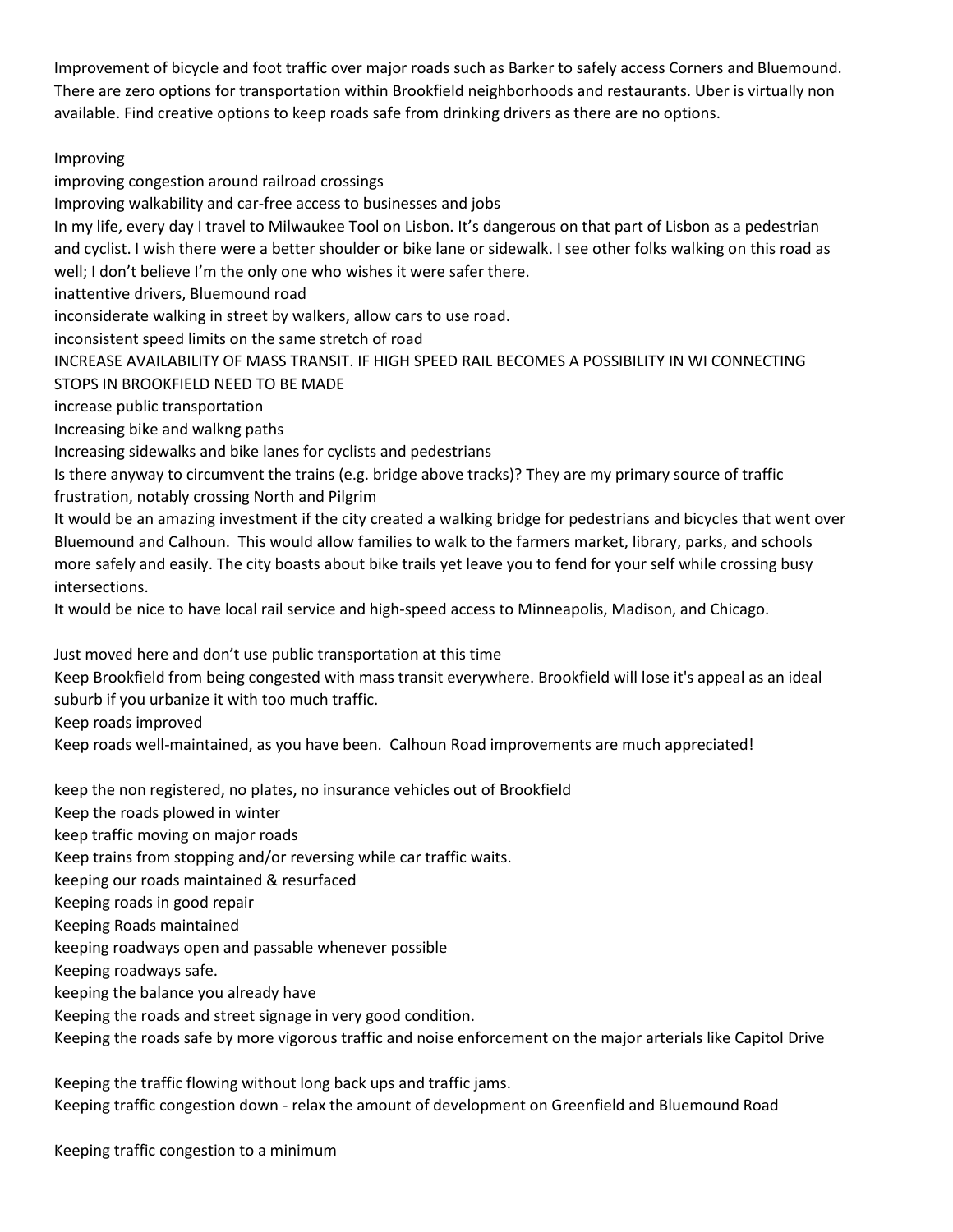Improvement of bicycle and foot traffic over major roads such as Barker to safely access Corners and Bluemound. There are zero options for transportation within Brookfield neighborhoods and restaurants. Uber is virtually non available. Find creative options to keep roads safe from drinking drivers as there are no options.

Improving

improving congestion around railroad crossings

Improving walkability and car-free access to businesses and jobs

In my life, every day I travel to Milwaukee Tool on Lisbon. It's dangerous on that part of Lisbon as a pedestrian and cyclist. I wish there were a better shoulder or bike lane or sidewalk. I see other folks walking on this road as well; I don't believe I'm the only one who wishes it were safer there.

inattentive drivers, Bluemound road

inconsiderate walking in street by walkers, allow cars to use road.

inconsistent speed limits on the same stretch of road

INCREASE AVAILABILITY OF MASS TRANSIT. IF HIGH SPEED RAIL BECOMES A POSSIBILITY IN WI CONNECTING STOPS IN BROOKFIELD NEED TO BE MADE

increase public transportation

Increasing bike and walkng paths

Increasing sidewalks and bike lanes for cyclists and pedestrians

Is there anyway to circumvent the trains (e.g. bridge above tracks)? They are my primary source of traffic frustration, notably crossing North and Pilgrim

It would be an amazing investment if the city created a walking bridge for pedestrians and bicycles that went over Bluemound and Calhoun. This would allow families to walk to the farmers market, library, parks, and schools more safely and easily. The city boasts about bike trails yet leave you to fend for your self while crossing busy intersections.

It would be nice to have local rail service and high-speed access to Minneapolis, Madison, and Chicago.

Just moved here and don't use public transportation at this time

Keep Brookfield from being congested with mass transit everywhere. Brookfield will lose it's appeal as an ideal suburb if you urbanize it with too much traffic.

Keep roads improved

Keep roads well-maintained, as you have been. Calhoun Road improvements are much appreciated!

keep the non registered, no plates, no insurance vehicles out of Brookfield

Keep the roads plowed in winter

keep traffic moving on major roads

Keep trains from stopping and/or reversing while car traffic waits.

keeping our roads maintained & resurfaced

Keeping roads in good repair

Keeping Roads maintained

keeping roadways open and passable whenever possible

Keeping roadways safe.

keeping the balance you already have

Keeping the roads and street signage in very good condition.

Keeping the roads safe by more vigorous traffic and noise enforcement on the major arterials like Capitol Drive

Keeping the traffic flowing without long back ups and traffic jams.

Keeping traffic congestion down - relax the amount of development on Greenfield and Bluemound Road

Keeping traffic congestion to a minimum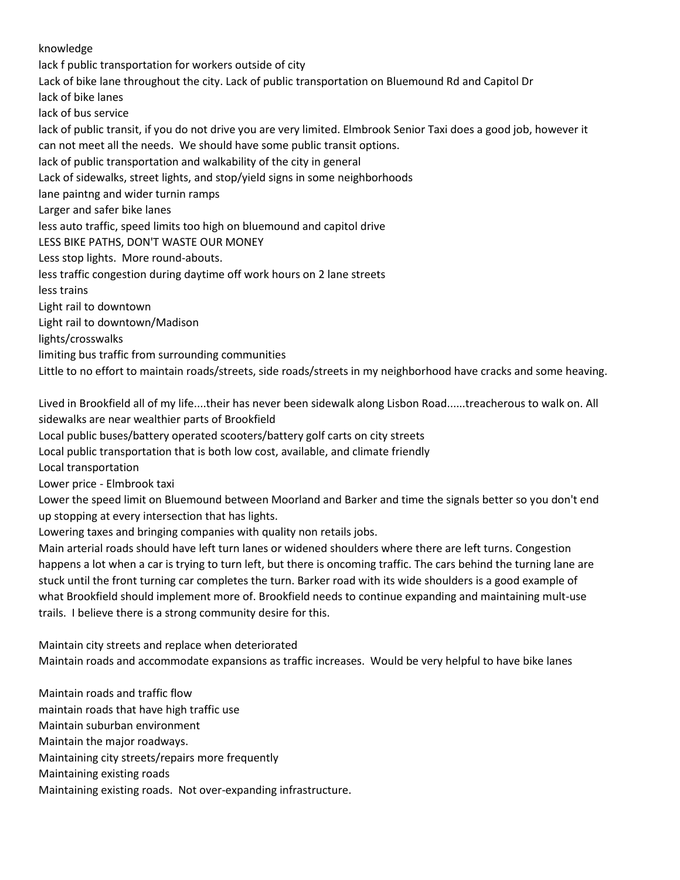knowledge

lack f public transportation for workers outside of city

Lack of bike lane throughout the city. Lack of public transportation on Bluemound Rd and Capitol Dr

lack of bike lanes

lack of bus service

lack of public transit, if you do not drive you are very limited. Elmbrook Senior Taxi does a good job, however it can not meet all the needs. We should have some public transit options.

lack of public transportation and walkability of the city in general

Lack of sidewalks, street lights, and stop/yield signs in some neighborhoods

lane paintng and wider turnin ramps

Larger and safer bike lanes

less auto traffic, speed limits too high on bluemound and capitol drive

LESS BIKE PATHS, DON'T WASTE OUR MONEY

Less stop lights. More round-abouts.

less traffic congestion during daytime off work hours on 2 lane streets

less trains

Light rail to downtown

Light rail to downtown/Madison

lights/crosswalks

limiting bus traffic from surrounding communities

Little to no effort to maintain roads/streets, side roads/streets in my neighborhood have cracks and some heaving.

Lived in Brookfield all of my life....their has never been sidewalk along Lisbon Road......treacherous to walk on. All sidewalks are near wealthier parts of Brookfield

Local public buses/battery operated scooters/battery golf carts on city streets

Local public transportation that is both low cost, available, and climate friendly

Local transportation

Lower price - Elmbrook taxi

Lower the speed limit on Bluemound between Moorland and Barker and time the signals better so you don't end up stopping at every intersection that has lights.

Lowering taxes and bringing companies with quality non retails jobs.

Main arterial roads should have left turn lanes or widened shoulders where there are left turns. Congestion happens a lot when a car is trying to turn left, but there is oncoming traffic. The cars behind the turning lane are stuck until the front turning car completes the turn. Barker road with its wide shoulders is a good example of what Brookfield should implement more of. Brookfield needs to continue expanding and maintaining mult-use trails. I believe there is a strong community desire for this.

Maintain city streets and replace when deteriorated

Maintain roads and accommodate expansions as traffic increases. Would be very helpful to have bike lanes

Maintain roads and traffic flow

maintain roads that have high traffic use

Maintain suburban environment

Maintain the major roadways.

Maintaining city streets/repairs more frequently

Maintaining existing roads

Maintaining existing roads. Not over-expanding infrastructure.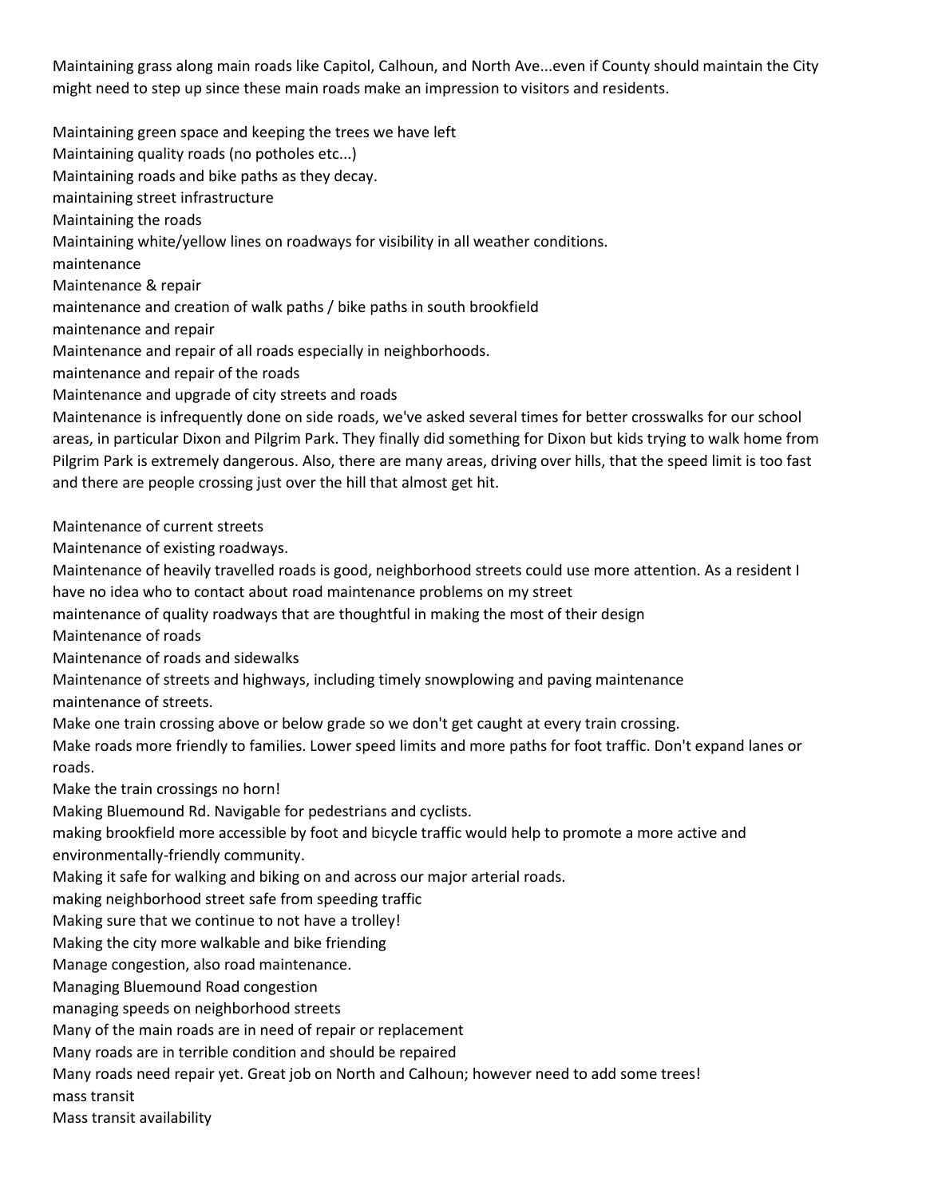Maintaining grass along main roads like Capitol, Calhoun, and North Ave...even if County should maintain the City might need to step up since these main roads make an impression to visitors and residents.

Maintaining green space and keeping the trees we have left
Maintaining quality roads (no potholes etc...)
Maintaining roads and bike paths as they decay.
maintaining street infrastructure
Maintaining the roads
Maintaining white/yellow lines on roadways for visibility in all weather conditions.
maintenance
Maintenance & repair
maintenance and creation of walk paths / bike paths in south brookfield
maintenance and repair
Maintenance and repair of all roads especially in neighborhoods.
maintenance and repair of the roads
Maintenance and upgrade of city streets and roads
Maintenance is infrequently done on side roads, we've asked several times for better crosswalks for our school areas, in particular Dixon and Pilgrim Park. They finally did something for Dixon but kids trying to walk home from Pilgrim Park is extremely dangerous. Also, there are many areas, driving over hills, that the speed limit is too fast and there are people crossing just over the hill that almost get hit.

Maintenance of current streets
Maintenance of existing roadways.
Maintenance of heavily travelled roads is good, neighborhood streets could use more attention. As a resident I have no idea who to contact about road maintenance problems on my street
maintenance of quality roadways that are thoughtful in making the most of their design
Maintenance of roads
Maintenance of roads and sidewalks
Maintenance of streets and highways, including timely snowplowing and paving maintenance
maintenance of streets.
Make one train crossing above or below grade so we don't get caught at every train crossing.
Make roads more friendly to families. Lower speed limits and more paths for foot traffic. Don't expand lanes or roads.
Make the train crossings no horn!
Making Bluemound Rd. Navigable for pedestrians and cyclists.
making brookfield more accessible by foot and bicycle traffic would help to promote a more active and environmentally-friendly community.
Making it safe for walking and biking on and across our major arterial roads.
making neighborhood street safe from speeding traffic
Making sure that we continue to not have a trolley!
Making the city more walkable and bike friending
Manage congestion, also road maintenance.
Managing Bluemound Road congestion
managing speeds on neighborhood streets
Many of the main roads are in need of repair or replacement
Many roads are in terrible condition and should be repaired
Many roads need repair yet. Great job on North and Calhoun; however need to add some trees!
mass transit
Mass transit availability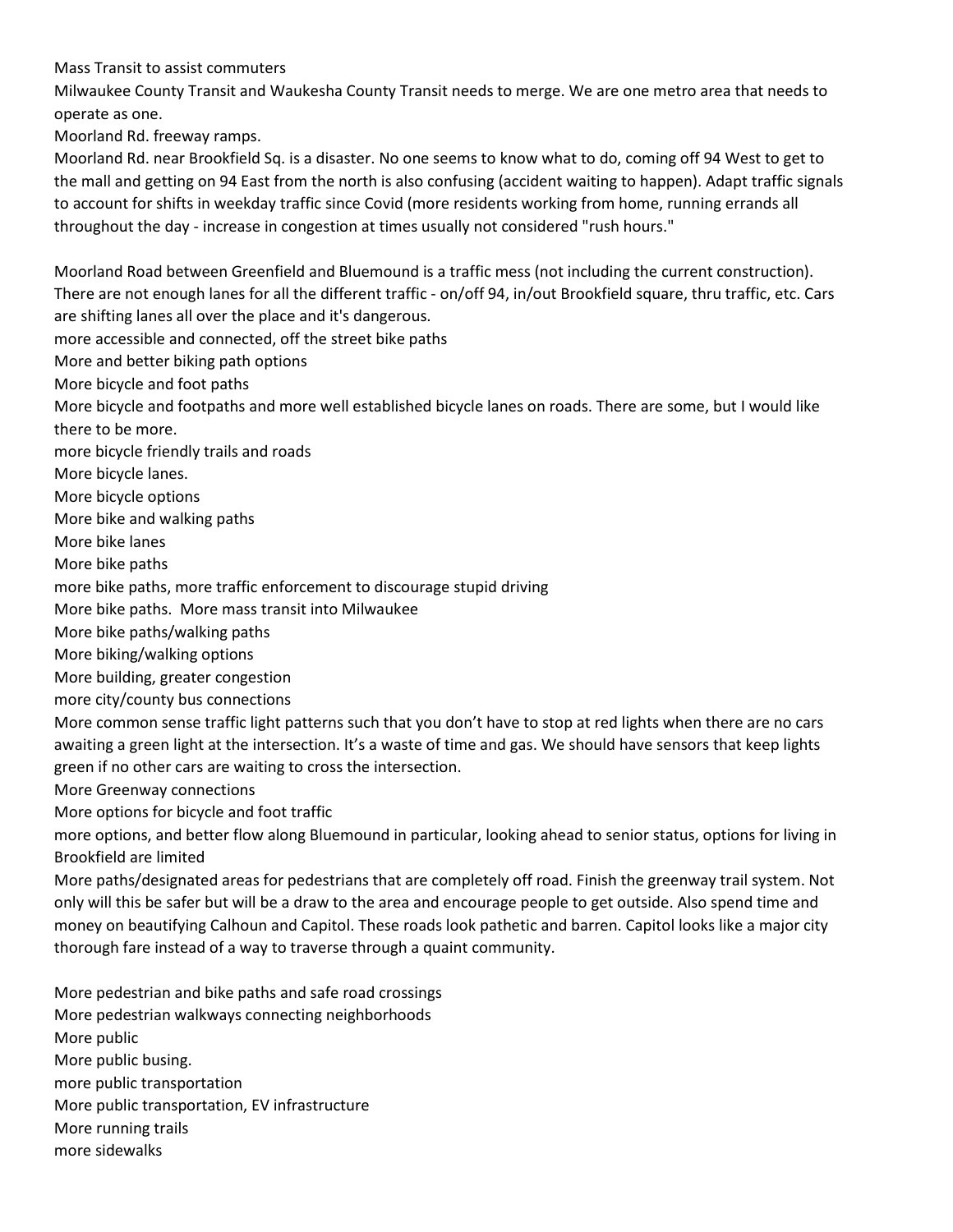Mass Transit to assist commuters

Milwaukee County Transit and Waukesha County Transit needs to merge. We are one metro area that needs to operate as one.

Moorland Rd. freeway ramps.

Moorland Rd. near Brookfield Sq. is a disaster. No one seems to know what to do, coming off 94 West to get to the mall and getting on 94 East from the north is also confusing (accident waiting to happen). Adapt traffic signals to account for shifts in weekday traffic since Covid (more residents working from home, running errands all throughout the day - increase in congestion at times usually not considered "rush hours."

Moorland Road between Greenfield and Bluemound is a traffic mess (not including the current construction). There are not enough lanes for all the different traffic - on/off 94, in/out Brookfield square, thru traffic, etc. Cars are shifting lanes all over the place and it's dangerous.

more accessible and connected, off the street bike paths

More and better biking path options

More bicycle and foot paths

More bicycle and footpaths and more well established bicycle lanes on roads. There are some, but I would like there to be more.

more bicycle friendly trails and roads

More bicycle lanes.

More bicycle options

More bike and walking paths

More bike lanes

More bike paths

more bike paths, more traffic enforcement to discourage stupid driving

More bike paths.  More mass transit into Milwaukee

More bike paths/walking paths

More biking/walking options

More building, greater congestion

more city/county bus connections

More common sense traffic light patterns such that you don't have to stop at red lights when there are no cars awaiting a green light at the intersection. It's a waste of time and gas. We should have sensors that keep lights green if no other cars are waiting to cross the intersection.

More Greenway connections

More options for bicycle and foot traffic

more options, and better flow along Bluemound in particular, looking ahead to senior status, options for living in Brookfield are limited

More paths/designated areas for pedestrians that are completely off road. Finish the greenway trail system. Not only will this be safer but will be a draw to the area and encourage people to get outside. Also spend time and money on beautifying Calhoun and Capitol. These roads look pathetic and barren. Capitol looks like a major city thorough fare instead of a way to traverse through a quaint community.

More pedestrian and bike paths and safe road crossings

More pedestrian walkways connecting neighborhoods

More public

More public busing.

more public transportation

More public transportation, EV infrastructure

More running trails

more sidewalks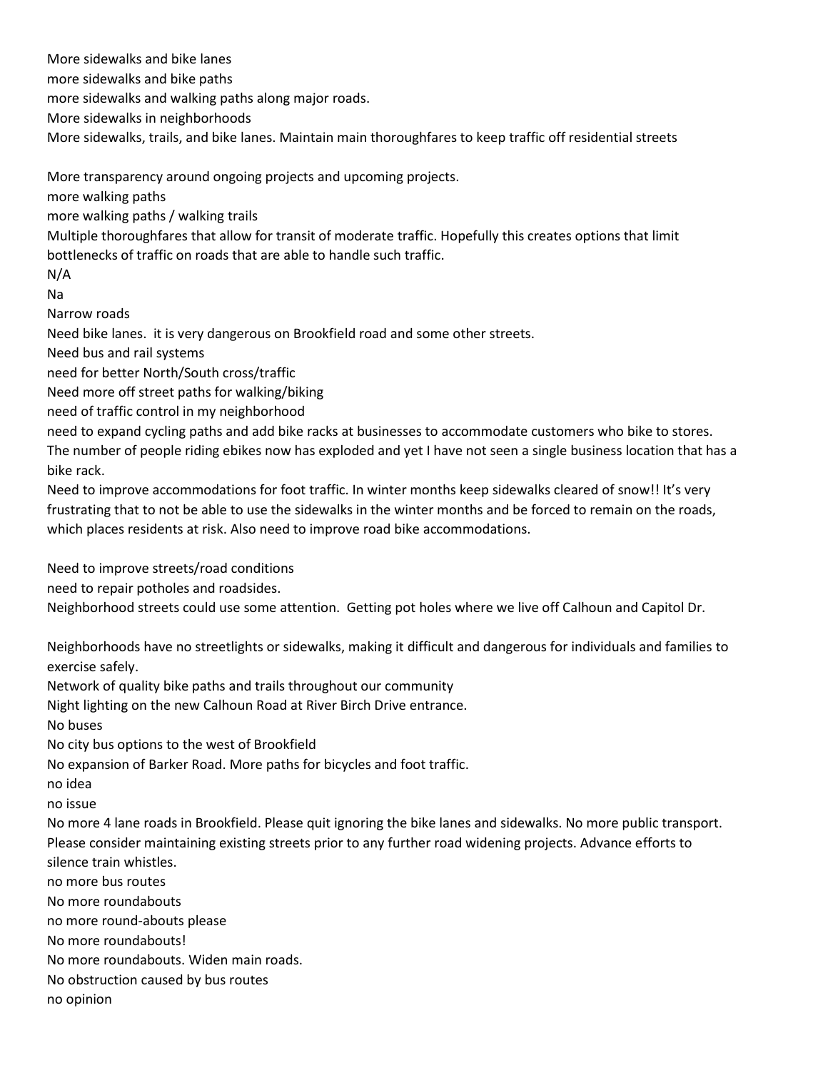More sidewalks and bike lanes

more sidewalks and bike paths

more sidewalks and walking paths along major roads.

More sidewalks in neighborhoods

More sidewalks, trails, and bike lanes. Maintain main thoroughfares to keep traffic off residential streets

More transparency around ongoing projects and upcoming projects.

more walking paths

more walking paths / walking trails

Multiple thoroughfares that allow for transit of moderate traffic. Hopefully this creates options that limit bottlenecks of traffic on roads that are able to handle such traffic.

N/A

Na

Narrow roads

Need bike lanes.  it is very dangerous on Brookfield road and some other streets.

Need bus and rail systems

need for better North/South cross/traffic

Need more off street paths for walking/biking

need of traffic control in my neighborhood

need to expand cycling paths and add bike racks at businesses to accommodate customers who bike to stores. The number of people riding ebikes now has exploded and yet I have not seen a single business location that has a bike rack.

Need to improve accommodations for foot traffic. In winter months keep sidewalks cleared of snow!! It's very frustrating that to not be able to use the sidewalks in the winter months and be forced to remain on the roads, which places residents at risk. Also need to improve road bike accommodations.

Need to improve streets/road conditions

need to repair potholes and roadsides.

Neighborhood streets could use some attention.  Getting pot holes where we live off Calhoun and Capitol Dr.

Neighborhoods have no streetlights or sidewalks, making it difficult and dangerous for individuals and families to exercise safely.

Network of quality bike paths and trails throughout our community

Night lighting on the new Calhoun Road at River Birch Drive entrance.

No buses

No city bus options to the west of Brookfield

No expansion of Barker Road. More paths for bicycles and foot traffic.

no idea

no issue

No more 4 lane roads in Brookfield. Please quit ignoring the bike lanes and sidewalks. No more public transport. Please consider maintaining existing streets prior to any further road widening projects. Advance efforts to silence train whistles.

no more bus routes

No more roundabouts

no more round-abouts please

No more roundabouts!

No more roundabouts. Widen main roads.

No obstruction caused by bus routes

no opinion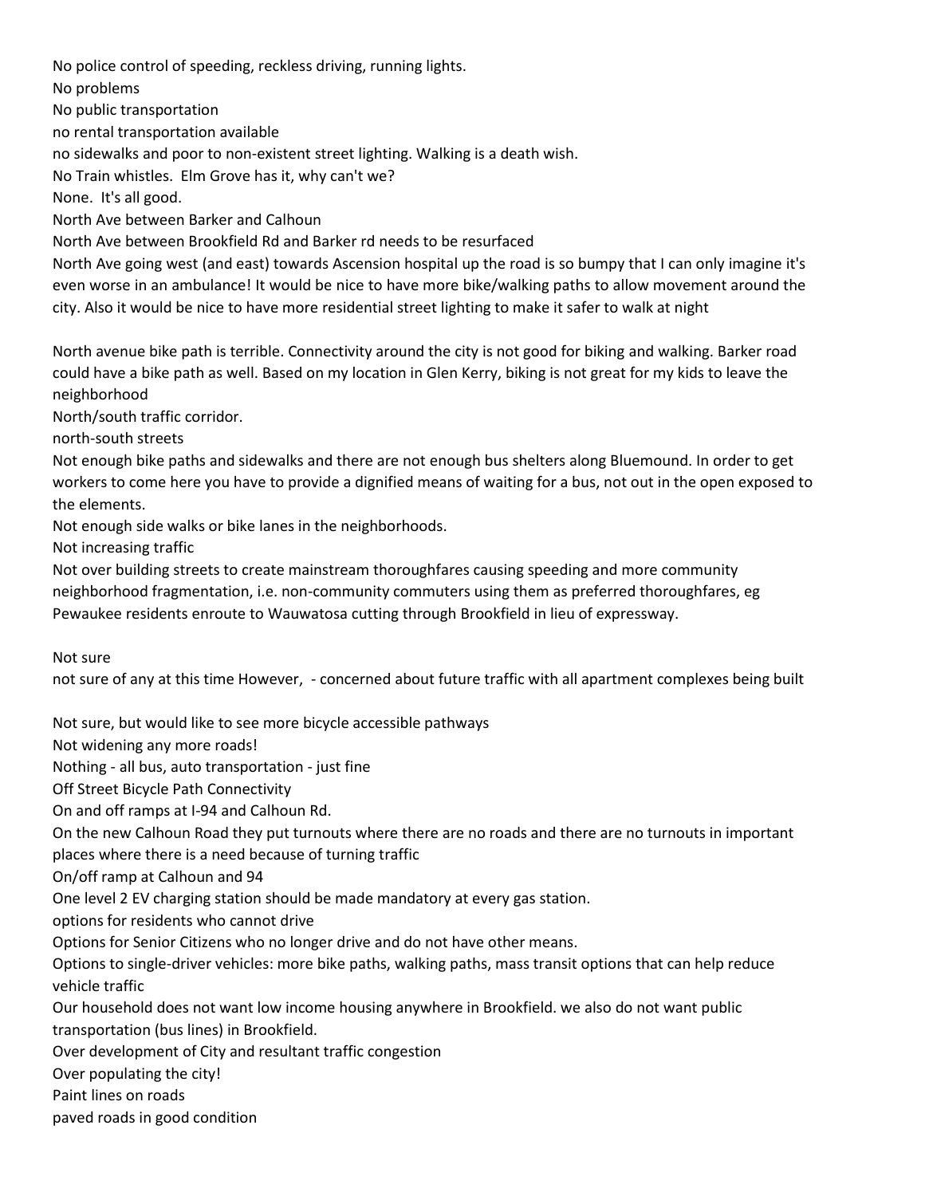No police control of speeding, reckless driving, running lights.

No problems

No public transportation

no rental transportation available

no sidewalks and poor to non-existent street lighting. Walking is a death wish.

No Train whistles.  Elm Grove has it, why can't we?

None.  It's all good.

North Ave between Barker and Calhoun

North Ave between Brookfield Rd and Barker rd needs to be resurfaced

North Ave going west (and east) towards Ascension hospital up the road is so bumpy that I can only imagine it's even worse in an ambulance! It would be nice to have more bike/walking paths to allow movement around the city. Also it would be nice to have more residential street lighting to make it safer to walk at night

North avenue bike path is terrible. Connectivity around the city is not good for biking and walking. Barker road could have a bike path as well. Based on my location in Glen Kerry, biking is not great for my kids to leave the neighborhood

North/south traffic corridor.

north-south streets

Not enough bike paths and sidewalks and there are not enough bus shelters along Bluemound. In order to get workers to come here you have to provide a dignified means of waiting for a bus, not out in the open exposed to the elements.

Not enough side walks or bike lanes in the neighborhoods.

Not increasing traffic

Not over building streets to create mainstream thoroughfares causing speeding and more community neighborhood fragmentation, i.e. non-community commuters using them as preferred thoroughfares, eg Pewaukee residents enroute to Wauwatosa cutting through Brookfield in lieu of expressway.

Not sure

not sure of any at this time However,  - concerned about future traffic with all apartment complexes being built

Not sure, but would like to see more bicycle accessible pathways

Not widening any more roads!

Nothing - all bus, auto transportation - just fine

Off Street Bicycle Path Connectivity

On and off ramps at I-94 and Calhoun Rd.

On the new Calhoun Road they put turnouts where there are no roads and there are no turnouts in important places where there is a need because of turning traffic

On/off ramp at Calhoun and 94

One level 2 EV charging station should be made mandatory at every gas station.

options for residents who cannot drive

Options for Senior Citizens who no longer drive and do not have other means.

Options to single-driver vehicles: more bike paths, walking paths, mass transit options that can help reduce vehicle traffic

Our household does not want low income housing anywhere in Brookfield. we also do not want public transportation (bus lines) in Brookfield.

Over development of City and resultant traffic congestion

Over populating the city!

Paint lines on roads

paved roads in good condition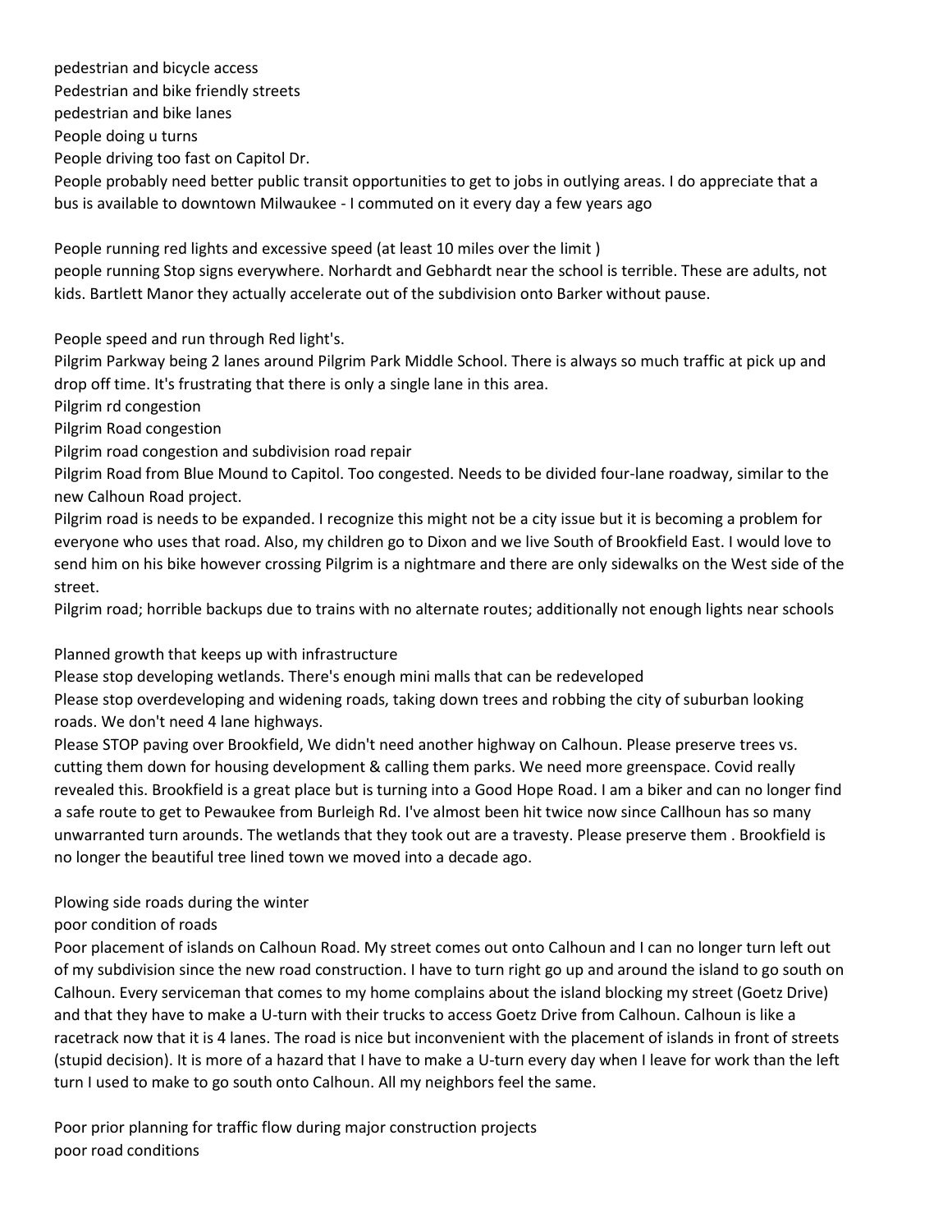pedestrian and bicycle access

Pedestrian and bike friendly streets

pedestrian and bike lanes

People doing u turns

People driving too fast on Capitol Dr.

People probably need better public transit opportunities to get to jobs in outlying areas. I do appreciate that a bus is available to downtown Milwaukee - I commuted on it every day a few years ago

People running red lights and excessive speed (at least 10 miles over the limit )

people running Stop signs everywhere. Norhardt and Gebhardt near the school is terrible. These are adults, not kids. Bartlett Manor they actually accelerate out of the subdivision onto Barker without pause.

People speed and run through Red light's.

Pilgrim Parkway being 2 lanes around Pilgrim Park Middle School. There is always so much traffic at pick up and drop off time. It's frustrating that there is only a single lane in this area.

Pilgrim rd congestion

Pilgrim Road congestion

Pilgrim road congestion and subdivision road repair

Pilgrim Road from Blue Mound to Capitol. Too congested. Needs to be divided four-lane roadway, similar to the new Calhoun Road project.

Pilgrim road is needs to be expanded. I recognize this might not be a city issue but it is becoming a problem for everyone who uses that road. Also, my children go to Dixon and we live South of Brookfield East. I would love to send him on his bike however crossing Pilgrim is a nightmare and there are only sidewalks on the West side of the street.

Pilgrim road; horrible backups due to trains with no alternate routes; additionally not enough lights near schools

Planned growth that keeps up with infrastructure

Please stop developing wetlands. There's enough mini malls that can be redeveloped

Please stop overdeveloping and widening roads, taking down trees and robbing the city of suburban looking roads. We don't need 4 lane highways.

Please STOP paving over Brookfield, We didn't need another highway on Calhoun. Please preserve trees vs. cutting them down for housing development & calling them parks. We need more greenspace. Covid really revealed this. Brookfield is a great place but is turning into a Good Hope Road. I am a biker and can no longer find a safe route to get to Pewaukee from Burleigh Rd. I've almost been hit twice now since Callhoun has so many unwarranted turn arounds. The wetlands that they took out are a travesty. Please preserve them . Brookfield is no longer the beautiful tree lined town we moved into a decade ago.

Plowing side roads during the winter

poor condition of roads

Poor placement of islands on Calhoun Road. My street comes out onto Calhoun and I can no longer turn left out of my subdivision since the new road construction. I have to turn right go up and around the island to go south on Calhoun. Every serviceman that comes to my home complains about the island blocking my street (Goetz Drive) and that they have to make a U-turn with their trucks to access Goetz Drive from Calhoun. Calhoun is like a racetrack now that it is 4 lanes. The road is nice but inconvenient with the placement of islands in front of streets (stupid decision). It is more of a hazard that I have to make a U-turn every day when I leave for work than the left turn I used to make to go south onto Calhoun. All my neighbors feel the same.

Poor prior planning for traffic flow during major construction projects

poor road conditions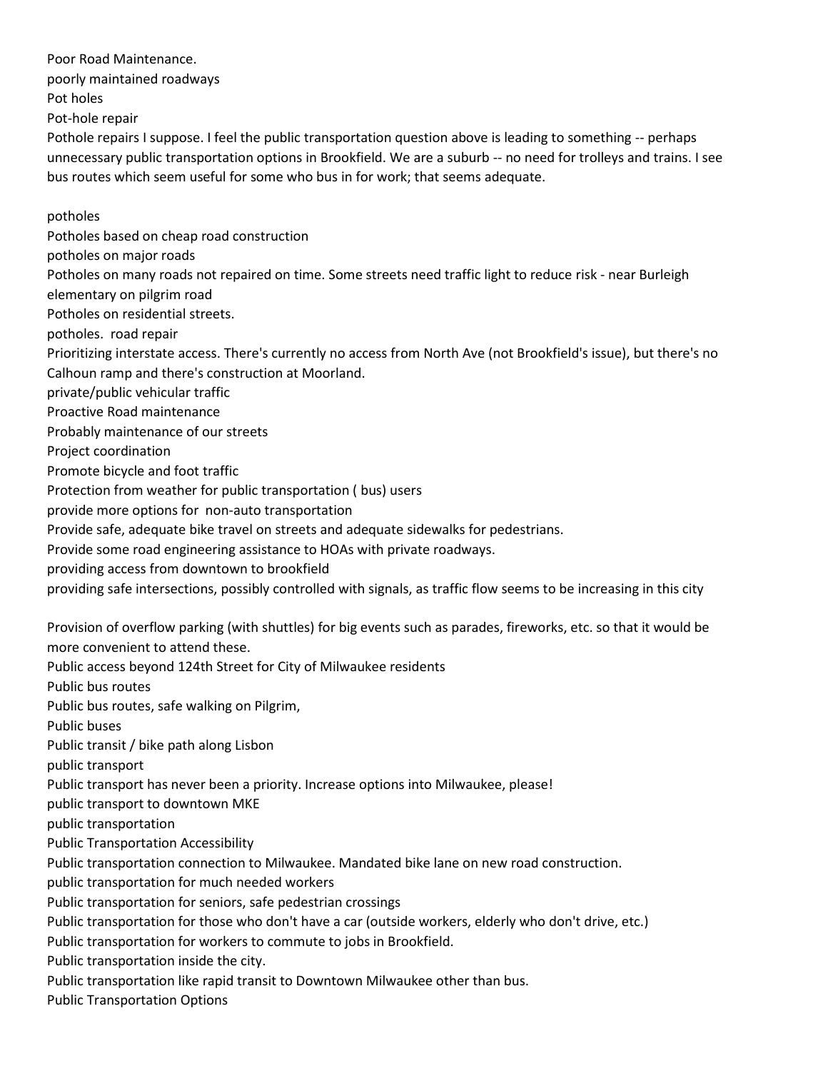Poor Road Maintenance.
poorly maintained roadways
Pot holes
Pot-hole repair
Pothole repairs I suppose. I feel the public transportation question above is leading to something -- perhaps unnecessary public transportation options in Brookfield. We are a suburb -- no need for trolleys and trains. I see bus routes which seem useful for some who bus in for work; that seems adequate.

potholes
Potholes based on cheap road construction
potholes on major roads
Potholes on many roads not repaired on time. Some streets need traffic light to reduce risk - near Burleigh elementary on pilgrim road
Potholes on residential streets.
potholes.  road repair
Prioritizing interstate access. There's currently no access from North Ave (not Brookfield's issue), but there's no Calhoun ramp and there's construction at Moorland.
private/public vehicular traffic
Proactive Road maintenance
Probably maintenance of our streets
Project coordination
Promote bicycle and foot traffic
Protection from weather for public transportation ( bus) users
provide more options for  non-auto transportation
Provide safe, adequate bike travel on streets and adequate sidewalks for pedestrians.
Provide some road engineering assistance to HOAs with private roadways.
providing access from downtown to brookfield
providing safe intersections, possibly controlled with signals, as traffic flow seems to be increasing in this city

Provision of overflow parking (with shuttles) for big events such as parades, fireworks, etc. so that it would be more convenient to attend these.
Public access beyond 124th Street for City of Milwaukee residents
Public bus routes
Public bus routes, safe walking on Pilgrim,
Public buses
Public transit / bike path along Lisbon
public transport
Public transport has never been a priority. Increase options into Milwaukee, please!
public transport to downtown MKE
public transportation
Public Transportation Accessibility
Public transportation connection to Milwaukee. Mandated bike lane on new road construction.
public transportation for much needed workers
Public transportation for seniors, safe pedestrian crossings
Public transportation for those who don't have a car (outside workers, elderly who don't drive, etc.)
Public transportation for workers to commute to jobs in Brookfield.
Public transportation inside the city.
Public transportation like rapid transit to Downtown Milwaukee other than bus.
Public Transportation Options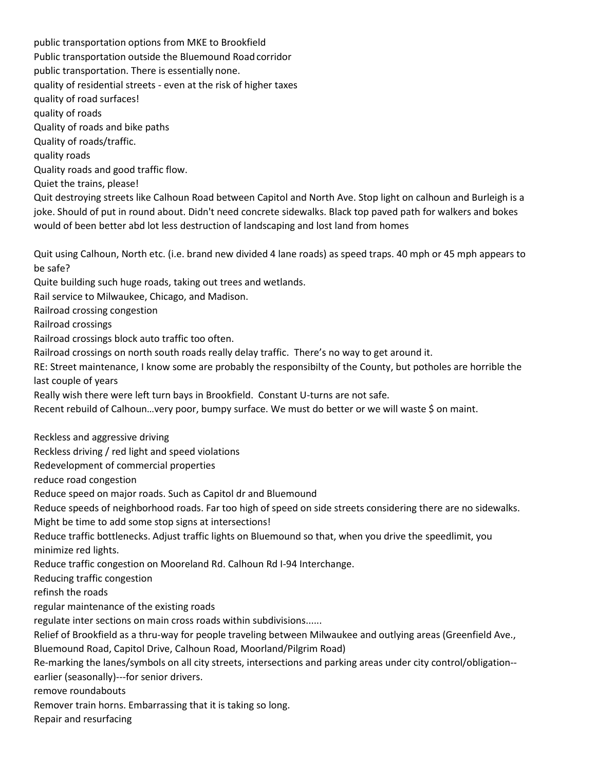public transportation options from MKE to Brookfield

Public transportation outside the Bluemound Road corridor

public transportation. There is essentially none.

quality of residential streets - even at the risk of higher taxes

quality of road surfaces!

quality of roads

Quality of roads and bike paths

Quality of roads/traffic.

quality roads

Quality roads and good traffic flow.

Quiet the trains, please!

Quit destroying streets like Calhoun Road between Capitol and North Ave. Stop light on calhoun and Burleigh is a joke. Should of put in round about. Didn't need concrete sidewalks. Black top paved path for walkers and bokes would of been better abd lot less destruction of landscaping and lost land from homes

Quit using Calhoun, North etc. (i.e. brand new divided 4 lane roads) as speed traps. 40 mph or 45 mph appears to be safe?

Quite building such huge roads, taking out trees and wetlands.

Rail service to Milwaukee, Chicago, and Madison.

Railroad crossing congestion

Railroad crossings

Railroad crossings block auto traffic too often.

Railroad crossings on north south roads really delay traffic. There's no way to get around it.

RE: Street maintenance, I know some are probably the responsibilty of the County, but potholes are horrible the last couple of years

Really wish there were left turn bays in Brookfield. Constant U-turns are not safe.

Recent rebuild of Calhoun…very poor, bumpy surface. We must do better or we will waste $ on maint.

Reckless and aggressive driving

Reckless driving / red light and speed violations

Redevelopment of commercial properties

reduce road congestion

Reduce speed on major roads. Such as Capitol dr and Bluemound

Reduce speeds of neighborhood roads. Far too high of speed on side streets considering there are no sidewalks. Might be time to add some stop signs at intersections!

Reduce traffic bottlenecks. Adjust traffic lights on Bluemound so that, when you drive the speedlimit, you minimize red lights.

Reduce traffic congestion on Mooreland Rd. Calhoun Rd I-94 Interchange.

Reducing traffic congestion

refinsh the roads

regular maintenance of the existing roads

regulate inter sections on main cross roads within subdivisions......

Relief of Brookfield as a thru-way for people traveling between Milwaukee and outlying areas (Greenfield Ave., Bluemound Road, Capitol Drive, Calhoun Road, Moorland/Pilgrim Road)

Re-marking the lanes/symbols on all city streets, intersections and parking areas under city control/obligation--earlier (seasonally)---for senior drivers.

remove roundabouts

Remover train horns. Embarrassing that it is taking so long.

Repair and resurfacing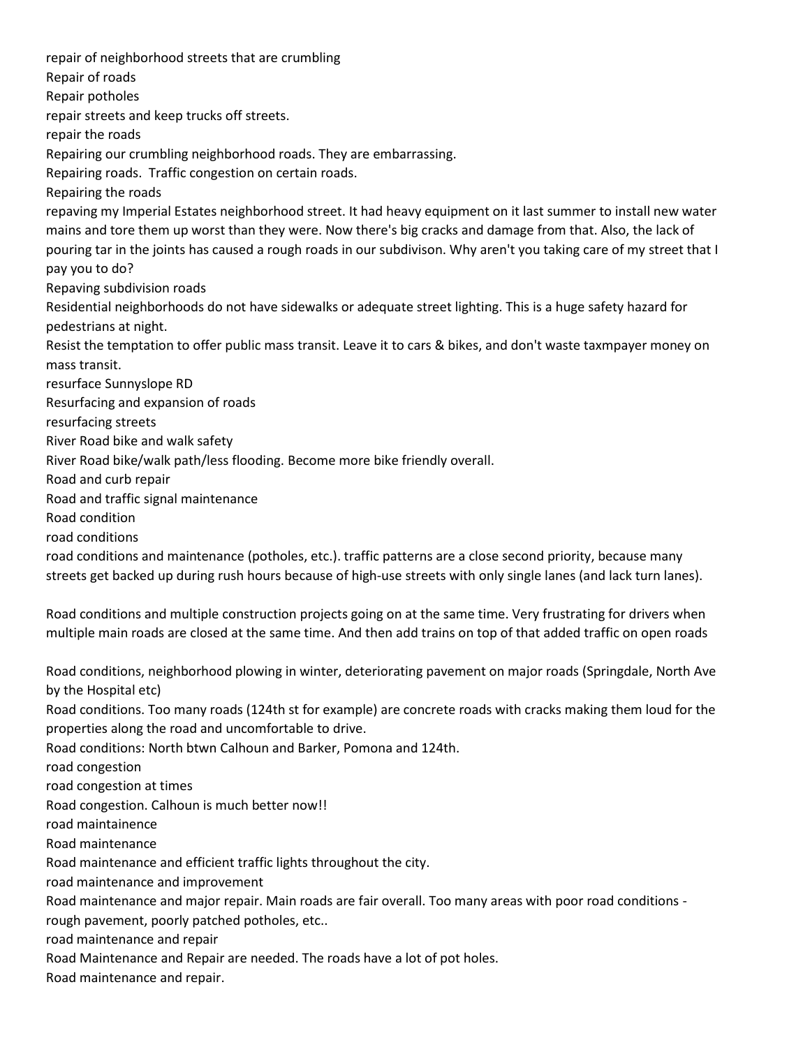repair of neighborhood streets that are crumbling

Repair of roads

Repair potholes

repair streets and keep trucks off streets.

repair the roads

Repairing our crumbling neighborhood roads. They are embarrassing.

Repairing roads. Traffic congestion on certain roads.

Repairing the roads

repaving my Imperial Estates neighborhood street. It had heavy equipment on it last summer to install new water mains and tore them up worst than they were. Now there's big cracks and damage from that. Also, the lack of pouring tar in the joints has caused a rough roads in our subdivison. Why aren't you taking care of my street that I pay you to do?

Repaving subdivision roads

Residential neighborhoods do not have sidewalks or adequate street lighting. This is a huge safety hazard for pedestrians at night.

Resist the temptation to offer public mass transit. Leave it to cars & bikes, and don't waste taxmpayer money on mass transit.

resurface Sunnyslope RD

Resurfacing and expansion of roads

resurfacing streets

River Road bike and walk safety

River Road bike/walk path/less flooding. Become more bike friendly overall.

Road and curb repair

Road and traffic signal maintenance

Road condition

road conditions

road conditions and maintenance (potholes, etc.). traffic patterns are a close second priority, because many streets get backed up during rush hours because of high-use streets with only single lanes (and lack turn lanes).

Road conditions and multiple construction projects going on at the same time. Very frustrating for drivers when multiple main roads are closed at the same time. And then add trains on top of that added traffic on open roads

Road conditions, neighborhood plowing in winter, deteriorating pavement on major roads (Springdale, North Ave by the Hospital etc)

Road conditions. Too many roads (124th st for example) are concrete roads with cracks making them loud for the properties along the road and uncomfortable to drive.

Road conditions: North btwn Calhoun and Barker, Pomona and 124th.

road congestion

road congestion at times

Road congestion. Calhoun is much better now!!

road maintainence

Road maintenance

Road maintenance and efficient traffic lights throughout the city.

road maintenance and improvement

Road maintenance and major repair. Main roads are fair overall. Too many areas with poor road conditions - rough pavement, poorly patched potholes, etc..

road maintenance and repair

Road Maintenance and Repair are needed. The roads have a lot of pot holes.

Road maintenance and repair.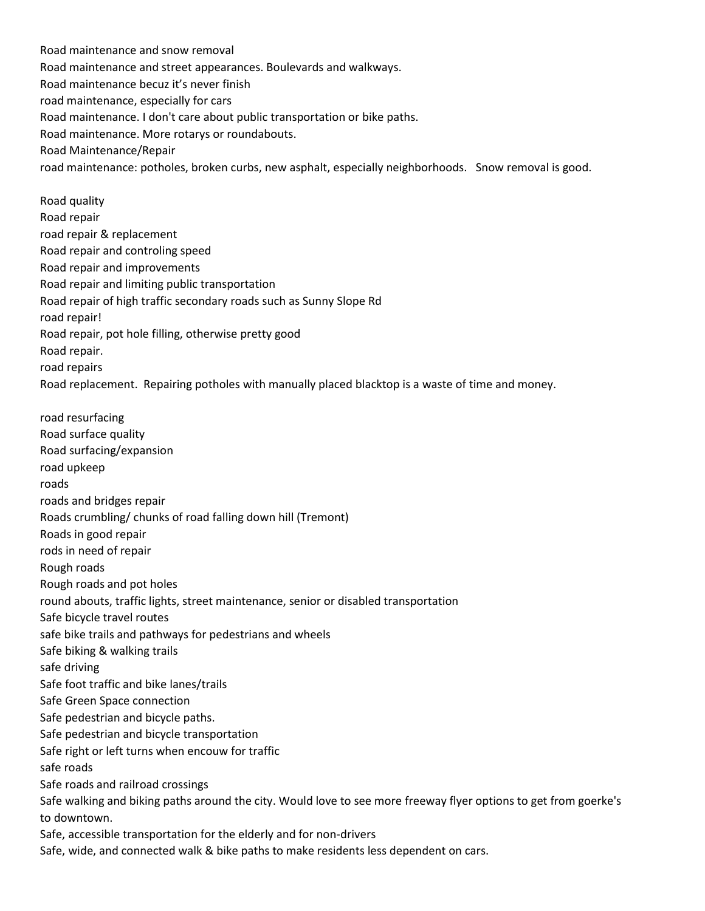Road maintenance and snow removal

Road maintenance and street appearances. Boulevards and walkways.

Road maintenance becuz it's never finish

road maintenance, especially for cars

Road maintenance. I don't care about public transportation or bike paths.

Road maintenance. More rotarys or roundabouts.

Road Maintenance/Repair

road maintenance: potholes, broken curbs, new asphalt, especially neighborhoods.   Snow removal is good.

Road quality

Road repair

road repair & replacement

Road repair and controling speed

Road repair and improvements

Road repair and limiting public transportation

Road repair of high traffic secondary roads such as Sunny Slope Rd

road repair!

Road repair, pot hole filling, otherwise pretty good

Road repair.

road repairs

Road replacement.  Repairing potholes with manually placed blacktop is a waste of time and money.

road resurfacing

Road surface quality

Road surfacing/expansion

road upkeep

roads

roads and bridges repair

Roads crumbling/ chunks of road falling down hill (Tremont)

Roads in good repair

rods in need of repair

Rough roads

Rough roads and pot holes

round abouts, traffic lights, street maintenance, senior or disabled transportation

Safe bicycle travel routes

safe bike trails and pathways for pedestrians and wheels

Safe biking & walking trails

safe driving

Safe foot traffic and bike lanes/trails

Safe Green Space connection

Safe pedestrian and bicycle paths.

Safe pedestrian and bicycle transportation

Safe right or left turns when encouw for traffic

safe roads

Safe roads and railroad crossings

Safe walking and biking paths around the city. Would love to see more freeway flyer options to get from goerke's to downtown.

Safe, accessible transportation for the elderly and for non-drivers

Safe, wide, and connected walk & bike paths to make residents less dependent on cars.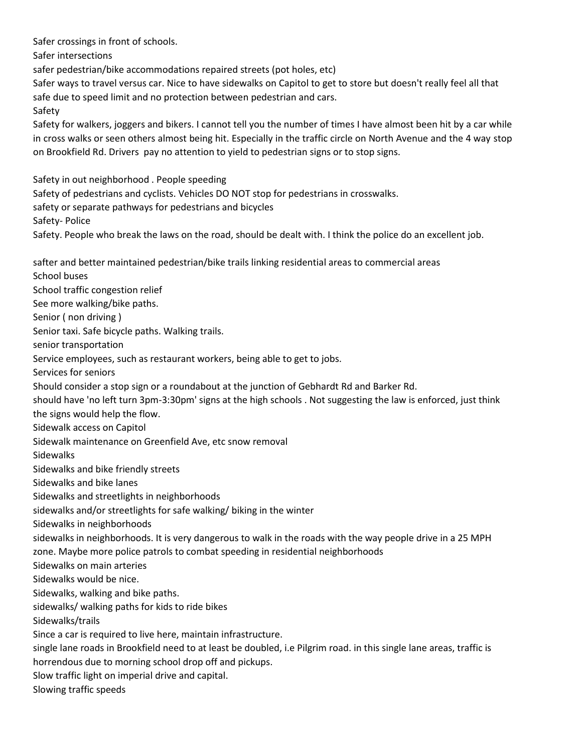Safer crossings in front of schools.

Safer intersections

safer pedestrian/bike accommodations repaired streets (pot holes, etc)

Safer ways to travel versus car. Nice to have sidewalks on Capitol to get to store but doesn't really feel all that safe due to speed limit and no protection between pedestrian and cars.

Safety

Safety for walkers, joggers and bikers. I cannot tell you the number of times I have almost been hit by a car while in cross walks or seen others almost being hit. Especially in the traffic circle on North Avenue and the 4 way stop on Brookfield Rd. Drivers  pay no attention to yield to pedestrian signs or to stop signs.

Safety in out neighborhood . People speeding

Safety of pedestrians and cyclists. Vehicles DO NOT stop for pedestrians in crosswalks.

safety or separate pathways for pedestrians and bicycles

Safety- Police

Safety. People who break the laws on the road, should be dealt with. I think the police do an excellent job.

safter and better maintained pedestrian/bike trails linking residential areas to commercial areas

School buses

School traffic congestion relief

See more walking/bike paths.

Senior ( non driving )

Senior taxi. Safe bicycle paths. Walking trails.

senior transportation

Service employees, such as restaurant workers, being able to get to jobs.

Services for seniors

Should consider a stop sign or a roundabout at the junction of Gebhardt Rd and Barker Rd.

should have 'no left turn 3pm-3:30pm' signs at the high schools . Not suggesting the law is enforced, just think the signs would help the flow.

Sidewalk access on Capitol

Sidewalk maintenance on Greenfield Ave, etc snow removal

Sidewalks

Sidewalks and bike friendly streets

Sidewalks and bike lanes

Sidewalks and streetlights in neighborhoods

sidewalks and/or streetlights for safe walking/ biking in the winter

Sidewalks in neighborhoods

sidewalks in neighborhoods. It is very dangerous to walk in the roads with the way people drive in a 25 MPH zone. Maybe more police patrols to combat speeding in residential neighborhoods

Sidewalks on main arteries

Sidewalks would be nice.

Sidewalks, walking and bike paths.

sidewalks/ walking paths for kids to ride bikes

Sidewalks/trails

Since a car is required to live here, maintain infrastructure.

single lane roads in Brookfield need to at least be doubled, i.e Pilgrim road. in this single lane areas, traffic is horrendous due to morning school drop off and pickups.

Slow traffic light on imperial drive and capital.

Slowing traffic speeds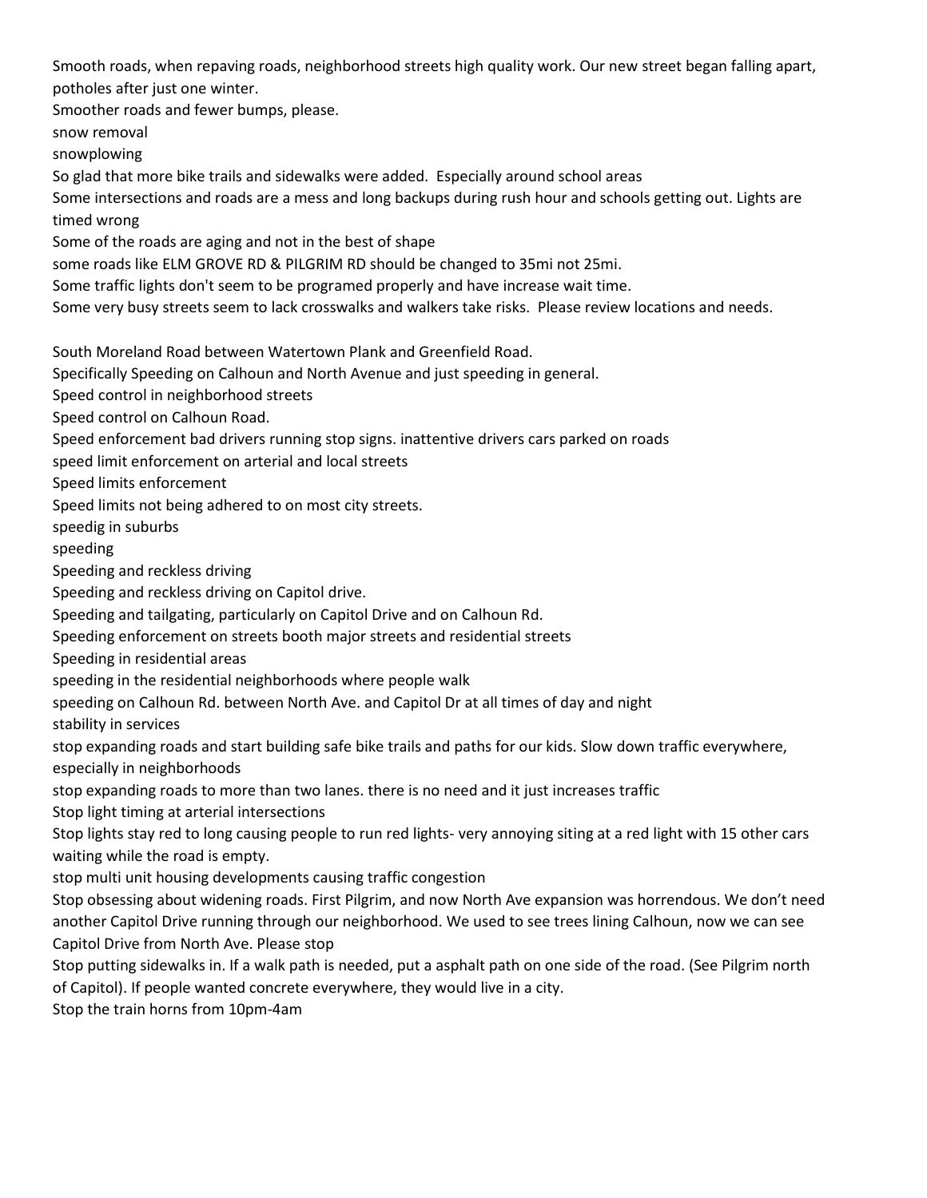Smooth roads, when repaving roads, neighborhood streets high quality work. Our new street began falling apart, potholes after just one winter.

Smoother roads and fewer bumps, please.

snow removal

snowplowing

So glad that more bike trails and sidewalks were added.  Especially around school areas

Some intersections and roads are a mess and long backups during rush hour and schools getting out. Lights are timed wrong

Some of the roads are aging and not in the best of shape

some roads like ELM GROVE RD & PILGRIM RD should be changed to 35mi not 25mi.

Some traffic lights don't seem to be programed properly and have increase wait time.

Some very busy streets seem to lack crosswalks and walkers take risks.  Please review locations and needs.

South Moreland Road between Watertown Plank and Greenfield Road.

Specifically Speeding on Calhoun and North Avenue and just speeding in general.

Speed control in neighborhood streets

Speed control on Calhoun Road.

Speed enforcement bad drivers running stop signs. inattentive drivers cars parked on roads

speed limit enforcement on arterial and local streets

Speed limits enforcement

Speed limits not being adhered to on most city streets.

speedig in suburbs

speeding

Speeding and reckless driving

Speeding and reckless driving on Capitol drive.

Speeding and tailgating, particularly on Capitol Drive and on Calhoun Rd.

Speeding enforcement on streets booth major streets and residential streets

Speeding in residential areas

speeding in the residential neighborhoods where people walk

speeding on Calhoun Rd. between North Ave. and Capitol Dr at all times of day and night

stability in services

stop expanding roads and start building safe bike trails and paths for our kids. Slow down traffic everywhere, especially in neighborhoods

stop expanding roads to more than two lanes. there is no need and it just increases traffic

Stop light timing at arterial intersections

Stop lights stay red to long causing people to run red lights- very annoying siting at a red light with 15 other cars waiting while the road is empty.

stop multi unit housing developments causing traffic congestion

Stop obsessing about widening roads. First Pilgrim, and now North Ave expansion was horrendous. We don't need another Capitol Drive running through our neighborhood. We used to see trees lining Calhoun, now we can see Capitol Drive from North Ave. Please stop

Stop putting sidewalks in. If a walk path is needed, put a asphalt path on one side of the road. (See Pilgrim north of Capitol). If people wanted concrete everywhere, they would live in a city.

Stop the train horns from 10pm-4am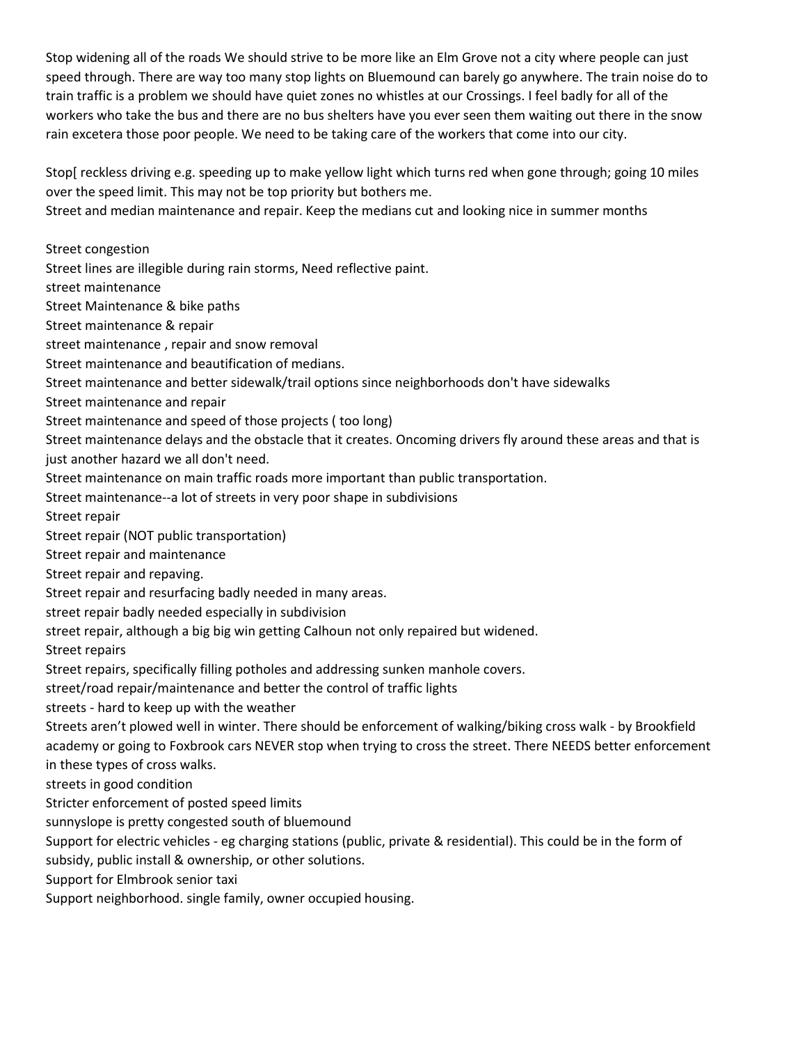Stop widening all of the roads We should strive to be more like an Elm Grove not a city where people can just speed through. There are way too many stop lights on Bluemound can barely go anywhere. The train noise do to train traffic is a problem we should have quiet zones no whistles at our Crossings. I feel badly for all of the workers who take the bus and there are no bus shelters have you ever seen them waiting out there in the snow rain excetera those poor people. We need to be taking care of the workers that come into our city.

Stop[ reckless driving e.g. speeding up to make yellow light which turns red when gone through; going 10 miles over the speed limit. This may not be top priority but bothers me.

Street and median maintenance and repair. Keep the medians cut and looking nice in summer months

Street congestion

Street lines are illegible during rain storms, Need reflective paint.

street maintenance

Street Maintenance & bike paths

Street maintenance & repair

street maintenance , repair and snow removal

Street maintenance and beautification of medians.

Street maintenance and better sidewalk/trail options since neighborhoods don't have sidewalks

Street maintenance and repair

Street maintenance and speed of those projects ( too long)

Street maintenance delays and the obstacle that it creates. Oncoming drivers fly around these areas and that is just another hazard we all don't need.

Street maintenance on main traffic roads more important than public transportation.

Street maintenance--a lot of streets in very poor shape in subdivisions

Street repair

Street repair (NOT public transportation)

Street repair and maintenance

Street repair and repaving.

Street repair and resurfacing badly needed in many areas.

street repair badly needed especially in subdivision

street repair, although a big big win getting Calhoun not only repaired but widened.

Street repairs

Street repairs, specifically filling potholes and addressing sunken manhole covers.

street/road repair/maintenance and better the control of traffic lights

streets - hard to keep up with the weather

Streets aren't plowed well in winter. There should be enforcement of walking/biking cross walk - by Brookfield academy or going to Foxbrook cars NEVER stop when trying to cross the street. There NEEDS better enforcement in these types of cross walks.

streets in good condition

Stricter enforcement of posted speed limits

sunnyslope is pretty congested south of bluemound

Support for electric vehicles - eg charging stations (public, private & residential). This could be in the form of subsidy, public install & ownership, or other solutions.

Support for Elmbrook senior taxi

Support neighborhood. single family, owner occupied housing.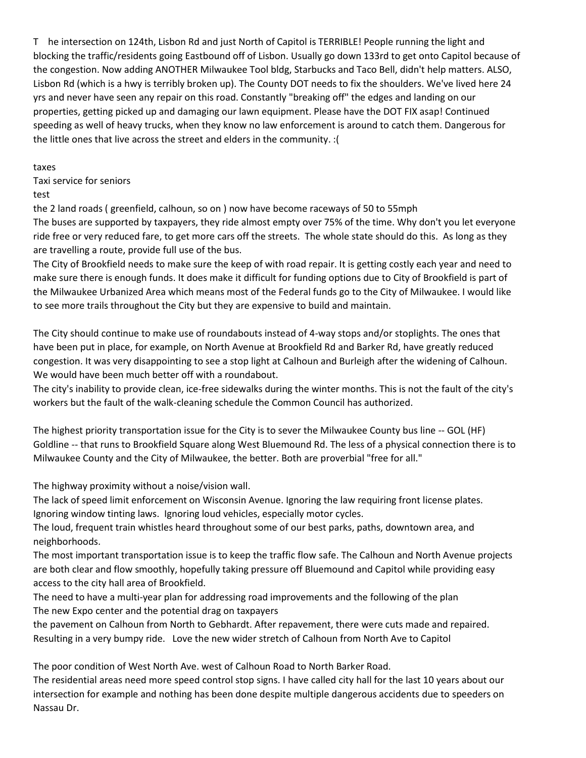T he intersection on 124th, Lisbon Rd and just North of Capitol is TERRIBLE! People running the light and blocking the traffic/residents going Eastbound off of Lisbon. Usually go down 133rd to get onto Capitol because of the congestion. Now adding ANOTHER Milwaukee Tool bldg, Starbucks and Taco Bell, didn't help matters. ALSO, Lisbon Rd (which is a hwy is terribly broken up). The County DOT needs to fix the shoulders. We've lived here 24 yrs and never have seen any repair on this road. Constantly "breaking off" the edges and landing on our properties, getting picked up and damaging our lawn equipment. Please have the DOT FIX asap! Continued speeding as well of heavy trucks, when they know no law enforcement is around to catch them. Dangerous for the little ones that live across the street and elders in the community. :(

taxes

Taxi service for seniors

test

the 2 land roads ( greenfield, calhoun, so on ) now have become raceways of 50 to 55mph

The buses are supported by taxpayers, they ride almost empty over 75% of the time. Why don't you let everyone ride free or very reduced fare, to get more cars off the streets. The whole state should do this. As long as they are travelling a route, provide full use of the bus.

The City of Brookfield needs to make sure the keep of with road repair. It is getting costly each year and need to make sure there is enough funds. It does make it difficult for funding options due to City of Brookfield is part of the Milwaukee Urbanized Area which means most of the Federal funds go to the City of Milwaukee. I would like to see more trails throughout the City but they are expensive to build and maintain.

The City should continue to make use of roundabouts instead of 4-way stops and/or stoplights. The ones that have been put in place, for example, on North Avenue at Brookfield Rd and Barker Rd, have greatly reduced congestion. It was very disappointing to see a stop light at Calhoun and Burleigh after the widening of Calhoun. We would have been much better off with a roundabout.

The city's inability to provide clean, ice-free sidewalks during the winter months. This is not the fault of the city's workers but the fault of the walk-cleaning schedule the Common Council has authorized.

The highest priority transportation issue for the City is to sever the Milwaukee County bus line -- GOL (HF) Goldline -- that runs to Brookfield Square along West Bluemound Rd. The less of a physical connection there is to Milwaukee County and the City of Milwaukee, the better. Both are proverbial "free for all."

The highway proximity without a noise/vision wall.

The lack of speed limit enforcement on Wisconsin Avenue. Ignoring the law requiring front license plates. Ignoring window tinting laws. Ignoring loud vehicles, especially motor cycles.

The loud, frequent train whistles heard throughout some of our best parks, paths, downtown area, and neighborhoods.

The most important transportation issue is to keep the traffic flow safe. The Calhoun and North Avenue projects are both clear and flow smoothly, hopefully taking pressure off Bluemound and Capitol while providing easy access to the city hall area of Brookfield.

The need to have a multi-year plan for addressing road improvements and the following of the plan

The new Expo center and the potential drag on taxpayers

the pavement on Calhoun from North to Gebhardt. After repavement, there were cuts made and repaired. Resulting in a very bumpy ride. Love the new wider stretch of Calhoun from North Ave to Capitol

The poor condition of West North Ave. west of Calhoun Road to North Barker Road.

The residential areas need more speed control stop signs. I have called city hall for the last 10 years about our intersection for example and nothing has been done despite multiple dangerous accidents due to speeders on Nassau Dr.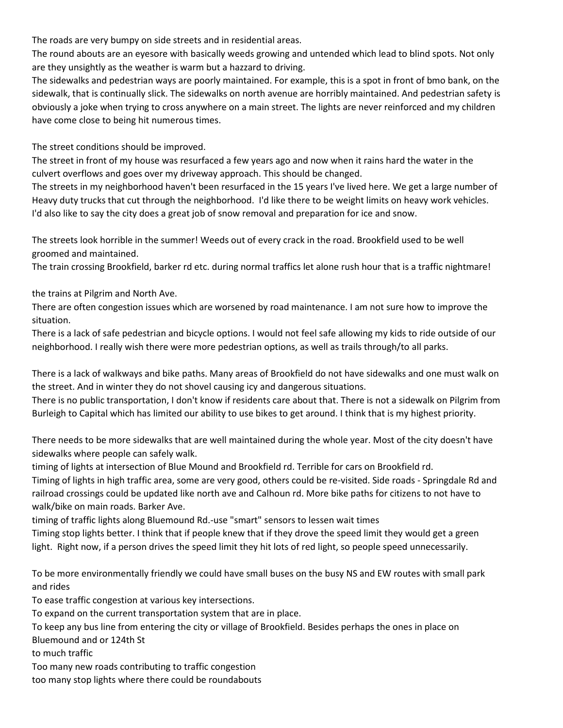The roads are very bumpy on side streets and in residential areas.

The round abouts are an eyesore with basically weeds growing and untended which lead to blind spots. Not only are they unsightly as the weather is warm but a hazzard to driving.

The sidewalks and pedestrian ways are poorly maintained. For example, this is a spot in front of bmo bank, on the sidewalk, that is continually slick. The sidewalks on north avenue are horribly maintained. And pedestrian safety is obviously a joke when trying to cross anywhere on a main street. The lights are never reinforced and my children have come close to being hit numerous times.

The street conditions should be improved.

The street in front of my house was resurfaced a few years ago and now when it rains hard the water in the culvert overflows and goes over my driveway approach. This should be changed.

The streets in my neighborhood haven't been resurfaced in the 15 years I've lived here. We get a large number of Heavy duty trucks that cut through the neighborhood. I'd like there to be weight limits on heavy work vehicles. I'd also like to say the city does a great job of snow removal and preparation for ice and snow.

The streets look horrible in the summer! Weeds out of every crack in the road. Brookfield used to be well groomed and maintained.

The train crossing Brookfield, barker rd etc. during normal traffics let alone rush hour that is a traffic nightmare!

the trains at Pilgrim and North Ave.

There are often congestion issues which are worsened by road maintenance. I am not sure how to improve the situation.

There is a lack of safe pedestrian and bicycle options. I would not feel safe allowing my kids to ride outside of our neighborhood. I really wish there were more pedestrian options, as well as trails through/to all parks.

There is a lack of walkways and bike paths. Many areas of Brookfield do not have sidewalks and one must walk on the street. And in winter they do not shovel causing icy and dangerous situations.

There is no public transportation, I don't know if residents care about that. There is not a sidewalk on Pilgrim from Burleigh to Capital which has limited our ability to use bikes to get around. I think that is my highest priority.

There needs to be more sidewalks that are well maintained during the whole year. Most of the city doesn't have sidewalks where people can safely walk.

timing of lights at intersection of Blue Mound and Brookfield rd. Terrible for cars on Brookfield rd.

Timing of lights in high traffic area, some are very good, others could be re-visited. Side roads - Springdale Rd and railroad crossings could be updated like north ave and Calhoun rd. More bike paths for citizens to not have to walk/bike on main roads. Barker Ave.

timing of traffic lights along Bluemound Rd.-use "smart" sensors to lessen wait times

Timing stop lights better. I think that if people knew that if they drove the speed limit they would get a green light. Right now, if a person drives the speed limit they hit lots of red light, so people speed unnecessarily.

To be more environmentally friendly we could have small buses on the busy NS and EW routes with small park and rides

To ease traffic congestion at various key intersections.

To expand on the current transportation system that are in place.

To keep any bus line from entering the city or village of Brookfield. Besides perhaps the ones in place on Bluemound and or 124th St

to much traffic

Too many new roads contributing to traffic congestion

too many stop lights where there could be roundabouts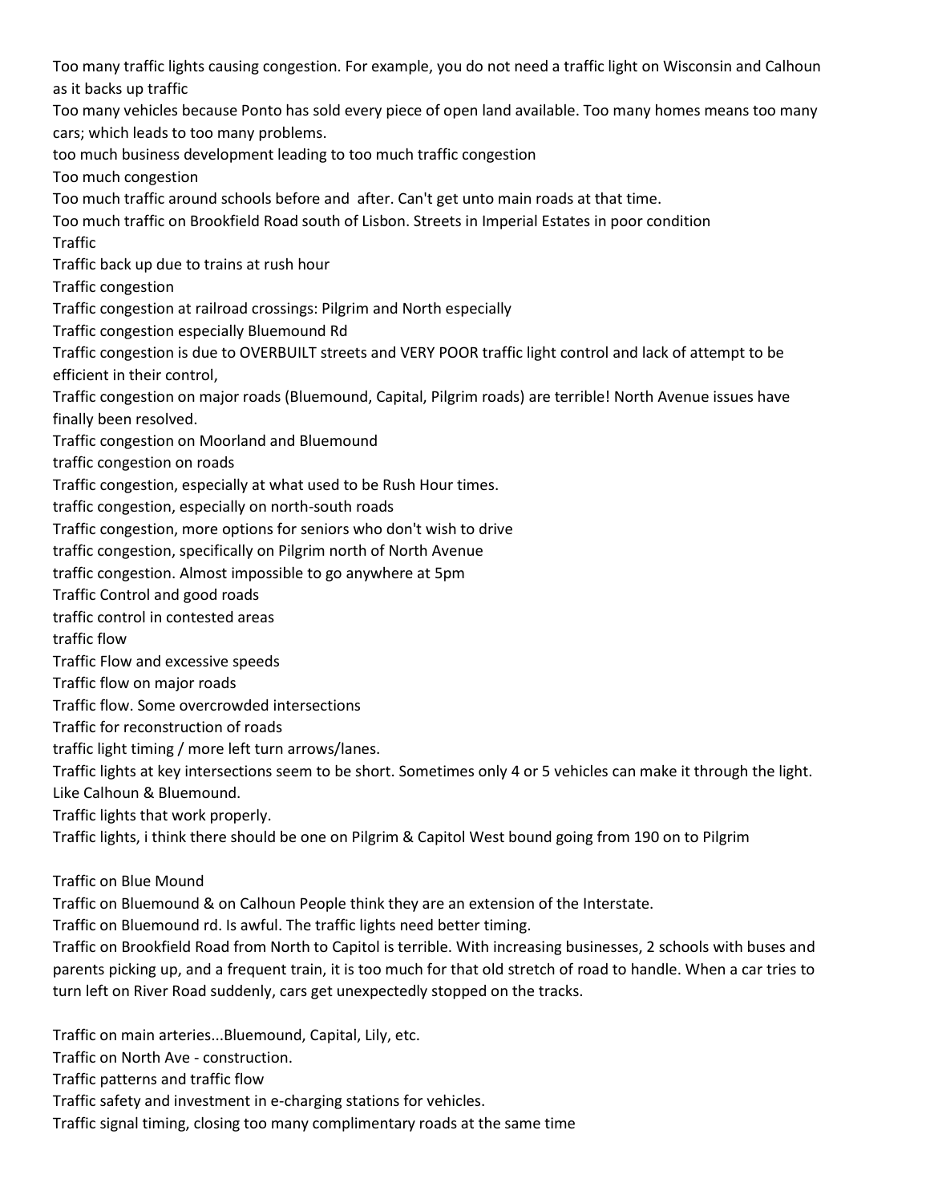Too many traffic lights causing congestion. For example, you do not need a traffic light on Wisconsin and Calhoun as it backs up traffic

Too many vehicles because Ponto has sold every piece of open land available. Too many homes means too many cars; which leads to too many problems.

too much business development leading to too much traffic congestion

Too much congestion

Too much traffic around schools before and after. Can't get unto main roads at that time.

Too much traffic on Brookfield Road south of Lisbon. Streets in Imperial Estates in poor condition

Traffic

Traffic back up due to trains at rush hour

Traffic congestion

Traffic congestion at railroad crossings: Pilgrim and North especially

Traffic congestion especially Bluemound Rd

Traffic congestion is due to OVERBUILT streets and VERY POOR traffic light control and lack of attempt to be efficient in their control,

Traffic congestion on major roads (Bluemound, Capital, Pilgrim roads) are terrible! North Avenue issues have finally been resolved.

Traffic congestion on Moorland and Bluemound

traffic congestion on roads

Traffic congestion, especially at what used to be Rush Hour times.

traffic congestion, especially on north-south roads

Traffic congestion, more options for seniors who don't wish to drive

traffic congestion, specifically on Pilgrim north of North Avenue

traffic congestion. Almost impossible to go anywhere at 5pm

Traffic Control and good roads

traffic control in contested areas

traffic flow

Traffic Flow and excessive speeds

Traffic flow on major roads

Traffic flow. Some overcrowded intersections

Traffic for reconstruction of roads

traffic light timing / more left turn arrows/lanes.

Traffic lights at key intersections seem to be short. Sometimes only 4 or 5 vehicles can make it through the light. Like Calhoun & Bluemound.

Traffic lights that work properly.

Traffic lights, i think there should be one on Pilgrim & Capitol West bound going from 190 on to Pilgrim

Traffic on Blue Mound

Traffic on Bluemound & on Calhoun People think they are an extension of the Interstate.

Traffic on Bluemound rd. Is awful. The traffic lights need better timing.

Traffic on Brookfield Road from North to Capitol is terrible. With increasing businesses, 2 schools with buses and parents picking up, and a frequent train, it is too much for that old stretch of road to handle. When a car tries to turn left on River Road suddenly, cars get unexpectedly stopped on the tracks.

Traffic on main arteries...Bluemound, Capital, Lily, etc.

Traffic on North Ave - construction.

Traffic patterns and traffic flow

Traffic safety and investment in e-charging stations for vehicles.

Traffic signal timing, closing too many complimentary roads at the same time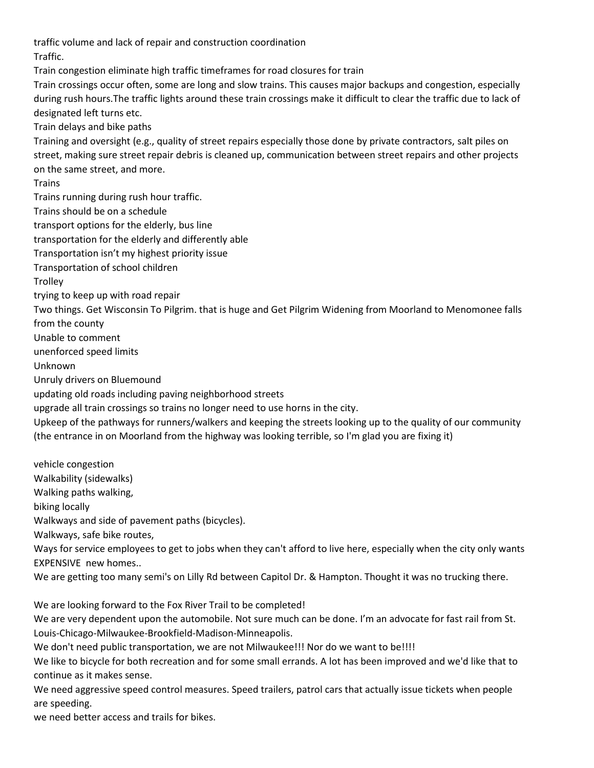traffic volume and lack of repair and construction coordination

Traffic.

Train congestion eliminate high traffic timeframes for road closures for train

Train crossings occur often, some are long and slow trains. This causes major backups and congestion, especially during rush hours.The traffic lights around these train crossings make it difficult to clear the traffic due to lack of designated left turns etc.

Train delays and bike paths

Training and oversight (e.g., quality of street repairs especially those done by private contractors, salt piles on street, making sure street repair debris is cleaned up, communication between street repairs and other projects on the same street, and more.

Trains

Trains running during rush hour traffic.

Trains should be on a schedule

transport options for the elderly, bus line

transportation for the elderly and differently able

Transportation isn't my highest priority issue

Transportation of school children

Trolley

trying to keep up with road repair

Two things. Get Wisconsin To Pilgrim. that is huge and Get Pilgrim Widening from Moorland to Menomonee falls from the county

Unable to comment

unenforced speed limits

Unknown

Unruly drivers on Bluemound

updating old roads including paving neighborhood streets

upgrade all train crossings so trains no longer need to use horns in the city.

Upkeep of the pathways for runners/walkers and keeping the streets looking up to the quality of our community (the entrance in on Moorland from the highway was looking terrible, so I'm glad you are fixing it)

vehicle congestion

Walkability (sidewalks)

Walking paths walking,
biking locally

Walkways and side of pavement paths (bicycles).

Walkways, safe bike routes,

Ways for service employees to get to jobs when they can't afford to live here, especially when the city only wants EXPENSIVE new homes..

We are getting too many semi's on Lilly Rd between Capitol Dr. & Hampton. Thought it was no trucking there.

We are looking forward to the Fox River Trail to be completed!

We are very dependent upon the automobile. Not sure much can be done. I'm an advocate for fast rail from St. Louis-Chicago-Milwaukee-Brookfield-Madison-Minneapolis.

We don't need public transportation, we are not Milwaukee!!! Nor do we want to be!!!!

We like to bicycle for both recreation and for some small errands. A lot has been improved and we'd like that to continue as it makes sense.

We need aggressive speed control measures. Speed trailers, patrol cars that actually issue tickets when people are speeding.

we need better access and trails for bikes.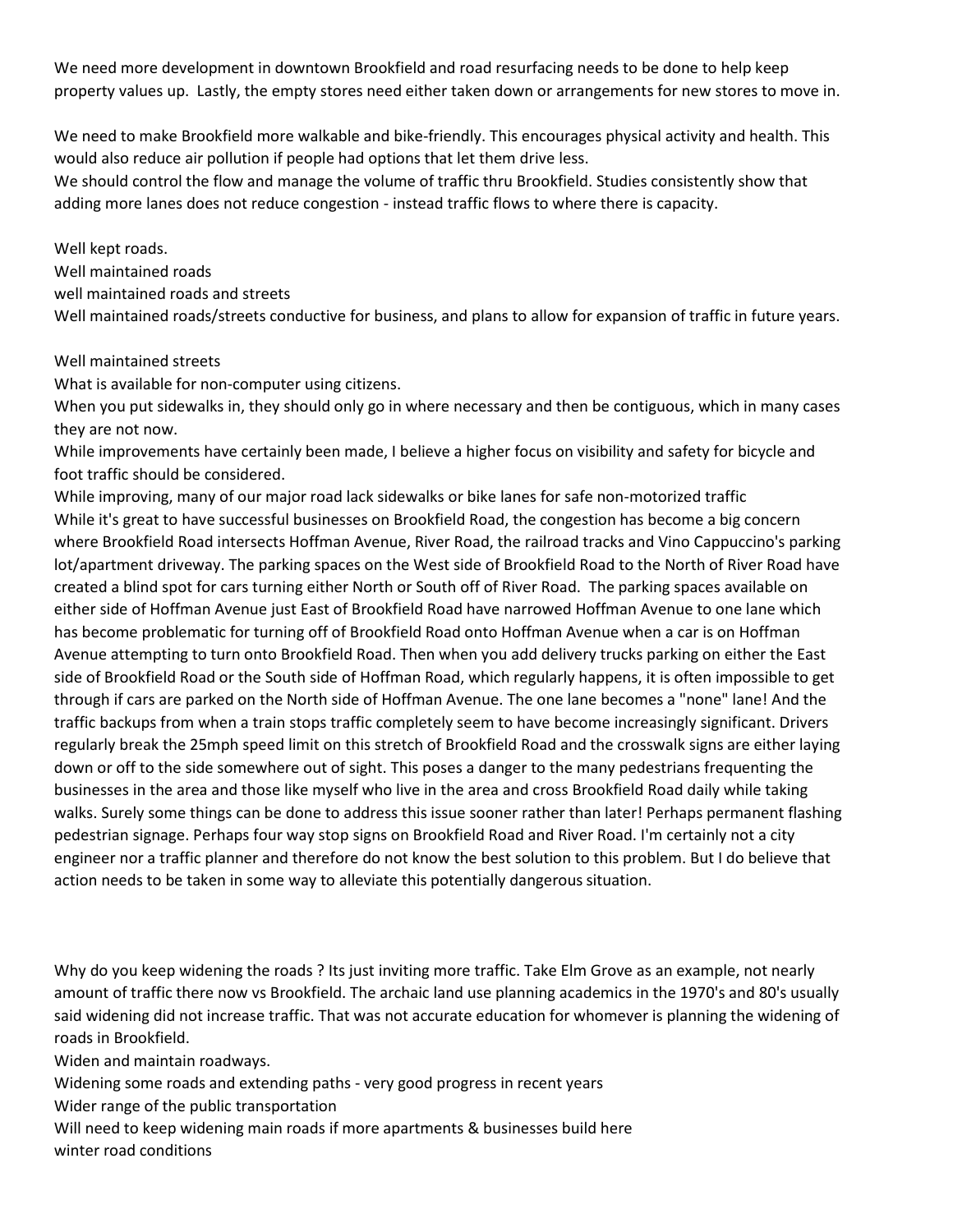We need more development in downtown Brookfield and road resurfacing needs to be done to help keep property values up. Lastly, the empty stores need either taken down or arrangements for new stores to move in.

We need to make Brookfield more walkable and bike-friendly. This encourages physical activity and health. This would also reduce air pollution if people had options that let them drive less.
We should control the flow and manage the volume of traffic thru Brookfield. Studies consistently show that adding more lanes does not reduce congestion - instead traffic flows to where there is capacity.

Well kept roads.
Well maintained roads
well maintained roads and streets
Well maintained roads/streets conductive for business, and plans to allow for expansion of traffic in future years.

Well maintained streets
What is available for non-computer using citizens.
When you put sidewalks in, they should only go in where necessary and then be contiguous, which in many cases they are not now.
While improvements have certainly been made, I believe a higher focus on visibility and safety for bicycle and foot traffic should be considered.
While improving, many of our major road lack sidewalks or bike lanes for safe non-motorized traffic
While it's great to have successful businesses on Brookfield Road, the congestion has become a big concern where Brookfield Road intersects Hoffman Avenue, River Road, the railroad tracks and Vino Cappuccino's parking lot/apartment driveway. The parking spaces on the West side of Brookfield Road to the North of River Road have created a blind spot for cars turning either North or South off of River Road. The parking spaces available on either side of Hoffman Avenue just East of Brookfield Road have narrowed Hoffman Avenue to one lane which has become problematic for turning off of Brookfield Road onto Hoffman Avenue when a car is on Hoffman Avenue attempting to turn onto Brookfield Road. Then when you add delivery trucks parking on either the East side of Brookfield Road or the South side of Hoffman Road, which regularly happens, it is often impossible to get through if cars are parked on the North side of Hoffman Avenue. The one lane becomes a "none" lane! And the traffic backups from when a train stops traffic completely seem to have become increasingly significant. Drivers regularly break the 25mph speed limit on this stretch of Brookfield Road and the crosswalk signs are either laying down or off to the side somewhere out of sight. This poses a danger to the many pedestrians frequenting the businesses in the area and those like myself who live in the area and cross Brookfield Road daily while taking walks. Surely some things can be done to address this issue sooner rather than later! Perhaps permanent flashing pedestrian signage. Perhaps four way stop signs on Brookfield Road and River Road. I'm certainly not a city engineer nor a traffic planner and therefore do not know the best solution to this problem. But I do believe that action needs to be taken in some way to alleviate this potentially dangerous situation.

Why do you keep widening the roads ? Its just inviting more traffic. Take Elm Grove as an example, not nearly amount of traffic there now vs Brookfield. The archaic land use planning academics in the 1970's and 80's usually said widening did not increase traffic. That was not accurate education for whomever is planning the widening of roads in Brookfield.
Widen and maintain roadways.
Widening some roads and extending paths - very good progress in recent years
Wider range of the public transportation
Will need to keep widening main roads if more apartments & businesses build here
winter road conditions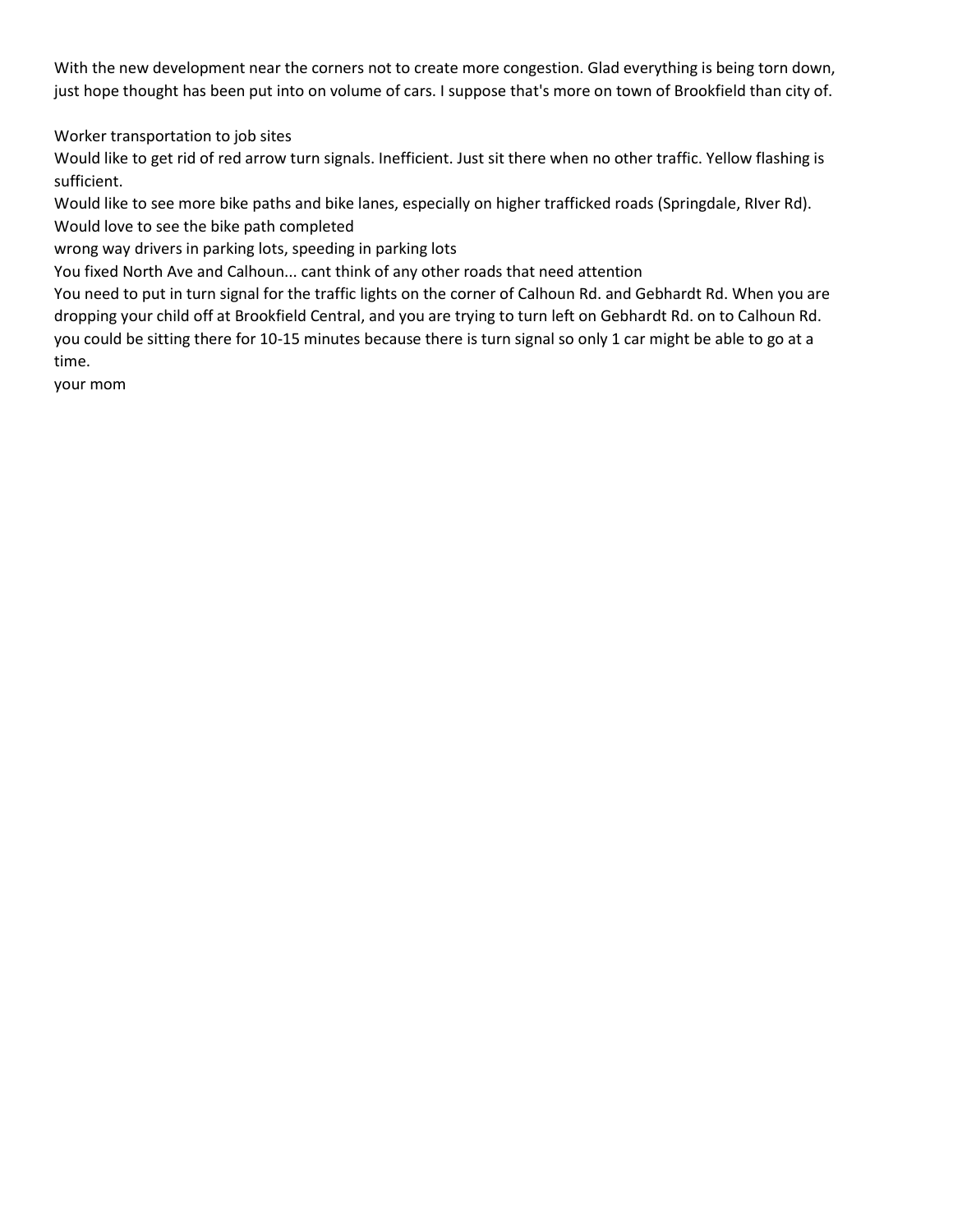With the new development near the corners not to create more congestion. Glad everything is being torn down, just hope thought has been put into on volume of cars. I suppose that's more on town of Brookfield than city of.

Worker transportation to job sites

Would like to get rid of red arrow turn signals. Inefficient. Just sit there when no other traffic. Yellow flashing is sufficient.

Would like to see more bike paths and bike lanes, especially on higher trafficked roads (Springdale, RIver Rd).

Would love to see the bike path completed

wrong way drivers in parking lots, speeding in parking lots

You fixed North Ave and Calhoun... cant think of any other roads that need attention

You need to put in turn signal for the traffic lights on the corner of Calhoun Rd. and Gebhardt Rd. When you are dropping your child off at Brookfield Central, and you are trying to turn left on Gebhardt Rd. on to Calhoun Rd. you could be sitting there for 10-15 minutes because there is turn signal so only 1 car might be able to go at a time.

your mom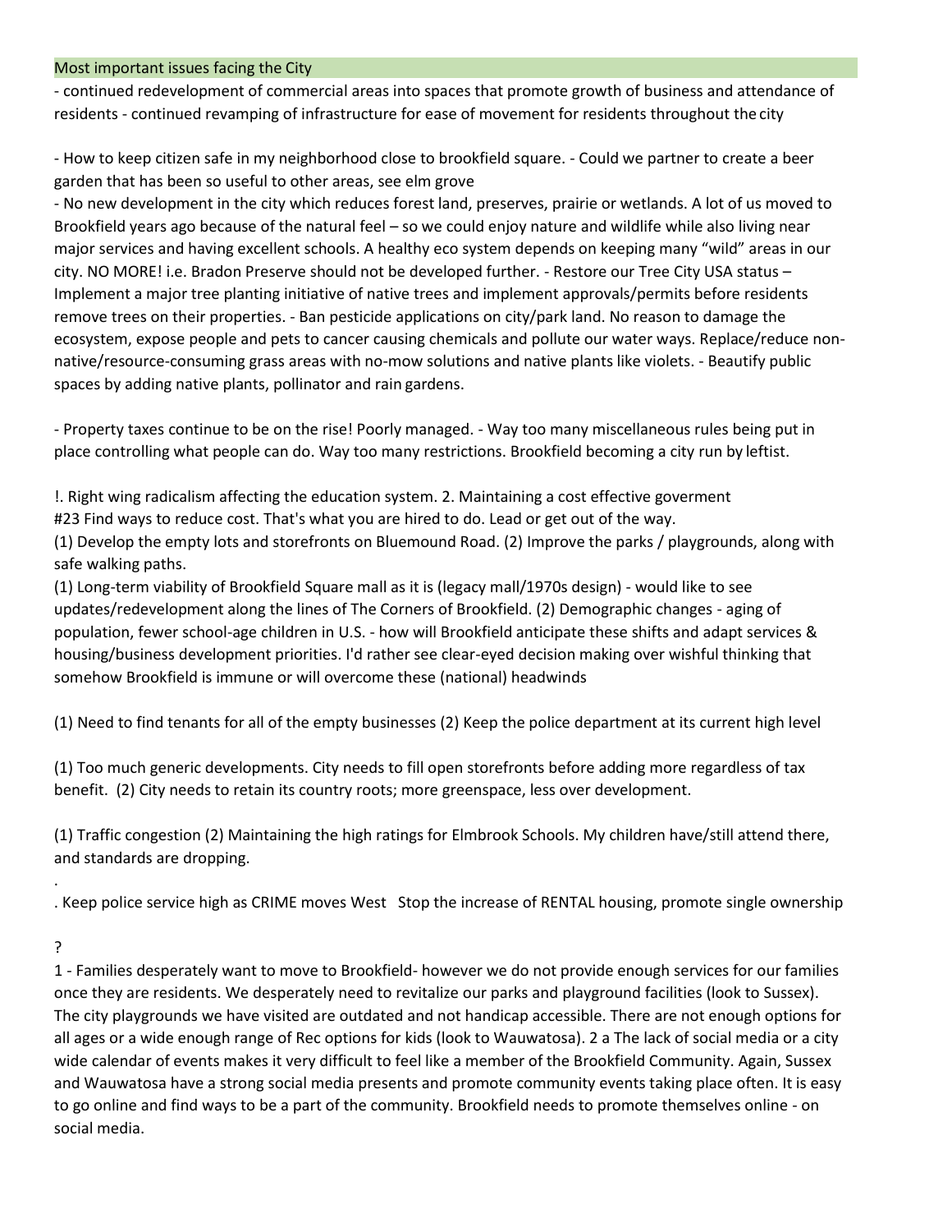Most important issues facing the City

- continued redevelopment of commercial areas into spaces that promote growth of business and attendance of residents - continued revamping of infrastructure for ease of movement for residents throughout the city

- How to keep citizen safe in my neighborhood close to brookfield square. - Could we partner to create a beer garden that has been so useful to other areas, see elm grove
- No new development in the city which reduces forest land, preserves, prairie or wetlands. A lot of us moved to Brookfield years ago because of the natural feel – so we could enjoy nature and wildlife while also living near major services and having excellent schools. A healthy eco system depends on keeping many "wild" areas in our city. NO MORE! i.e. Bradon Preserve should not be developed further. - Restore our Tree City USA status – Implement a major tree planting initiative of native trees and implement approvals/permits before residents remove trees on their properties. - Ban pesticide applications on city/park land. No reason to damage the ecosystem, expose people and pets to cancer causing chemicals and pollute our water ways. Replace/reduce non-native/resource-consuming grass areas with no-mow solutions and native plants like violets. - Beautify public spaces by adding native plants, pollinator and rain gardens.

- Property taxes continue to be on the rise! Poorly managed. - Way too many miscellaneous rules being put in place controlling what people can do. Way too many restrictions. Brookfield becoming a city run by leftist.

!. Right wing radicalism affecting the education system. 2. Maintaining a cost effective goverment
#23 Find ways to reduce cost. That's what you are hired to do. Lead or get out of the way.
(1) Develop the empty lots and storefronts on Bluemound Road. (2) Improve the parks / playgrounds, along with safe walking paths.
(1) Long-term viability of Brookfield Square mall as it is (legacy mall/1970s design) - would like to see updates/redevelopment along the lines of The Corners of Brookfield. (2) Demographic changes - aging of population, fewer school-age children in U.S. - how will Brookfield anticipate these shifts and adapt services & housing/business development priorities. I'd rather see clear-eyed decision making over wishful thinking that somehow Brookfield is immune or will overcome these (national) headwinds

(1) Need to find tenants for all of the empty businesses (2) Keep the police department at its current high level

(1) Too much generic developments. City needs to fill open storefronts before adding more regardless of tax benefit. (2) City needs to retain its country roots; more greenspace, less over development.

(1) Traffic congestion (2) Maintaining the high ratings for Elmbrook Schools. My children have/still attend there, and standards are dropping.

.
. Keep police service high as CRIME moves West Stop the increase of RENTAL housing, promote single ownership

?
1 - Families desperately want to move to Brookfield- however we do not provide enough services for our families once they are residents. We desperately need to revitalize our parks and playground facilities (look to Sussex). The city playgrounds we have visited are outdated and not handicap accessible. There are not enough options for all ages or a wide enough range of Rec options for kids (look to Wauwatosa). 2 a The lack of social media or a city wide calendar of events makes it very difficult to feel like a member of the Brookfield Community. Again, Sussex and Wauwatosa have a strong social media presents and promote community events taking place often. It is easy to go online and find ways to be a part of the community. Brookfield needs to promote themselves online - on social media.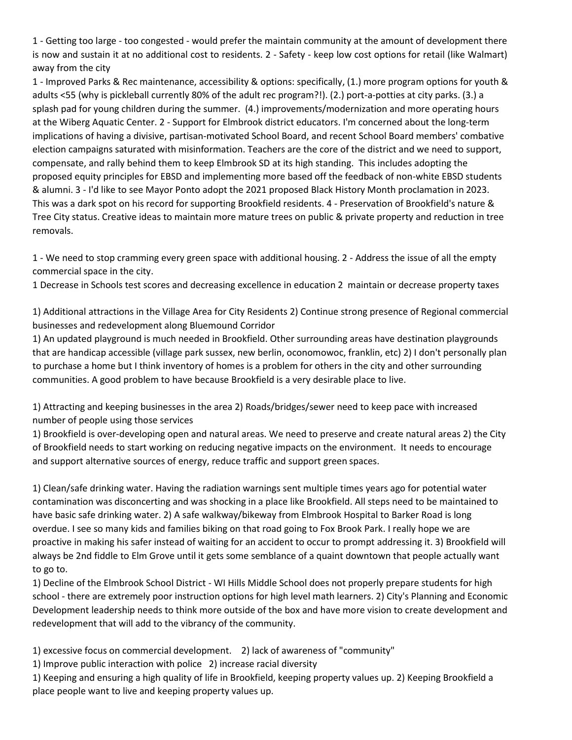1 - Getting too large - too congested - would prefer the maintain community at the amount of development there is now and sustain it at no additional cost to residents. 2 - Safety - keep low cost options for retail (like Walmart) away from the city

1 - Improved Parks & Rec maintenance, accessibility & options: specifically, (1.) more program options for youth & adults <55 (why is pickleball currently 80% of the adult rec program?!). (2.) port-a-potties at city parks. (3.) a splash pad for young children during the summer. (4.) improvements/modernization and more operating hours at the Wiberg Aquatic Center. 2 - Support for Elmbrook district educators. I'm concerned about the long-term implications of having a divisive, partisan-motivated School Board, and recent School Board members' combative election campaigns saturated with misinformation. Teachers are the core of the district and we need to support, compensate, and rally behind them to keep Elmbrook SD at its high standing. This includes adopting the proposed equity principles for EBSD and implementing more based off the feedback of non-white EBSD students & alumni. 3 - I'd like to see Mayor Ponto adopt the 2021 proposed Black History Month proclamation in 2023. This was a dark spot on his record for supporting Brookfield residents. 4 - Preservation of Brookfield's nature & Tree City status. Creative ideas to maintain more mature trees on public & private property and reduction in tree removals.

1 - We need to stop cramming every green space with additional housing. 2 - Address the issue of all the empty commercial space in the city.

1 Decrease in Schools test scores and decreasing excellence in education 2 maintain or decrease property taxes

1) Additional attractions in the Village Area for City Residents 2) Continue strong presence of Regional commercial businesses and redevelopment along Bluemound Corridor

1) An updated playground is much needed in Brookfield. Other surrounding areas have destination playgrounds that are handicap accessible (village park sussex, new berlin, oconomowoc, franklin, etc) 2) I don't personally plan to purchase a home but I think inventory of homes is a problem for others in the city and other surrounding communities. A good problem to have because Brookfield is a very desirable place to live.

1) Attracting and keeping businesses in the area 2) Roads/bridges/sewer need to keep pace with increased number of people using those services

1) Brookfield is over-developing open and natural areas. We need to preserve and create natural areas 2) the City of Brookfield needs to start working on reducing negative impacts on the environment. It needs to encourage and support alternative sources of energy, reduce traffic and support green spaces.

1) Clean/safe drinking water. Having the radiation warnings sent multiple times years ago for potential water contamination was disconcerting and was shocking in a place like Brookfield. All steps need to be maintained to have basic safe drinking water. 2) A safe walkway/bikeway from Elmbrook Hospital to Barker Road is long overdue. I see so many kids and families biking on that road going to Fox Brook Park. I really hope we are proactive in making his safer instead of waiting for an accident to occur to prompt addressing it. 3) Brookfield will always be 2nd fiddle to Elm Grove until it gets some semblance of a quaint downtown that people actually want to go to.

1) Decline of the Elmbrook School District - WI Hills Middle School does not properly prepare students for high school - there are extremely poor instruction options for high level math learners. 2) City's Planning and Economic Development leadership needs to think more outside of the box and have more vision to create development and redevelopment that will add to the vibrancy of the community.

1) excessive focus on commercial development. 2) lack of awareness of "community"

1) Improve public interaction with police 2) increase racial diversity

1) Keeping and ensuring a high quality of life in Brookfield, keeping property values up. 2) Keeping Brookfield a place people want to live and keeping property values up.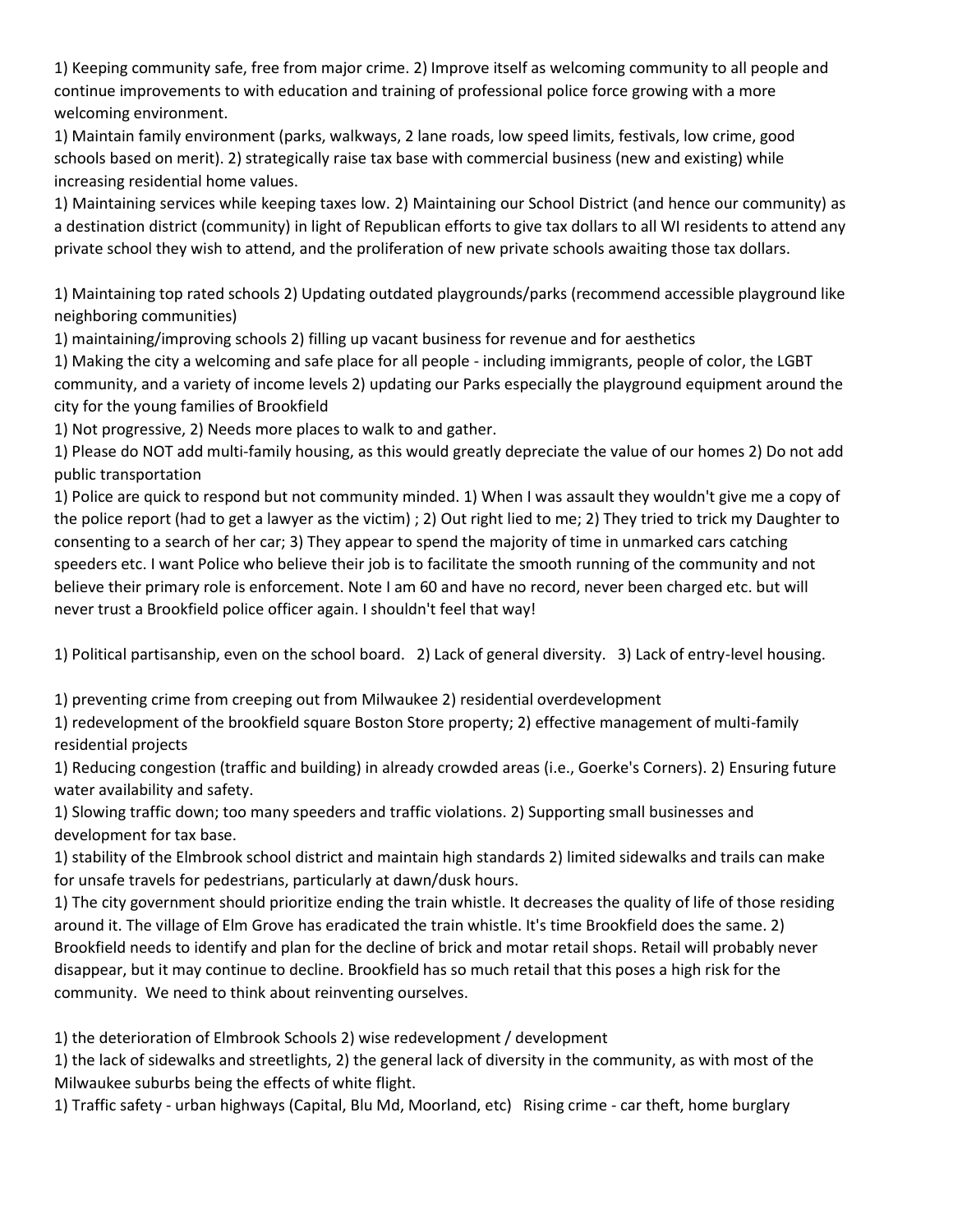1) Keeping community safe, free from major crime. 2) Improve itself as welcoming community to all people and continue improvements to with education and training of professional police force growing with a more welcoming environment.

1) Maintain family environment (parks, walkways, 2 lane roads, low speed limits, festivals, low crime, good schools based on merit). 2) strategically raise tax base with commercial business (new and existing) while increasing residential home values.

1) Maintaining services while keeping taxes low. 2) Maintaining our School District (and hence our community) as a destination district (community) in light of Republican efforts to give tax dollars to all WI residents to attend any private school they wish to attend, and the proliferation of new private schools awaiting those tax dollars.

1) Maintaining top rated schools 2) Updating outdated playgrounds/parks (recommend accessible playground like neighboring communities)

1) maintaining/improving schools 2) filling up vacant business for revenue and for aesthetics

1) Making the city a welcoming and safe place for all people - including immigrants, people of color, the LGBT community, and a variety of income levels 2) updating our Parks especially the playground equipment around the city for the young families of Brookfield

1) Not progressive, 2) Needs more places to walk to and gather.

1) Please do NOT add multi-family housing, as this would greatly depreciate the value of our homes 2) Do not add public transportation

1) Police are quick to respond but not community minded. 1) When I was assault they wouldn't give me a copy of the police report (had to get a lawyer as the victim) ; 2) Out right lied to me; 2) They tried to trick my Daughter to consenting to a search of her car; 3) They appear to spend the majority of time in unmarked cars catching speeders etc. I want Police who believe their job is to facilitate the smooth running of the community and not believe their primary role is enforcement. Note I am 60 and have no record, never been charged etc. but will never trust a Brookfield police officer again. I shouldn't feel that way!

1) Political partisanship, even on the school board. 2) Lack of general diversity. 3) Lack of entry-level housing.

1) preventing crime from creeping out from Milwaukee 2) residential overdevelopment

1) redevelopment of the brookfield square Boston Store property; 2) effective management of multi-family residential projects

1) Reducing congestion (traffic and building) in already crowded areas (i.e., Goerke's Corners). 2) Ensuring future water availability and safety.

1) Slowing traffic down; too many speeders and traffic violations. 2) Supporting small businesses and development for tax base.

1) stability of the Elmbrook school district and maintain high standards 2) limited sidewalks and trails can make for unsafe travels for pedestrians, particularly at dawn/dusk hours.

1) The city government should prioritize ending the train whistle. It decreases the quality of life of those residing around it. The village of Elm Grove has eradicated the train whistle. It's time Brookfield does the same. 2) Brookfield needs to identify and plan for the decline of brick and motar retail shops. Retail will probably never disappear, but it may continue to decline. Brookfield has so much retail that this poses a high risk for the community. We need to think about reinventing ourselves.

1) the deterioration of Elmbrook Schools 2) wise redevelopment / development

1) the lack of sidewalks and streetlights, 2) the general lack of diversity in the community, as with most of the Milwaukee suburbs being the effects of white flight.

1) Traffic safety - urban highways (Capital, Blu Md, Moorland, etc) Rising crime - car theft, home burglary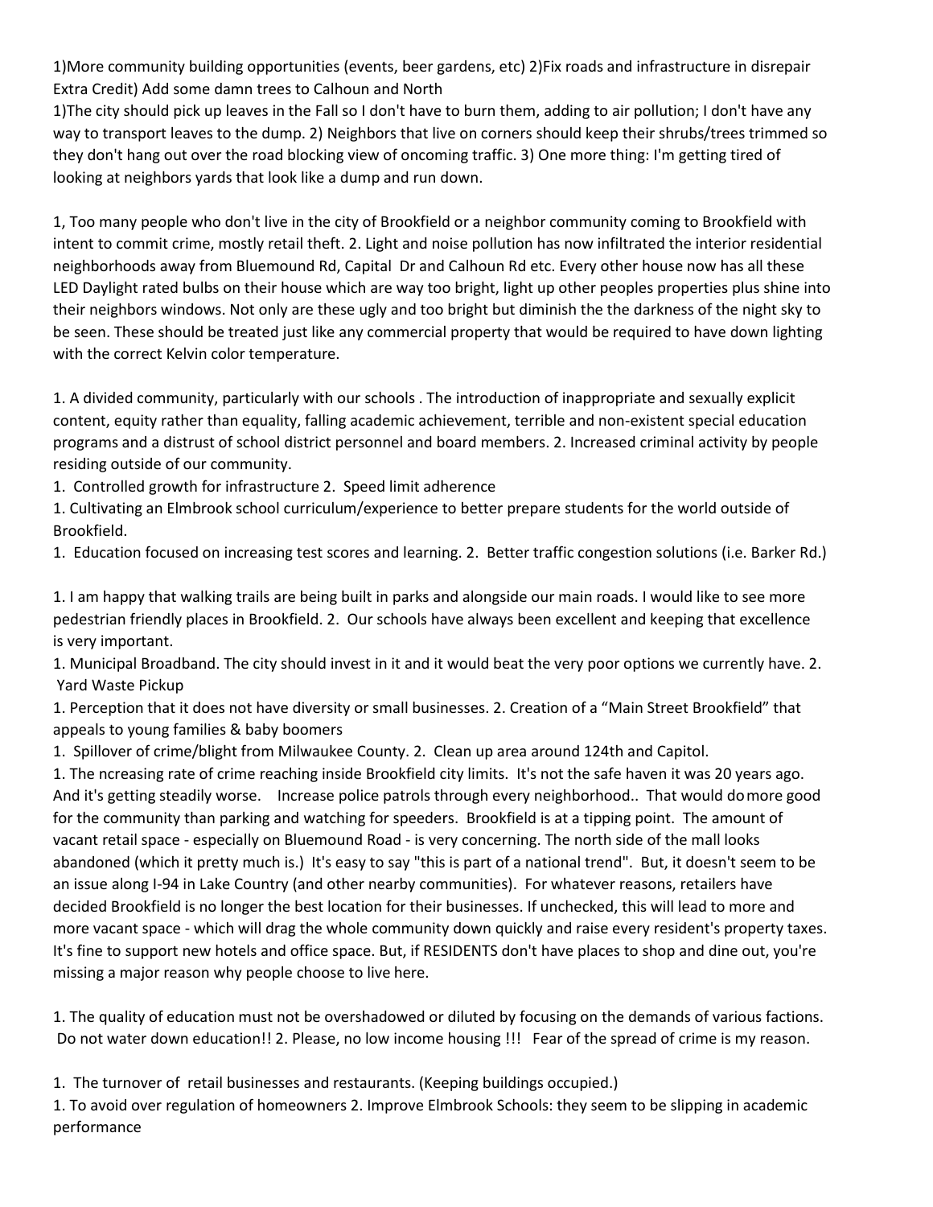1)More community building opportunities (events, beer gardens, etc) 2)Fix roads and infrastructure in disrepair Extra Credit) Add some damn trees to Calhoun and North

1)The city should pick up leaves in the Fall so I don't have to burn them, adding to air pollution; I don't have any way to transport leaves to the dump. 2) Neighbors that live on corners should keep their shrubs/trees trimmed so they don't hang out over the road blocking view of oncoming traffic. 3) One more thing: I'm getting tired of looking at neighbors yards that look like a dump and run down.

1, Too many people who don't live in the city of Brookfield or a neighbor community coming to Brookfield with intent to commit crime, mostly retail theft. 2. Light and noise pollution has now infiltrated the interior residential neighborhoods away from Bluemound Rd, Capital Dr and Calhoun Rd etc. Every other house now has all these LED Daylight rated bulbs on their house which are way too bright, light up other peoples properties plus shine into their neighbors windows. Not only are these ugly and too bright but diminish the the darkness of the night sky to be seen. These should be treated just like any commercial property that would be required to have down lighting with the correct Kelvin color temperature.

1. A divided community, particularly with our schools . The introduction of inappropriate and sexually explicit content, equity rather than equality, falling academic achievement, terrible and non-existent special education programs and a distrust of school district personnel and board members. 2. Increased criminal activity by people residing outside of our community.

1. Controlled growth for infrastructure 2. Speed limit adherence

1. Cultivating an Elmbrook school curriculum/experience to better prepare students for the world outside of Brookfield.

1. Education focused on increasing test scores and learning. 2. Better traffic congestion solutions (i.e. Barker Rd.)

1. I am happy that walking trails are being built in parks and alongside our main roads. I would like to see more pedestrian friendly places in Brookfield. 2. Our schools have always been excellent and keeping that excellence is very important.

1. Municipal Broadband. The city should invest in it and it would beat the very poor options we currently have. 2. Yard Waste Pickup

1. Perception that it does not have diversity or small businesses. 2. Creation of a "Main Street Brookfield" that appeals to young families & baby boomers

1. Spillover of crime/blight from Milwaukee County. 2. Clean up area around 124th and Capitol.

1. The ncreasing rate of crime reaching inside Brookfield city limits. It's not the safe haven it was 20 years ago. And it's getting steadily worse. Increase police patrols through every neighborhood.. That would do more good for the community than parking and watching for speeders. Brookfield is at a tipping point. The amount of vacant retail space - especially on Bluemound Road - is very concerning. The north side of the mall looks abandoned (which it pretty much is.) It's easy to say "this is part of a national trend". But, it doesn't seem to be an issue along I-94 in Lake Country (and other nearby communities). For whatever reasons, retailers have decided Brookfield is no longer the best location for their businesses. If unchecked, this will lead to more and more vacant space - which will drag the whole community down quickly and raise every resident's property taxes. It's fine to support new hotels and office space. But, if RESIDENTS don't have places to shop and dine out, you're missing a major reason why people choose to live here.

1. The quality of education must not be overshadowed or diluted by focusing on the demands of various factions. Do not water down education!! 2. Please, no low income housing !!! Fear of the spread of crime is my reason.

1. The turnover of retail businesses and restaurants. (Keeping buildings occupied.)

1. To avoid over regulation of homeowners 2. Improve Elmbrook Schools: they seem to be slipping in academic performance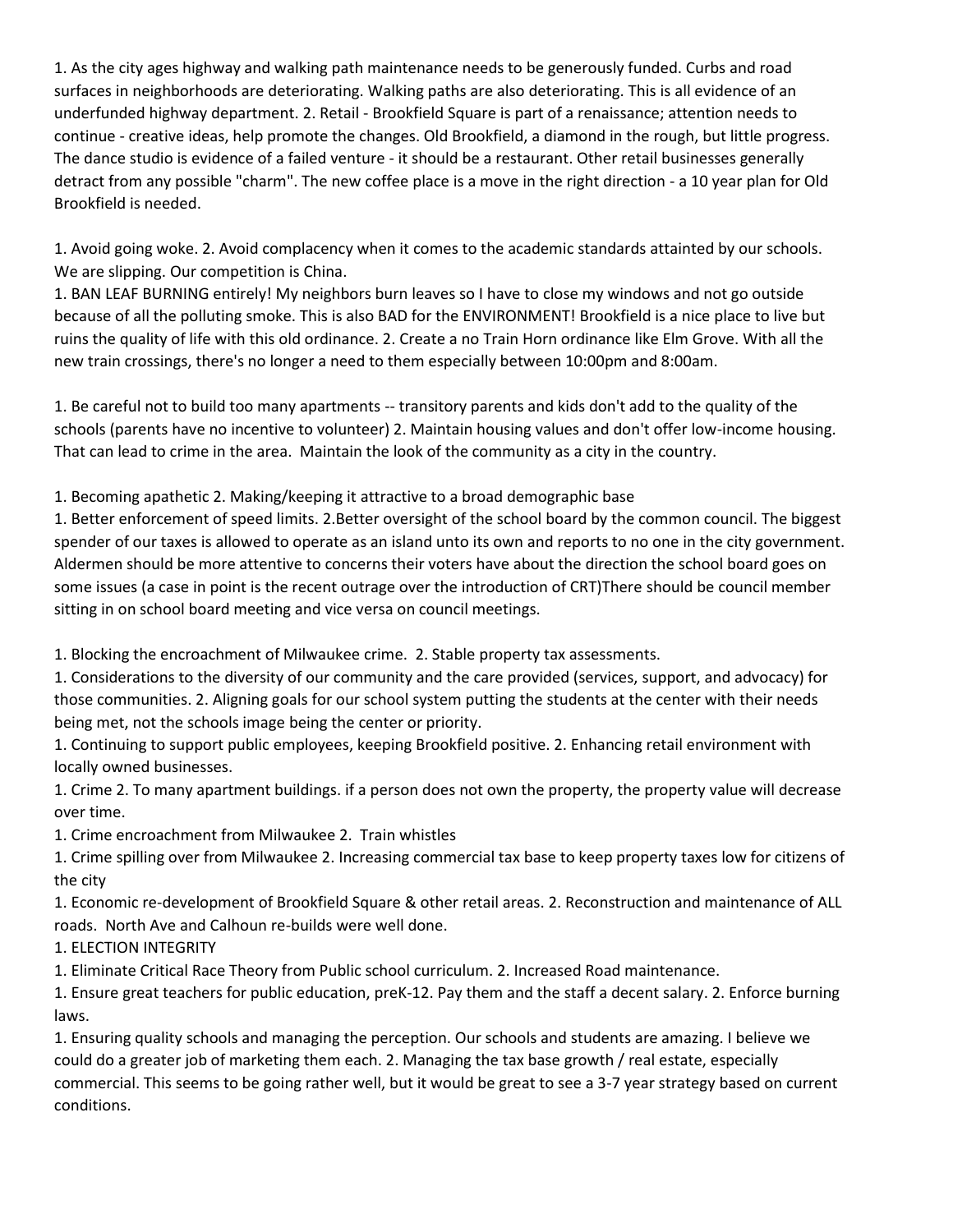1. As the city ages highway and walking path maintenance needs to be generously funded. Curbs and road surfaces in neighborhoods are deteriorating. Walking paths are also deteriorating. This is all evidence of an underfunded highway department. 2. Retail - Brookfield Square is part of a renaissance; attention needs to continue - creative ideas, help promote the changes. Old Brookfield, a diamond in the rough, but little progress. The dance studio is evidence of a failed venture - it should be a restaurant. Other retail businesses generally detract from any possible "charm". The new coffee place is a move in the right direction - a 10 year plan for Old Brookfield is needed.

1. Avoid going woke. 2. Avoid complacency when it comes to the academic standards attainted by our schools. We are slipping. Our competition is China.

1. BAN LEAF BURNING entirely! My neighbors burn leaves so I have to close my windows and not go outside because of all the polluting smoke. This is also BAD for the ENVIRONMENT! Brookfield is a nice place to live but ruins the quality of life with this old ordinance. 2. Create a no Train Horn ordinance like Elm Grove. With all the new train crossings, there's no longer a need to them especially between 10:00pm and 8:00am.

1. Be careful not to build too many apartments -- transitory parents and kids don't add to the quality of the schools (parents have no incentive to volunteer) 2. Maintain housing values and don't offer low-income housing. That can lead to crime in the area. Maintain the look of the community as a city in the country.

1. Becoming apathetic 2. Making/keeping it attractive to a broad demographic base

1. Better enforcement of speed limits. 2.Better oversight of the school board by the common council. The biggest spender of our taxes is allowed to operate as an island unto its own and reports to no one in the city government. Aldermen should be more attentive to concerns their voters have about the direction the school board goes on some issues (a case in point is the recent outrage over the introduction of CRT)There should be council member sitting in on school board meeting and vice versa on council meetings.

1. Blocking the encroachment of Milwaukee crime. 2. Stable property tax assessments.

1. Considerations to the diversity of our community and the care provided (services, support, and advocacy) for those communities. 2. Aligning goals for our school system putting the students at the center with their needs being met, not the schools image being the center or priority.

1. Continuing to support public employees, keeping Brookfield positive. 2. Enhancing retail environment with locally owned businesses.

1. Crime 2. To many apartment buildings. if a person does not own the property, the property value will decrease over time.

1. Crime encroachment from Milwaukee 2. Train whistles

1. Crime spilling over from Milwaukee 2. Increasing commercial tax base to keep property taxes low for citizens of the city

1. Economic re-development of Brookfield Square & other retail areas. 2. Reconstruction and maintenance of ALL roads. North Ave and Calhoun re-builds were well done.

1. ELECTION INTEGRITY

1. Eliminate Critical Race Theory from Public school curriculum. 2. Increased Road maintenance.

1. Ensure great teachers for public education, preK-12. Pay them and the staff a decent salary. 2. Enforce burning laws.

1. Ensuring quality schools and managing the perception. Our schools and students are amazing. I believe we could do a greater job of marketing them each. 2. Managing the tax base growth / real estate, especially commercial. This seems to be going rather well, but it would be great to see a 3-7 year strategy based on current conditions.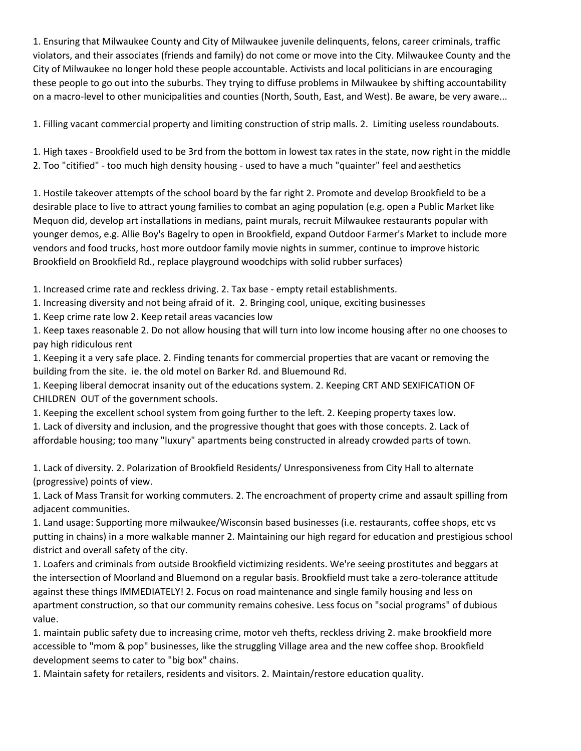1. Ensuring that Milwaukee County and City of Milwaukee juvenile delinquents, felons, career criminals, traffic violators, and their associates (friends and family) do not come or move into the City. Milwaukee County and the City of Milwaukee no longer hold these people accountable. Activists and local politicians in are encouraging these people to go out into the suburbs. They trying to diffuse problems in Milwaukee by shifting accountability on a macro-level to other municipalities and counties (North, South, East, and West). Be aware, be very aware...

1. Filling vacant commercial property and limiting construction of strip malls. 2. Limiting useless roundabouts.

1. High taxes - Brookfield used to be 3rd from the bottom in lowest tax rates in the state, now right in the middle
2. Too "citified" - too much high density housing - used to have a much "quainter" feel and aesthetics

1. Hostile takeover attempts of the school board by the far right 2. Promote and develop Brookfield to be a desirable place to live to attract young families to combat an aging population (e.g. open a Public Market like Mequon did, develop art installations in medians, paint murals, recruit Milwaukee restaurants popular with younger demos, e.g. Allie Boy's Bagelry to open in Brookfield, expand Outdoor Farmer's Market to include more vendors and food trucks, host more outdoor family movie nights in summer, continue to improve historic Brookfield on Brookfield Rd., replace playground woodchips with solid rubber surfaces)

1. Increased crime rate and reckless driving. 2. Tax base - empty retail establishments.

1. Increasing diversity and not being afraid of it. 2. Bringing cool, unique, exciting businesses

1. Keep crime rate low 2. Keep retail areas vacancies low

1. Keep taxes reasonable 2. Do not allow housing that will turn into low income housing after no one chooses to pay high ridiculous rent

1. Keeping it a very safe place. 2. Finding tenants for commercial properties that are vacant or removing the building from the site. ie. the old motel on Barker Rd. and Bluemound Rd.

1. Keeping liberal democrat insanity out of the educations system. 2. Keeping CRT AND SEXIFICATION OF CHILDREN OUT of the government schools.

1. Keeping the excellent school system from going further to the left. 2. Keeping property taxes low.

1. Lack of diversity and inclusion, and the progressive thought that goes with those concepts. 2. Lack of affordable housing; too many "luxury" apartments being constructed in already crowded parts of town.

1. Lack of diversity. 2. Polarization of Brookfield Residents/ Unresponsiveness from City Hall to alternate (progressive) points of view.

1. Lack of Mass Transit for working commuters. 2. The encroachment of property crime and assault spilling from adjacent communities.

1. Land usage: Supporting more milwaukee/Wisconsin based businesses (i.e. restaurants, coffee shops, etc vs putting in chains) in a more walkable manner 2. Maintaining our high regard for education and prestigious school district and overall safety of the city.

1. Loafers and criminals from outside Brookfield victimizing residents. We're seeing prostitutes and beggars at the intersection of Moorland and Bluemond on a regular basis. Brookfield must take a zero-tolerance attitude against these things IMMEDIATELY! 2. Focus on road maintenance and single family housing and less on apartment construction, so that our community remains cohesive. Less focus on "social programs" of dubious value.

1. maintain public safety due to increasing crime, motor veh thefts, reckless driving 2. make brookfield more accessible to "mom & pop" businesses, like the struggling Village area and the new coffee shop. Brookfield development seems to cater to "big box" chains.

1. Maintain safety for retailers, residents and visitors. 2. Maintain/restore education quality.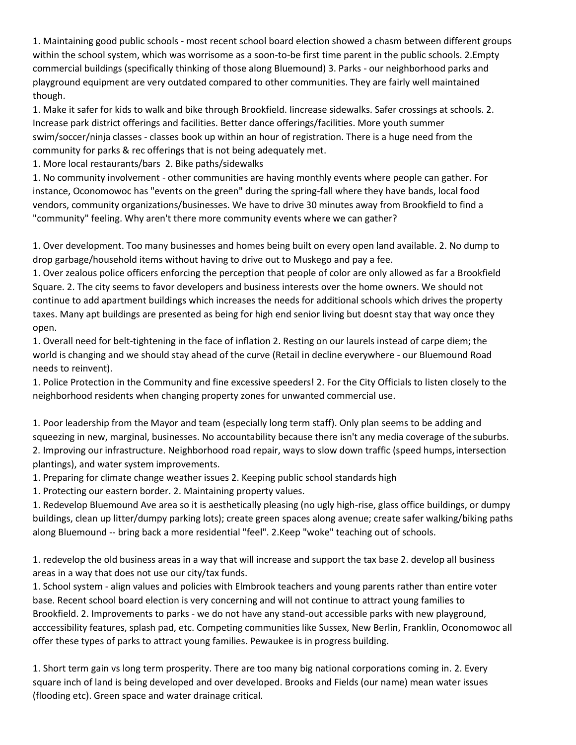1. Maintaining good public schools - most recent school board election showed a chasm between different groups within the school system, which was worrisome as a soon-to-be first time parent in the public schools. 2.Empty commercial buildings (specifically thinking of those along Bluemound) 3. Parks - our neighborhood parks and playground equipment are very outdated compared to other communities. They are fairly well maintained though.

1. Make it safer for kids to walk and bike through Brookfield. Iincrease sidewalks. Safer crossings at schools. 2. Increase park district offerings and facilities. Better dance offerings/facilities. More youth summer swim/soccer/ninja classes - classes book up within an hour of registration. There is a huge need from the community for parks & rec offerings that is not being adequately met.

1. More local restaurants/bars 2. Bike paths/sidewalks

1. No community involvement - other communities are having monthly events where people can gather. For instance, Oconomowoc has "events on the green" during the spring-fall where they have bands, local food vendors, community organizations/businesses. We have to drive 30 minutes away from Brookfield to find a "community" feeling. Why aren't there more community events where we can gather?

1. Over development. Too many businesses and homes being built on every open land available. 2. No dump to drop garbage/household items without having to drive out to Muskego and pay a fee.

1. Over zealous police officers enforcing the perception that people of color are only allowed as far a Brookfield Square. 2. The city seems to favor developers and business interests over the home owners. We should not continue to add apartment buildings which increases the needs for additional schools which drives the property taxes. Many apt buildings are presented as being for high end senior living but doesnt stay that way once they open.

1. Overall need for belt-tightening in the face of inflation 2. Resting on our laurels instead of carpe diem; the world is changing and we should stay ahead of the curve (Retail in decline everywhere - our Bluemound Road needs to reinvent).

1. Police Protection in the Community and fine excessive speeders! 2. For the City Officials to listen closely to the neighborhood residents when changing property zones for unwanted commercial use.

1. Poor leadership from the Mayor and team (especially long term staff). Only plan seems to be adding and squeezing in new, marginal, businesses. No accountability because there isn't any media coverage of the suburbs. 2. Improving our infrastructure. Neighborhood road repair, ways to slow down traffic (speed humps, intersection plantings), and water system improvements.

1. Preparing for climate change weather issues 2. Keeping public school standards high

1. Protecting our eastern border. 2. Maintaining property values.

1. Redevelop Bluemound Ave area so it is aesthetically pleasing (no ugly high-rise, glass office buildings, or dumpy buildings, clean up litter/dumpy parking lots); create green spaces along avenue; create safer walking/biking paths along Bluemound -- bring back a more residential "feel". 2.Keep "woke" teaching out of schools.

1. redevelop the old business areas in a way that will increase and support the tax base 2. develop all business areas in a way that does not use our city/tax funds.

1. School system - align values and policies with Elmbrook teachers and young parents rather than entire voter base. Recent school board election is very concerning and will not continue to attract young families to Brookfield. 2. Improvements to parks - we do not have any stand-out accessible parks with new playground, acccessibility features, splash pad, etc. Competing communities like Sussex, New Berlin, Franklin, Oconomowoc all offer these types of parks to attract young families. Pewaukee is in progress building.

1. Short term gain vs long term prosperity. There are too many big national corporations coming in. 2. Every square inch of land is being developed and over developed. Brooks and Fields (our name) mean water issues (flooding etc). Green space and water drainage critical.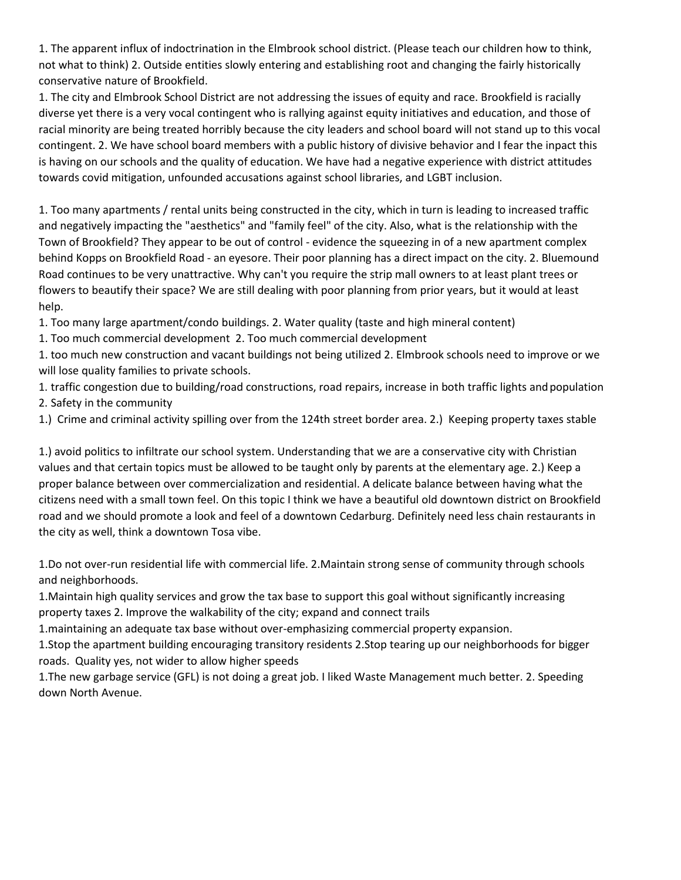1. The apparent influx of indoctrination in the Elmbrook school district. (Please teach our children how to think, not what to think) 2. Outside entities slowly entering and establishing root and changing the fairly historically conservative nature of Brookfield.

1. The city and Elmbrook School District are not addressing the issues of equity and race. Brookfield is racially diverse yet there is a very vocal contingent who is rallying against equity initiatives and education, and those of racial minority are being treated horribly because the city leaders and school board will not stand up to this vocal contingent. 2. We have school board members with a public history of divisive behavior and I fear the inpact this is having on our schools and the quality of education. We have had a negative experience with district attitudes towards covid mitigation, unfounded accusations against school libraries, and LGBT inclusion.

1. Too many apartments / rental units being constructed in the city, which in turn is leading to increased traffic and negatively impacting the "aesthetics" and "family feel" of the city. Also, what is the relationship with the Town of Brookfield? They appear to be out of control - evidence the squeezing in of a new apartment complex behind Kopps on Brookfield Road - an eyesore. Their poor planning has a direct impact on the city. 2. Bluemound Road continues to be very unattractive. Why can't you require the strip mall owners to at least plant trees or flowers to beautify their space? We are still dealing with poor planning from prior years, but it would at least help.

1. Too many large apartment/condo buildings. 2. Water quality (taste and high mineral content)

1. Too much commercial development 2. Too much commercial development

1. too much new construction and vacant buildings not being utilized 2. Elmbrook schools need to improve or we will lose quality families to private schools.

1. traffic congestion due to building/road constructions, road repairs, increase in both traffic lights and population 2. Safety in the community

1.) Crime and criminal activity spilling over from the 124th street border area. 2.) Keeping property taxes stable

1.) avoid politics to infiltrate our school system. Understanding that we are a conservative city with Christian values and that certain topics must be allowed to be taught only by parents at the elementary age. 2.) Keep a proper balance between over commercialization and residential. A delicate balance between having what the citizens need with a small town feel. On this topic I think we have a beautiful old downtown district on Brookfield road and we should promote a look and feel of a downtown Cedarburg. Definitely need less chain restaurants in the city as well, think a downtown Tosa vibe.

1.Do not over-run residential life with commercial life. 2.Maintain strong sense of community through schools and neighborhoods.

1.Maintain high quality services and grow the tax base to support this goal without significantly increasing property taxes 2. Improve the walkability of the city; expand and connect trails

1.maintaining an adequate tax base without over-emphasizing commercial property expansion.

1.Stop the apartment building encouraging transitory residents 2.Stop tearing up our neighborhoods for bigger roads. Quality yes, not wider to allow higher speeds

1.The new garbage service (GFL) is not doing a great job. I liked Waste Management much better. 2. Speeding down North Avenue.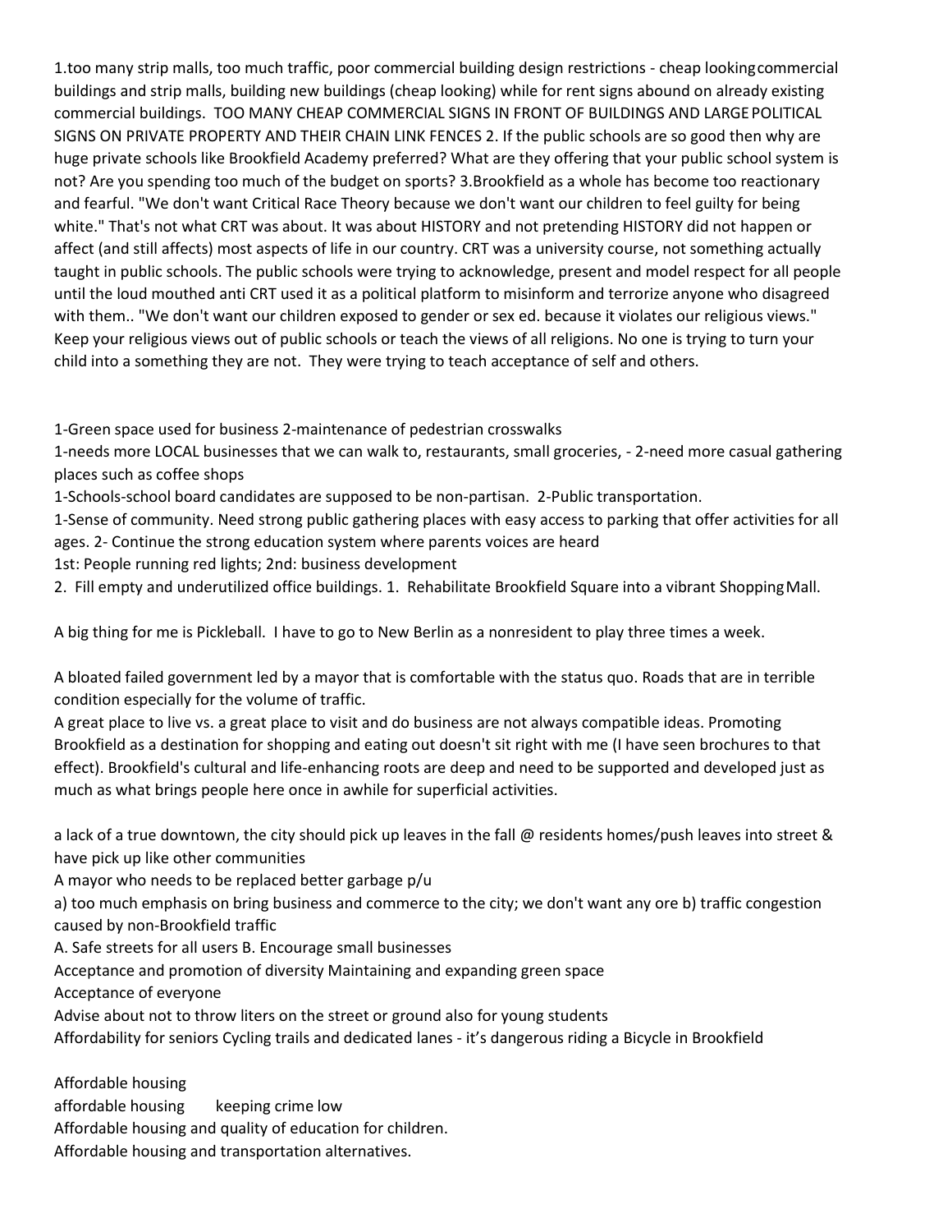1.too many strip malls, too much traffic, poor commercial building design restrictions - cheap looking commercial buildings and strip malls, building new buildings (cheap looking) while for rent signs abound on already existing commercial buildings. TOO MANY CHEAP COMMERCIAL SIGNS IN FRONT OF BUILDINGS AND LARGE POLITICAL SIGNS ON PRIVATE PROPERTY AND THEIR CHAIN LINK FENCES 2. If the public schools are so good then why are huge private schools like Brookfield Academy preferred? What are they offering that your public school system is not? Are you spending too much of the budget on sports? 3.Brookfield as a whole has become too reactionary and fearful. "We don't want Critical Race Theory because we don't want our children to feel guilty for being white." That's not what CRT was about. It was about HISTORY and not pretending HISTORY did not happen or affect (and still affects) most aspects of life in our country. CRT was a university course, not something actually taught in public schools. The public schools were trying to acknowledge, present and model respect for all people until the loud mouthed anti CRT used it as a political platform to misinform and terrorize anyone who disagreed with them.. "We don't want our children exposed to gender or sex ed. because it violates our religious views." Keep your religious views out of public schools or teach the views of all religions. No one is trying to turn your child into a something they are not. They were trying to teach acceptance of self and others.

1-Green space used for business 2-maintenance of pedestrian crosswalks

1-needs more LOCAL businesses that we can walk to, restaurants, small groceries, - 2-need more casual gathering places such as coffee shops

1-Schools-school board candidates are supposed to be non-partisan. 2-Public transportation.

1-Sense of community. Need strong public gathering places with easy access to parking that offer activities for all ages. 2- Continue the strong education system where parents voices are heard

1st: People running red lights; 2nd: business development

2. Fill empty and underutilized office buildings. 1. Rehabilitate Brookfield Square into a vibrant Shopping Mall.

A big thing for me is Pickleball. I have to go to New Berlin as a nonresident to play three times a week.

A bloated failed government led by a mayor that is comfortable with the status quo. Roads that are in terrible condition especially for the volume of traffic.

A great place to live vs. a great place to visit and do business are not always compatible ideas. Promoting Brookfield as a destination for shopping and eating out doesn't sit right with me (I have seen brochures to that effect). Brookfield's cultural and life-enhancing roots are deep and need to be supported and developed just as much as what brings people here once in awhile for superficial activities.

a lack of a true downtown, the city should pick up leaves in the fall @ residents homes/push leaves into street & have pick up like other communities

A mayor who needs to be replaced better garbage p/u

a) too much emphasis on bring business and commerce to the city; we don't want any ore b) traffic congestion caused by non-Brookfield traffic

A. Safe streets for all users B. Encourage small businesses

Acceptance and promotion of diversity Maintaining and expanding green space

Acceptance of everyone

Advise about not to throw liters on the street or ground also for young students

Affordability for seniors Cycling trails and dedicated lanes - it's dangerous riding a Bicycle in Brookfield

Affordable housing

affordable housing keeping crime low

Affordable housing and quality of education for children.

Affordable housing and transportation alternatives.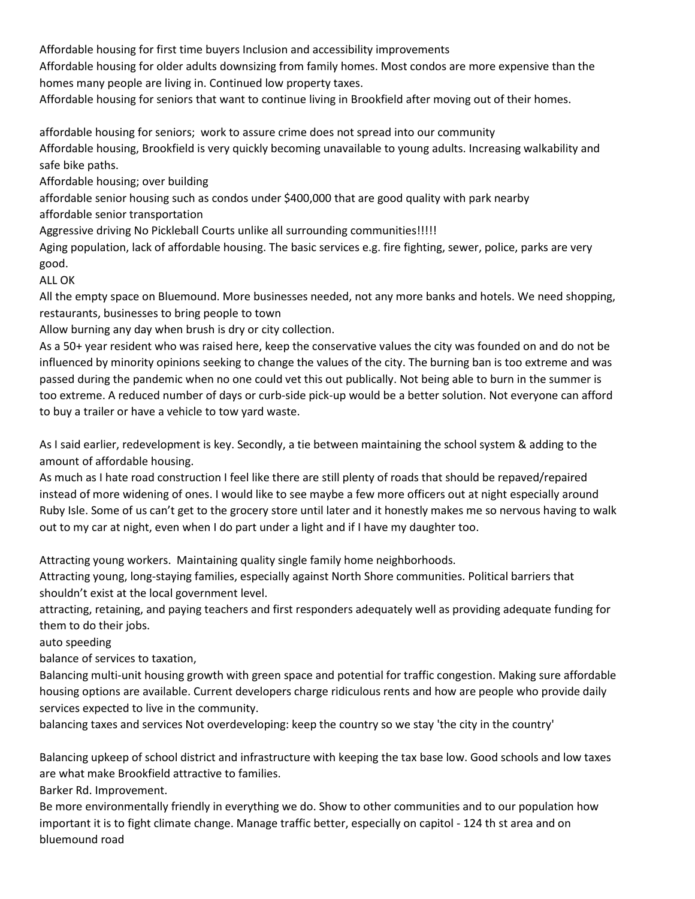Affordable housing for first time buyers Inclusion and accessibility improvements

Affordable housing for older adults downsizing from family homes. Most condos are more expensive than the homes many people are living in. Continued low property taxes.

Affordable housing for seniors that want to continue living in Brookfield after moving out of their homes.

affordable housing for seniors; work to assure crime does not spread into our community

Affordable housing, Brookfield is very quickly becoming unavailable to young adults. Increasing walkability and safe bike paths.

Affordable housing; over building

affordable senior housing such as condos under $400,000 that are good quality with park nearby

affordable senior transportation

Aggressive driving No Pickleball Courts unlike all surrounding communities!!!!!

Aging population, lack of affordable housing. The basic services e.g. fire fighting, sewer, police, parks are very good.

ALL OK

All the empty space on Bluemound. More businesses needed, not any more banks and hotels. We need shopping, restaurants, businesses to bring people to town

Allow burning any day when brush is dry or city collection.

As a 50+ year resident who was raised here, keep the conservative values the city was founded on and do not be influenced by minority opinions seeking to change the values of the city. The burning ban is too extreme and was passed during the pandemic when no one could vet this out publically. Not being able to burn in the summer is too extreme. A reduced number of days or curb-side pick-up would be a better solution. Not everyone can afford to buy a trailer or have a vehicle to tow yard waste.

As I said earlier, redevelopment is key. Secondly, a tie between maintaining the school system & adding to the amount of affordable housing.

As much as I hate road construction I feel like there are still plenty of roads that should be repaved/repaired instead of more widening of ones. I would like to see maybe a few more officers out at night especially around Ruby Isle. Some of us can't get to the grocery store until later and it honestly makes me so nervous having to walk out to my car at night, even when I do part under a light and if I have my daughter too.

Attracting young workers. Maintaining quality single family home neighborhoods.

Attracting young, long-staying families, especially against North Shore communities. Political barriers that shouldn't exist at the local government level.

attracting, retaining, and paying teachers and first responders adequately well as providing adequate funding for them to do their jobs.

auto speeding

balance of services to taxation,

Balancing multi-unit housing growth with green space and potential for traffic congestion. Making sure affordable housing options are available. Current developers charge ridiculous rents and how are people who provide daily services expected to live in the community.

balancing taxes and services Not overdeveloping: keep the country so we stay 'the city in the country'

Balancing upkeep of school district and infrastructure with keeping the tax base low. Good schools and low taxes are what make Brookfield attractive to families.

Barker Rd. Improvement.

Be more environmentally friendly in everything we do. Show to other communities and to our population how important it is to fight climate change. Manage traffic better, especially on capitol - 124 th st area and on bluemound road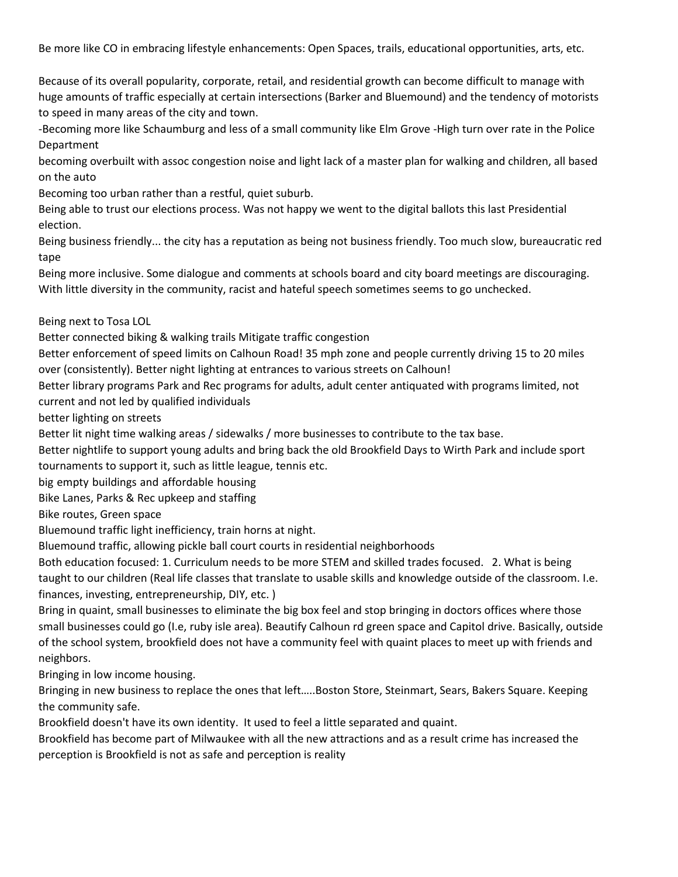Be more like CO in embracing lifestyle enhancements: Open Spaces, trails, educational opportunities, arts, etc.

Because of its overall popularity, corporate, retail, and residential growth can become difficult to manage with huge amounts of traffic especially at certain intersections (Barker and Bluemound) and the tendency of motorists to speed in many areas of the city and town.

-Becoming more like Schaumburg and less of a small community like Elm Grove -High turn over rate in the Police Department

becoming overbuilt with assoc congestion noise and light lack of a master plan for walking and children, all based on the auto

Becoming too urban rather than a restful, quiet suburb.

Being able to trust our elections process. Was not happy we went to the digital ballots this last Presidential election.

Being business friendly... the city has a reputation as being not business friendly. Too much slow, bureaucratic red tape

Being more inclusive. Some dialogue and comments at schools board and city board meetings are discouraging. With little diversity in the community, racist and hateful speech sometimes seems to go unchecked.

Being next to Tosa LOL

Better connected biking & walking trails Mitigate traffic congestion

Better enforcement of speed limits on Calhoun Road! 35 mph zone and people currently driving 15 to 20 miles over (consistently). Better night lighting at entrances to various streets on Calhoun!

Better library programs Park and Rec programs for adults, adult center antiquated with programs limited, not current and not led by qualified individuals

better lighting on streets

Better lit night time walking areas / sidewalks / more businesses to contribute to the tax base.

Better nightlife to support young adults and bring back the old Brookfield Days to Wirth Park and include sport tournaments to support it, such as little league, tennis etc.

big empty buildings and affordable housing

Bike Lanes, Parks & Rec upkeep and staffing

Bike routes, Green space

Bluemound traffic light inefficiency, train horns at night.

Bluemound traffic, allowing pickle ball court courts in residential neighborhoods

Both education focused: 1. Curriculum needs to be more STEM and skilled trades focused. 2. What is being taught to our children (Real life classes that translate to usable skills and knowledge outside of the classroom. I.e. finances, investing, entrepreneurship, DIY, etc. )

Bring in quaint, small businesses to eliminate the big box feel and stop bringing in doctors offices where those small businesses could go (I.e, ruby isle area). Beautify Calhoun rd green space and Capitol drive. Basically, outside of the school system, brookfield does not have a community feel with quaint places to meet up with friends and neighbors.

Bringing in low income housing.

Bringing in new business to replace the ones that left.....Boston Store, Steinmart, Sears, Bakers Square. Keeping the community safe.

Brookfield doesn't have its own identity. It used to feel a little separated and quaint.

Brookfield has become part of Milwaukee with all the new attractions and as a result crime has increased the perception is Brookfield is not as safe and perception is reality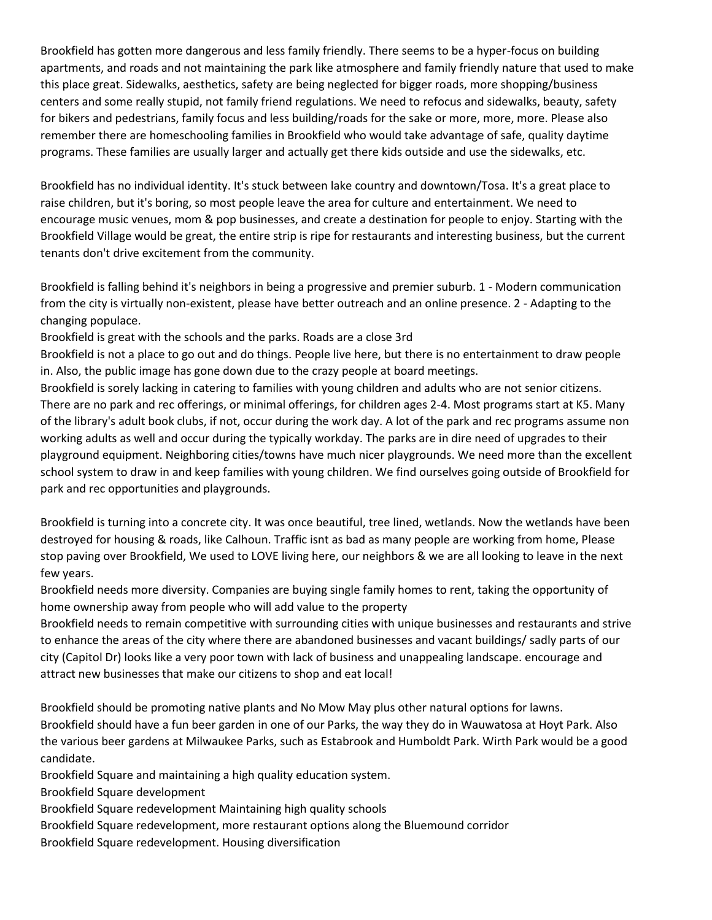Brookfield has gotten more dangerous and less family friendly. There seems to be a hyper-focus on building apartments, and roads and not maintaining the park like atmosphere and family friendly nature that used to make this place great. Sidewalks, aesthetics, safety are being neglected for bigger roads, more shopping/business centers and some really stupid, not family friend regulations. We need to refocus and sidewalks, beauty, safety for bikers and pedestrians, family focus and less building/roads for the sake or more, more, more. Please also remember there are homeschooling families in Brookfield who would take advantage of safe, quality daytime programs. These families are usually larger and actually get there kids outside and use the sidewalks, etc.

Brookfield has no individual identity. It's stuck between lake country and downtown/Tosa. It's a great place to raise children, but it's boring, so most people leave the area for culture and entertainment. We need to encourage music venues, mom & pop businesses, and create a destination for people to enjoy. Starting with the Brookfield Village would be great, the entire strip is ripe for restaurants and interesting business, but the current tenants don't drive excitement from the community.

Brookfield is falling behind it's neighbors in being a progressive and premier suburb. 1 - Modern communication from the city is virtually non-existent, please have better outreach and an online presence. 2 - Adapting to the changing populace.

Brookfield is great with the schools and the parks. Roads are a close 3rd

Brookfield is not a place to go out and do things. People live here, but there is no entertainment to draw people in. Also, the public image has gone down due to the crazy people at board meetings.

Brookfield is sorely lacking in catering to families with young children and adults who are not senior citizens. There are no park and rec offerings, or minimal offerings, for children ages 2-4. Most programs start at K5. Many of the library's adult book clubs, if not, occur during the work day. A lot of the park and rec programs assume non working adults as well and occur during the typically workday. The parks are in dire need of upgrades to their playground equipment. Neighboring cities/towns have much nicer playgrounds. We need more than the excellent school system to draw in and keep families with young children. We find ourselves going outside of Brookfield for park and rec opportunities and playgrounds.

Brookfield is turning into a concrete city. It was once beautiful, tree lined, wetlands. Now the wetlands have been destroyed for housing & roads, like Calhoun. Traffic isnt as bad as many people are working from home, Please stop paving over Brookfield, We used to LOVE living here, our neighbors & we are all looking to leave in the next few years.

Brookfield needs more diversity. Companies are buying single family homes to rent, taking the opportunity of home ownership away from people who will add value to the property

Brookfield needs to remain competitive with surrounding cities with unique businesses and restaurants and strive to enhance the areas of the city where there are abandoned businesses and vacant buildings/ sadly parts of our city (Capitol Dr) looks like a very poor town with lack of business and unappealing landscape. encourage and attract new businesses that make our citizens to shop and eat local!

Brookfield should be promoting native plants and No Mow May plus other natural options for lawns.

Brookfield should have a fun beer garden in one of our Parks, the way they do in Wauwatosa at Hoyt Park. Also the various beer gardens at Milwaukee Parks, such as Estabrook and Humboldt Park. Wirth Park would be a good candidate.

Brookfield Square and maintaining a high quality education system.

Brookfield Square development

Brookfield Square redevelopment Maintaining high quality schools

Brookfield Square redevelopment, more restaurant options along the Bluemound corridor

Brookfield Square redevelopment. Housing diversification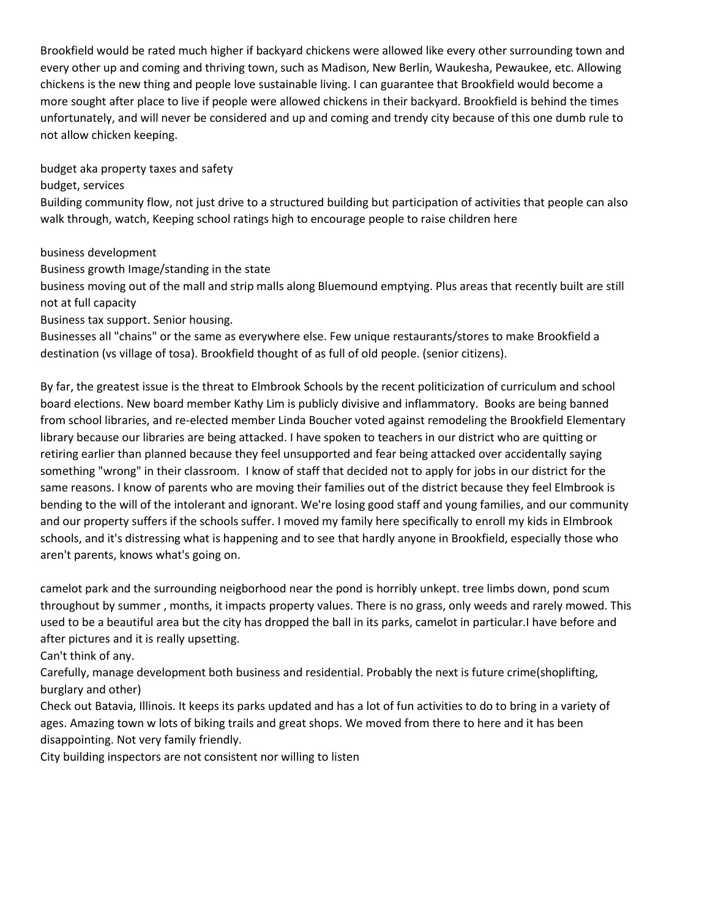Brookfield would be rated much higher if backyard chickens were allowed like every other surrounding town and every other up and coming and thriving town, such as Madison, New Berlin, Waukesha, Pewaukee, etc. Allowing chickens is the new thing and people love sustainable living. I can guarantee that Brookfield would become a more sought after place to live if people were allowed chickens in their backyard. Brookfield is behind the times unfortunately, and will never be considered and up and coming and trendy city because of this one dumb rule to not allow chicken keeping.

budget aka property taxes and safety

budget, services

Building community flow, not just drive to a structured building but participation of activities that people can also walk through, watch, Keeping school ratings high to encourage people to raise children here

business development

Business growth Image/standing in the state

business moving out of the mall and strip malls along Bluemound emptying. Plus areas that recently built are still not at full capacity

Business tax support. Senior housing.

Businesses all "chains" or the same as everywhere else. Few unique restaurants/stores to make Brookfield a destination (vs village of tosa). Brookfield thought of as full of old people. (senior citizens).

By far, the greatest issue is the threat to Elmbrook Schools by the recent politicization of curriculum and school board elections. New board member Kathy Lim is publicly divisive and inflammatory. Books are being banned from school libraries, and re-elected member Linda Boucher voted against remodeling the Brookfield Elementary library because our libraries are being attacked. I have spoken to teachers in our district who are quitting or retiring earlier than planned because they feel unsupported and fear being attacked over accidentally saying something "wrong" in their classroom. I know of staff that decided not to apply for jobs in our district for the same reasons. I know of parents who are moving their families out of the district because they feel Elmbrook is bending to the will of the intolerant and ignorant. We're losing good staff and young families, and our community and our property suffers if the schools suffer. I moved my family here specifically to enroll my kids in Elmbrook schools, and it's distressing what is happening and to see that hardly anyone in Brookfield, especially those who aren't parents, knows what's going on.

camelot park and the surrounding neigborhood near the pond is horribly unkept. tree limbs down, pond scum throughout by summer , months, it impacts property values. There is no grass, only weeds and rarely mowed. This used to be a beautiful area but the city has dropped the ball in its parks, camelot in particular.I have before and after pictures and it is really upsetting.

Can't think of any.

Carefully, manage development both business and residential. Probably the next is future crime(shoplifting, burglary and other)

Check out Batavia, Illinois. It keeps its parks updated and has a lot of fun activities to do to bring in a variety of ages. Amazing town w lots of biking trails and great shops. We moved from there to here and it has been disappointing. Not very family friendly.

City building inspectors are not consistent nor willing to listen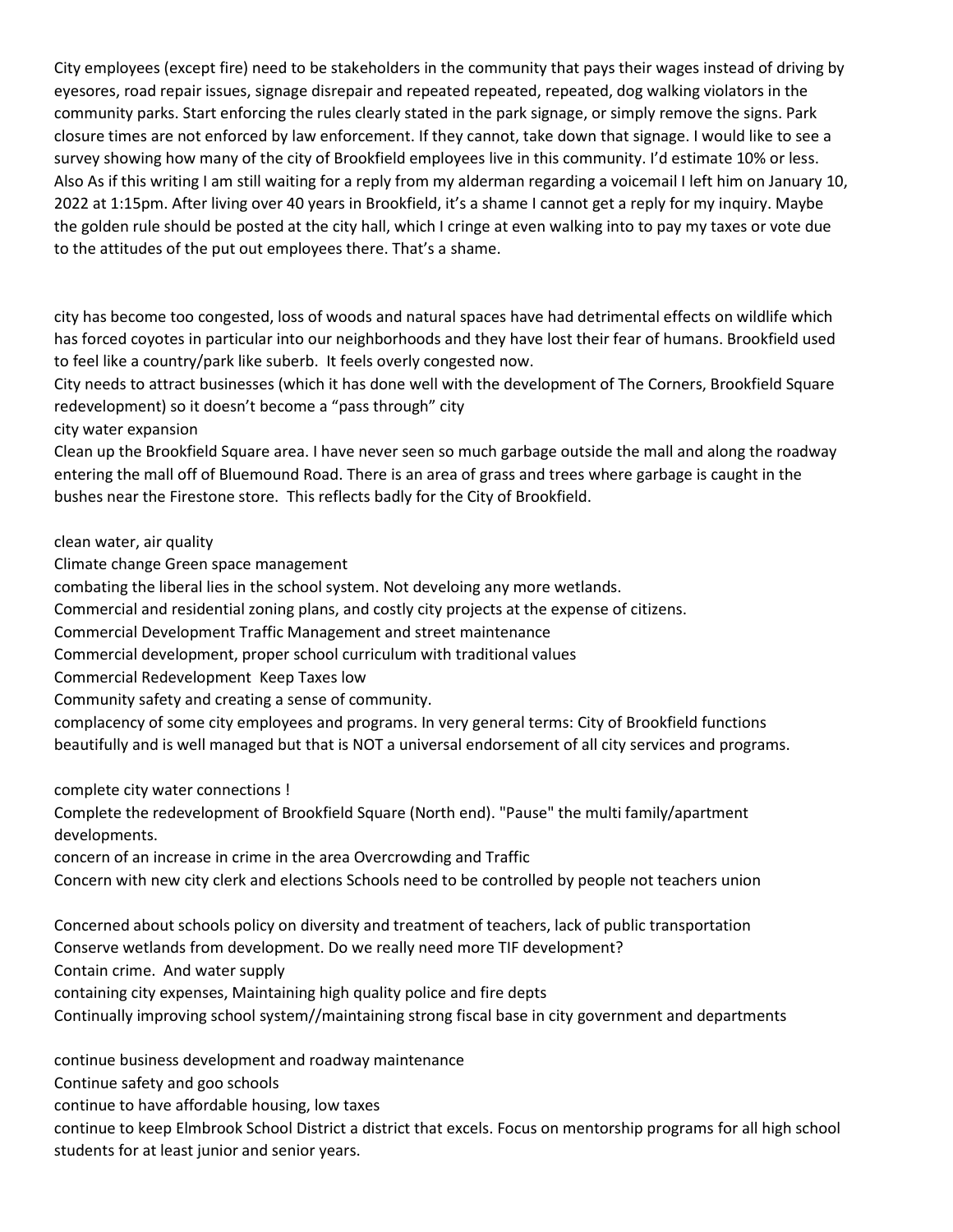City employees (except fire) need to be stakeholders in the community that pays their wages instead of driving by eyesores, road repair issues, signage disrepair and repeated repeated, repeated, dog walking violators in the community parks. Start enforcing the rules clearly stated in the park signage, or simply remove the signs. Park closure times are not enforced by law enforcement. If they cannot, take down that signage. I would like to see a survey showing how many of the city of Brookfield employees live in this community. I'd estimate 10% or less. Also As if this writing I am still waiting for a reply from my alderman regarding a voicemail I left him on January 10, 2022 at 1:15pm. After living over 40 years in Brookfield, it's a shame I cannot get a reply for my inquiry. Maybe the golden rule should be posted at the city hall, which I cringe at even walking into to pay my taxes or vote due to the attitudes of the put out employees there. That's a shame.

city has become too congested, loss of woods and natural spaces have had detrimental effects on wildlife which has forced coyotes in particular into our neighborhoods and they have lost their fear of humans. Brookfield used to feel like a country/park like suberb. It feels overly congested now.

City needs to attract businesses (which it has done well with the development of The Corners, Brookfield Square redevelopment) so it doesn't become a "pass through" city

city water expansion

Clean up the Brookfield Square area. I have never seen so much garbage outside the mall and along the roadway entering the mall off of Bluemound Road. There is an area of grass and trees where garbage is caught in the bushes near the Firestone store. This reflects badly for the City of Brookfield.

clean water, air quality

Climate change Green space management

combating the liberal lies in the school system. Not develoing any more wetlands.

Commercial and residential zoning plans, and costly city projects at the expense of citizens.

Commercial Development Traffic Management and street maintenance

Commercial development, proper school curriculum with traditional values

Commercial Redevelopment Keep Taxes low

Community safety and creating a sense of community.

complacency of some city employees and programs. In very general terms: City of Brookfield functions beautifully and is well managed but that is NOT a universal endorsement of all city services and programs.

complete city water connections !

Complete the redevelopment of Brookfield Square (North end). "Pause" the multi family/apartment developments.

concern of an increase in crime in the area Overcrowding and Traffic

Concern with new city clerk and elections Schools need to be controlled by people not teachers union

Concerned about schools policy on diversity and treatment of teachers, lack of public transportation

Conserve wetlands from development. Do we really need more TIF development?

Contain crime. And water supply

containing city expenses, Maintaining high quality police and fire depts

Continually improving school system//maintaining strong fiscal base in city government and departments

continue business development and roadway maintenance

Continue safety and goo schools

continue to have affordable housing, low taxes

continue to keep Elmbrook School District a district that excels. Focus on mentorship programs for all high school students for at least junior and senior years.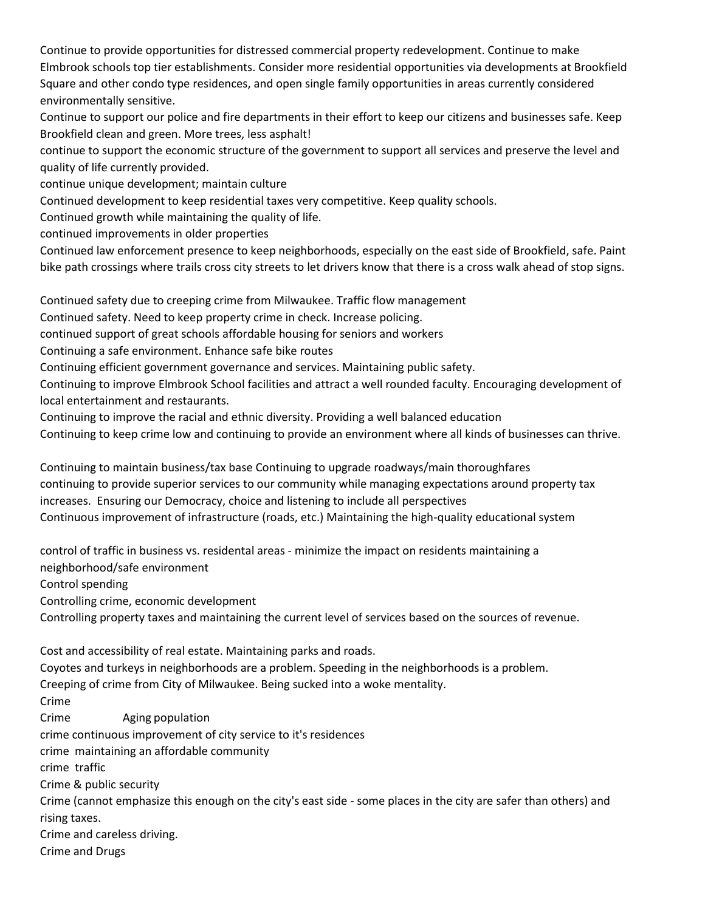Continue to provide opportunities for distressed commercial property redevelopment. Continue to make Elmbrook schools top tier establishments. Consider more residential opportunities via developments at Brookfield Square and other condo type residences, and open single family opportunities in areas currently considered environmentally sensitive.

Continue to support our police and fire departments in their effort to keep our citizens and businesses safe. Keep Brookfield clean and green. More trees, less asphalt!

continue to support the economic structure of the government to support all services and preserve the level and quality of life currently provided.

continue unique development; maintain culture

Continued development to keep residential taxes very competitive. Keep quality schools.

Continued growth while maintaining the quality of life.

continued improvements in older properties

Continued law enforcement presence to keep neighborhoods, especially on the east side of Brookfield, safe. Paint bike path crossings where trails cross city streets to let drivers know that there is a cross walk ahead of stop signs.

Continued safety due to creeping crime from Milwaukee. Traffic flow management

Continued safety. Need to keep property crime in check. Increase policing.

continued support of great schools affordable housing for seniors and workers

Continuing a safe environment. Enhance safe bike routes

Continuing efficient government governance and services. Maintaining public safety.

Continuing to improve Elmbrook School facilities and attract a well rounded faculty. Encouraging development of local entertainment and restaurants.

Continuing to improve the racial and ethnic diversity. Providing a well balanced education

Continuing to keep crime low and continuing to provide an environment where all kinds of businesses can thrive.

Continuing to maintain business/tax base Continuing to upgrade roadways/main thoroughfares

continuing to provide superior services to our community while managing expectations around property tax increases. Ensuring our Democracy, choice and listening to include all perspectives

Continuous improvement of infrastructure (roads, etc.) Maintaining the high-quality educational system

control of traffic in business vs. residental areas - minimize the impact on residents maintaining a neighborhood/safe environment

Control spending

Controlling crime, economic development

Controlling property taxes and maintaining the current level of services based on the sources of revenue.

Cost and accessibility of real estate. Maintaining parks and roads.

Coyotes and turkeys in neighborhoods are a problem. Speeding in the neighborhoods is a problem.

Creeping of crime from City of Milwaukee. Being sucked into a woke mentality.

Crime

Crime Aging population

crime continuous improvement of city service to it's residences

crime maintaining an affordable community

crime traffic

Crime & public security

Crime (cannot emphasize this enough on the city's east side - some places in the city are safer than others) and rising taxes.

Crime and careless driving.

Crime and Drugs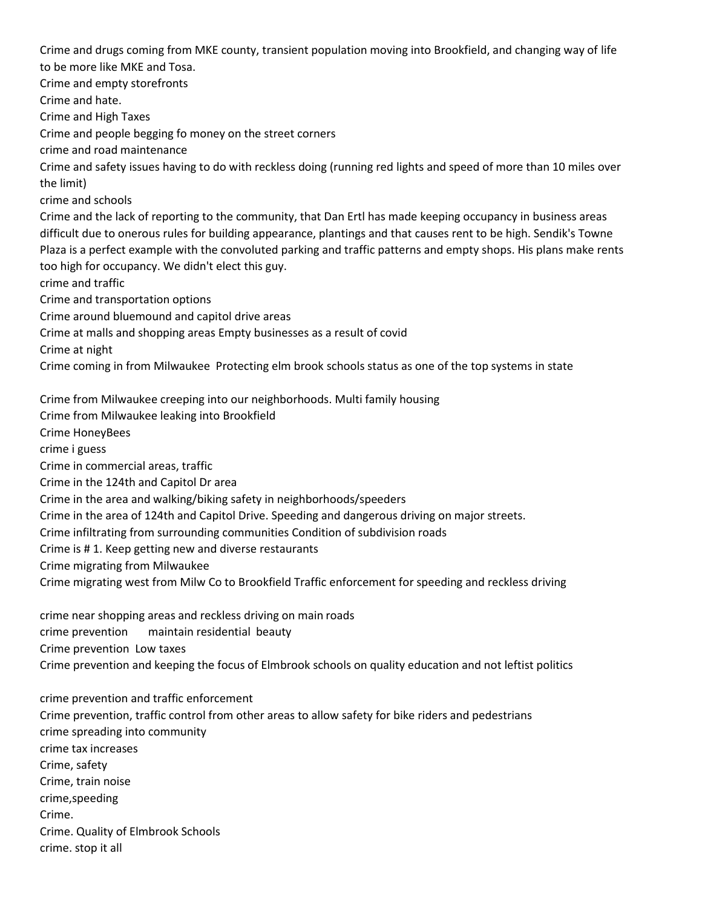Crime and drugs coming from MKE county, transient population moving into Brookfield, and changing way of life to be more like MKE and Tosa.

Crime and empty storefronts

Crime and hate.

Crime and High Taxes

Crime and people begging fo money on the street corners

crime and road maintenance

Crime and safety issues having to do with reckless doing (running red lights and speed of more than 10 miles over the limit)

crime and schools

Crime and the lack of reporting to the community, that Dan Ertl has made keeping occupancy in business areas difficult due to onerous rules for building appearance, plantings and that causes rent to be high. Sendik's Towne Plaza is a perfect example with the convoluted parking and traffic patterns and empty shops. His plans make rents too high for occupancy. We didn't elect this guy.

crime and traffic

Crime and transportation options

Crime around bluemound and capitol drive areas

Crime at malls and shopping areas Empty businesses as a result of covid

Crime at night

Crime coming in from Milwaukee Protecting elm brook schools status as one of the top systems in state

Crime from Milwaukee creeping into our neighborhoods. Multi family housing

Crime from Milwaukee leaking into Brookfield

Crime HoneyBees

crime i guess

Crime in commercial areas, traffic

Crime in the 124th and Capitol Dr area

Crime in the area and walking/biking safety in neighborhoods/speeders

Crime in the area of 124th and Capitol Drive. Speeding and dangerous driving on major streets.

Crime infiltrating from surrounding communities Condition of subdivision roads

Crime is # 1. Keep getting new and diverse restaurants

Crime migrating from Milwaukee

Crime migrating west from Milw Co to Brookfield Traffic enforcement for speeding and reckless driving

crime near shopping areas and reckless driving on main roads

crime prevention maintain residential beauty

Crime prevention Low taxes

Crime prevention and keeping the focus of Elmbrook schools on quality education and not leftist politics

crime prevention and traffic enforcement

Crime prevention, traffic control from other areas to allow safety for bike riders and pedestrians

crime spreading into community

crime tax increases

Crime, safety

Crime, train noise

crime,speeding

Crime.

Crime. Quality of Elmbrook Schools

crime. stop it all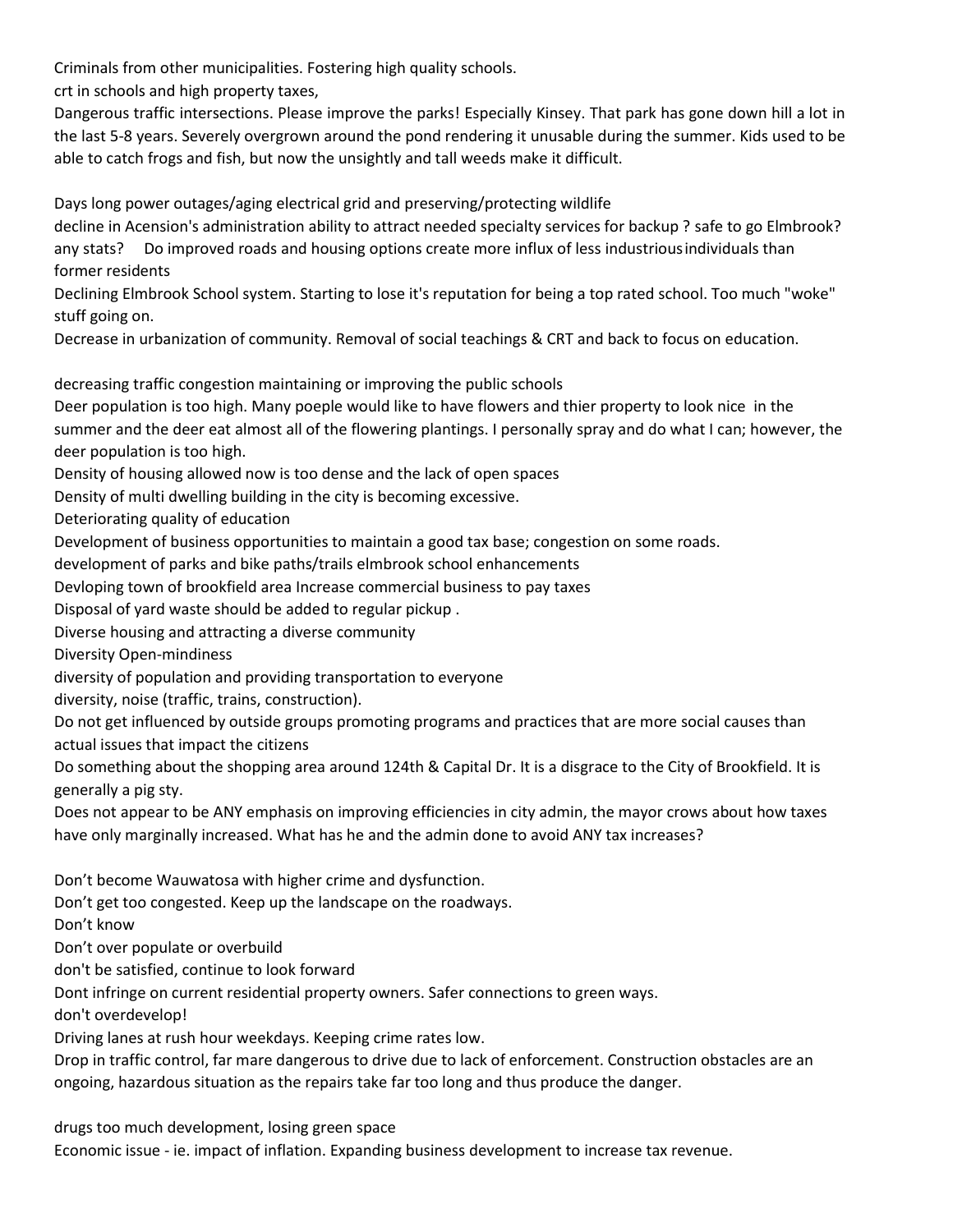Criminals from other municipalities. Fostering high quality schools.

crt in schools and high property taxes,

Dangerous traffic intersections. Please improve the parks! Especially Kinsey. That park has gone down hill a lot in the last 5-8 years. Severely overgrown around the pond rendering it unusable during the summer. Kids used to be able to catch frogs and fish, but now the unsightly and tall weeds make it difficult.

Days long power outages/aging electrical grid and preserving/protecting wildlife

decline in Acension's administration ability to attract needed specialty services for backup ? safe to go Elmbrook? any stats? Do improved roads and housing options create more influx of less industrious individuals than former residents

Declining Elmbrook School system. Starting to lose it's reputation for being a top rated school. Too much "woke" stuff going on.

Decrease in urbanization of community. Removal of social teachings & CRT and back to focus on education.

decreasing traffic congestion maintaining or improving the public schools

Deer population is too high. Many poeple would like to have flowers and thier property to look nice in the summer and the deer eat almost all of the flowering plantings. I personally spray and do what I can; however, the deer population is too high.

Density of housing allowed now is too dense and the lack of open spaces

Density of multi dwelling building in the city is becoming excessive.

Deteriorating quality of education

Development of business opportunities to maintain a good tax base; congestion on some roads.

development of parks and bike paths/trails elmbrook school enhancements

Devloping town of brookfield area Increase commercial business to pay taxes

Disposal of yard waste should be added to regular pickup .

Diverse housing and attracting a diverse community

Diversity Open-mindiness

diversity of population and providing transportation to everyone

diversity, noise (traffic, trains, construction).

Do not get influenced by outside groups promoting programs and practices that are more social causes than actual issues that impact the citizens

Do something about the shopping area around 124th & Capital Dr. It is a disgrace to the City of Brookfield. It is generally a pig sty.

Does not appear to be ANY emphasis on improving efficiencies in city admin, the mayor crows about how taxes have only marginally increased. What has he and the admin done to avoid ANY tax increases?

Don't become Wauwatosa with higher crime and dysfunction.

Don't get too congested. Keep up the landscape on the roadways.

Don't know

Don't over populate or overbuild

don't be satisfied, continue to look forward

Dont infringe on current residential property owners. Safer connections to green ways.

don't overdevelop!

Driving lanes at rush hour weekdays. Keeping crime rates low.

Drop in traffic control, far mare dangerous to drive due to lack of enforcement. Construction obstacles are an ongoing, hazardous situation as the repairs take far too long and thus produce the danger.

drugs too much development, losing green space

Economic issue - ie. impact of inflation. Expanding business development to increase tax revenue.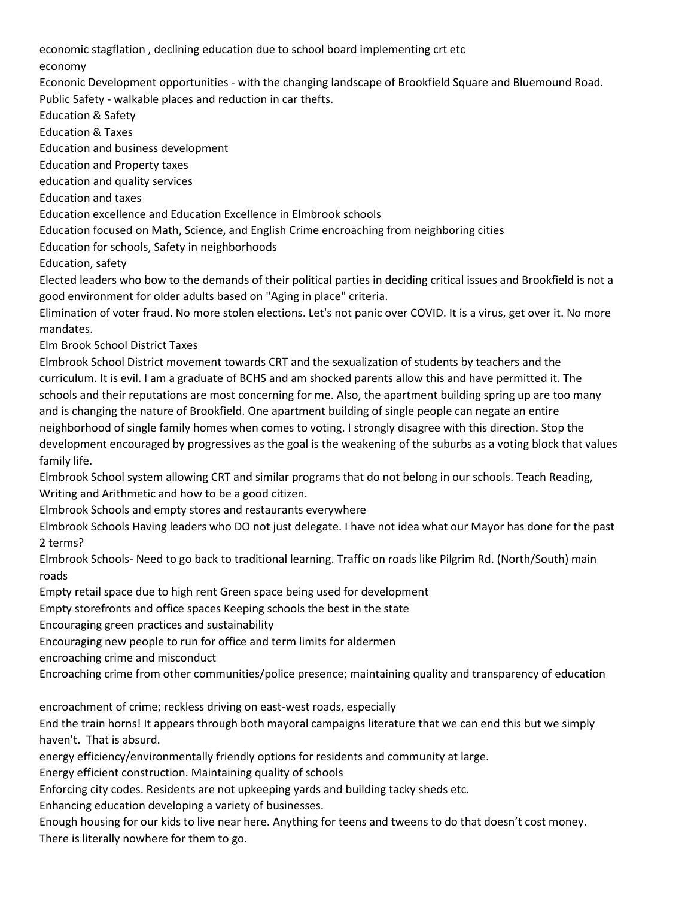economic stagflation , declining education due to school board implementing crt etc

economy

Econonic Development opportunities - with the changing landscape of Brookfield Square and Bluemound Road. Public Safety - walkable places and reduction in car thefts.

Education & Safety

Education & Taxes

Education and business development

Education and Property taxes

education and quality services

Education and taxes

Education excellence and Education Excellence in Elmbrook schools

Education focused on Math, Science, and English Crime encroaching from neighboring cities

Education for schools, Safety in neighborhoods

Education, safety

Elected leaders who bow to the demands of their political parties in deciding critical issues and Brookfield is not a good environment for older adults based on "Aging in place" criteria.

Elimination of voter fraud. No more stolen elections. Let's not panic over COVID. It is a virus, get over it. No more mandates.

Elm Brook School District Taxes

Elmbrook School District movement towards CRT and the sexualization of students by teachers and the curriculum. It is evil. I am a graduate of BCHS and am shocked parents allow this and have permitted it. The schools and their reputations are most concerning for me. Also, the apartment building spring up are too many and is changing the nature of Brookfield. One apartment building of single people can negate an entire neighborhood of single family homes when comes to voting. I strongly disagree with this direction. Stop the development encouraged by progressives as the goal is the weakening of the suburbs as a voting block that values family life.

Elmbrook School system allowing CRT and similar programs that do not belong in our schools. Teach Reading, Writing and Arithmetic and how to be a good citizen.

Elmbrook Schools and empty stores and restaurants everywhere

Elmbrook Schools Having leaders who DO not just delegate. I have not idea what our Mayor has done for the past 2 terms?

Elmbrook Schools- Need to go back to traditional learning. Traffic on roads like Pilgrim Rd. (North/South) main roads

Empty retail space due to high rent Green space being used for development

Empty storefronts and office spaces Keeping schools the best in the state

Encouraging green practices and sustainability

Encouraging new people to run for office and term limits for aldermen

encroaching crime and misconduct

Encroaching crime from other communities/police presence; maintaining quality and transparency of education

encroachment of crime; reckless driving on east-west roads, especially

End the train horns! It appears through both mayoral campaigns literature that we can end this but we simply haven't. That is absurd.

energy efficiency/environmentally friendly options for residents and community at large.

Energy efficient construction. Maintaining quality of schools

Enforcing city codes. Residents are not upkeeping yards and building tacky sheds etc.

Enhancing education developing a variety of businesses.

Enough housing for our kids to live near here. Anything for teens and tweens to do that doesn't cost money. There is literally nowhere for them to go.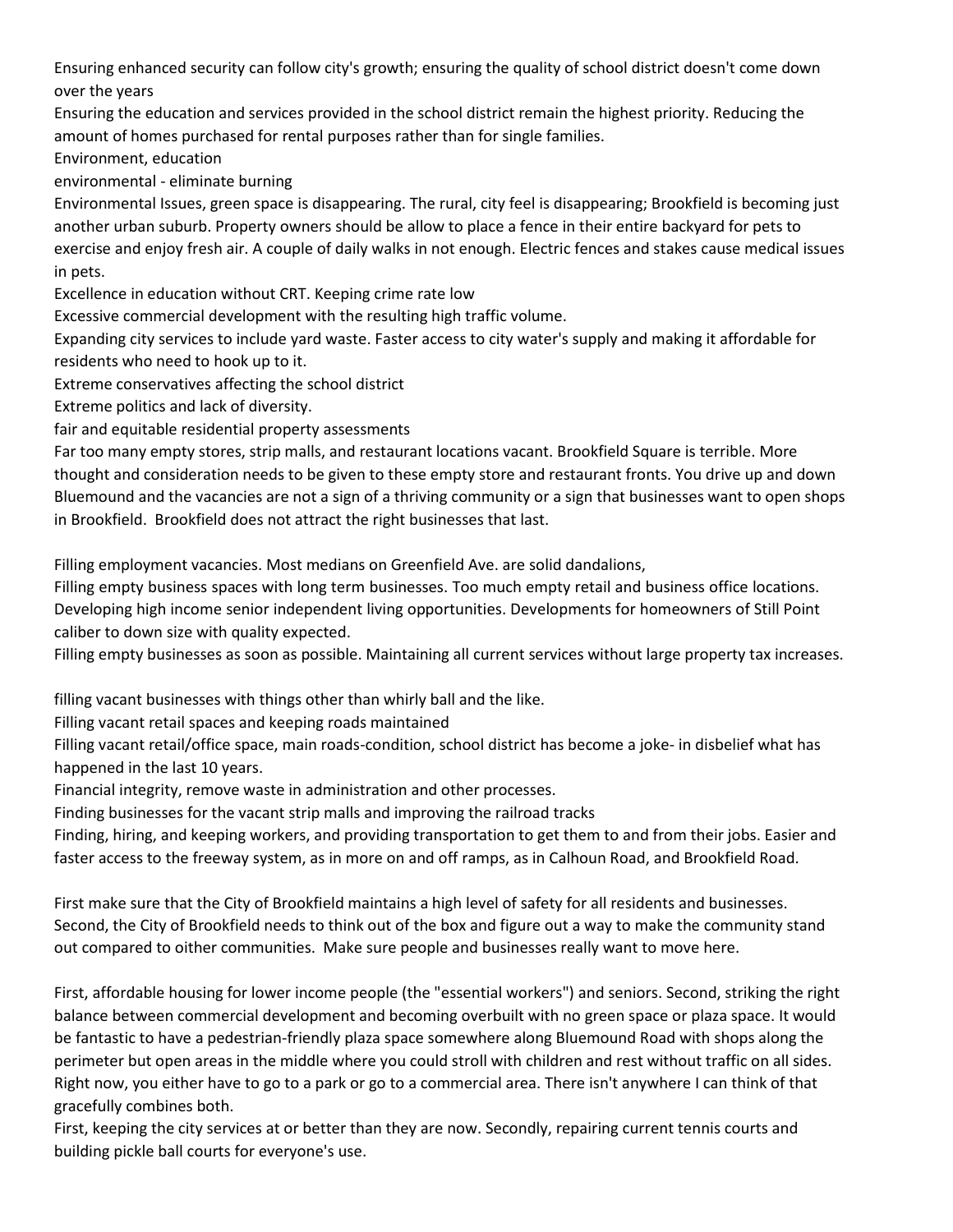Ensuring enhanced security can follow city's growth; ensuring the quality of school district doesn't come down over the years

Ensuring the education and services provided in the school district remain the highest priority. Reducing the amount of homes purchased for rental purposes rather than for single families.

Environment, education

environmental - eliminate burning

Environmental Issues, green space is disappearing. The rural, city feel is disappearing; Brookfield is becoming just another urban suburb. Property owners should be allow to place a fence in their entire backyard for pets to exercise and enjoy fresh air. A couple of daily walks in not enough. Electric fences and stakes cause medical issues in pets.

Excellence in education without CRT. Keeping crime rate low

Excessive commercial development with the resulting high traffic volume.

Expanding city services to include yard waste. Faster access to city water's supply and making it affordable for residents who need to hook up to it.

Extreme conservatives affecting the school district

Extreme politics and lack of diversity.

fair and equitable residential property assessments

Far too many empty stores, strip malls, and restaurant locations vacant. Brookfield Square is terrible. More thought and consideration needs to be given to these empty store and restaurant fronts. You drive up and down Bluemound and the vacancies are not a sign of a thriving community or a sign that businesses want to open shops in Brookfield. Brookfield does not attract the right businesses that last.

Filling employment vacancies. Most medians on Greenfield Ave. are solid dandalions,

Filling empty business spaces with long term businesses. Too much empty retail and business office locations. Developing high income senior independent living opportunities. Developments for homeowners of Still Point caliber to down size with quality expected.

Filling empty businesses as soon as possible. Maintaining all current services without large property tax increases.

filling vacant businesses with things other than whirly ball and the like.

Filling vacant retail spaces and keeping roads maintained

Filling vacant retail/office space, main roads-condition, school district has become a joke- in disbelief what has happened in the last 10 years.

Financial integrity, remove waste in administration and other processes.

Finding businesses for the vacant strip malls and improving the railroad tracks

Finding, hiring, and keeping workers, and providing transportation to get them to and from their jobs. Easier and faster access to the freeway system, as in more on and off ramps, as in Calhoun Road, and Brookfield Road.

First make sure that the City of Brookfield maintains a high level of safety for all residents and businesses. Second, the City of Brookfield needs to think out of the box and figure out a way to make the community stand out compared to oither communities. Make sure people and businesses really want to move here.

First, affordable housing for lower income people (the "essential workers") and seniors. Second, striking the right balance between commercial development and becoming overbuilt with no green space or plaza space. It would be fantastic to have a pedestrian-friendly plaza space somewhere along Bluemound Road with shops along the perimeter but open areas in the middle where you could stroll with children and rest without traffic on all sides. Right now, you either have to go to a park or go to a commercial area. There isn't anywhere I can think of that gracefully combines both.

First, keeping the city services at or better than they are now. Secondly, repairing current tennis courts and building pickle ball courts for everyone's use.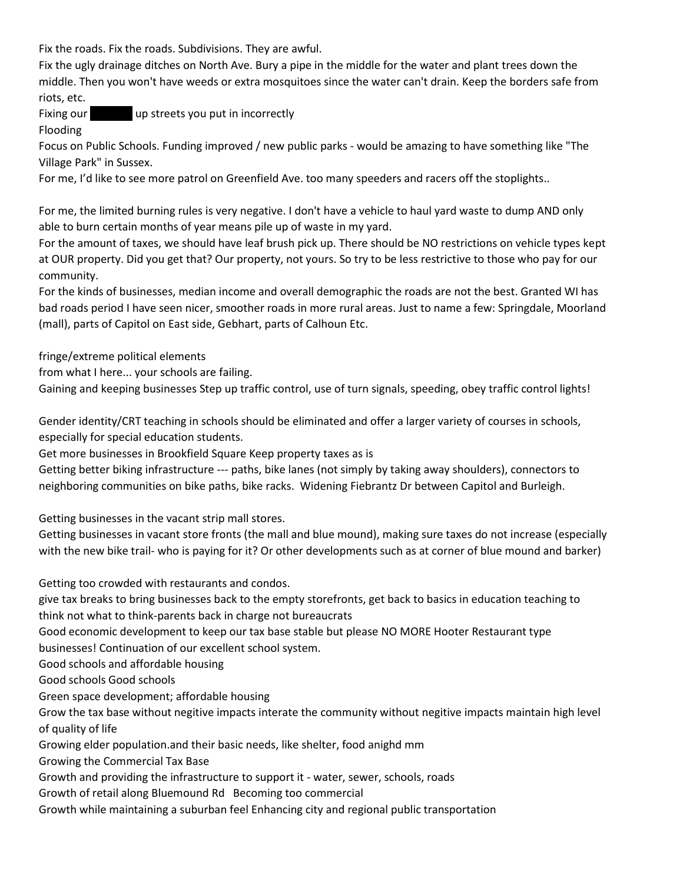Fix the roads. Fix the roads. Subdivisions. They are awful.

Fix the ugly drainage ditches on North Ave. Bury a pipe in the middle for the water and plant trees down the middle. Then you won't have weeds or extra mosquitoes since the water can't drain. Keep the borders safe from riots, etc.

Fixing our ██████ up streets you put in incorrectly

Flooding

Focus on Public Schools. Funding improved / new public parks - would be amazing to have something like "The Village Park" in Sussex.

For me, I'd like to see more patrol on Greenfield Ave. too many speeders and racers off the stoplights..

For me, the limited burning rules is very negative. I don't have a vehicle to haul yard waste to dump AND only able to burn certain months of year means pile up of waste in my yard.

For the amount of taxes, we should have leaf brush pick up. There should be NO restrictions on vehicle types kept at OUR property. Did you get that? Our property, not yours. So try to be less restrictive to those who pay for our community.

For the kinds of businesses, median income and overall demographic the roads are not the best. Granted WI has bad roads period I have seen nicer, smoother roads in more rural areas. Just to name a few: Springdale, Moorland (mall), parts of Capitol on East side, Gebhart, parts of Calhoun Etc.

fringe/extreme political elements

from what I here... your schools are failing.

Gaining and keeping businesses Step up traffic control, use of turn signals, speeding, obey traffic control lights!

Gender identity/CRT teaching in schools should be eliminated and offer a larger variety of courses in schools, especially for special education students.

Get more businesses in Brookfield Square Keep property taxes as is

Getting better biking infrastructure --- paths, bike lanes (not simply by taking away shoulders), connectors to neighboring communities on bike paths, bike racks. Widening Fiebrantz Dr between Capitol and Burleigh.

Getting businesses in the vacant strip mall stores.

Getting businesses in vacant store fronts (the mall and blue mound), making sure taxes do not increase (especially with the new bike trail- who is paying for it? Or other developments such as at corner of blue mound and barker)

Getting too crowded with restaurants and condos.

give tax breaks to bring businesses back to the empty storefronts, get back to basics in education teaching to think not what to think-parents back in charge not bureaucrats

Good economic development to keep our tax base stable but please NO MORE Hooter Restaurant type businesses! Continuation of our excellent school system.

Good schools and affordable housing

Good schools Good schools

Green space development; affordable housing

Grow the tax base without negitive impacts interate the community without negitive impacts maintain high level of quality of life

Growing elder population.and their basic needs, like shelter, food anighd mm

Growing the Commercial Tax Base

Growth and providing the infrastructure to support it - water, sewer, schools, roads

Growth of retail along Bluemound Rd Becoming too commercial

Growth while maintaining a suburban feel Enhancing city and regional public transportation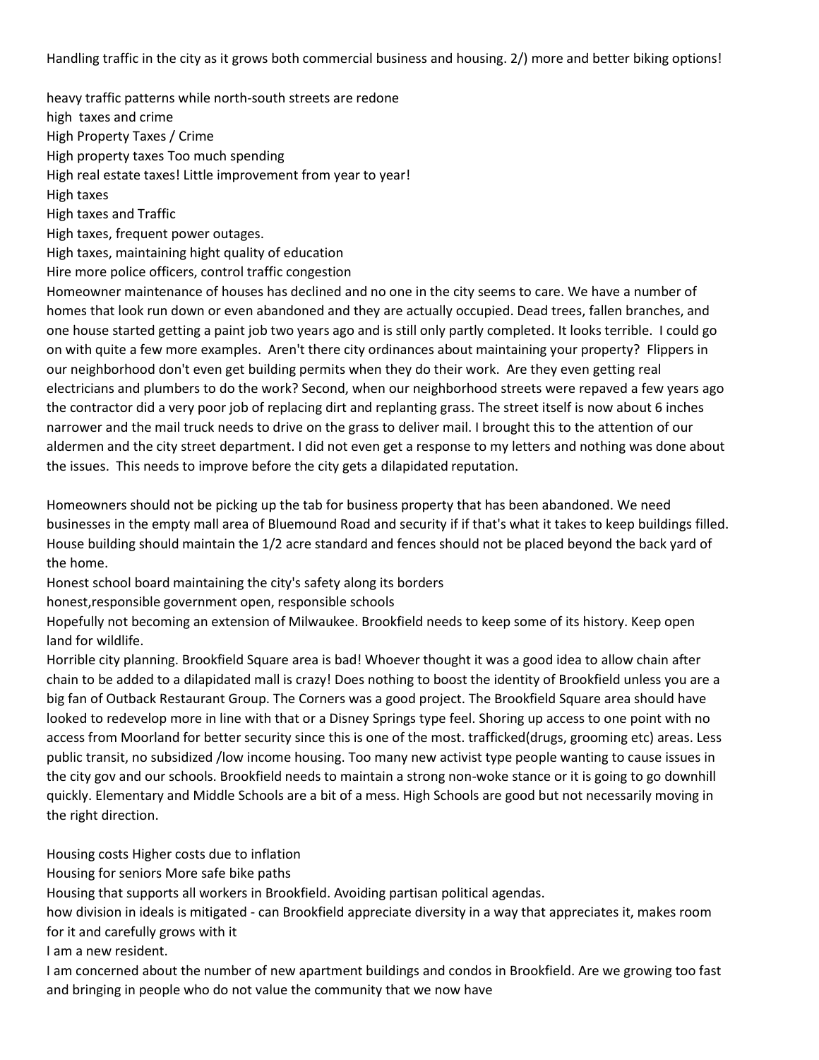Handling traffic in the city as it grows both commercial business and housing. 2/) more and better biking options!

heavy traffic patterns while north-south streets are redone

high  taxes and crime

High Property Taxes / Crime

High property taxes Too much spending

High real estate taxes! Little improvement from year to year!

High taxes

High taxes and Traffic

High taxes, frequent power outages.

High taxes, maintaining hight quality of education

Hire more police officers, control traffic congestion

Homeowner maintenance of houses has declined and no one in the city seems to care. We have a number of homes that look run down or even abandoned and they are actually occupied. Dead trees, fallen branches, and one house started getting a paint job two years ago and is still only partly completed. It looks terrible.  I could go on with quite a few more examples.  Aren't there city ordinances about maintaining your property?  Flippers in our neighborhood don't even get building permits when they do their work.  Are they even getting real electricians and plumbers to do the work? Second, when our neighborhood streets were repaved a few years ago the contractor did a very poor job of replacing dirt and replanting grass. The street itself is now about 6 inches narrower and the mail truck needs to drive on the grass to deliver mail. I brought this to the attention of our aldermen and the city street department. I did not even get a response to my letters and nothing was done about the issues.  This needs to improve before the city gets a dilapidated reputation.

Homeowners should not be picking up the tab for business property that has been abandoned. We need businesses in the empty mall area of Bluemound Road and security if if that's what it takes to keep buildings filled. House building should maintain the 1/2 acre standard and fences should not be placed beyond the back yard of the home.

Honest school board maintaining the city's safety along its borders

honest,responsible government open, responsible schools

Hopefully not becoming an extension of Milwaukee. Brookfield needs to keep some of its history. Keep open land for wildlife.

Horrible city planning. Brookfield Square area is bad! Whoever thought it was a good idea to allow chain after chain to be added to a dilapidated mall is crazy! Does nothing to boost the identity of Brookfield unless you are a big fan of Outback Restaurant Group. The Corners was a good project. The Brookfield Square area should have looked to redevelop more in line with that or a Disney Springs type feel. Shoring up access to one point with no access from Moorland for better security since this is one of the most. trafficked(drugs, grooming etc) areas. Less public transit, no subsidized /low income housing. Too many new activist type people wanting to cause issues in the city gov and our schools. Brookfield needs to maintain a strong non-woke stance or it is going to go downhill quickly. Elementary and Middle Schools are a bit of a mess. High Schools are good but not necessarily moving in the right direction.

Housing costs Higher costs due to inflation

Housing for seniors More safe bike paths

Housing that supports all workers in Brookfield. Avoiding partisan political agendas.

how division in ideals is mitigated - can Brookfield appreciate diversity in a way that appreciates it, makes room for it and carefully grows with it

I am a new resident.

I am concerned about the number of new apartment buildings and condos in Brookfield. Are we growing too fast and bringing in people who do not value the community that we now have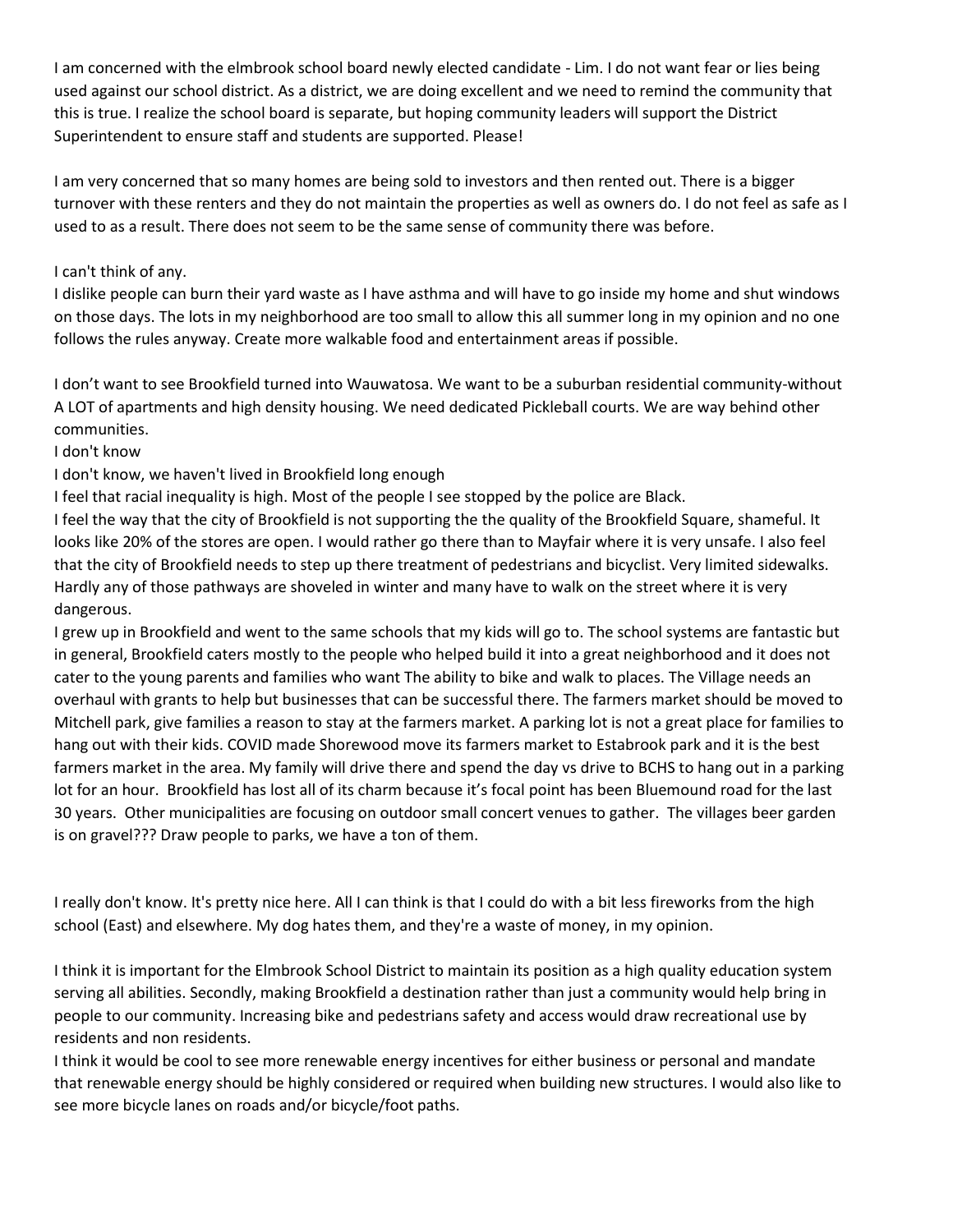I am concerned with the elmbrook school board newly elected candidate - Lim. I do not want fear or lies being used against our school district. As a district, we are doing excellent and we need to remind the community that this is true. I realize the school board is separate, but hoping community leaders will support the District Superintendent to ensure staff and students are supported. Please!

I am very concerned that so many homes are being sold to investors and then rented out. There is a bigger turnover with these renters and they do not maintain the properties as well as owners do. I do not feel as safe as I used to as a result. There does not seem to be the same sense of community there was before.

I can't think of any.

I dislike people can burn their yard waste as I have asthma and will have to go inside my home and shut windows on those days. The lots in my neighborhood are too small to allow this all summer long in my opinion and no one follows the rules anyway. Create more walkable food and entertainment areas if possible.

I don't want to see Brookfield turned into Wauwatosa. We want to be a suburban residential community-without A LOT of apartments and high density housing. We need dedicated Pickleball courts. We are way behind other communities.

I don't know

I don't know, we haven't lived in Brookfield long enough

I feel that racial inequality is high. Most of the people I see stopped by the police are Black.

I feel the way that the city of Brookfield is not supporting the the quality of the Brookfield Square, shameful. It looks like 20% of the stores are open. I would rather go there than to Mayfair where it is very unsafe. I also feel that the city of Brookfield needs to step up there treatment of pedestrians and bicyclist. Very limited sidewalks. Hardly any of those pathways are shoveled in winter and many have to walk on the street where it is very dangerous.

I grew up in Brookfield and went to the same schools that my kids will go to. The school systems are fantastic but in general, Brookfield caters mostly to the people who helped build it into a great neighborhood and it does not cater to the young parents and families who want The ability to bike and walk to places. The Village needs an overhaul with grants to help but businesses that can be successful there. The farmers market should be moved to Mitchell park, give families a reason to stay at the farmers market. A parking lot is not a great place for families to hang out with their kids. COVID made Shorewood move its farmers market to Estabrook park and it is the best farmers market in the area. My family will drive there and spend the day vs drive to BCHS to hang out in a parking lot for an hour. Brookfield has lost all of its charm because it's focal point has been Bluemound road for the last 30 years. Other municipalities are focusing on outdoor small concert venues to gather. The villages beer garden is on gravel??? Draw people to parks, we have a ton of them.

I really don't know. It's pretty nice here. All I can think is that I could do with a bit less fireworks from the high school (East) and elsewhere. My dog hates them, and they're a waste of money, in my opinion.

I think it is important for the Elmbrook School District to maintain its position as a high quality education system serving all abilities. Secondly, making Brookfield a destination rather than just a community would help bring in people to our community. Increasing bike and pedestrians safety and access would draw recreational use by residents and non residents.

I think it would be cool to see more renewable energy incentives for either business or personal and mandate that renewable energy should be highly considered or required when building new structures. I would also like to see more bicycle lanes on roads and/or bicycle/foot paths.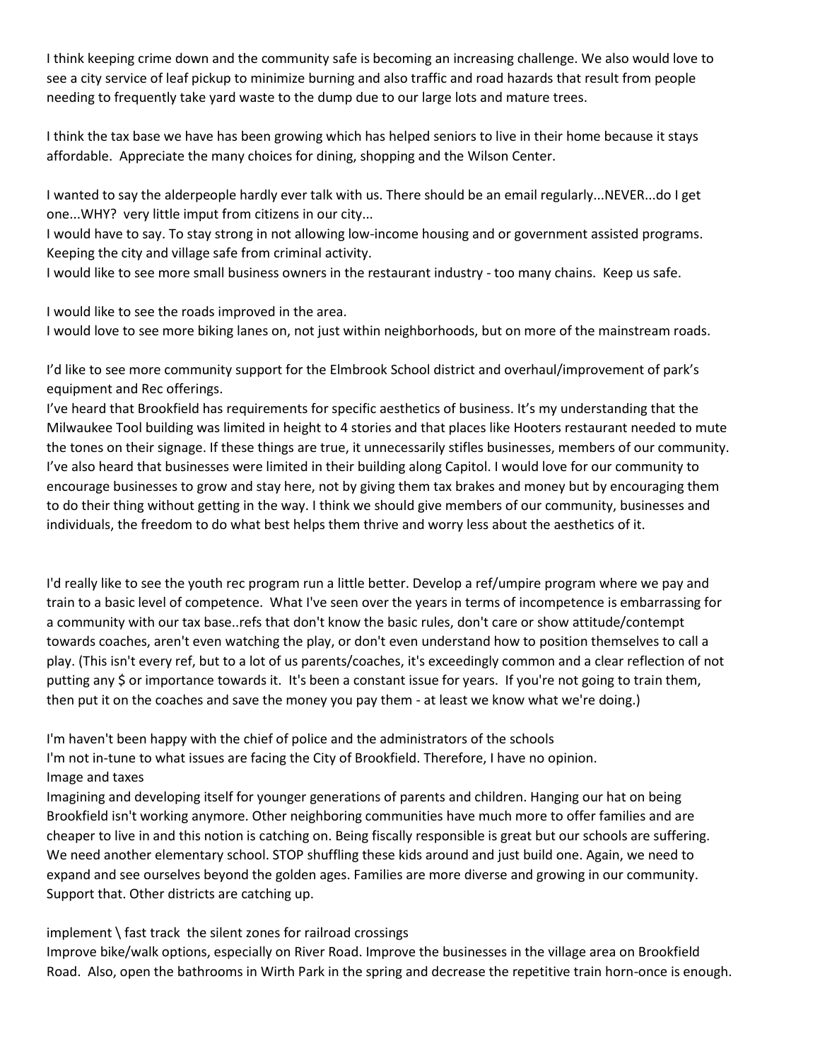I think keeping crime down and the community safe is becoming an increasing challenge. We also would love to see a city service of leaf pickup to minimize burning and also traffic and road hazards that result from people needing to frequently take yard waste to the dump due to our large lots and mature trees.

I think the tax base we have has been growing which has helped seniors to live in their home because it stays affordable. Appreciate the many choices for dining, shopping and the Wilson Center.

I wanted to say the alderpeople hardly ever talk with us. There should be an email regularly...NEVER...do I get one...WHY? very little imput from citizens in our city...

I would have to say. To stay strong in not allowing low-income housing and or government assisted programs. Keeping the city and village safe from criminal activity.

I would like to see more small business owners in the restaurant industry - too many chains. Keep us safe.

I would like to see the roads improved in the area.

I would love to see more biking lanes on, not just within neighborhoods, but on more of the mainstream roads.

I'd like to see more community support for the Elmbrook School district and overhaul/improvement of park's equipment and Rec offerings.

I've heard that Brookfield has requirements for specific aesthetics of business. It's my understanding that the Milwaukee Tool building was limited in height to 4 stories and that places like Hooters restaurant needed to mute the tones on their signage. If these things are true, it unnecessarily stifles businesses, members of our community. I've also heard that businesses were limited in their building along Capitol. I would love for our community to encourage businesses to grow and stay here, not by giving them tax brakes and money but by encouraging them to do their thing without getting in the way. I think we should give members of our community, businesses and individuals, the freedom to do what best helps them thrive and worry less about the aesthetics of it.

I'd really like to see the youth rec program run a little better. Develop a ref/umpire program where we pay and train to a basic level of competence. What I've seen over the years in terms of incompetence is embarrassing for a community with our tax base..refs that don't know the basic rules, don't care or show attitude/contempt towards coaches, aren't even watching the play, or don't even understand how to position themselves to call a play. (This isn't every ref, but to a lot of us parents/coaches, it's exceedingly common and a clear reflection of not putting any $ or importance towards it. It's been a constant issue for years. If you're not going to train them, then put it on the coaches and save the money you pay them - at least we know what we're doing.)

I'm haven't been happy with the chief of police and the administrators of the schools

I'm not in-tune to what issues are facing the City of Brookfield. Therefore, I have no opinion.

Image and taxes

Imagining and developing itself for younger generations of parents and children. Hanging our hat on being Brookfield isn't working anymore. Other neighboring communities have much more to offer families and are cheaper to live in and this notion is catching on. Being fiscally responsible is great but our schools are suffering. We need another elementary school. STOP shuffling these kids around and just build one. Again, we need to expand and see ourselves beyond the golden ages. Families are more diverse and growing in our community. Support that. Other districts are catching up.

implement \ fast track the silent zones for railroad crossings

Improve bike/walk options, especially on River Road. Improve the businesses in the village area on Brookfield Road. Also, open the bathrooms in Wirth Park in the spring and decrease the repetitive train horn-once is enough.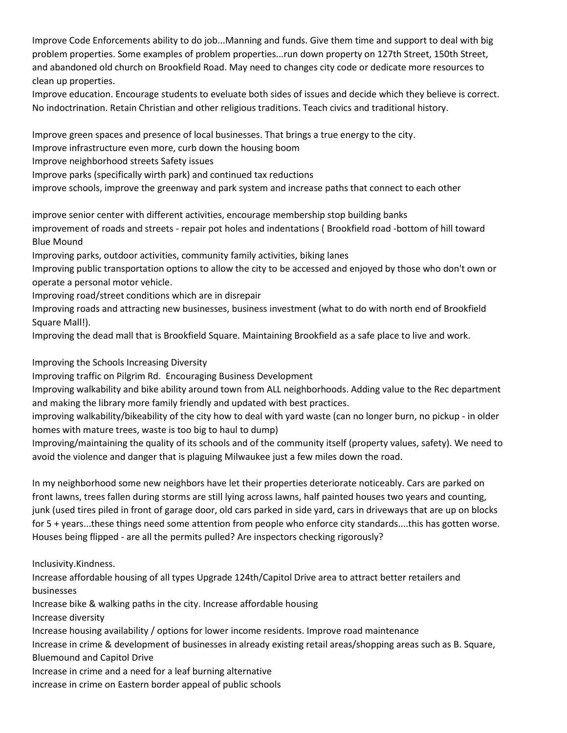Improve Code Enforcements ability to do job...Manning and funds. Give them time and support to deal with big problem properties. Some examples of problem properties...run down property on 127th Street, 150th Street, and abandoned old church on Brookfield Road. May need to changes city code or dedicate more resources to clean up properties.

Improve education. Encourage students to eveluate both sides of issues and decide which they believe is correct. No indoctrination. Retain Christian and other religious traditions. Teach civics and traditional history.

Improve green spaces and presence of local businesses. That brings a true energy to the city.

Improve infrastructure even more, curb down the housing boom

Improve neighborhood streets Safety issues

Improve parks (specifically wirth park) and continued tax reductions

improve schools, improve the greenway and park system and increase paths that connect to each other

improve senior center with different activities, encourage membership stop building banks

improvement of roads and streets - repair pot holes and indentations ( Brookfield road -bottom of hill toward Blue Mound

Improving parks, outdoor activities, community family activities, biking lanes

Improving public transportation options to allow the city to be accessed and enjoyed by those who don't own or operate a personal motor vehicle.

Improving road/street conditions which are in disrepair

Improving roads and attracting new businesses, business investment (what to do with north end of Brookfield Square Mall!).

Improving the dead mall that is Brookfield Square. Maintaining Brookfield as a safe place to live and work.

Improving the Schools Increasing Diversity

Improving traffic on Pilgrim Rd.  Encouraging Business Development

Improving walkability and bike ability around town from ALL neighborhoods. Adding value to the Rec department and making the library more family friendly and updated with best practices.

improving walkability/bikeability of the city how to deal with yard waste (can no longer burn, no pickup - in older homes with mature trees, waste is too big to haul to dump)

Improving/maintaining the quality of its schools and of the community itself (property values, safety). We need to avoid the violence and danger that is plaguing Milwaukee just a few miles down the road.

In my neighborhood some new neighbors have let their properties deteriorate noticeably. Cars are parked on front lawns, trees fallen during storms are still lying across lawns, half painted houses two years and counting, junk (used tires piled in front of garage door, old cars parked in side yard, cars in driveways that are up on blocks for 5 + years...these things need some attention from people who enforce city standards....this has gotten worse. Houses being flipped - are all the permits pulled? Are inspectors checking rigorously?

Inclusivity.Kindness.

Increase affordable housing of all types Upgrade 124th/Capitol Drive area to attract better retailers and businesses

Increase bike & walking paths in the city. Increase affordable housing

Increase diversity

Increase housing availability / options for lower income residents. Improve road maintenance

Increase in crime & development of businesses in already existing retail areas/shopping areas such as B. Square, Bluemound and Capitol Drive

Increase in crime and a need for a leaf burning alternative

increase in crime on Eastern border appeal of public schools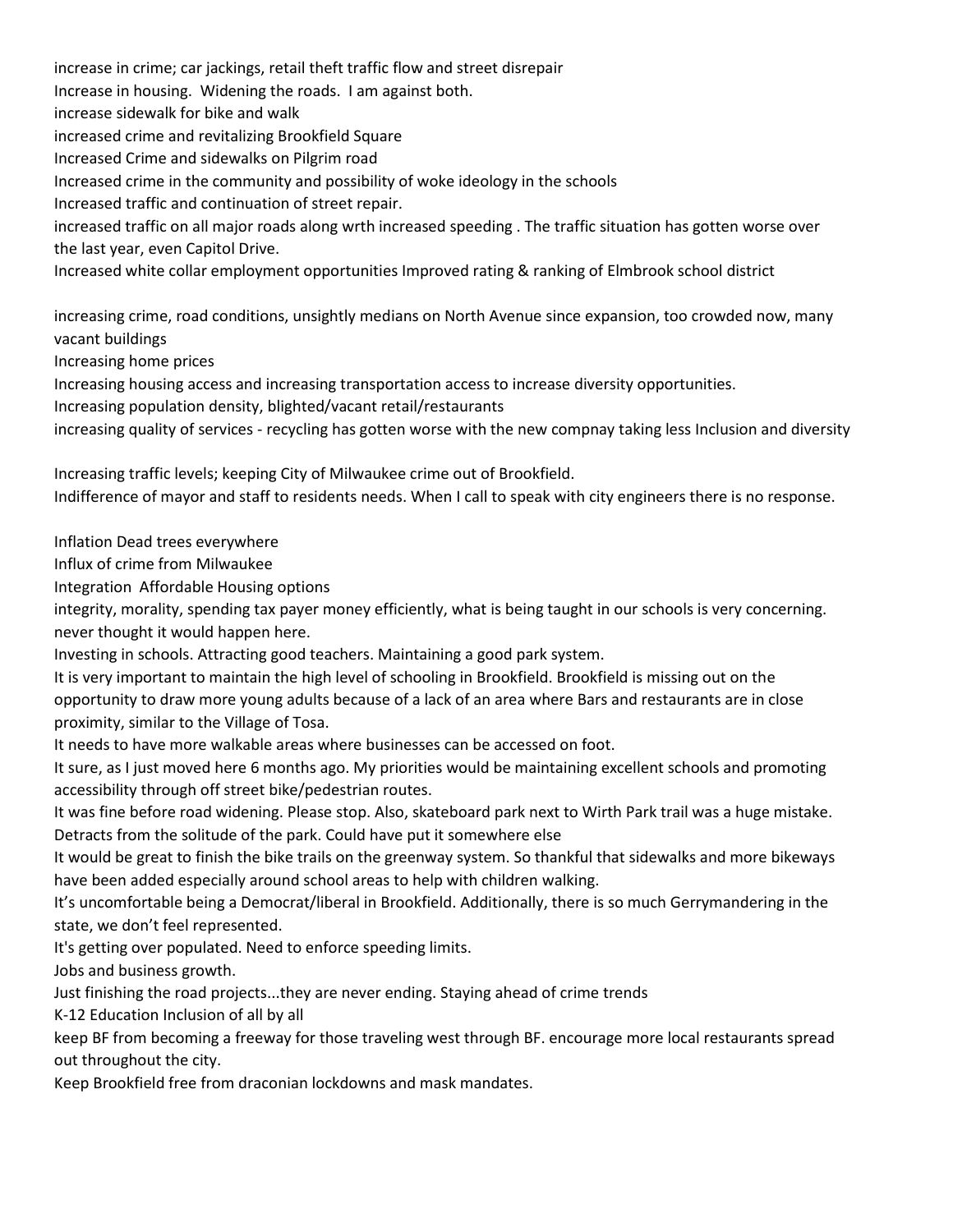increase in crime; car jackings, retail theft traffic flow and street disrepair

Increase in housing.  Widening the roads.  I am against both.

increase sidewalk for bike and walk

increased crime and revitalizing Brookfield Square

Increased Crime and sidewalks on Pilgrim road

Increased crime in the community and possibility of woke ideology in the schools

Increased traffic and continuation of street repair.

increased traffic on all major roads along wrth increased speeding . The traffic situation has gotten worse over the last year, even Capitol Drive.

Increased white collar employment opportunities Improved rating & ranking of Elmbrook school district

increasing crime, road conditions, unsightly medians on North Avenue since expansion, too crowded now, many vacant buildings

Increasing home prices

Increasing housing access and increasing transportation access to increase diversity opportunities.

Increasing population density, blighted/vacant retail/restaurants

increasing quality of services - recycling has gotten worse with the new compnay taking less Inclusion and diversity

Increasing traffic levels; keeping City of Milwaukee crime out of Brookfield.

Indifference of mayor and staff to residents needs. When I call to speak with city engineers there is no response.

Inflation Dead trees everywhere

Influx of crime from Milwaukee

Integration  Affordable Housing options

integrity, morality, spending tax payer money efficiently, what is being taught in our schools is very concerning. never thought it would happen here.

Investing in schools. Attracting good teachers. Maintaining a good park system.

It is very important to maintain the high level of schooling in Brookfield. Brookfield is missing out on the opportunity to draw more young adults because of a lack of an area where Bars and restaurants are in close proximity, similar to the Village of Tosa.

It needs to have more walkable areas where businesses can be accessed on foot.

It sure, as I just moved here 6 months ago. My priorities would be maintaining excellent schools and promoting accessibility through off street bike/pedestrian routes.

It was fine before road widening. Please stop. Also, skateboard park next to Wirth Park trail was a huge mistake. Detracts from the solitude of the park. Could have put it somewhere else

It would be great to finish the bike trails on the greenway system. So thankful that sidewalks and more bikeways have been added especially around school areas to help with children walking.

It's uncomfortable being a Democrat/liberal in Brookfield. Additionally, there is so much Gerrymandering in the state, we don't feel represented.

It's getting over populated. Need to enforce speeding limits.

Jobs and business growth.

Just finishing the road projects...they are never ending. Staying ahead of crime trends

K-12 Education Inclusion of all by all

keep BF from becoming a freeway for those traveling west through BF. encourage more local restaurants spread out throughout the city.

Keep Brookfield free from draconian lockdowns and mask mandates.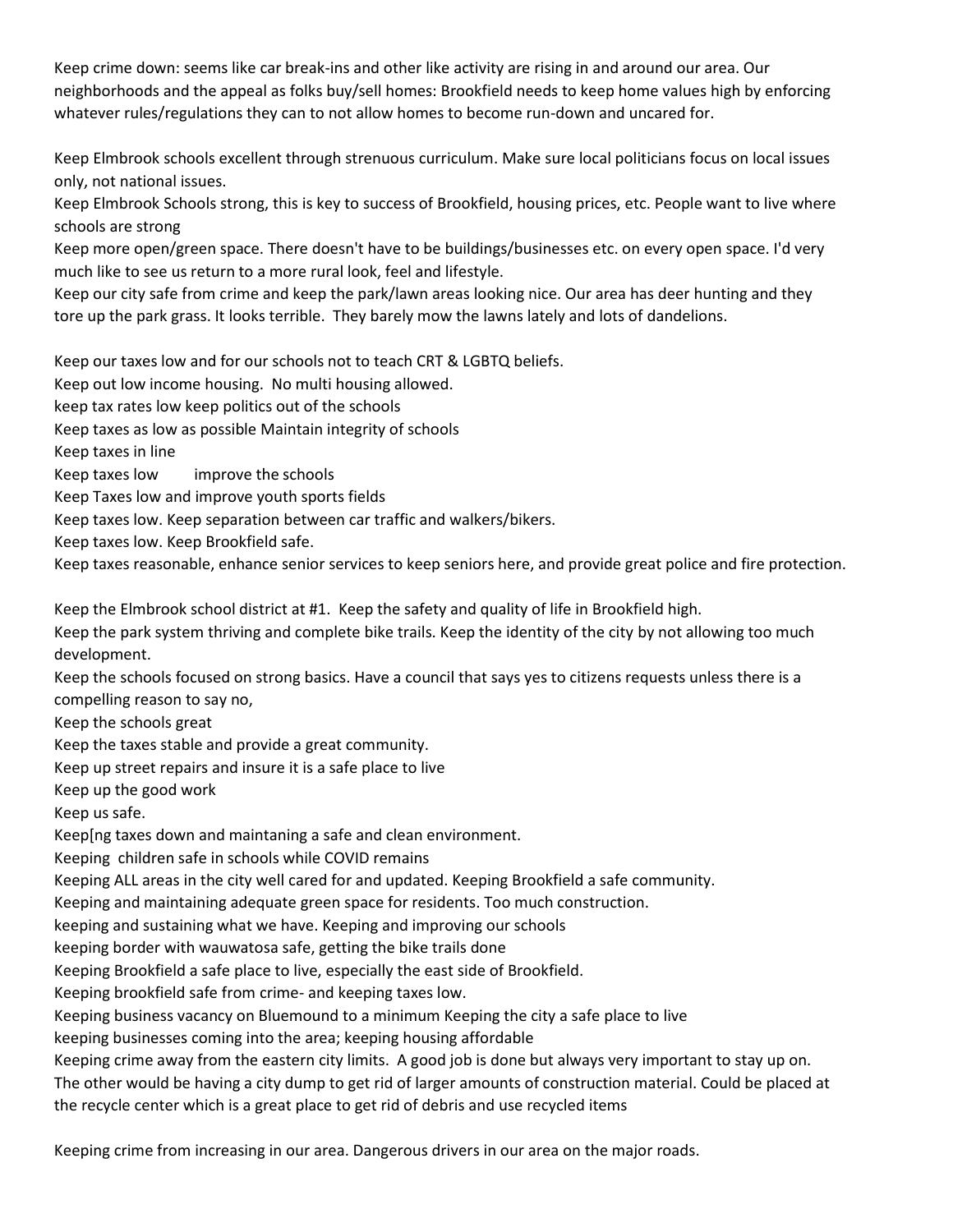Keep crime down: seems like car break-ins and other like activity are rising in and around our area. Our neighborhoods and the appeal as folks buy/sell homes: Brookfield needs to keep home values high by enforcing whatever rules/regulations they can to not allow homes to become run-down and uncared for.

Keep Elmbrook schools excellent through strenuous curriculum. Make sure local politicians focus on local issues only, not national issues.

Keep Elmbrook Schools strong, this is key to success of Brookfield, housing prices, etc. People want to live where schools are strong

Keep more open/green space. There doesn't have to be buildings/businesses etc. on every open space. I'd very much like to see us return to a more rural look, feel and lifestyle.

Keep our city safe from crime and keep the park/lawn areas looking nice. Our area has deer hunting and they tore up the park grass. It looks terrible. They barely mow the lawns lately and lots of dandelions.

Keep our taxes low and for our schools not to teach CRT & LGBTQ beliefs.

Keep out low income housing. No multi housing allowed.

keep tax rates low keep politics out of the schools

Keep taxes as low as possible Maintain integrity of schools

Keep taxes in line

Keep taxes low improve the schools

Keep Taxes low and improve youth sports fields

Keep taxes low. Keep separation between car traffic and walkers/bikers.

Keep taxes low. Keep Brookfield safe.

Keep taxes reasonable, enhance senior services to keep seniors here, and provide great police and fire protection.

Keep the Elmbrook school district at #1. Keep the safety and quality of life in Brookfield high.

Keep the park system thriving and complete bike trails. Keep the identity of the city by not allowing too much development.

Keep the schools focused on strong basics. Have a council that says yes to citizens requests unless there is a compelling reason to say no,

Keep the schools great

Keep the taxes stable and provide a great community.

Keep up street repairs and insure it is a safe place to live

Keep up the good work

Keep us safe.

Keep[ng taxes down and maintaning a safe and clean environment.

Keeping children safe in schools while COVID remains

Keeping ALL areas in the city well cared for and updated. Keeping Brookfield a safe community.

Keeping and maintaining adequate green space for residents. Too much construction.

keeping and sustaining what we have. Keeping and improving our schools

keeping border with wauwatosa safe, getting the bike trails done

Keeping Brookfield a safe place to live, especially the east side of Brookfield.

Keeping brookfield safe from crime- and keeping taxes low.

Keeping business vacancy on Bluemound to a minimum Keeping the city a safe place to live

keeping businesses coming into the area; keeping housing affordable

Keeping crime away from the eastern city limits. A good job is done but always very important to stay up on. The other would be having a city dump to get rid of larger amounts of construction material. Could be placed at the recycle center which is a great place to get rid of debris and use recycled items

Keeping crime from increasing in our area. Dangerous drivers in our area on the major roads.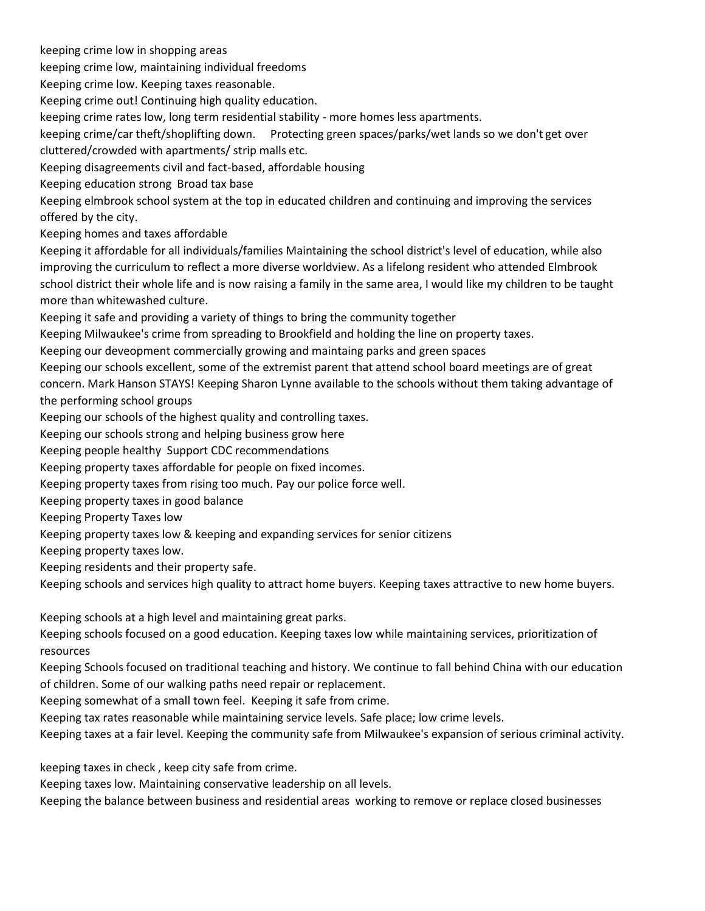keeping crime low in shopping areas

keeping crime low, maintaining individual freedoms

Keeping crime low. Keeping taxes reasonable.

Keeping crime out! Continuing high quality education.

keeping crime rates low, long term residential stability - more homes less apartments.

keeping crime/car theft/shoplifting down.     Protecting green spaces/parks/wet lands so we don't get over cluttered/crowded with apartments/ strip malls etc.

Keeping disagreements civil and fact-based, affordable housing

Keeping education strong  Broad tax base

Keeping elmbrook school system at the top in educated children and continuing and improving the services offered by the city.

Keeping homes and taxes affordable

Keeping it affordable for all individuals/families Maintaining the school district's level of education, while also improving the curriculum to reflect a more diverse worldview. As a lifelong resident who attended Elmbrook school district their whole life and is now raising a family in the same area, I would like my children to be taught more than whitewashed culture.

Keeping it safe and providing a variety of things to bring the community together

Keeping Milwaukee's crime from spreading to Brookfield and holding the line on property taxes.

Keeping our deveopment commercially growing and maintaing parks and green spaces

Keeping our schools excellent, some of the extremist parent that attend school board meetings are of great concern. Mark Hanson STAYS! Keeping Sharon Lynne available to the schools without them taking advantage of the performing school groups

Keeping our schools of the highest quality and controlling taxes.

Keeping our schools strong and helping business grow here

Keeping people healthy  Support CDC recommendations

Keeping property taxes affordable for people on fixed incomes.

Keeping property taxes from rising too much. Pay our police force well.

Keeping property taxes in good balance

Keeping Property Taxes low

Keeping property taxes low & keeping and expanding services for senior citizens

Keeping property taxes low.

Keeping residents and their property safe.

Keeping schools and services high quality to attract home buyers. Keeping taxes attractive to new home buyers.

Keeping schools at a high level and maintaining great parks.

Keeping schools focused on a good education. Keeping taxes low while maintaining services, prioritization of resources

Keeping Schools focused on traditional teaching and history. We continue to fall behind China with our education of children. Some of our walking paths need repair or replacement.

Keeping somewhat of a small town feel.  Keeping it safe from crime.

Keeping tax rates reasonable while maintaining service levels. Safe place; low crime levels.

Keeping taxes at a fair level. Keeping the community safe from Milwaukee's expansion of serious criminal activity.

keeping taxes in check , keep city safe from crime.

Keeping taxes low. Maintaining conservative leadership on all levels.

Keeping the balance between business and residential areas  working to remove or replace closed businesses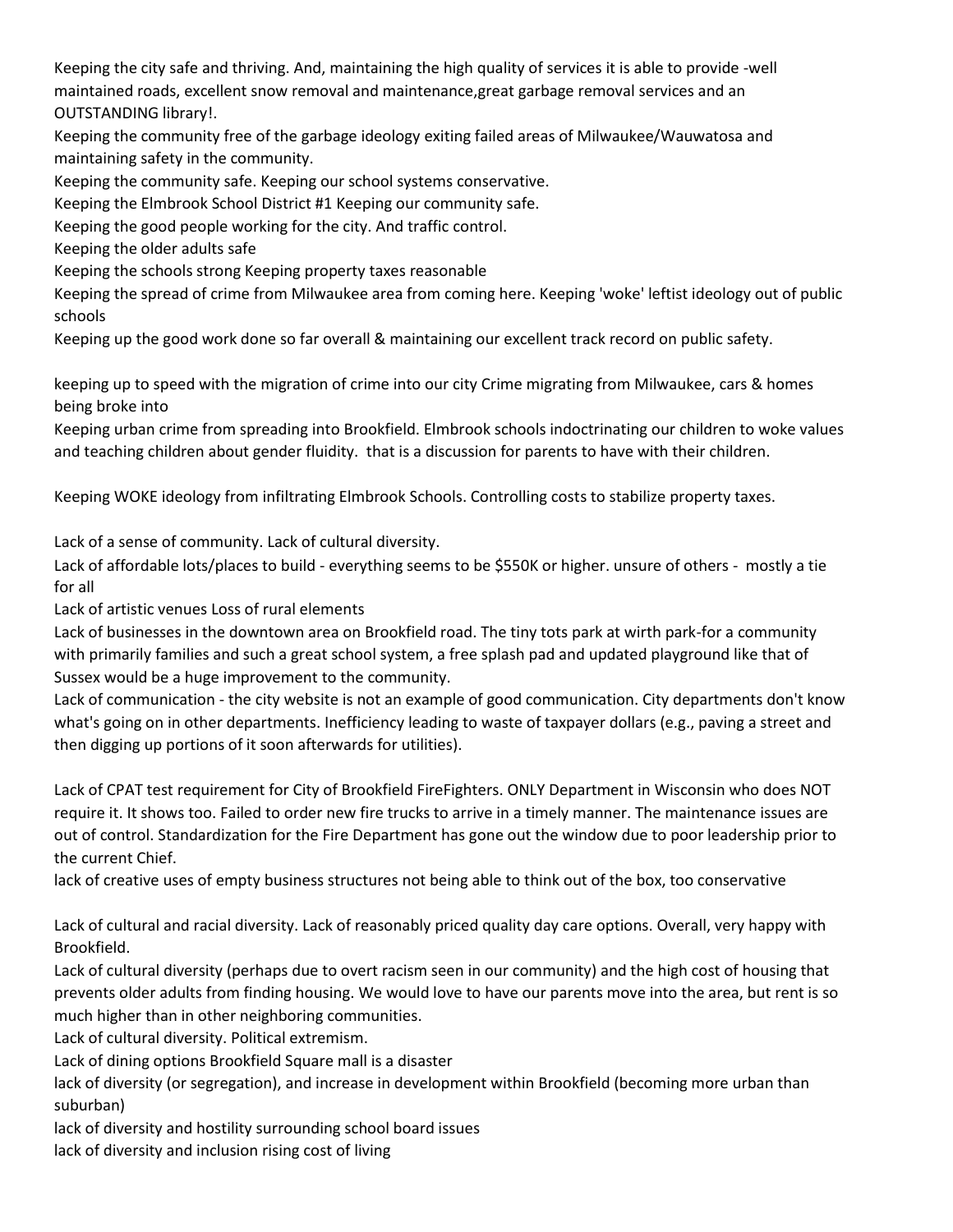Keeping the city safe and thriving. And, maintaining the high quality of services it is able to provide -well maintained roads, excellent snow removal and maintenance,great garbage removal services and an OUTSTANDING library!.

Keeping the community free of the garbage ideology exiting failed areas of Milwaukee/Wauwatosa and maintaining safety in the community.

Keeping the community safe. Keeping our school systems conservative.

Keeping the Elmbrook School District #1 Keeping our community safe.

Keeping the good people working for the city. And traffic control.

Keeping the older adults safe

Keeping the schools strong Keeping property taxes reasonable

Keeping the spread of crime from Milwaukee area from coming here. Keeping 'woke' leftist ideology out of public schools

Keeping up the good work done so far overall & maintaining our excellent track record on public safety.

keeping up to speed with the migration of crime into our city Crime migrating from Milwaukee, cars & homes being broke into

Keeping urban crime from spreading into Brookfield. Elmbrook schools indoctrinating our children to woke values and teaching children about gender fluidity. that is a discussion for parents to have with their children.

Keeping WOKE ideology from infiltrating Elmbrook Schools. Controlling costs to stabilize property taxes.

Lack of a sense of community. Lack of cultural diversity.

Lack of affordable lots/places to build - everything seems to be $550K or higher. unsure of others - mostly a tie for all

Lack of artistic venues Loss of rural elements

Lack of businesses in the downtown area on Brookfield road. The tiny tots park at wirth park-for a community with primarily families and such a great school system, a free splash pad and updated playground like that of Sussex would be a huge improvement to the community.

Lack of communication - the city website is not an example of good communication. City departments don't know what's going on in other departments. Inefficiency leading to waste of taxpayer dollars (e.g., paving a street and then digging up portions of it soon afterwards for utilities).

Lack of CPAT test requirement for City of Brookfield FireFighters. ONLY Department in Wisconsin who does NOT require it. It shows too. Failed to order new fire trucks to arrive in a timely manner. The maintenance issues are out of control. Standardization for the Fire Department has gone out the window due to poor leadership prior to the current Chief.

lack of creative uses of empty business structures not being able to think out of the box, too conservative

Lack of cultural and racial diversity. Lack of reasonably priced quality day care options. Overall, very happy with Brookfield.

Lack of cultural diversity (perhaps due to overt racism seen in our community) and the high cost of housing that prevents older adults from finding housing. We would love to have our parents move into the area, but rent is so much higher than in other neighboring communities.

Lack of cultural diversity. Political extremism.

Lack of dining options Brookfield Square mall is a disaster

lack of diversity (or segregation), and increase in development within Brookfield (becoming more urban than suburban)

lack of diversity and hostility surrounding school board issues

lack of diversity and inclusion rising cost of living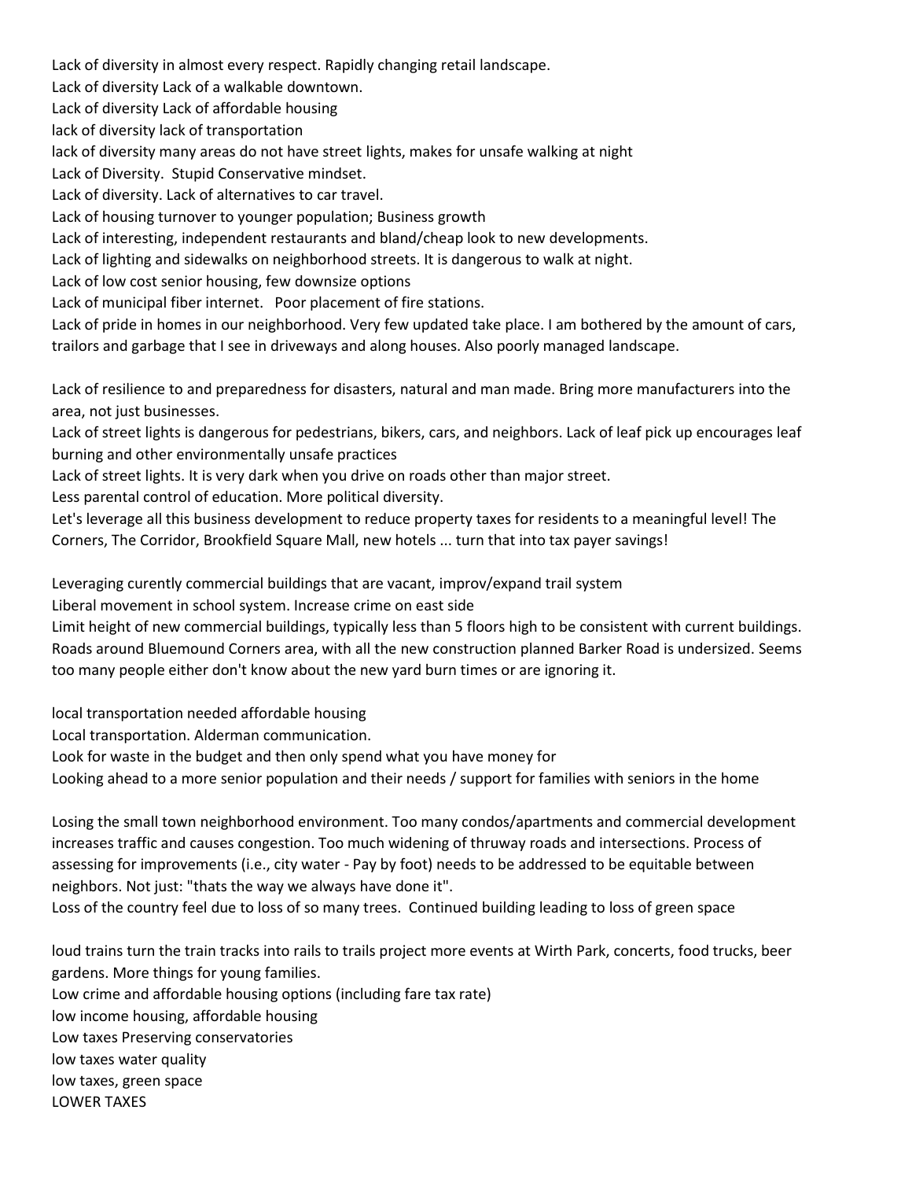Lack of diversity in almost every respect. Rapidly changing retail landscape.

Lack of diversity Lack of a walkable downtown.

Lack of diversity Lack of affordable housing

lack of diversity lack of transportation

lack of diversity many areas do not have street lights, makes for unsafe walking at night

Lack of Diversity. Stupid Conservative mindset.

Lack of diversity. Lack of alternatives to car travel.

Lack of housing turnover to younger population; Business growth

Lack of interesting, independent restaurants and bland/cheap look to new developments.

Lack of lighting and sidewalks on neighborhood streets. It is dangerous to walk at night.

Lack of low cost senior housing, few downsize options

Lack of municipal fiber internet. Poor placement of fire stations.

Lack of pride in homes in our neighborhood. Very few updated take place. I am bothered by the amount of cars, trailors and garbage that I see in driveways and along houses. Also poorly managed landscape.

Lack of resilience to and preparedness for disasters, natural and man made. Bring more manufacturers into the area, not just businesses.

Lack of street lights is dangerous for pedestrians, bikers, cars, and neighbors. Lack of leaf pick up encourages leaf burning and other environmentally unsafe practices

Lack of street lights. It is very dark when you drive on roads other than major street.

Less parental control of education. More political diversity.

Let's leverage all this business development to reduce property taxes for residents to a meaningful level! The Corners, The Corridor, Brookfield Square Mall, new hotels ... turn that into tax payer savings!

Leveraging curently commercial buildings that are vacant, improv/expand trail system

Liberal movement in school system. Increase crime on east side

Limit height of new commercial buildings, typically less than 5 floors high to be consistent with current buildings. Roads around Bluemound Corners area, with all the new construction planned Barker Road is undersized. Seems too many people either don't know about the new yard burn times or are ignoring it.

local transportation needed affordable housing

Local transportation. Alderman communication.

Look for waste in the budget and then only spend what you have money for

Looking ahead to a more senior population and their needs / support for families with seniors in the home

Losing the small town neighborhood environment. Too many condos/apartments and commercial development increases traffic and causes congestion. Too much widening of thruway roads and intersections. Process of assessing for improvements (i.e., city water - Pay by foot) needs to be addressed to be equitable between neighbors. Not just: "thats the way we always have done it".

Loss of the country feel due to loss of so many trees. Continued building leading to loss of green space

loud trains turn the train tracks into rails to trails project more events at Wirth Park, concerts, food trucks, beer gardens. More things for young families.

Low crime and affordable housing options (including fare tax rate)

low income housing, affordable housing

Low taxes Preserving conservatories

low taxes water quality

low taxes, green space

LOWER TAXES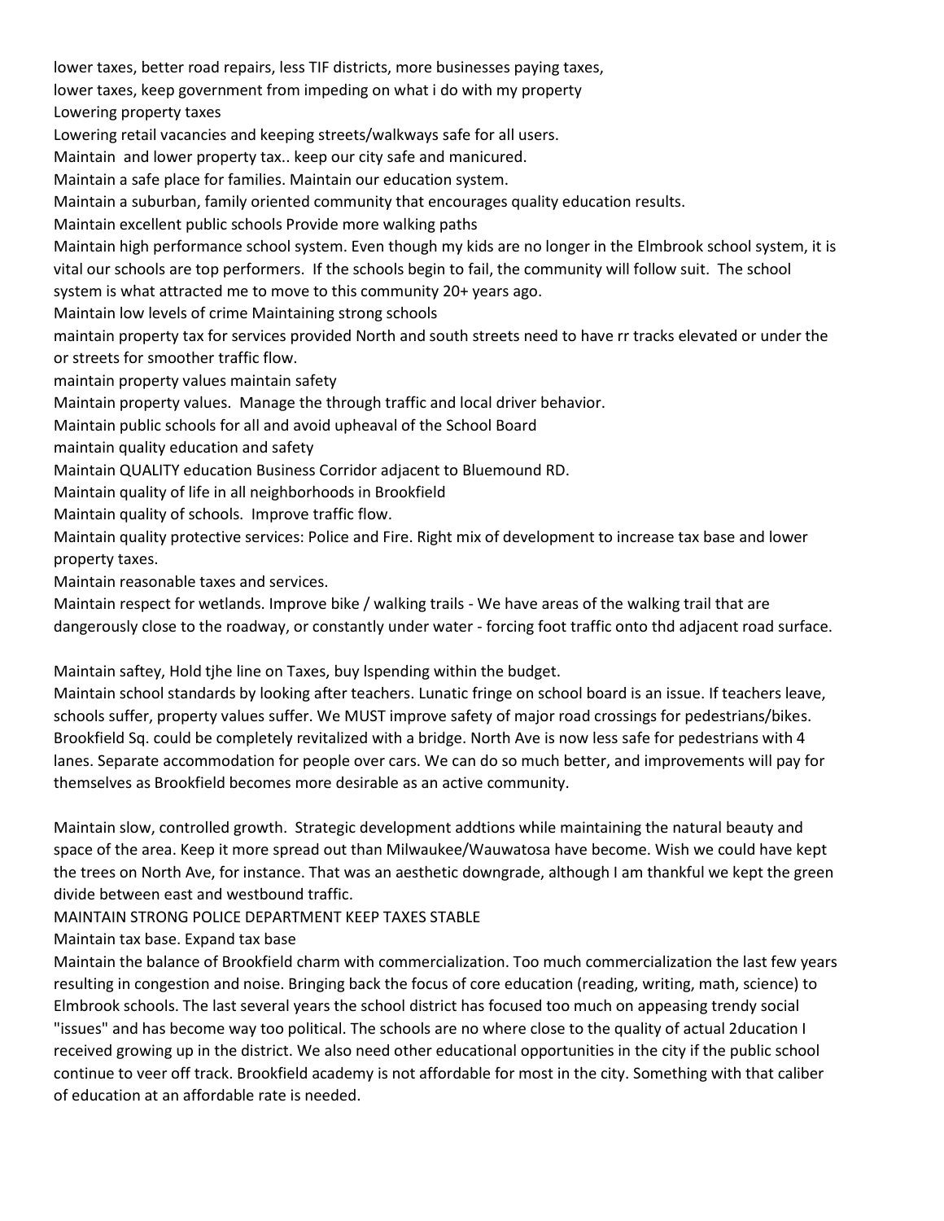lower taxes, better road repairs, less TIF districts, more businesses paying taxes,

lower taxes, keep government from impeding on what i do with my property

Lowering property taxes

Lowering retail vacancies and keeping streets/walkways safe for all users.

Maintain  and lower property tax.. keep our city safe and manicured.

Maintain a safe place for families. Maintain our education system.

Maintain a suburban, family oriented community that encourages quality education results.

Maintain excellent public schools Provide more walking paths

Maintain high performance school system. Even though my kids are no longer in the Elmbrook school system, it is vital our schools are top performers.  If the schools begin to fail, the community will follow suit.  The school system is what attracted me to move to this community 20+ years ago.

Maintain low levels of crime Maintaining strong schools

maintain property tax for services provided North and south streets need to have rr tracks elevated or under the or streets for smoother traffic flow.

maintain property values maintain safety

Maintain property values.  Manage the through traffic and local driver behavior.

Maintain public schools for all and avoid upheaval of the School Board

maintain quality education and safety

Maintain QUALITY education Business Corridor adjacent to Bluemound RD.

Maintain quality of life in all neighborhoods in Brookfield

Maintain quality of schools.  Improve traffic flow.

Maintain quality protective services: Police and Fire. Right mix of development to increase tax base and lower property taxes.

Maintain reasonable taxes and services.

Maintain respect for wetlands. Improve bike / walking trails - We have areas of the walking trail that are dangerously close to the roadway, or constantly under water - forcing foot traffic onto thd adjacent road surface.

Maintain saftey, Hold tjhe line on Taxes, buy lspending within the budget.

Maintain school standards by looking after teachers. Lunatic fringe on school board is an issue. If teachers leave, schools suffer, property values suffer. We MUST improve safety of major road crossings for pedestrians/bikes. Brookfield Sq. could be completely revitalized with a bridge. North Ave is now less safe for pedestrians with 4 lanes. Separate accommodation for people over cars. We can do so much better, and improvements will pay for themselves as Brookfield becomes more desirable as an active community.

Maintain slow, controlled growth.  Strategic development addtions while maintaining the natural beauty and space of the area. Keep it more spread out than Milwaukee/Wauwatosa have become. Wish we could have kept the trees on North Ave, for instance. That was an aesthetic downgrade, although I am thankful we kept the green divide between east and westbound traffic.

MAINTAIN STRONG POLICE DEPARTMENT KEEP TAXES STABLE

Maintain tax base. Expand tax base

Maintain the balance of Brookfield charm with commercialization. Too much commercialization the last few years resulting in congestion and noise. Bringing back the focus of core education (reading, writing, math, science) to Elmbrook schools. The last several years the school district has focused too much on appeasing trendy social "issues" and has become way too political. The schools are no where close to the quality of actual 2ducation I received growing up in the district. We also need other educational opportunities in the city if the public school continue to veer off track. Brookfield academy is not affordable for most in the city. Something with that caliber of education at an affordable rate is needed.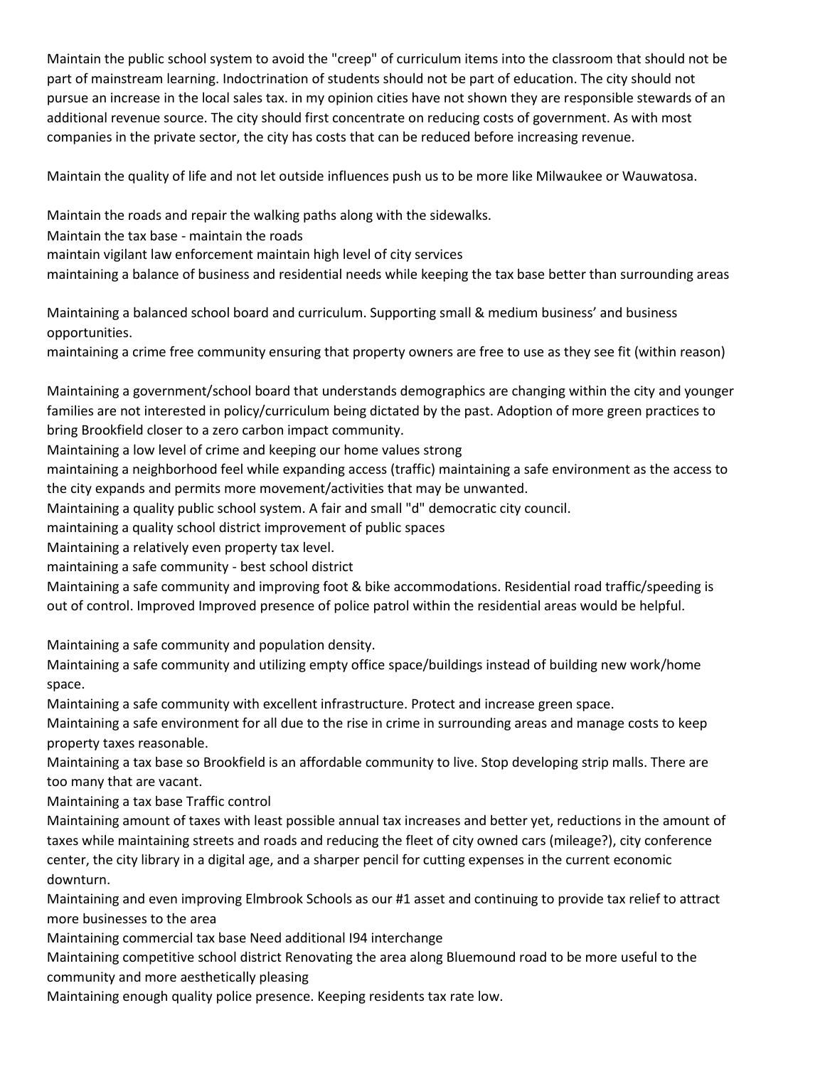Maintain the public school system to avoid the "creep" of curriculum items into the classroom that should not be part of mainstream learning. Indoctrination of students should not be part of education. The city should not pursue an increase in the local sales tax. in my opinion cities have not shown they are responsible stewards of an additional revenue source. The city should first concentrate on reducing costs of government. As with most companies in the private sector, the city has costs that can be reduced before increasing revenue.

Maintain the quality of life and not let outside influences push us to be more like Milwaukee or Wauwatosa.

Maintain the roads and repair the walking paths along with the sidewalks.

Maintain the tax base - maintain the roads

maintain vigilant law enforcement maintain high level of city services

maintaining a balance of business and residential needs while keeping the tax base better than surrounding areas

Maintaining a balanced school board and curriculum. Supporting small & medium business' and business opportunities.

maintaining a crime free community ensuring that property owners are free to use as they see fit (within reason)

Maintaining a government/school board that understands demographics are changing within the city and younger families are not interested in policy/curriculum being dictated by the past. Adoption of more green practices to bring Brookfield closer to a zero carbon impact community.

Maintaining a low level of crime and keeping our home values strong

maintaining a neighborhood feel while expanding access (traffic) maintaining a safe environment as the access to the city expands and permits more movement/activities that may be unwanted.

Maintaining a quality public school system. A fair and small "d" democratic city council.

maintaining a quality school district improvement of public spaces

Maintaining a relatively even property tax level.

maintaining a safe community - best school district

Maintaining a safe community and improving foot & bike accommodations. Residential road traffic/speeding is out of control. Improved Improved presence of police patrol within the residential areas would be helpful.

Maintaining a safe community and population density.

Maintaining a safe community and utilizing empty office space/buildings instead of building new work/home space.

Maintaining a safe community with excellent infrastructure. Protect and increase green space.

Maintaining a safe environment for all due to the rise in crime in surrounding areas and manage costs to keep property taxes reasonable.

Maintaining a tax base so Brookfield is an affordable community to live. Stop developing strip malls. There are too many that are vacant.

Maintaining a tax base Traffic control

Maintaining amount of taxes with least possible annual tax increases and better yet, reductions in the amount of taxes while maintaining streets and roads and reducing the fleet of city owned cars (mileage?), city conference center, the city library in a digital age, and a sharper pencil for cutting expenses in the current economic downturn.

Maintaining and even improving Elmbrook Schools as our #1 asset and continuing to provide tax relief to attract more businesses to the area

Maintaining commercial tax base Need additional I94 interchange

Maintaining competitive school district Renovating the area along Bluemound road to be more useful to the community and more aesthetically pleasing

Maintaining enough quality police presence. Keeping residents tax rate low.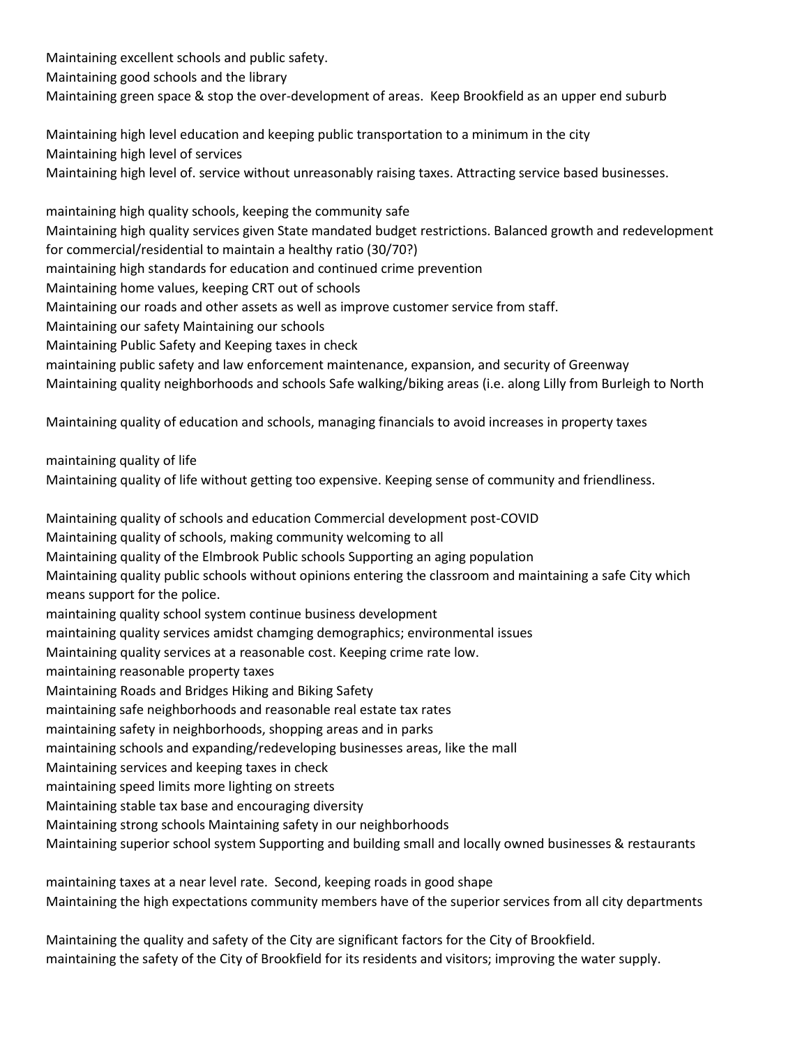Maintaining excellent schools and public safety.

Maintaining good schools and the library

Maintaining green space & stop the over-development of areas. Keep Brookfield as an upper end suburb

Maintaining high level education and keeping public transportation to a minimum in the city

Maintaining high level of services

Maintaining high level of. service without unreasonably raising taxes. Attracting service based businesses.

maintaining high quality schools, keeping the community safe

Maintaining high quality services given State mandated budget restrictions. Balanced growth and redevelopment for commercial/residential to maintain a healthy ratio (30/70?)

maintaining high standards for education and continued crime prevention

Maintaining home values, keeping CRT out of schools

Maintaining our roads and other assets as well as improve customer service from staff.

Maintaining our safety Maintaining our schools

Maintaining Public Safety and Keeping taxes in check

maintaining public safety and law enforcement maintenance, expansion, and security of Greenway

Maintaining quality neighborhoods and schools Safe walking/biking areas (i.e. along Lilly from Burleigh to North

Maintaining quality of education and schools, managing financials to avoid increases in property taxes

maintaining quality of life

Maintaining quality of life without getting too expensive. Keeping sense of community and friendliness.

Maintaining quality of schools and education Commercial development post-COVID

Maintaining quality of schools, making community welcoming to all

Maintaining quality of the Elmbrook Public schools Supporting an aging population

Maintaining quality public schools without opinions entering the classroom and maintaining a safe City which means support for the police.

maintaining quality school system continue business development

maintaining quality services amidst chamging demographics; environmental issues

Maintaining quality services at a reasonable cost. Keeping crime rate low.

maintaining reasonable property taxes

Maintaining Roads and Bridges Hiking and Biking Safety

maintaining safe neighborhoods and reasonable real estate tax rates

maintaining safety in neighborhoods, shopping areas and in parks

maintaining schools and expanding/redeveloping businesses areas, like the mall

Maintaining services and keeping taxes in check

maintaining speed limits more lighting on streets

Maintaining stable tax base and encouraging diversity

Maintaining strong schools Maintaining safety in our neighborhoods

Maintaining superior school system Supporting and building small and locally owned businesses & restaurants

maintaining taxes at a near level rate. Second, keeping roads in good shape

Maintaining the high expectations community members have of the superior services from all city departments

Maintaining the quality and safety of the City are significant factors for the City of Brookfield.

maintaining the safety of the City of Brookfield for its residents and visitors; improving the water supply.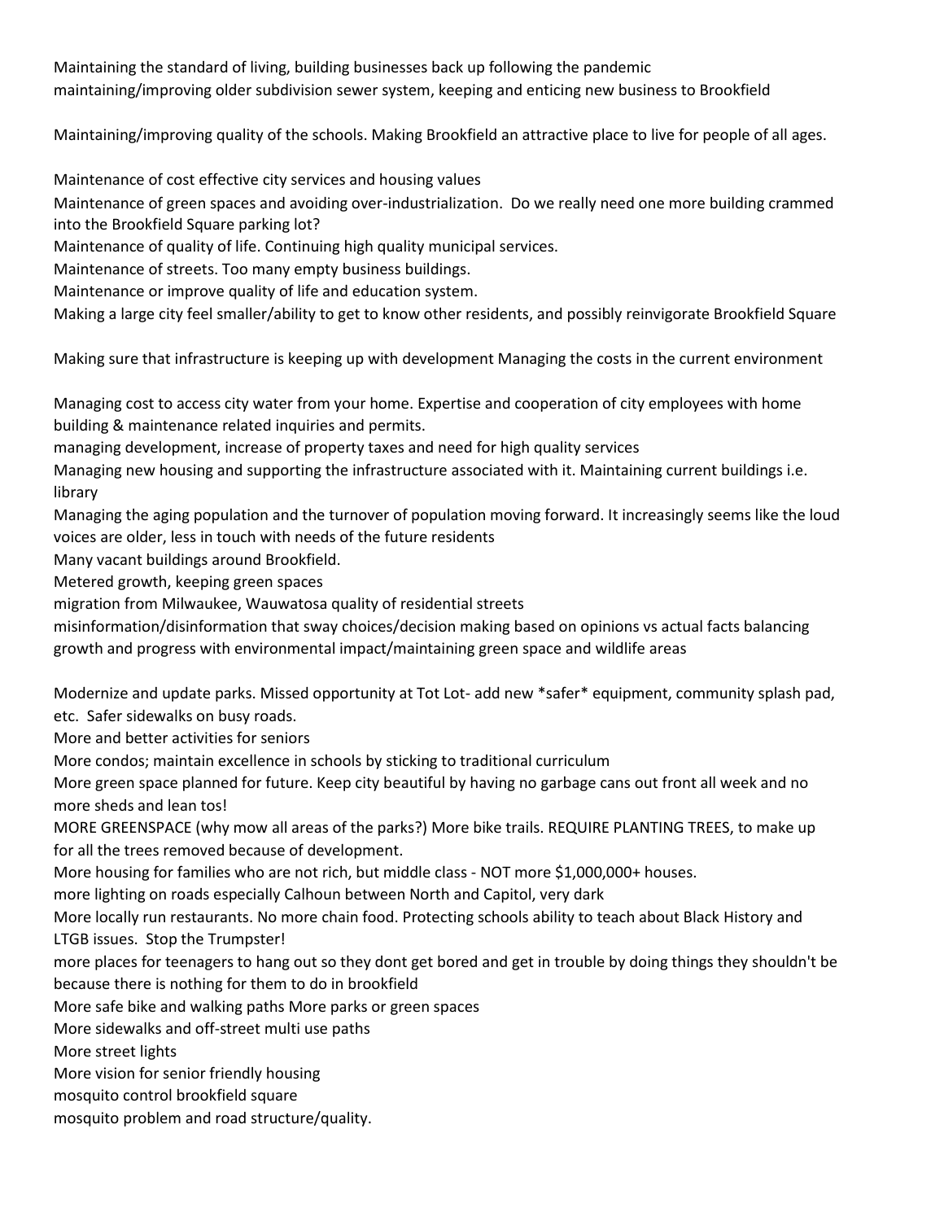Maintaining the standard of living, building businesses back up following the pandemic
maintaining/improving older subdivision sewer system, keeping and enticing new business to Brookfield

Maintaining/improving quality of the schools. Making Brookfield an attractive place to live for people of all ages.

Maintenance of cost effective city services and housing values
Maintenance of green spaces and avoiding over-industrialization. Do we really need one more building crammed into the Brookfield Square parking lot?
Maintenance of quality of life. Continuing high quality municipal services.
Maintenance of streets. Too many empty business buildings.
Maintenance or improve quality of life and education system.
Making a large city feel smaller/ability to get to know other residents, and possibly reinvigorate Brookfield Square

Making sure that infrastructure is keeping up with development Managing the costs in the current environment

Managing cost to access city water from your home. Expertise and cooperation of city employees with home building & maintenance related inquiries and permits.
managing development, increase of property taxes and need for high quality services
Managing new housing and supporting the infrastructure associated with it. Maintaining current buildings i.e. library
Managing the aging population and the turnover of population moving forward. It increasingly seems like the loud voices are older, less in touch with needs of the future residents
Many vacant buildings around Brookfield.
Metered growth, keeping green spaces
migration from Milwaukee, Wauwatosa quality of residential streets
misinformation/disinformation that sway choices/decision making based on opinions vs actual facts balancing growth and progress with environmental impact/maintaining green space and wildlife areas

Modernize and update parks. Missed opportunity at Tot Lot- add new *safer* equipment, community splash pad, etc. Safer sidewalks on busy roads.
More and better activities for seniors
More condos; maintain excellence in schools by sticking to traditional curriculum
More green space planned for future. Keep city beautiful by having no garbage cans out front all week and no more sheds and lean tos!
MORE GREENSPACE (why mow all areas of the parks?) More bike trails. REQUIRE PLANTING TREES, to make up for all the trees removed because of development.
More housing for families who are not rich, but middle class - NOT more $1,000,000+ houses.
more lighting on roads especially Calhoun between North and Capitol, very dark
More locally run restaurants. No more chain food. Protecting schools ability to teach about Black History and LTGB issues. Stop the Trumpster!
more places for teenagers to hang out so they dont get bored and get in trouble by doing things they shouldn't be because there is nothing for them to do in brookfield
More safe bike and walking paths More parks or green spaces
More sidewalks and off-street multi use paths
More street lights
More vision for senior friendly housing
mosquito control brookfield square
mosquito problem and road structure/quality.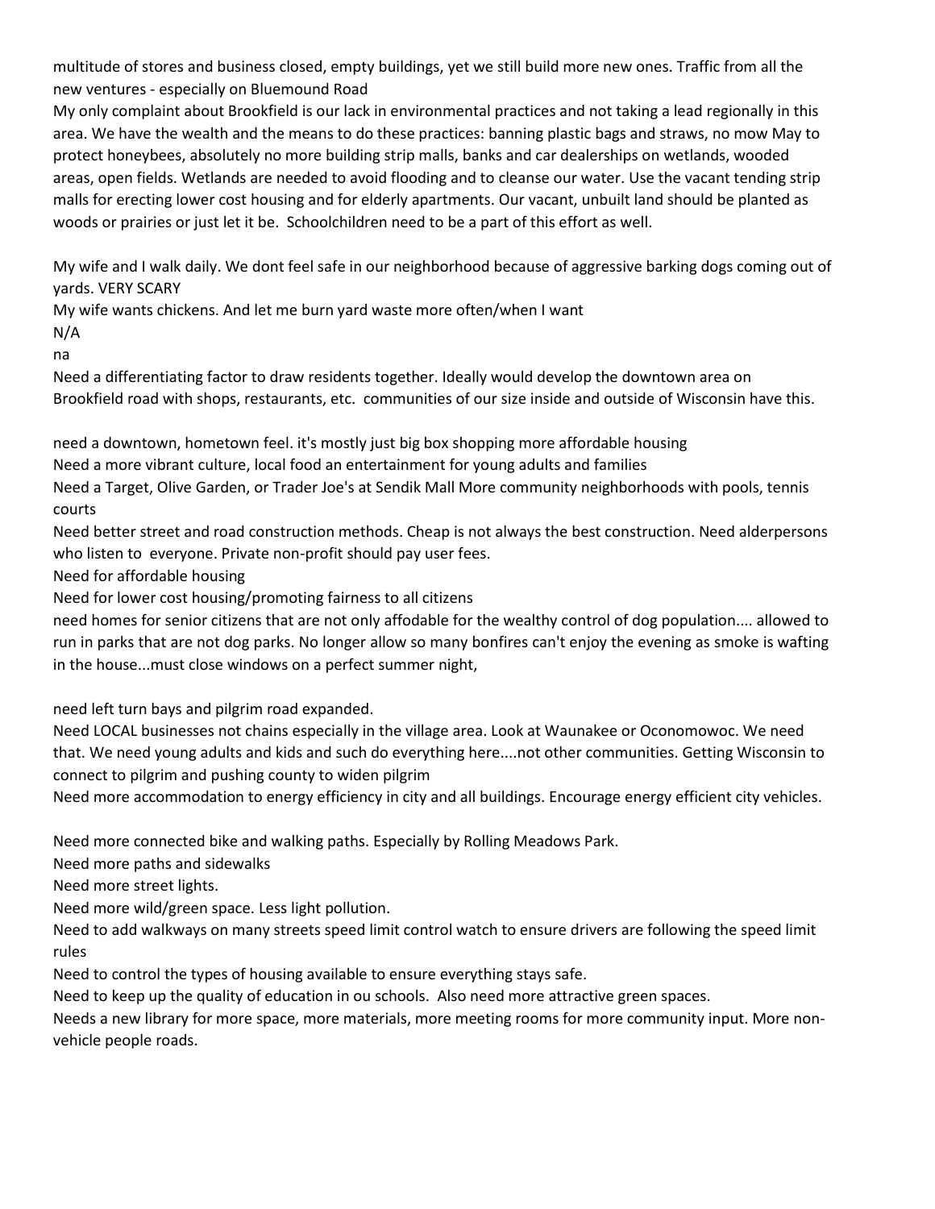multitude of stores and business closed, empty buildings, yet we still build more new ones. Traffic from all the new ventures - especially on Bluemound Road

My only complaint about Brookfield is our lack in environmental practices and not taking a lead regionally in this area. We have the wealth and the means to do these practices: banning plastic bags and straws, no mow May to protect honeybees, absolutely no more building strip malls, banks and car dealerships on wetlands, wooded areas, open fields. Wetlands are needed to avoid flooding and to cleanse our water. Use the vacant tending strip malls for erecting lower cost housing and for elderly apartments. Our vacant, unbuilt land should be planted as woods or prairies or just let it be. Schoolchildren need to be a part of this effort as well.

My wife and I walk daily. We dont feel safe in our neighborhood because of aggressive barking dogs coming out of yards. VERY SCARY

My wife wants chickens. And let me burn yard waste more often/when I want

N/A

na

Need a differentiating factor to draw residents together. Ideally would develop the downtown area on Brookfield road with shops, restaurants, etc. communities of our size inside and outside of Wisconsin have this.

need a downtown, hometown feel. it's mostly just big box shopping more affordable housing

Need a more vibrant culture, local food an entertainment for young adults and families

Need a Target, Olive Garden, or Trader Joe's at Sendik Mall More community neighborhoods with pools, tennis courts

Need better street and road construction methods. Cheap is not always the best construction. Need alderpersons who listen to everyone. Private non-profit should pay user fees.

Need for affordable housing

Need for lower cost housing/promoting fairness to all citizens

need homes for senior citizens that are not only affodable for the wealthy control of dog population.... allowed to run in parks that are not dog parks. No longer allow so many bonfires can't enjoy the evening as smoke is wafting in the house...must close windows on a perfect summer night,

need left turn bays and pilgrim road expanded.

Need LOCAL businesses not chains especially in the village area. Look at Waunakee or Oconomowoc. We need that. We need young adults and kids and such do everything here....not other communities. Getting Wisconsin to connect to pilgrim and pushing county to widen pilgrim

Need more accommodation to energy efficiency in city and all buildings. Encourage energy efficient city vehicles.

Need more connected bike and walking paths. Especially by Rolling Meadows Park.

Need more paths and sidewalks

Need more street lights.

Need more wild/green space. Less light pollution.

Need to add walkways on many streets speed limit control watch to ensure drivers are following the speed limit rules

Need to control the types of housing available to ensure everything stays safe.

Need to keep up the quality of education in ou schools. Also need more attractive green spaces.

Needs a new library for more space, more materials, more meeting rooms for more community input. More non-vehicle people roads.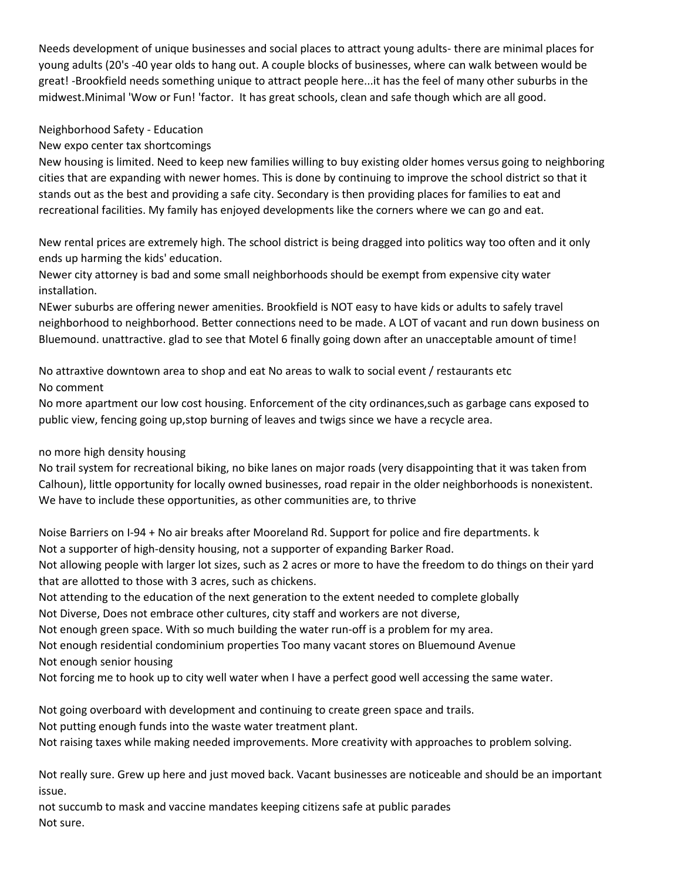Needs development of unique businesses and social places to attract young adults- there are minimal places for young adults (20's -40 year olds to hang out. A couple blocks of businesses, where can walk between would be great! -Brookfield needs something unique to attract people here...it has the feel of many other suburbs in the midwest.Minimal 'Wow or Fun! 'factor. It has great schools, clean and safe though which are all good.

Neighborhood Safety - Education
New expo center tax shortcomings
New housing is limited. Need to keep new families willing to buy existing older homes versus going to neighboring cities that are expanding with newer homes. This is done by continuing to improve the school district so that it stands out as the best and providing a safe city. Secondary is then providing places for families to eat and recreational facilities. My family has enjoyed developments like the corners where we can go and eat.

New rental prices are extremely high. The school district is being dragged into politics way too often and it only ends up harming the kids' education.
Newer city attorney is bad and some small neighborhoods should be exempt from expensive city water installation.
NEwer suburbs are offering newer amenities. Brookfield is NOT easy to have kids or adults to safely travel neighborhood to neighborhood. Better connections need to be made. A LOT of vacant and run down business on Bluemound. unattractive. glad to see that Motel 6 finally going down after an unacceptable amount of time!

No attraxtive downtown area to shop and eat No areas to walk to social event / restaurants etc
No comment
No more apartment our low cost housing. Enforcement of the city ordinances,such as garbage cans exposed to public view, fencing going up,stop burning of leaves and twigs since we have a recycle area.

no more high density housing
No trail system for recreational biking, no bike lanes on major roads (very disappointing that it was taken from Calhoun), little opportunity for locally owned businesses, road repair in the older neighborhoods is nonexistent. We have to include these opportunities, as other communities are, to thrive

Noise Barriers on I-94 + No air breaks after Mooreland Rd. Support for police and fire departments. k
Not a supporter of high-density housing, not a supporter of expanding Barker Road.
Not allowing people with larger lot sizes, such as 2 acres or more to have the freedom to do things on their yard that are allotted to those with 3 acres, such as chickens.
Not attending to the education of the next generation to the extent needed to complete globally
Not Diverse, Does not embrace other cultures, city staff and workers are not diverse,
Not enough green space. With so much building the water run-off is a problem for my area.
Not enough residential condominium properties Too many vacant stores on Bluemound Avenue
Not enough senior housing
Not forcing me to hook up to city well water when I have a perfect good well accessing the same water.

Not going overboard with development and continuing to create green space and trails.
Not putting enough funds into the waste water treatment plant.
Not raising taxes while making needed improvements. More creativity with approaches to problem solving.

Not really sure. Grew up here and just moved back. Vacant businesses are noticeable and should be an important issue.
not succumb to mask and vaccine mandates keeping citizens safe at public parades
Not sure.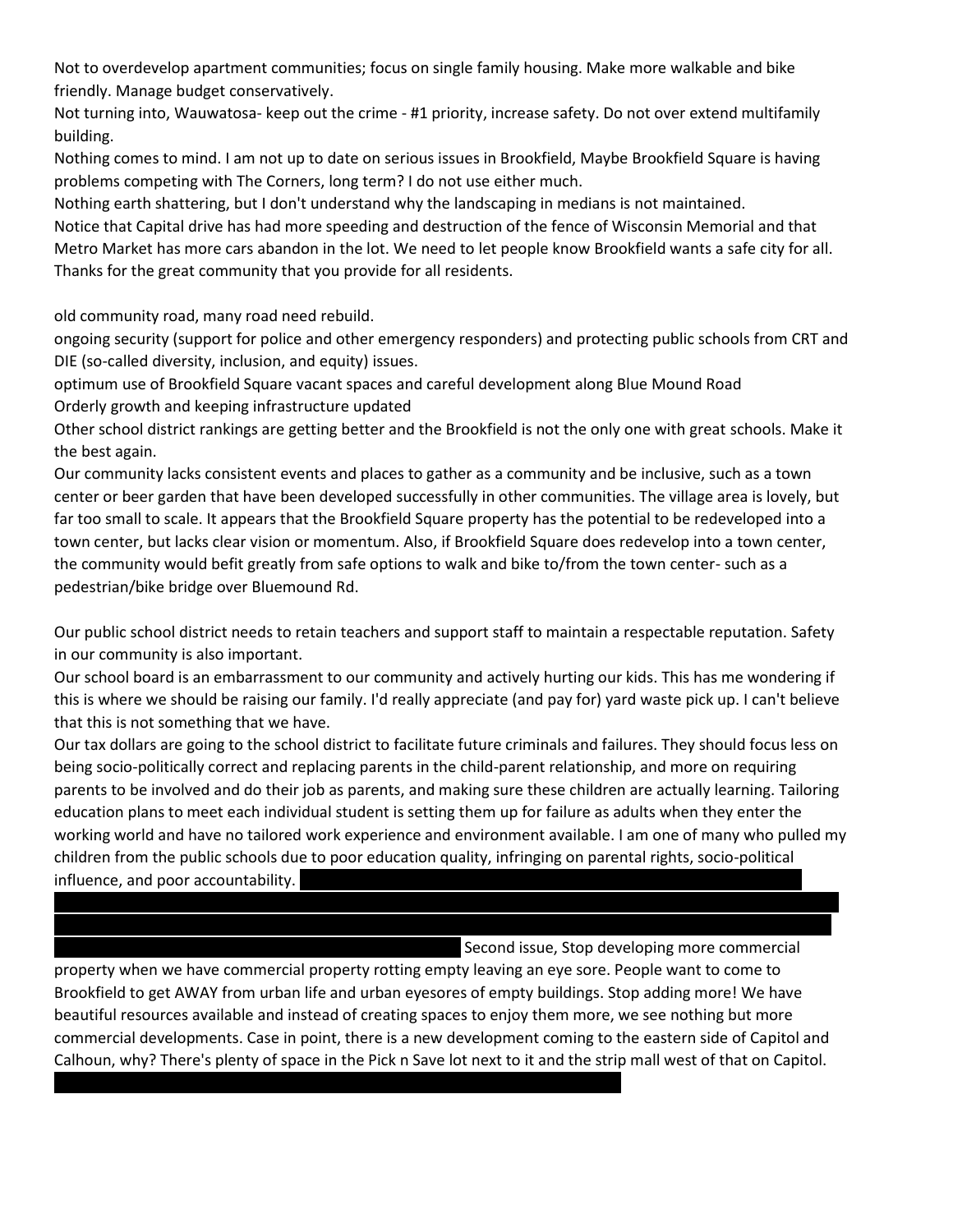Not to overdevelop apartment communities; focus on single family housing. Make more walkable and bike friendly. Manage budget conservatively.

Not turning into, Wauwatosa- keep out the crime - #1 priority, increase safety. Do not over extend multifamily building.

Nothing comes to mind. I am not up to date on serious issues in Brookfield, Maybe Brookfield Square is having problems competing with The Corners, long term? I do not use either much.

Nothing earth shattering, but I don't understand why the landscaping in medians is not maintained.

Notice that Capital drive has had more speeding and destruction of the fence of Wisconsin Memorial and that Metro Market has more cars abandon in the lot. We need to let people know Brookfield wants a safe city for all. Thanks for the great community that you provide for all residents.

old community road, many road need rebuild.

ongoing security (support for police and other emergency responders) and protecting public schools from CRT and DIE (so-called diversity, inclusion, and equity) issues.

optimum use of Brookfield Square vacant spaces and careful development along Blue Mound Road

Orderly growth and keeping infrastructure updated

Other school district rankings are getting better and the Brookfield is not the only one with great schools. Make it the best again.

Our community lacks consistent events and places to gather as a community and be inclusive, such as a town center or beer garden that have been developed successfully in other communities. The village area is lovely, but far too small to scale. It appears that the Brookfield Square property has the potential to be redeveloped into a town center, but lacks clear vision or momentum. Also, if Brookfield Square does redevelop into a town center, the community would befit greatly from safe options to walk and bike to/from the town center- such as a pedestrian/bike bridge over Bluemound Rd.

Our public school district needs to retain teachers and support staff to maintain a respectable reputation. Safety in our community is also important.

Our school board is an embarrassment to our community and actively hurting our kids. This has me wondering if this is where we should be raising our family. I'd really appreciate (and pay for) yard waste pick up. I can't believe that this is not something that we have.

Our tax dollars are going to the school district to facilitate future criminals and failures. They should focus less on being socio-politically correct and replacing parents in the child-parent relationship, and more on requiring parents to be involved and do their job as parents, and making sure these children are actually learning. Tailoring education plans to meet each individual student is setting them up for failure as adults when they enter the working world and have no tailored work experience and environment available. I am one of many who pulled my children from the public schools due to poor education quality, infringing on parental rights, socio-political influence, and poor accountability. [REDACTED] Second issue, Stop developing more commercial property when we have commercial property rotting empty leaving an eye sore. People want to come to Brookfield to get AWAY from urban life and urban eyesores of empty buildings. Stop adding more! We have beautiful resources available and instead of creating spaces to enjoy them more, we see nothing but more commercial developments. Case in point, there is a new development coming to the eastern side of Capitol and Calhoun, why? There's plenty of space in the Pick n Save lot next to it and the strip mall west of that on Capitol. [REDACTED]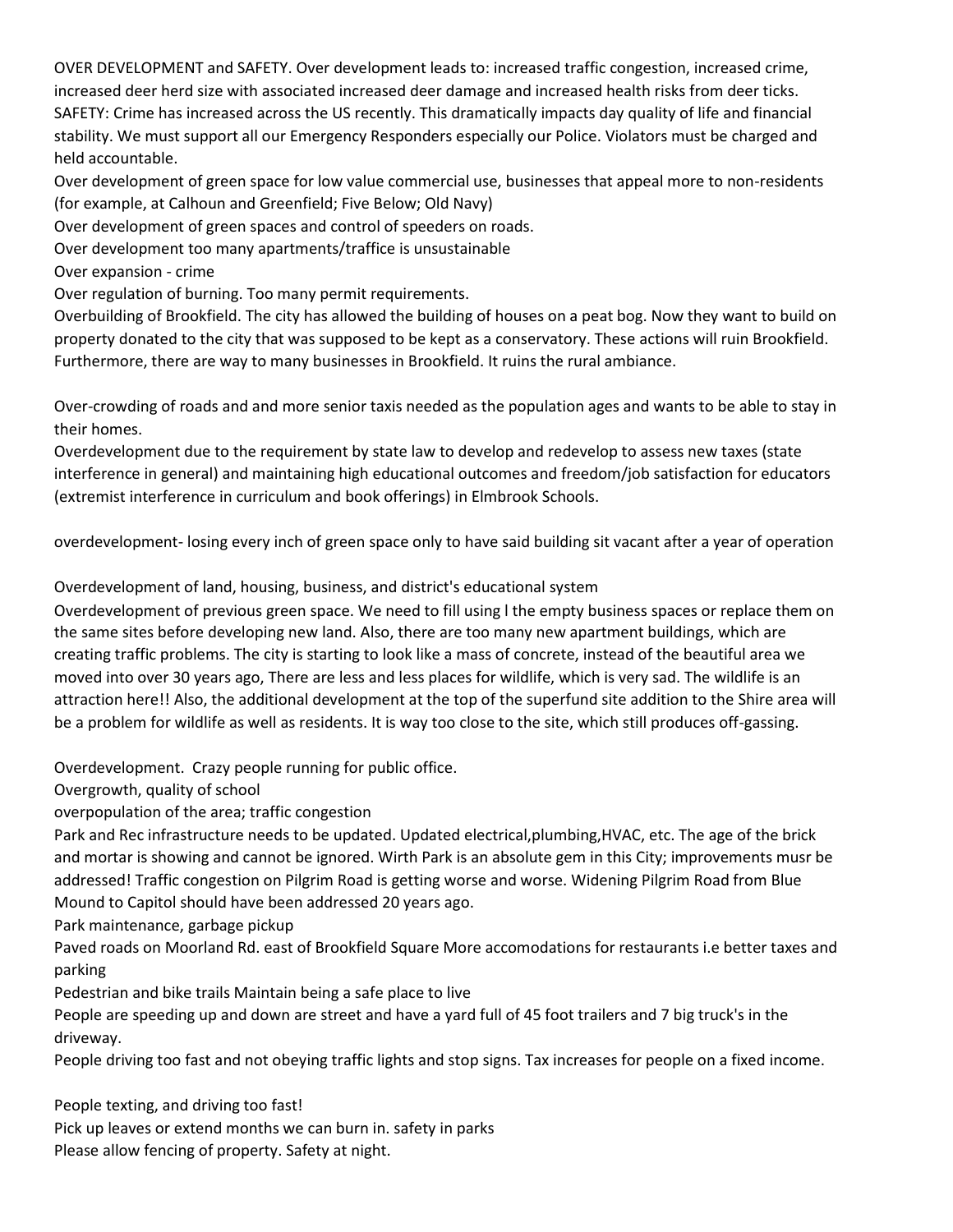OVER DEVELOPMENT and SAFETY. Over development leads to: increased traffic congestion, increased crime, increased deer herd size with associated increased deer damage and increased health risks from deer ticks. SAFETY: Crime has increased across the US recently. This dramatically impacts day quality of life and financial stability. We must support all our Emergency Responders especially our Police. Violators must be charged and held accountable.

Over development of green space for low value commercial use, businesses that appeal more to non-residents (for example, at Calhoun and Greenfield; Five Below; Old Navy)

Over development of green spaces and control of speeders on roads.

Over development too many apartments/traffice is unsustainable

Over expansion - crime

Over regulation of burning. Too many permit requirements.

Overbuilding of Brookfield. The city has allowed the building of houses on a peat bog. Now they want to build on property donated to the city that was supposed to be kept as a conservatory. These actions will ruin Brookfield. Furthermore, there are way to many businesses in Brookfield. It ruins the rural ambiance.

Over-crowding of roads and and more senior taxis needed as the population ages and wants to be able to stay in their homes.

Overdevelopment due to the requirement by state law to develop and redevelop to assess new taxes (state interference in general) and maintaining high educational outcomes and freedom/job satisfaction for educators (extremist interference in curriculum and book offerings) in Elmbrook Schools.

overdevelopment- losing every inch of green space only to have said building sit vacant after a year of operation

Overdevelopment of land, housing, business, and district's educational system

Overdevelopment of previous green space. We need to fill using l the empty business spaces or replace them on the same sites before developing new land. Also, there are too many new apartment buildings, which are creating traffic problems. The city is starting to look like a mass of concrete, instead of the beautiful area we moved into over 30 years ago, There are less and less places for wildlife, which is very sad. The wildlife is an attraction here!! Also, the additional development at the top of the superfund site addition to the Shire area will be a problem for wildlife as well as residents. It is way too close to the site, which still produces off-gassing.

Overdevelopment. Crazy people running for public office.

Overgrowth, quality of school

overpopulation of the area; traffic congestion

Park and Rec infrastructure needs to be updated. Updated electrical,plumbing,HVAC, etc. The age of the brick and mortar is showing and cannot be ignored. Wirth Park is an absolute gem in this City; improvements musr be addressed! Traffic congestion on Pilgrim Road is getting worse and worse. Widening Pilgrim Road from Blue Mound to Capitol should have been addressed 20 years ago.

Park maintenance, garbage pickup

Paved roads on Moorland Rd. east of Brookfield Square More accomodations for restaurants i.e better taxes and parking

Pedestrian and bike trails Maintain being a safe place to live

People are speeding up and down are street and have a yard full of 45 foot trailers and 7 big truck's in the driveway.

People driving too fast and not obeying traffic lights and stop signs. Tax increases for people on a fixed income.

People texting, and driving too fast!

Pick up leaves or extend months we can burn in. safety in parks

Please allow fencing of property. Safety at night.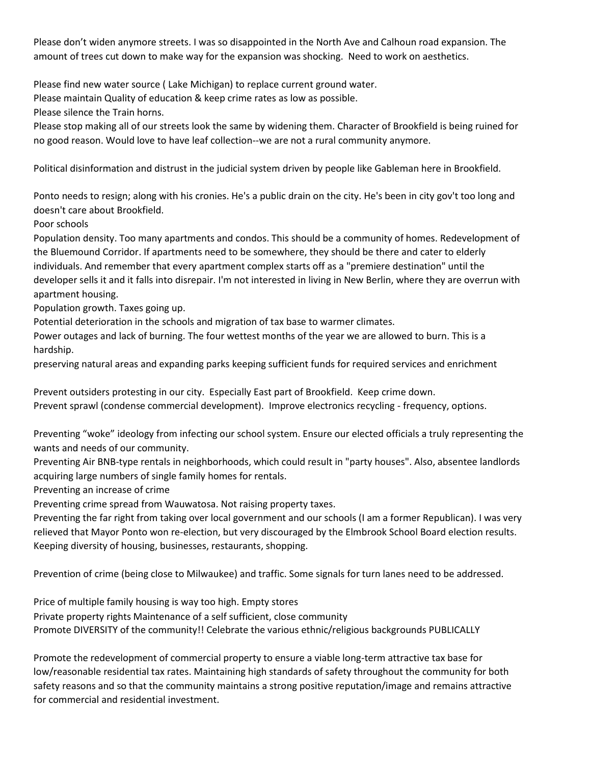Please don't widen anymore streets. I was so disappointed in the North Ave and Calhoun road expansion. The amount of trees cut down to make way for the expansion was shocking. Need to work on aesthetics.

Please find new water source ( Lake Michigan) to replace current ground water.

Please maintain Quality of education & keep crime rates as low as possible.

Please silence the Train horns.

Please stop making all of our streets look the same by widening them. Character of Brookfield is being ruined for no good reason. Would love to have leaf collection--we are not a rural community anymore.

Political disinformation and distrust in the judicial system driven by people like Gableman here in Brookfield.

Ponto needs to resign; along with his cronies. He's a public drain on the city. He's been in city gov't too long and doesn't care about Brookfield.

Poor schools

Population density. Too many apartments and condos. This should be a community of homes. Redevelopment of the Bluemound Corridor. If apartments need to be somewhere, they should be there and cater to elderly individuals. And remember that every apartment complex starts off as a "premiere destination" until the developer sells it and it falls into disrepair. I'm not interested in living in New Berlin, where they are overrun with apartment housing.

Population growth. Taxes going up.

Potential deterioration in the schools and migration of tax base to warmer climates.

Power outages and lack of burning. The four wettest months of the year we are allowed to burn. This is a hardship.

preserving natural areas and expanding parks keeping sufficient funds for required services and enrichment

Prevent outsiders protesting in our city. Especially East part of Brookfield. Keep crime down.

Prevent sprawl (condense commercial development). Improve electronics recycling - frequency, options.

Preventing "woke" ideology from infecting our school system. Ensure our elected officials a truly representing the wants and needs of our community.

Preventing Air BNB-type rentals in neighborhoods, which could result in "party houses". Also, absentee landlords acquiring large numbers of single family homes for rentals.

Preventing an increase of crime

Preventing crime spread from Wauwatosa. Not raising property taxes.

Preventing the far right from taking over local government and our schools (I am a former Republican). I was very relieved that Mayor Ponto won re-election, but very discouraged by the Elmbrook School Board election results. Keeping diversity of housing, businesses, restaurants, shopping.

Prevention of crime (being close to Milwaukee) and traffic. Some signals for turn lanes need to be addressed.

Price of multiple family housing is way too high. Empty stores

Private property rights Maintenance of a self sufficient, close community

Promote DIVERSITY of the community!! Celebrate the various ethnic/religious backgrounds PUBLICALLY

Promote the redevelopment of commercial property to ensure a viable long-term attractive tax base for low/reasonable residential tax rates. Maintaining high standards of safety throughout the community for both safety reasons and so that the community maintains a strong positive reputation/image and remains attractive for commercial and residential investment.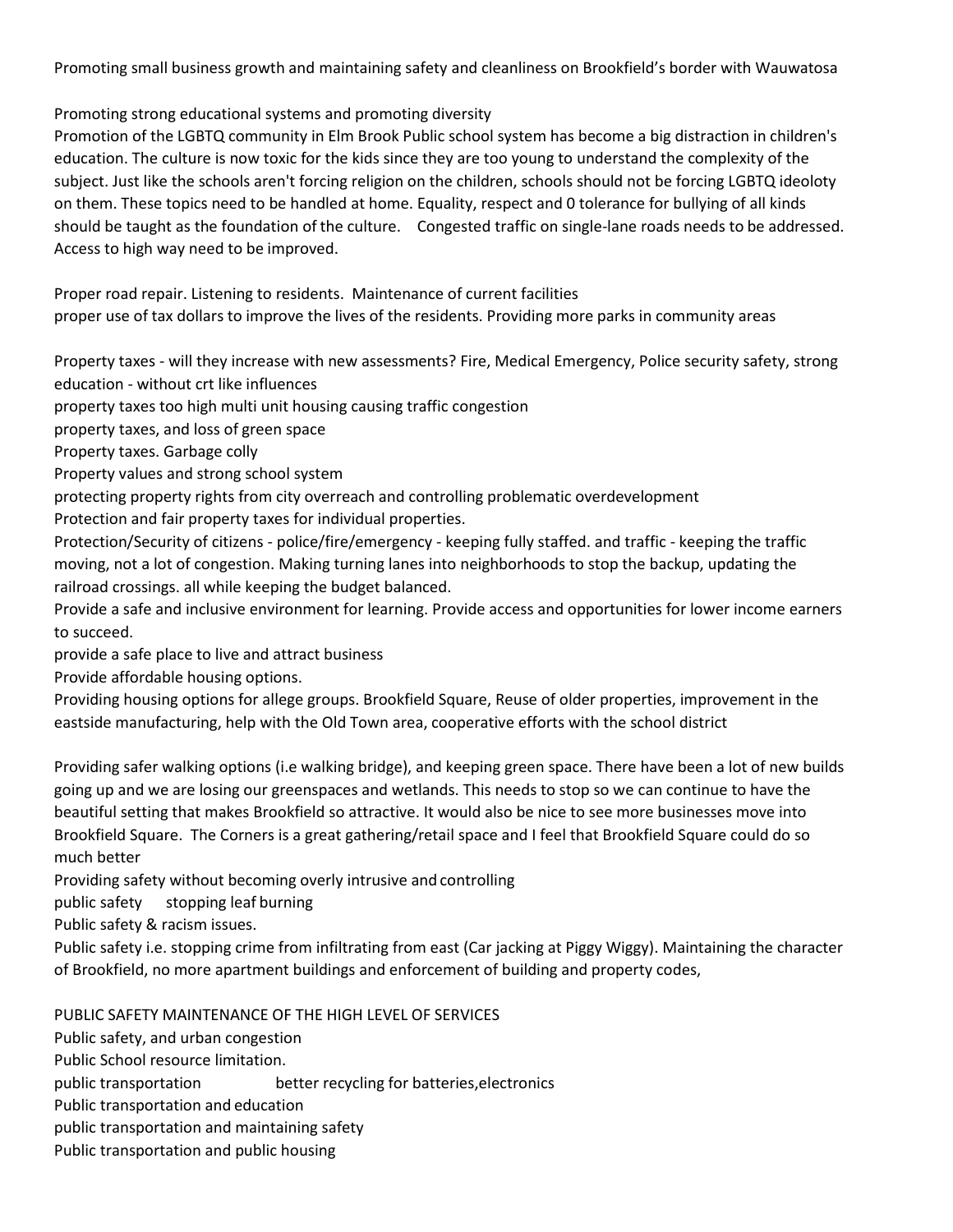Promoting small business growth and maintaining safety and cleanliness on Brookfield's border with Wauwatosa

Promoting strong educational systems and promoting diversity

Promotion of the LGBTQ community in Elm Brook Public school system has become a big distraction in children's education. The culture is now toxic for the kids since they are too young to understand the complexity of the subject. Just like the schools aren't forcing religion on the children, schools should not be forcing LGBTQ ideoloty on them. These topics need to be handled at home. Equality, respect and 0 tolerance for bullying of all kinds should be taught as the foundation of the culture.    Congested traffic on single-lane roads needs to be addressed. Access to high way need to be improved.

Proper road repair. Listening to residents.  Maintenance of current facilities

proper use of tax dollars to improve the lives of the residents. Providing more parks in community areas

Property taxes - will they increase with new assessments? Fire, Medical Emergency, Police security safety, strong education - without crt like influences

property taxes too high multi unit housing causing traffic congestion

property taxes, and loss of green space

Property taxes. Garbage colly

Property values and strong school system

protecting property rights from city overreach and controlling problematic overdevelopment

Protection and fair property taxes for individual properties.

Protection/Security of citizens - police/fire/emergency - keeping fully staffed. and traffic - keeping the traffic moving, not a lot of congestion. Making turning lanes into neighborhoods to stop the backup, updating the railroad crossings. all while keeping the budget balanced.

Provide a safe and inclusive environment for learning. Provide access and opportunities for lower income earners to succeed.

provide a safe place to live and attract business

Provide affordable housing options.

Providing housing options for allege groups. Brookfield Square, Reuse of older properties, improvement in the eastside manufacturing, help with the Old Town area, cooperative efforts with the school district

Providing safer walking options (i.e walking bridge), and keeping green space. There have been a lot of new builds going up and we are losing our greenspaces and wetlands. This needs to stop so we can continue to have the beautiful setting that makes Brookfield so attractive. It would also be nice to see more businesses move into Brookfield Square.  The Corners is a great gathering/retail space and I feel that Brookfield Square could do so much better

Providing safety without becoming overly intrusive and controlling

public safety      stopping leaf burning

Public safety & racism issues.

Public safety i.e. stopping crime from infiltrating from east (Car jacking at Piggy Wiggy). Maintaining the character of Brookfield, no more apartment buildings and enforcement of building and property codes,

PUBLIC SAFETY MAINTENANCE OF THE HIGH LEVEL OF SERVICES

Public safety, and urban congestion

Public School resource limitation.

public transportation                better recycling for batteries,electronics

Public transportation and education

public transportation and maintaining safety

Public transportation and public housing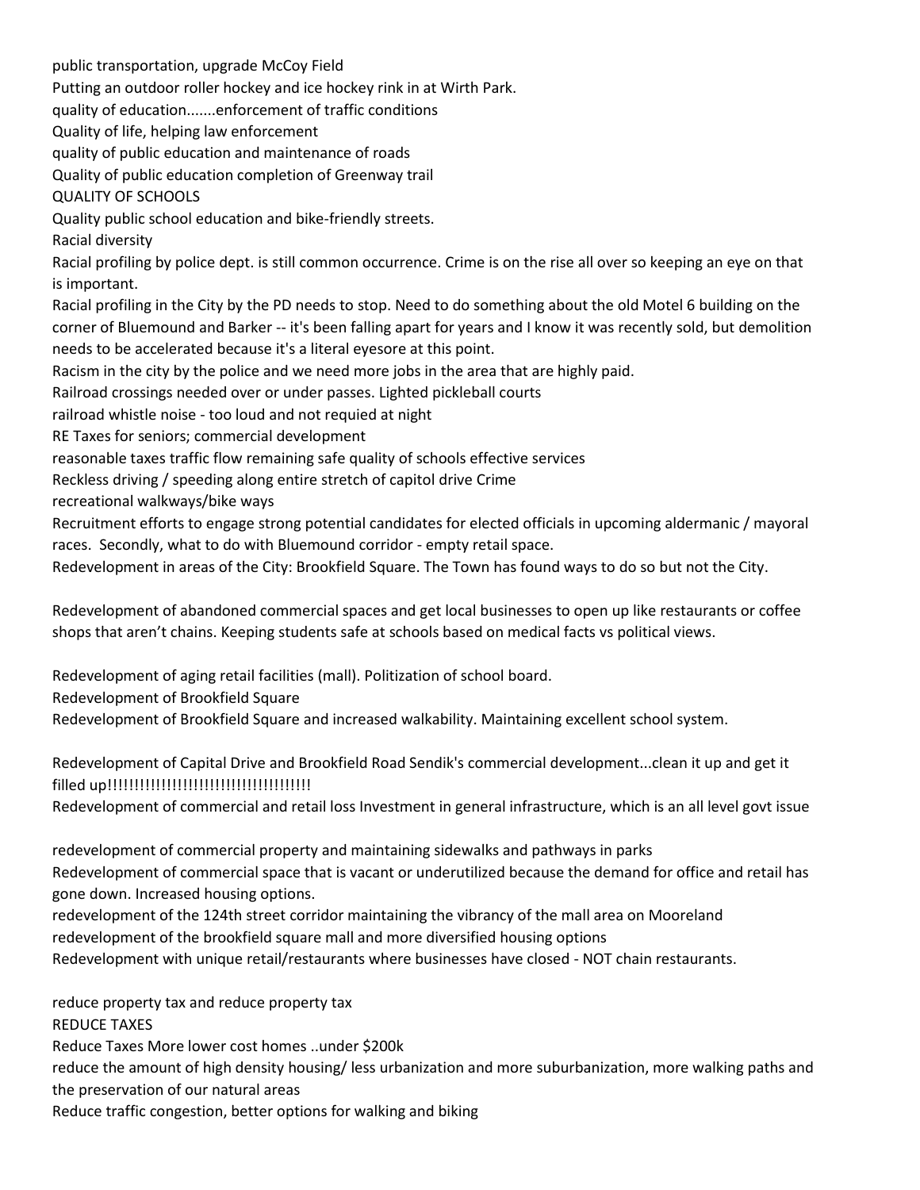public transportation, upgrade McCoy Field

Putting an outdoor roller hockey and ice hockey rink in at Wirth Park.

quality of education.......enforcement of traffic conditions

Quality of life, helping law enforcement

quality of public education and maintenance of roads

Quality of public education completion of Greenway trail

QUALITY OF SCHOOLS

Quality public school education and bike-friendly streets.

Racial diversity

Racial profiling by police dept. is still common occurrence. Crime is on the rise all over so keeping an eye on that is important.

Racial profiling in the City by the PD needs to stop. Need to do something about the old Motel 6 building on the corner of Bluemound and Barker -- it's been falling apart for years and I know it was recently sold, but demolition needs to be accelerated because it's a literal eyesore at this point.

Racism in the city by the police and we need more jobs in the area that are highly paid.

Railroad crossings needed over or under passes. Lighted pickleball courts

railroad whistle noise - too loud and not requied at night

RE Taxes for seniors; commercial development

reasonable taxes traffic flow remaining safe quality of schools effective services

Reckless driving / speeding along entire stretch of capitol drive Crime

recreational walkways/bike ways

Recruitment efforts to engage strong potential candidates for elected officials in upcoming aldermanic / mayoral races. Secondly, what to do with Bluemound corridor - empty retail space.

Redevelopment in areas of the City: Brookfield Square. The Town has found ways to do so but not the City.

Redevelopment of abandoned commercial spaces and get local businesses to open up like restaurants or coffee shops that aren't chains. Keeping students safe at schools based on medical facts vs political views.

Redevelopment of aging retail facilities (mall). Politization of school board.

Redevelopment of Brookfield Square

Redevelopment of Brookfield Square and increased walkability. Maintaining excellent school system.

Redevelopment of Capital Drive and Brookfield Road Sendik's commercial development...clean it up and get it filled up!!!!!!!!!!!!!!!!!!!!!!!!!!!!!!!!!!!!!!

Redevelopment of commercial and retail loss Investment in general infrastructure, which is an all level govt issue

redevelopment of commercial property and maintaining sidewalks and pathways in parks

Redevelopment of commercial space that is vacant or underutilized because the demand for office and retail has gone down. Increased housing options.

redevelopment of the 124th street corridor maintaining the vibrancy of the mall area on Mooreland

redevelopment of the brookfield square mall and more diversified housing options

Redevelopment with unique retail/restaurants where businesses have closed - NOT chain restaurants.

reduce property tax and reduce property tax

REDUCE TAXES

Reduce Taxes More lower cost homes ..under $200k

reduce the amount of high density housing/ less urbanization and more suburbanization, more walking paths and the preservation of our natural areas

Reduce traffic congestion, better options for walking and biking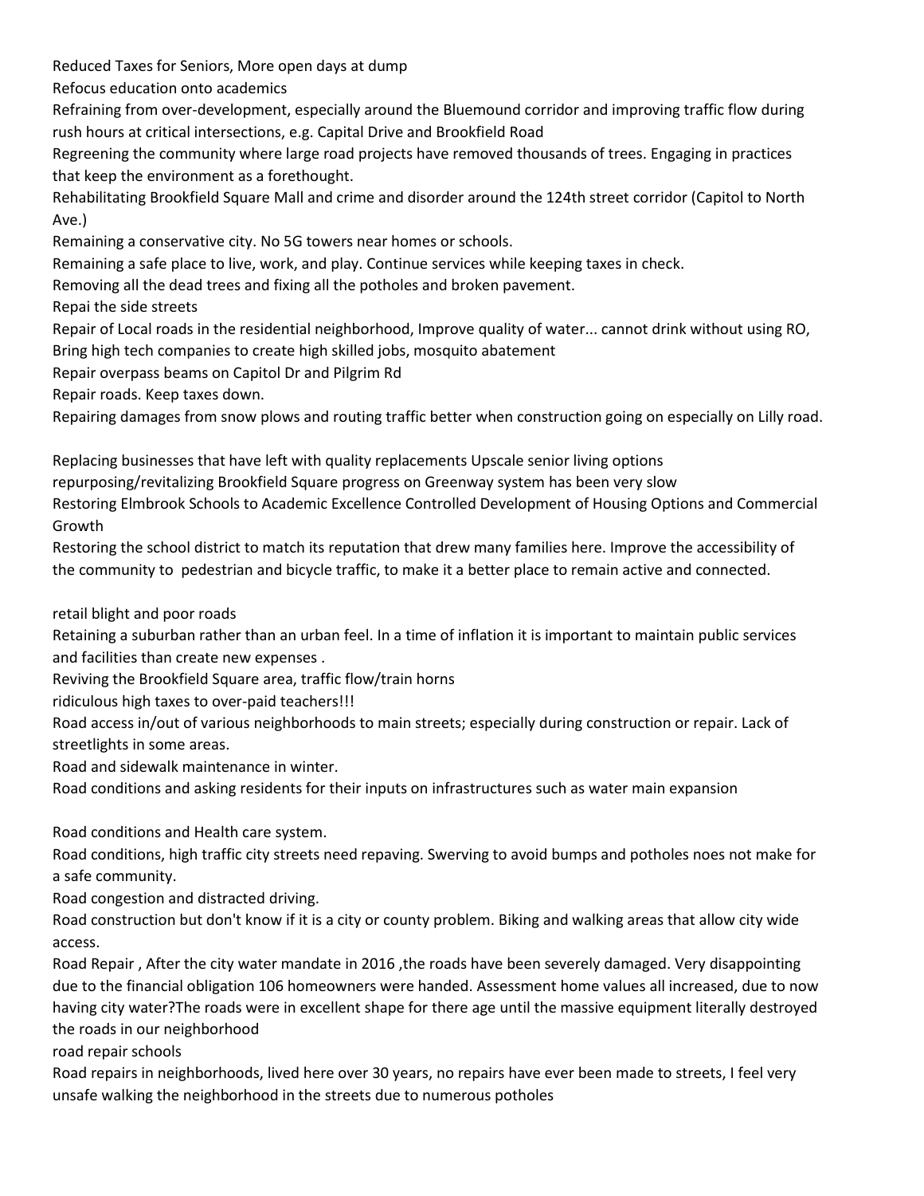Reduced Taxes for Seniors, More open days at dump

Refocus education onto academics

Refraining from over-development, especially around the Bluemound corridor and improving traffic flow during rush hours at critical intersections, e.g. Capital Drive and Brookfield Road

Regreening the community where large road projects have removed thousands of trees. Engaging in practices that keep the environment as a forethought.

Rehabilitating Brookfield Square Mall and crime and disorder around the 124th street corridor (Capitol to North Ave.)

Remaining a conservative city. No 5G towers near homes or schools.

Remaining a safe place to live, work, and play. Continue services while keeping taxes in check.

Removing all the dead trees and fixing all the potholes and broken pavement.

Repai the side streets

Repair of Local roads in the residential neighborhood, Improve quality of water... cannot drink without using RO, Bring high tech companies to create high skilled jobs, mosquito abatement

Repair overpass beams on Capitol Dr and Pilgrim Rd

Repair roads. Keep taxes down.

Repairing damages from snow plows and routing traffic better when construction going on especially on Lilly road.

Replacing businesses that have left with quality replacements Upscale senior living options

repurposing/revitalizing Brookfield Square progress on Greenway system has been very slow

Restoring Elmbrook Schools to Academic Excellence Controlled Development of Housing Options and Commercial Growth

Restoring the school district to match its reputation that drew many families here. Improve the accessibility of the community to pedestrian and bicycle traffic, to make it a better place to remain active and connected.

retail blight and poor roads

Retaining a suburban rather than an urban feel. In a time of inflation it is important to maintain public services and facilities than create new expenses .

Reviving the Brookfield Square area, traffic flow/train horns

ridiculous high taxes to over-paid teachers!!!

Road access in/out of various neighborhoods to main streets; especially during construction or repair. Lack of streetlights in some areas.

Road and sidewalk maintenance in winter.

Road conditions and asking residents for their inputs on infrastructures such as water main expansion

Road conditions and Health care system.

Road conditions, high traffic city streets need repaving. Swerving to avoid bumps and potholes noes not make for a safe community.

Road congestion and distracted driving.

Road construction but don't know if it is a city or county problem. Biking and walking areas that allow city wide access.

Road Repair , After the city water mandate in 2016 ,the roads have been severely damaged. Very disappointing due to the financial obligation 106 homeowners were handed. Assessment home values all increased, due to now having city water?The roads were in excellent shape for there age until the massive equipment literally destroyed the roads in our neighborhood

road repair schools

Road repairs in neighborhoods, lived here over 30 years, no repairs have ever been made to streets, I feel very unsafe walking the neighborhood in the streets due to numerous potholes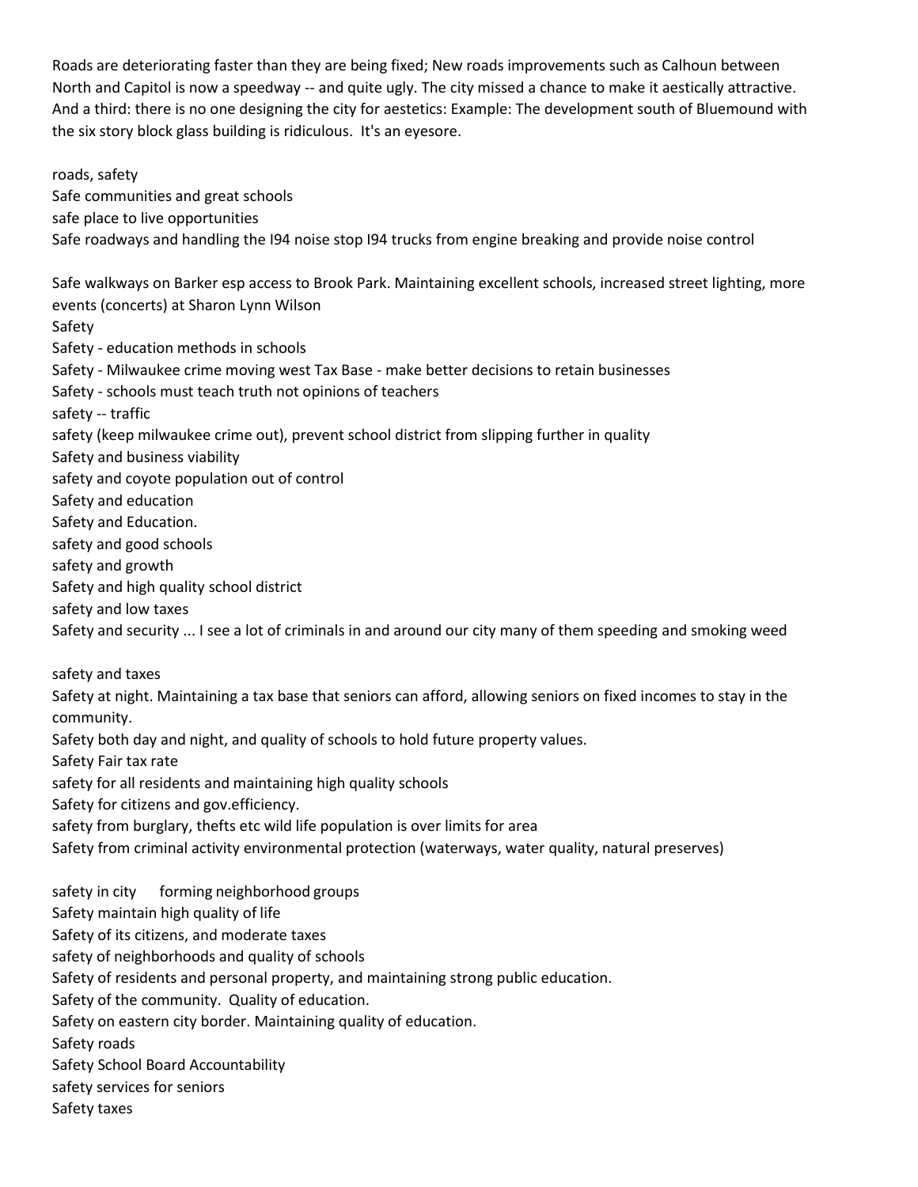Roads are deteriorating faster than they are being fixed; New roads improvements such as Calhoun between North and Capitol is now a speedway -- and quite ugly. The city missed a chance to make it aestically attractive. And a third: there is no one designing the city for aestetics: Example: The development south of Bluemound with the six story block glass building is ridiculous. It's an eyesore.

roads, safety

Safe communities and great schools

safe place to live opportunities

Safe roadways and handling the I94 noise stop I94 trucks from engine breaking and provide noise control

Safe walkways on Barker esp access to Brook Park. Maintaining excellent schools, increased street lighting, more events (concerts) at Sharon Lynn Wilson

Safety

Safety - education methods in schools

Safety - Milwaukee crime moving west Tax Base - make better decisions to retain businesses

Safety - schools must teach truth not opinions of teachers

safety -- traffic

safety (keep milwaukee crime out), prevent school district from slipping further in quality

Safety and business viability

safety and coyote population out of control

Safety and education

Safety and Education.

safety and good schools

safety and growth

Safety and high quality school district

safety and low taxes

Safety and security ... I see a lot of criminals in and around our city many of them speeding and smoking weed

safety and taxes

Safety at night. Maintaining a tax base that seniors can afford, allowing seniors on fixed incomes to stay in the community.

Safety both day and night, and quality of schools to hold future property values.

Safety Fair tax rate

safety for all residents and maintaining high quality schools

Safety for citizens and gov.efficiency.

safety from burglary, thefts etc wild life population is over limits for area

Safety from criminal activity environmental protection (waterways, water quality, natural preserves)

safety in city forming neighborhood groups

Safety maintain high quality of life

Safety of its citizens, and moderate taxes

safety of neighborhoods and quality of schools

Safety of residents and personal property, and maintaining strong public education.

Safety of the community. Quality of education.

Safety on eastern city border. Maintaining quality of education.

Safety roads

Safety School Board Accountability

safety services for seniors

Safety taxes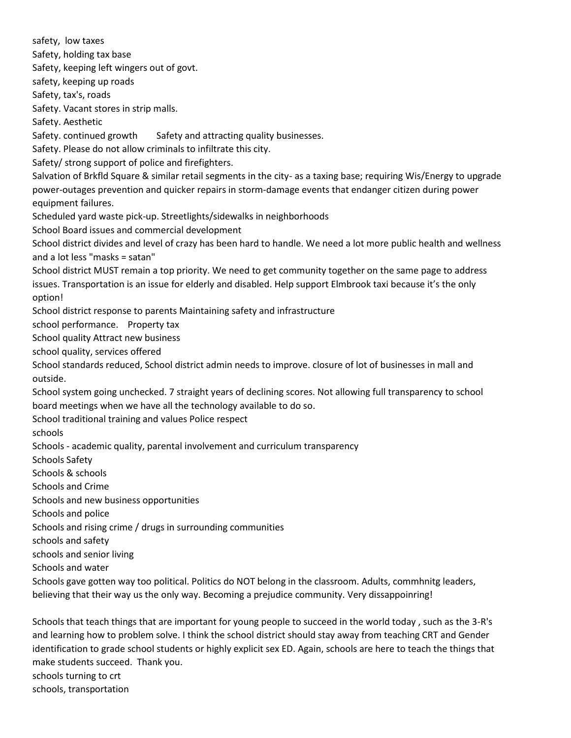safety, low taxes

Safety, holding tax base

Safety, keeping left wingers out of govt.

safety, keeping up roads

Safety, tax's, roads

Safety. Vacant stores in strip malls.

Safety. Aesthetic

Safety. continued growth    Safety and attracting quality businesses.

Safety. Please do not allow criminals to infiltrate this city.

Safety/ strong support of police and firefighters.

Salvation of Brkfld Square & similar retail segments in the city- as a taxing base; requiring Wis/Energy to upgrade power-outages prevention and quicker repairs in storm-damage events that endanger citizen during power equipment failures.

Scheduled yard waste pick-up. Streetlights/sidewalks in neighborhoods

School Board issues and commercial development

School district divides and level of crazy has been hard to handle. We need a lot more public health and wellness and a lot less "masks = satan"

School district MUST remain a top priority. We need to get community together on the same page to address issues. Transportation is an issue for elderly and disabled. Help support Elmbrook taxi because it's the only option!

School district response to parents Maintaining safety and infrastructure

school performance.   Property tax

School quality Attract new business

school quality, services offered

School standards reduced, School district admin needs to improve. closure of lot of businesses in mall and outside.

School system going unchecked. 7 straight years of declining scores. Not allowing full transparency to school board meetings when we have all the technology available to do so.

School traditional training and values Police respect

schools

Schools - academic quality, parental involvement and curriculum transparency

Schools Safety

Schools & schools

Schools and Crime

Schools and new business opportunities

Schools and police

Schools and rising crime / drugs in surrounding communities

schools and safety

schools and senior living

Schools and water

Schools gave gotten way too political. Politics do NOT belong in the classroom. Adults, commhnitg leaders, believing that their way us the only way. Becoming a prejudice community. Very dissappoinring!

Schools that teach things that are important for young people to succeed in the world today , such as the 3-R's and learning how to problem solve. I think the school district should stay away from teaching CRT and Gender identification to grade school students or highly explicit sex ED. Again, schools are here to teach the things that make students succeed. Thank you.

schools turning to crt

schools, transportation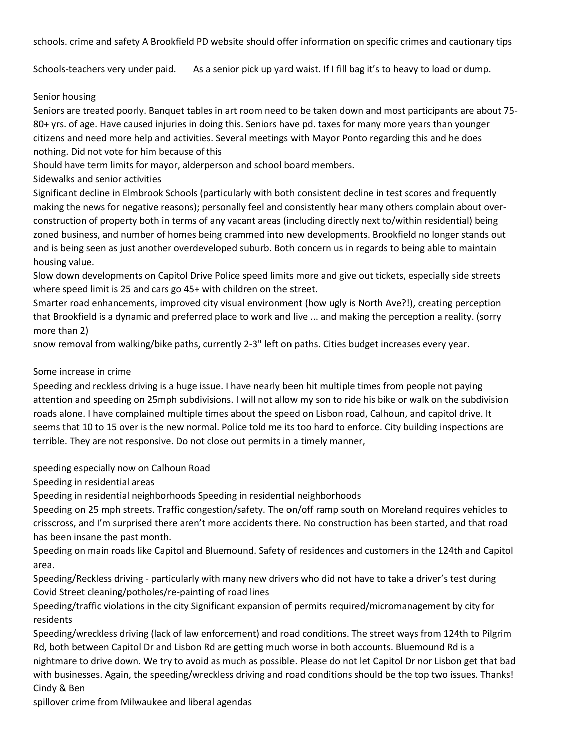schools. crime and safety A Brookfield PD website should offer information on specific crimes and cautionary tips

Schools-teachers very under paid.   As a senior pick up yard waist. If I fill bag it's to heavy to load or dump.

Senior housing

Seniors are treated poorly. Banquet tables in art room need to be taken down and most participants are about 75-80+ yrs. of age. Have caused injuries in doing this. Seniors have pd. taxes for many more years than younger citizens and need more help and activities. Several meetings with Mayor Ponto regarding this and he does nothing. Did not vote for him because of this

Should have term limits for mayor, alderperson and school board members.

Sidewalks and senior activities

Significant decline in Elmbrook Schools (particularly with both consistent decline in test scores and frequently making the news for negative reasons); personally feel and consistently hear many others complain about over-construction of property both in terms of any vacant areas (including directly next to/within residential) being zoned business, and number of homes being crammed into new developments. Brookfield no longer stands out and is being seen as just another overdeveloped suburb. Both concern us in regards to being able to maintain housing value.

Slow down developments on Capitol Drive Police speed limits more and give out tickets, especially side streets where speed limit is 25 and cars go 45+ with children on the street.

Smarter road enhancements, improved city visual environment (how ugly is North Ave?!), creating perception that Brookfield is a dynamic and preferred place to work and live ... and making the perception a reality. (sorry more than 2)

snow removal from walking/bike paths, currently 2-3" left on paths. Cities budget increases every year.

Some increase in crime

Speeding and reckless driving is a huge issue. I have nearly been hit multiple times from people not paying attention and speeding on 25mph subdivisions. I will not allow my son to ride his bike or walk on the subdivision roads alone. I have complained multiple times about the speed on Lisbon road, Calhoun, and capitol drive. It seems that 10 to 15 over is the new normal. Police told me its too hard to enforce. City building inspections are terrible. They are not responsive. Do not close out permits in a timely manner,

speeding especially now on Calhoun Road

Speeding in residential areas

Speeding in residential neighborhoods Speeding in residential neighborhoods

Speeding on 25 mph streets. Traffic congestion/safety. The on/off ramp south on Moreland requires vehicles to crisscross, and I'm surprised there aren't more accidents there. No construction has been started, and that road has been insane the past month.

Speeding on main roads like Capitol and Bluemound. Safety of residences and customers in the 124th and Capitol area.

Speeding/Reckless driving - particularly with many new drivers who did not have to take a driver's test during Covid Street cleaning/potholes/re-painting of road lines

Speeding/traffic violations in the city Significant expansion of permits required/micromanagement by city for residents

Speeding/wreckless driving (lack of law enforcement) and road conditions. The street ways from 124th to Pilgrim Rd, both between Capitol Dr and Lisbon Rd are getting much worse in both accounts. Bluemound Rd is a nightmare to drive down. We try to avoid as much as possible. Please do not let Capitol Dr nor Lisbon get that bad with businesses. Again, the speeding/wreckless driving and road conditions should be the top two issues. Thanks! Cindy & Ben

spillover crime from Milwaukee and liberal agendas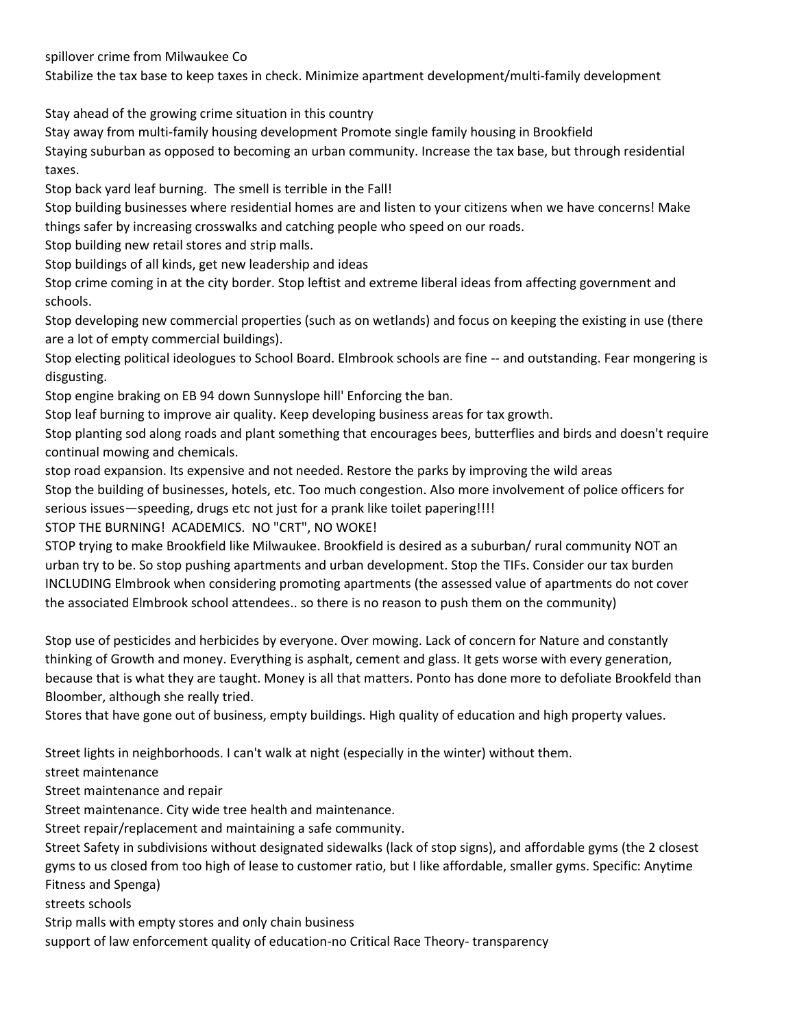spillover crime from Milwaukee Co

Stabilize the tax base to keep taxes in check. Minimize apartment development/multi-family development

Stay ahead of the growing crime situation in this country

Stay away from multi-family housing development Promote single family housing in Brookfield

Staying suburban as opposed to becoming an urban community. Increase the tax base, but through residential taxes.

Stop back yard leaf burning. The smell is terrible in the Fall!

Stop building businesses where residential homes are and listen to your citizens when we have concerns! Make things safer by increasing crosswalks and catching people who speed on our roads.

Stop building new retail stores and strip malls.

Stop buildings of all kinds, get new leadership and ideas

Stop crime coming in at the city border. Stop leftist and extreme liberal ideas from affecting government and schools.

Stop developing new commercial properties (such as on wetlands) and focus on keeping the existing in use (there are a lot of empty commercial buildings).

Stop electing political ideologues to School Board. Elmbrook schools are fine -- and outstanding. Fear mongering is disgusting.

Stop engine braking on EB 94 down Sunnyslope hill' Enforcing the ban.

Stop leaf burning to improve air quality. Keep developing business areas for tax growth.

Stop planting sod along roads and plant something that encourages bees, butterflies and birds and doesn't require continual mowing and chemicals.

stop road expansion. Its expensive and not needed. Restore the parks by improving the wild areas

Stop the building of businesses, hotels, etc. Too much congestion. Also more involvement of police officers for serious issues—speeding, drugs etc not just for a prank like toilet papering!!!!

STOP THE BURNING! ACADEMICS. NO "CRT", NO WOKE!

STOP trying to make Brookfield like Milwaukee. Brookfield is desired as a suburban/ rural community NOT an urban try to be. So stop pushing apartments and urban development. Stop the TIFs. Consider our tax burden INCLUDING Elmbrook when considering promoting apartments (the assessed value of apartments do not cover the associated Elmbrook school attendees.. so there is no reason to push them on the community)

Stop use of pesticides and herbicides by everyone. Over mowing. Lack of concern for Nature and constantly thinking of Growth and money. Everything is asphalt, cement and glass. It gets worse with every generation, because that is what they are taught. Money is all that matters. Ponto has done more to defoliate Brookfeld than Bloomber, although she really tried.

Stores that have gone out of business, empty buildings. High quality of education and high property values.

Street lights in neighborhoods. I can't walk at night (especially in the winter) without them.

street maintenance

Street maintenance and repair

Street maintenance. City wide tree health and maintenance.

Street repair/replacement and maintaining a safe community.

Street Safety in subdivisions without designated sidewalks (lack of stop signs), and affordable gyms (the 2 closest gyms to us closed from too high of lease to customer ratio, but I like affordable, smaller gyms. Specific: Anytime Fitness and Spenga)

streets schools

Strip malls with empty stores and only chain business

support of law enforcement quality of education-no Critical Race Theory- transparency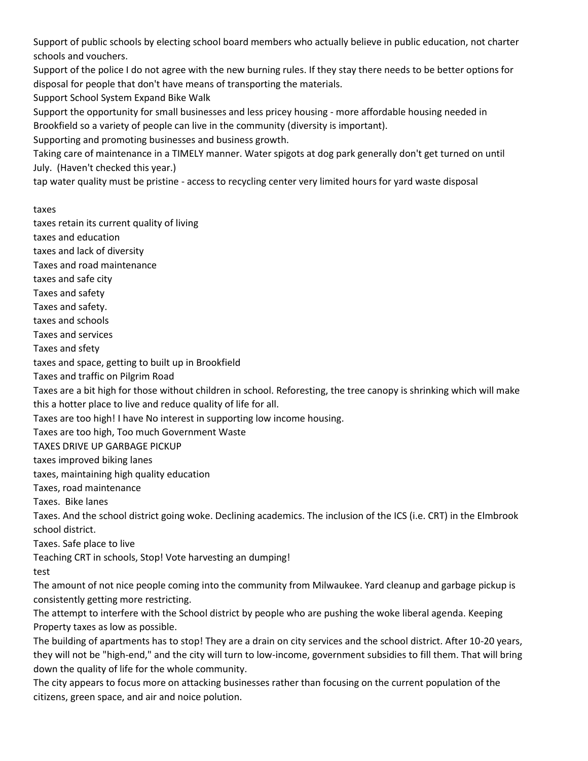Support of public schools by electing school board members who actually believe in public education, not charter schools and vouchers.

Support of the police I do not agree with the new burning rules. If they stay there needs to be better options for disposal for people that don't have means of transporting the materials.

Support School System Expand Bike Walk

Support the opportunity for small businesses and less pricey housing - more affordable housing needed in Brookfield so a variety of people can live in the community (diversity is important).

Supporting and promoting businesses and business growth.

Taking care of maintenance in a TIMELY manner. Water spigots at dog park generally don't get turned on until July. (Haven't checked this year.)

tap water quality must be pristine - access to recycling center very limited hours for yard waste disposal

taxes

taxes retain its current quality of living

taxes and education

taxes and lack of diversity

Taxes and road maintenance

taxes and safe city

Taxes and safety

Taxes and safety.

taxes and schools

Taxes and services

Taxes and sfety

taxes and space, getting to built up in Brookfield

Taxes and traffic on Pilgrim Road

Taxes are a bit high for those without children in school. Reforesting, the tree canopy is shrinking which will make this a hotter place to live and reduce quality of life for all.

Taxes are too high! I have No interest in supporting low income housing.

Taxes are too high, Too much Government Waste

TAXES DRIVE UP GARBAGE PICKUP

taxes improved biking lanes

taxes, maintaining high quality education

Taxes, road maintenance

Taxes. Bike lanes

Taxes. And the school district going woke. Declining academics. The inclusion of the ICS (i.e. CRT) in the Elmbrook school district.

Taxes. Safe place to live

Teaching CRT in schools, Stop! Vote harvesting an dumping!

test

The amount of not nice people coming into the community from Milwaukee. Yard cleanup and garbage pickup is consistently getting more restricting.

The attempt to interfere with the School district by people who are pushing the woke liberal agenda. Keeping Property taxes as low as possible.

The building of apartments has to stop! They are a drain on city services and the school district. After 10-20 years, they will not be "high-end," and the city will turn to low-income, government subsidies to fill them. That will bring down the quality of life for the whole community.

The city appears to focus more on attacking businesses rather than focusing on the current population of the citizens, green space, and air and noice polution.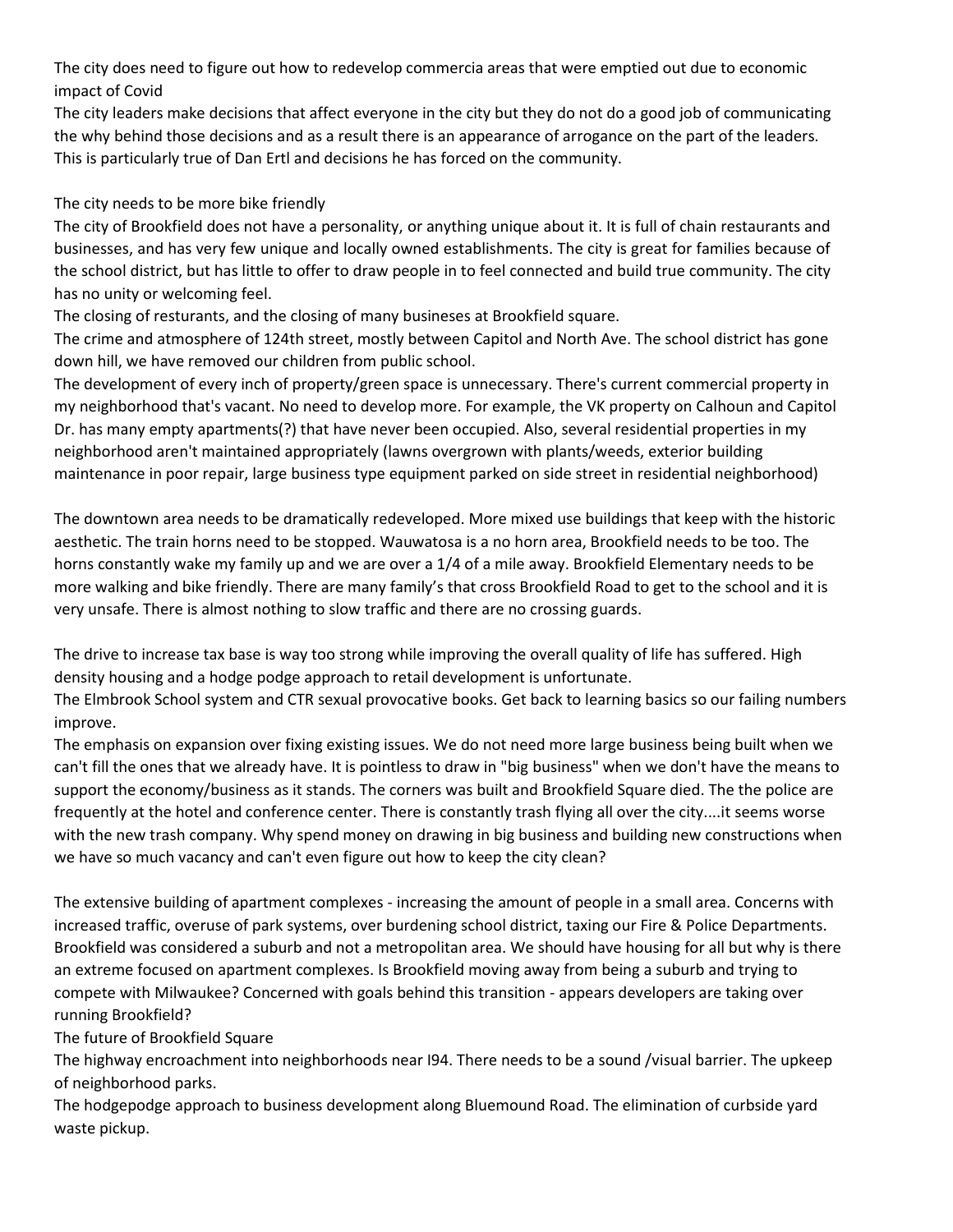The city does need to figure out how to redevelop commercia areas that were emptied out due to economic impact of Covid

The city leaders make decisions that affect everyone in the city but they do not do a good job of communicating the why behind those decisions and as a result there is an appearance of arrogance on the part of the leaders. This is particularly true of Dan Ertl and decisions he has forced on the community.

The city needs to be more bike friendly

The city of Brookfield does not have a personality, or anything unique about it. It is full of chain restaurants and businesses, and has very few unique and locally owned establishments. The city is great for families because of the school district, but has little to offer to draw people in to feel connected and build true community. The city has no unity or welcoming feel.

The closing of resturants, and the closing of many busineses at Brookfield square.

The crime and atmosphere of 124th street, mostly between Capitol and North Ave. The school district has gone down hill, we have removed our children from public school.

The development of every inch of property/green space is unnecessary. There's current commercial property in my neighborhood that's vacant. No need to develop more. For example, the VK property on Calhoun and Capitol Dr. has many empty apartments(?) that have never been occupied. Also, several residential properties in my neighborhood aren't maintained appropriately (lawns overgrown with plants/weeds, exterior building maintenance in poor repair, large business type equipment parked on side street in residential neighborhood)

The downtown area needs to be dramatically redeveloped. More mixed use buildings that keep with the historic aesthetic. The train horns need to be stopped. Wauwatosa is a no horn area, Brookfield needs to be too. The horns constantly wake my family up and we are over a 1/4 of a mile away. Brookfield Elementary needs to be more walking and bike friendly. There are many family's that cross Brookfield Road to get to the school and it is very unsafe. There is almost nothing to slow traffic and there are no crossing guards.

The drive to increase tax base is way too strong while improving the overall quality of life has suffered. High density housing and a hodge podge approach to retail development is unfortunate.

The Elmbrook School system and CTR sexual provocative books. Get back to learning basics so our failing numbers improve.

The emphasis on expansion over fixing existing issues. We do not need more large business being built when we can't fill the ones that we already have. It is pointless to draw in "big business" when we don't have the means to support the economy/business as it stands. The corners was built and Brookfield Square died. The the police are frequently at the hotel and conference center. There is constantly trash flying all over the city....it seems worse with the new trash company. Why spend money on drawing in big business and building new constructions when we have so much vacancy and can't even figure out how to keep the city clean?

The extensive building of apartment complexes - increasing the amount of people in a small area. Concerns with increased traffic, overuse of park systems, over burdening school district, taxing our Fire & Police Departments. Brookfield was considered a suburb and not a metropolitan area. We should have housing for all but why is there an extreme focused on apartment complexes. Is Brookfield moving away from being a suburb and trying to compete with Milwaukee? Concerned with goals behind this transition - appears developers are taking over running Brookfield?

The future of Brookfield Square

The highway encroachment into neighborhoods near I94. There needs to be a sound /visual barrier. The upkeep of neighborhood parks.

The hodgepodge approach to business development along Bluemound Road. The elimination of curbside yard waste pickup.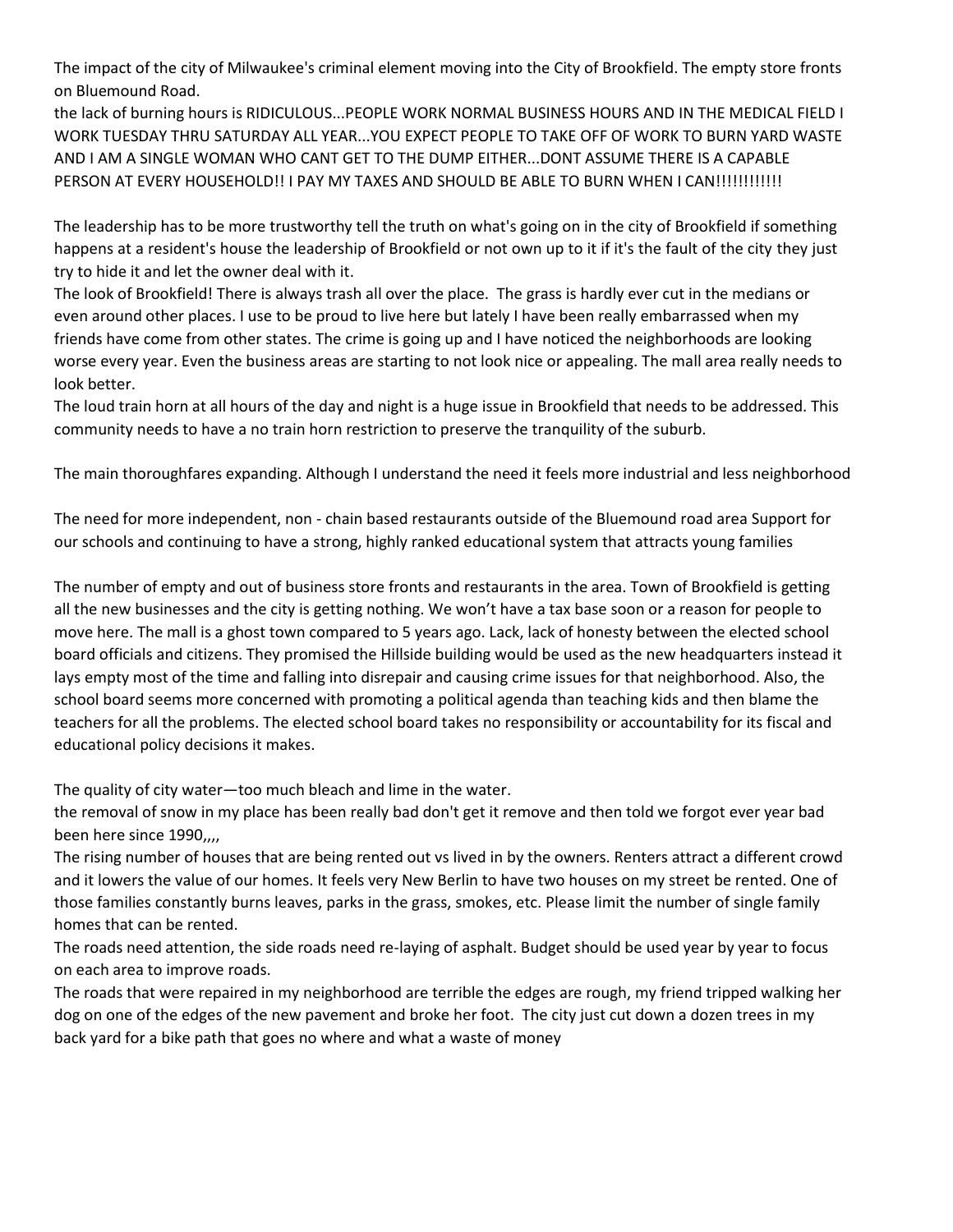The impact of the city of Milwaukee's criminal element moving into the City of Brookfield. The empty store fronts on Bluemound Road.

the lack of burning hours is RIDICULOUS...PEOPLE WORK NORMAL BUSINESS HOURS AND IN THE MEDICAL FIELD I WORK TUESDAY THRU SATURDAY ALL YEAR...YOU EXPECT PEOPLE TO TAKE OFF OF WORK TO BURN YARD WASTE AND I AM A SINGLE WOMAN WHO CANT GET TO THE DUMP EITHER...DONT ASSUME THERE IS A CAPABLE PERSON AT EVERY HOUSEHOLD!! I PAY MY TAXES AND SHOULD BE ABLE TO BURN WHEN I CAN!!!!!!!!!!!!

The leadership has to be more trustworthy tell the truth on what's going on in the city of Brookfield if something happens at a resident's house the leadership of Brookfield or not own up to it if it's the fault of the city they just try to hide it and let the owner deal with it.

The look of Brookfield! There is always trash all over the place. The grass is hardly ever cut in the medians or even around other places. I use to be proud to live here but lately I have been really embarrassed when my friends have come from other states. The crime is going up and I have noticed the neighborhoods are looking worse every year. Even the business areas are starting to not look nice or appealing. The mall area really needs to look better.

The loud train horn at all hours of the day and night is a huge issue in Brookfield that needs to be addressed. This community needs to have a no train horn restriction to preserve the tranquility of the suburb.

The main thoroughfares expanding. Although I understand the need it feels more industrial and less neighborhood

The need for more independent, non - chain based restaurants outside of the Bluemound road area Support for our schools and continuing to have a strong, highly ranked educational system that attracts young families

The number of empty and out of business store fronts and restaurants in the area. Town of Brookfield is getting all the new businesses and the city is getting nothing. We won't have a tax base soon or a reason for people to move here. The mall is a ghost town compared to 5 years ago. Lack, lack of honesty between the elected school board officials and citizens. They promised the Hillside building would be used as the new headquarters instead it lays empty most of the time and falling into disrepair and causing crime issues for that neighborhood. Also, the school board seems more concerned with promoting a political agenda than teaching kids and then blame the teachers for all the problems. The elected school board takes no responsibility or accountability for its fiscal and educational policy decisions it makes.

The quality of city water—too much bleach and lime in the water.

the removal of snow in my place has been really bad don't get it remove and then told we forgot ever year bad been here since 1990,,,,

The rising number of houses that are being rented out vs lived in by the owners. Renters attract a different crowd and it lowers the value of our homes. It feels very New Berlin to have two houses on my street be rented. One of those families constantly burns leaves, parks in the grass, smokes, etc. Please limit the number of single family homes that can be rented.

The roads need attention, the side roads need re-laying of asphalt. Budget should be used year by year to focus on each area to improve roads.

The roads that were repaired in my neighborhood are terrible the edges are rough, my friend tripped walking her dog on one of the edges of the new pavement and broke her foot. The city just cut down a dozen trees in my back yard for a bike path that goes no where and what a waste of money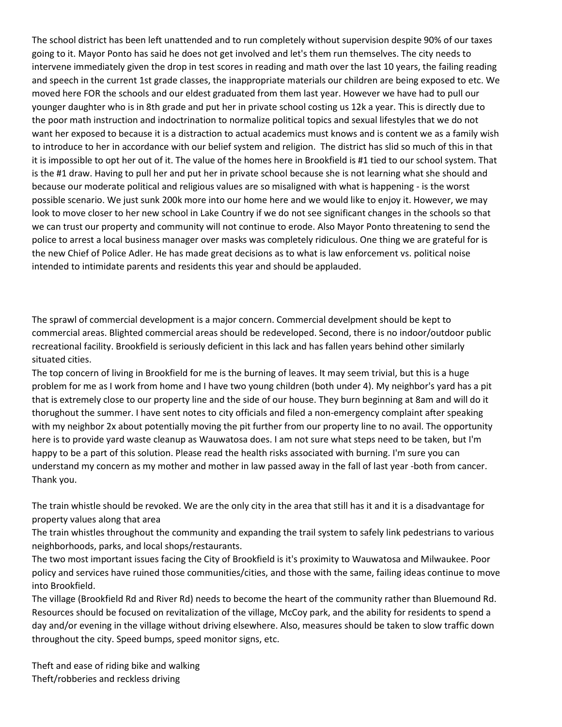The school district has been left unattended and to run completely without supervision despite 90% of our taxes going to it. Mayor Ponto has said he does not get involved and let's them run themselves. The city needs to intervene immediately given the drop in test scores in reading and math over the last 10 years, the failing reading and speech in the current 1st grade classes, the inappropriate materials our children are being exposed to etc. We moved here FOR the schools and our eldest graduated from them last year. However we have had to pull our younger daughter who is in 8th grade and put her in private school costing us 12k a year. This is directly due to the poor math instruction and indoctrination to normalize political topics and sexual lifestyles that we do not want her exposed to because it is a distraction to actual academics must knows and is content we as a family wish to introduce to her in accordance with our belief system and religion. The district has slid so much of this in that it is impossible to opt her out of it. The value of the homes here in Brookfield is #1 tied to our school system. That is the #1 draw. Having to pull her and put her in private school because she is not learning what she should and because our moderate political and religious values are so misaligned with what is happening - is the worst possible scenario. We just sunk 200k more into our home here and we would like to enjoy it. However, we may look to move closer to her new school in Lake Country if we do not see significant changes in the schools so that we can trust our property and community will not continue to erode. Also Mayor Ponto threatening to send the police to arrest a local business manager over masks was completely ridiculous. One thing we are grateful for is the new Chief of Police Adler. He has made great decisions as to what is law enforcement vs. political noise intended to intimidate parents and residents this year and should be applauded.

The sprawl of commercial development is a major concern. Commercial develpment should be kept to commercial areas. Blighted commercial areas should be redeveloped. Second, there is no indoor/outdoor public recreational facility. Brookfield is seriously deficient in this lack and has fallen years behind other similarly situated cities.

The top concern of living in Brookfield for me is the burning of leaves. It may seem trivial, but this is a huge problem for me as I work from home and I have two young children (both under 4). My neighbor's yard has a pit that is extremely close to our property line and the side of our house. They burn beginning at 8am and will do it thorughout the summer. I have sent notes to city officials and filed a non-emergency complaint after speaking with my neighbor 2x about potentially moving the pit further from our property line to no avail. The opportunity here is to provide yard waste cleanup as Wauwatosa does. I am not sure what steps need to be taken, but I'm happy to be a part of this solution. Please read the health risks associated with burning. I'm sure you can understand my concern as my mother and mother in law passed away in the fall of last year -both from cancer. Thank you.

The train whistle should be revoked. We are the only city in the area that still has it and it is a disadvantage for property values along that area

The train whistles throughout the community and expanding the trail system to safely link pedestrians to various neighborhoods, parks, and local shops/restaurants.

The two most important issues facing the City of Brookfield is it's proximity to Wauwatosa and Milwaukee. Poor policy and services have ruined those communities/cities, and those with the same, failing ideas continue to move into Brookfield.

The village (Brookfield Rd and River Rd) needs to become the heart of the community rather than Bluemound Rd. Resources should be focused on revitalization of the village, McCoy park, and the ability for residents to spend a day and/or evening in the village without driving elsewhere. Also, measures should be taken to slow traffic down throughout the city. Speed bumps, speed monitor signs, etc.

Theft and ease of riding bike and walking

Theft/robberies and reckless driving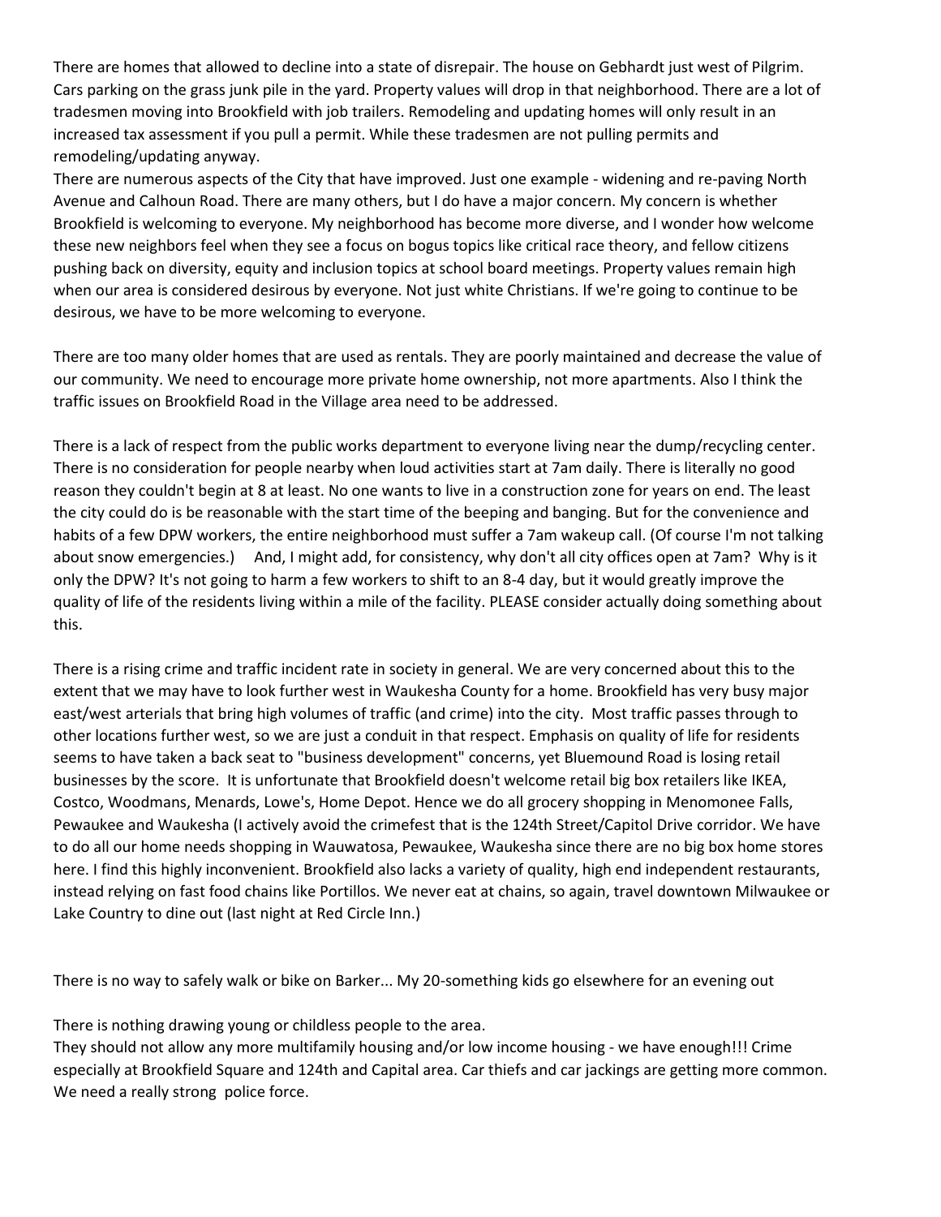There are homes that allowed to decline into a state of disrepair. The house on Gebhardt just west of Pilgrim. Cars parking on the grass junk pile in the yard. Property values will drop in that neighborhood. There are a lot of tradesmen moving into Brookfield with job trailers. Remodeling and updating homes will only result in an increased tax assessment if you pull a permit. While these tradesmen are not pulling permits and remodeling/updating anyway.
There are numerous aspects of the City that have improved. Just one example - widening and re-paving North Avenue and Calhoun Road. There are many others, but I do have a major concern. My concern is whether Brookfield is welcoming to everyone. My neighborhood has become more diverse, and I wonder how welcome these new neighbors feel when they see a focus on bogus topics like critical race theory, and fellow citizens pushing back on diversity, equity and inclusion topics at school board meetings. Property values remain high when our area is considered desirous by everyone. Not just white Christians. If we're going to continue to be desirous, we have to be more welcoming to everyone.

There are too many older homes that are used as rentals. They are poorly maintained and decrease the value of our community. We need to encourage more private home ownership, not more apartments. Also I think the traffic issues on Brookfield Road in the Village area need to be addressed.

There is a lack of respect from the public works department to everyone living near the dump/recycling center. There is no consideration for people nearby when loud activities start at 7am daily. There is literally no good reason they couldn't begin at 8 at least. No one wants to live in a construction zone for years on end. The least the city could do is be reasonable with the start time of the beeping and banging. But for the convenience and habits of a few DPW workers, the entire neighborhood must suffer a 7am wakeup call. (Of course I'm not talking about snow emergencies.) And, I might add, for consistency, why don't all city offices open at 7am? Why is it only the DPW? It's not going to harm a few workers to shift to an 8-4 day, but it would greatly improve the quality of life of the residents living within a mile of the facility. PLEASE consider actually doing something about this.

There is a rising crime and traffic incident rate in society in general. We are very concerned about this to the extent that we may have to look further west in Waukesha County for a home. Brookfield has very busy major east/west arterials that bring high volumes of traffic (and crime) into the city. Most traffic passes through to other locations further west, so we are just a conduit in that respect. Emphasis on quality of life for residents seems to have taken a back seat to "business development" concerns, yet Bluemound Road is losing retail businesses by the score. It is unfortunate that Brookfield doesn't welcome retail big box retailers like IKEA, Costco, Woodmans, Menards, Lowe's, Home Depot. Hence we do all grocery shopping in Menomonee Falls, Pewaukee and Waukesha (I actively avoid the crimefest that is the 124th Street/Capitol Drive corridor. We have to do all our home needs shopping in Wauwatosa, Pewaukee, Waukesha since there are no big box home stores here. I find this highly inconvenient. Brookfield also lacks a variety of quality, high end independent restaurants, instead relying on fast food chains like Portillos. We never eat at chains, so again, travel downtown Milwaukee or Lake Country to dine out (last night at Red Circle Inn.)

There is no way to safely walk or bike on Barker... My 20-something kids go elsewhere for an evening out

There is nothing drawing young or childless people to the area.
They should not allow any more multifamily housing and/or low income housing - we have enough!!! Crime especially at Brookfield Square and 124th and Capital area. Car thiefs and car jackings are getting more common. We need a really strong police force.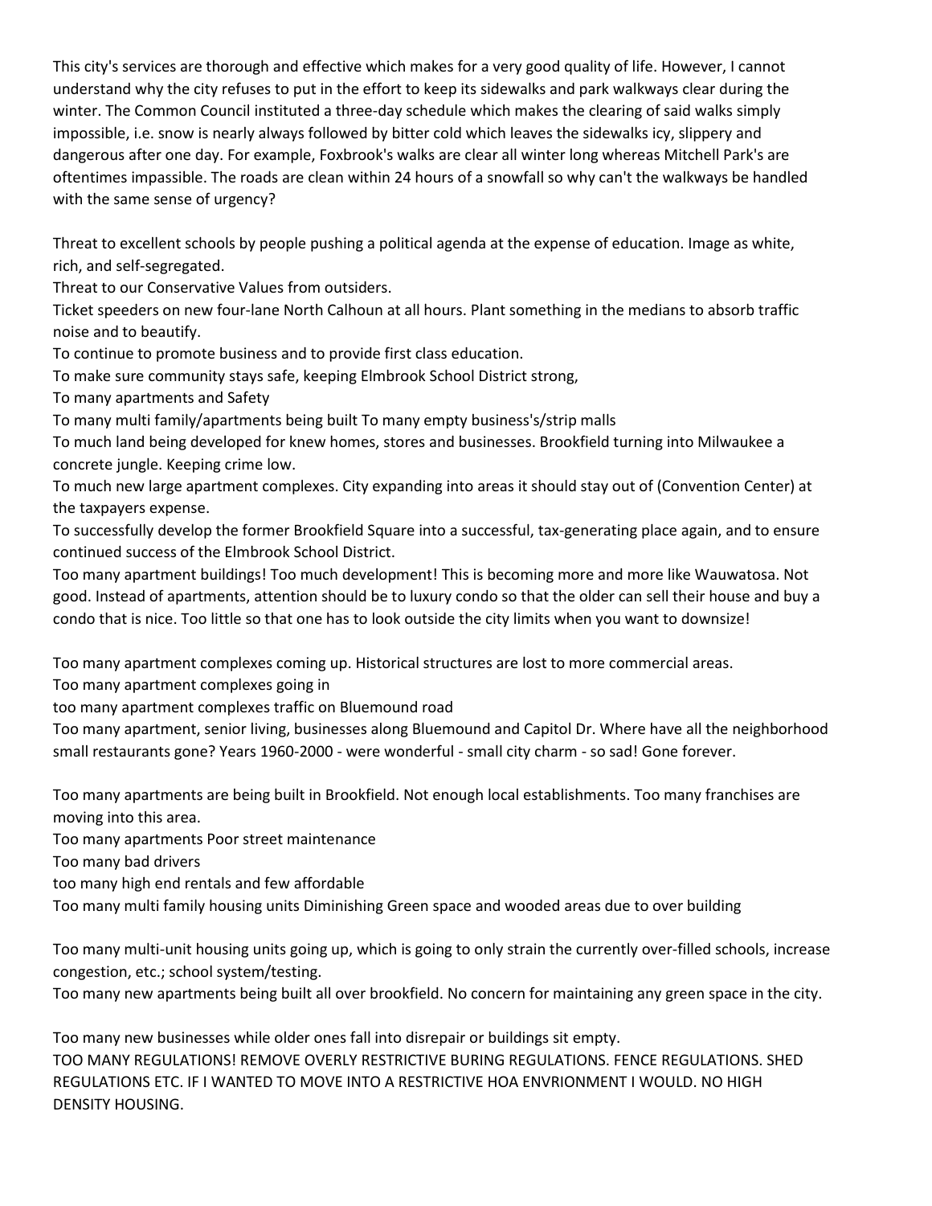This city's services are thorough and effective which makes for a very good quality of life. However, I cannot understand why the city refuses to put in the effort to keep its sidewalks and park walkways clear during the winter. The Common Council instituted a three-day schedule which makes the clearing of said walks simply impossible, i.e. snow is nearly always followed by bitter cold which leaves the sidewalks icy, slippery and dangerous after one day. For example, Foxbrook's walks are clear all winter long whereas Mitchell Park's are oftentimes impassible. The roads are clean within 24 hours of a snowfall so why can't the walkways be handled with the same sense of urgency?

Threat to excellent schools by people pushing a political agenda at the expense of education. Image as white, rich, and self-segregated.

Threat to our Conservative Values from outsiders.

Ticket speeders on new four-lane North Calhoun at all hours. Plant something in the medians to absorb traffic noise and to beautify.

To continue to promote business and to provide first class education.

To make sure community stays safe, keeping Elmbrook School District strong,

To many apartments and Safety

To many multi family/apartments being built To many empty business's/strip malls

To much land being developed for knew homes, stores and businesses. Brookfield turning into Milwaukee a concrete jungle. Keeping crime low.

To much new large apartment complexes. City expanding into areas it should stay out of (Convention Center) at the taxpayers expense.

To successfully develop the former Brookfield Square into a successful, tax-generating place again, and to ensure continued success of the Elmbrook School District.

Too many apartment buildings! Too much development! This is becoming more and more like Wauwatosa. Not good. Instead of apartments, attention should be to luxury condo so that the older can sell their house and buy a condo that is nice. Too little so that one has to look outside the city limits when you want to downsize!

Too many apartment complexes coming up. Historical structures are lost to more commercial areas.

Too many apartment complexes going in

too many apartment complexes traffic on Bluemound road

Too many apartment, senior living, businesses along Bluemound and Capitol Dr. Where have all the neighborhood small restaurants gone? Years 1960-2000 - were wonderful - small city charm - so sad! Gone forever.

Too many apartments are being built in Brookfield. Not enough local establishments. Too many franchises are moving into this area.

Too many apartments Poor street maintenance

Too many bad drivers

too many high end rentals and few affordable

Too many multi family housing units Diminishing Green space and wooded areas due to over building

Too many multi-unit housing units going up, which is going to only strain the currently over-filled schools, increase congestion, etc.; school system/testing.

Too many new apartments being built all over brookfield. No concern for maintaining any green space in the city.

Too many new businesses while older ones fall into disrepair or buildings sit empty.

TOO MANY REGULATIONS! REMOVE OVERLY RESTRICTIVE BURING REGULATIONS. FENCE REGULATIONS. SHED REGULATIONS ETC. IF I WANTED TO MOVE INTO A RESTRICTIVE HOA ENVRIONMENT I WOULD. NO HIGH DENSITY HOUSING.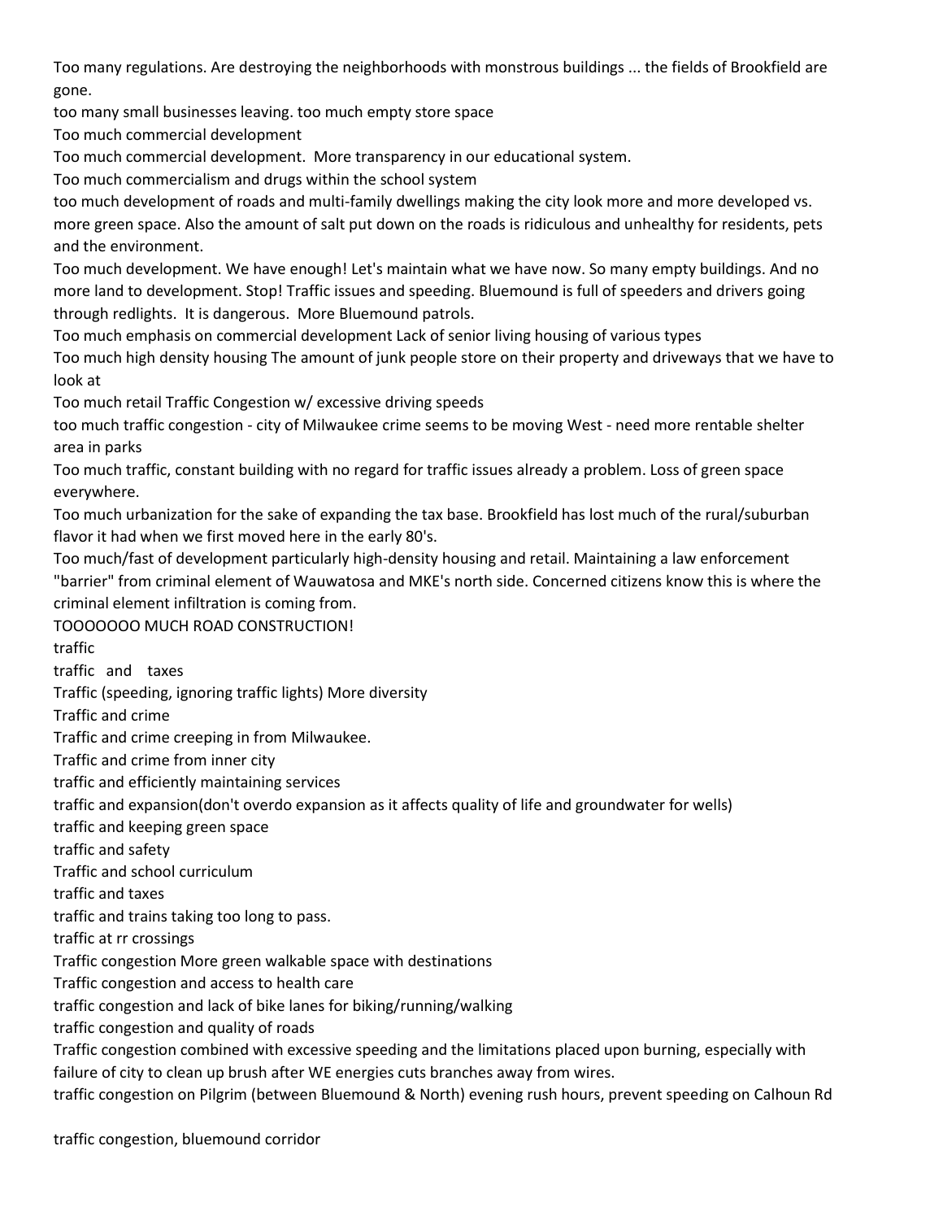Too many regulations. Are destroying the neighborhoods with monstrous buildings ... the fields of Brookfield are gone.

too many small businesses leaving. too much empty store space

Too much commercial development

Too much commercial development. More transparency in our educational system.

Too much commercialism and drugs within the school system

too much development of roads and multi-family dwellings making the city look more and more developed vs. more green space. Also the amount of salt put down on the roads is ridiculous and unhealthy for residents, pets and the environment.

Too much development. We have enough! Let's maintain what we have now. So many empty buildings. And no more land to development. Stop! Traffic issues and speeding. Bluemound is full of speeders and drivers going through redlights. It is dangerous. More Bluemound patrols.

Too much emphasis on commercial development Lack of senior living housing of various types

Too much high density housing The amount of junk people store on their property and driveways that we have to look at

Too much retail Traffic Congestion w/ excessive driving speeds

too much traffic congestion - city of Milwaukee crime seems to be moving West - need more rentable shelter area in parks

Too much traffic, constant building with no regard for traffic issues already a problem. Loss of green space everywhere.

Too much urbanization for the sake of expanding the tax base. Brookfield has lost much of the rural/suburban flavor it had when we first moved here in the early 80's.

Too much/fast of development particularly high-density housing and retail. Maintaining a law enforcement "barrier" from criminal element of Wauwatosa and MKE's north side. Concerned citizens know this is where the criminal element infiltration is coming from.

TOOOOOOO MUCH ROAD CONSTRUCTION!

traffic

traffic and taxes

Traffic (speeding, ignoring traffic lights) More diversity

Traffic and crime

Traffic and crime creeping in from Milwaukee.

Traffic and crime from inner city

traffic and efficiently maintaining services

traffic and expansion(don't overdo expansion as it affects quality of life and groundwater for wells)

traffic and keeping green space

traffic and safety

Traffic and school curriculum

traffic and taxes

traffic and trains taking too long to pass.

traffic at rr crossings

Traffic congestion More green walkable space with destinations

Traffic congestion and access to health care

traffic congestion and lack of bike lanes for biking/running/walking

traffic congestion and quality of roads

Traffic congestion combined with excessive speeding and the limitations placed upon burning, especially with failure of city to clean up brush after WE energies cuts branches away from wires.

traffic congestion on Pilgrim (between Bluemound & North) evening rush hours, prevent speeding on Calhoun Rd

traffic congestion, bluemound corridor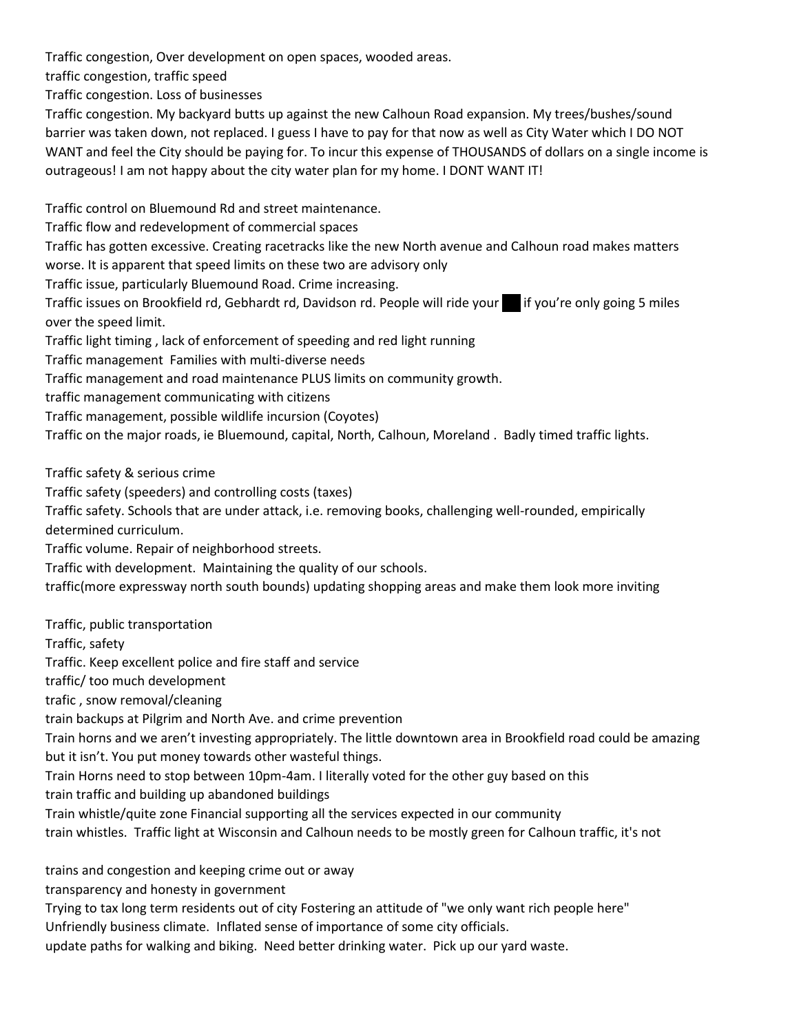Traffic congestion, Over development on open spaces, wooded areas.

traffic congestion, traffic speed

Traffic congestion. Loss of businesses

Traffic congestion. My backyard butts up against the new Calhoun Road expansion. My trees/bushes/sound barrier was taken down, not replaced. I guess I have to pay for that now as well as City Water which I DO NOT WANT and feel the City should be paying for. To incur this expense of THOUSANDS of dollars on a single income is outrageous! I am not happy about the city water plan for my home. I DONT WANT IT!

Traffic control on Bluemound Rd and street maintenance.

Traffic flow and redevelopment of commercial spaces

Traffic has gotten excessive. Creating racetracks like the new North avenue and Calhoun road makes matters worse. It is apparent that speed limits on these two are advisory only

Traffic issue, particularly Bluemound Road. Crime increasing.

Traffic issues on Brookfield rd, Gebhardt rd, Davidson rd. People will ride your ██ if you're only going 5 miles over the speed limit.

Traffic light timing , lack of enforcement of speeding and red light running

Traffic management Families with multi-diverse needs

Traffic management and road maintenance PLUS limits on community growth.

traffic management communicating with citizens

Traffic management, possible wildlife incursion (Coyotes)

Traffic on the major roads, ie Bluemound, capital, North, Calhoun, Moreland . Badly timed traffic lights.

Traffic safety & serious crime

Traffic safety (speeders) and controlling costs (taxes)

Traffic safety. Schools that are under attack, i.e. removing books, challenging well-rounded, empirically determined curriculum.

Traffic volume. Repair of neighborhood streets.

Traffic with development. Maintaining the quality of our schools.

traffic(more expressway north south bounds) updating shopping areas and make them look more inviting

Traffic, public transportation

Traffic, safety

Traffic. Keep excellent police and fire staff and service

traffic/ too much development

trafic , snow removal/cleaning

train backups at Pilgrim and North Ave. and crime prevention

Train horns and we aren't investing appropriately. The little downtown area in Brookfield road could be amazing but it isn't. You put money towards other wasteful things.

Train Horns need to stop between 10pm-4am. I literally voted for the other guy based on this

train traffic and building up abandoned buildings

Train whistle/quite zone Financial supporting all the services expected in our community

train whistles. Traffic light at Wisconsin and Calhoun needs to be mostly green for Calhoun traffic, it's not

trains and congestion and keeping crime out or away

transparency and honesty in government

Trying to tax long term residents out of city Fostering an attitude of "we only want rich people here"

Unfriendly business climate. Inflated sense of importance of some city officials.

update paths for walking and biking. Need better drinking water. Pick up our yard waste.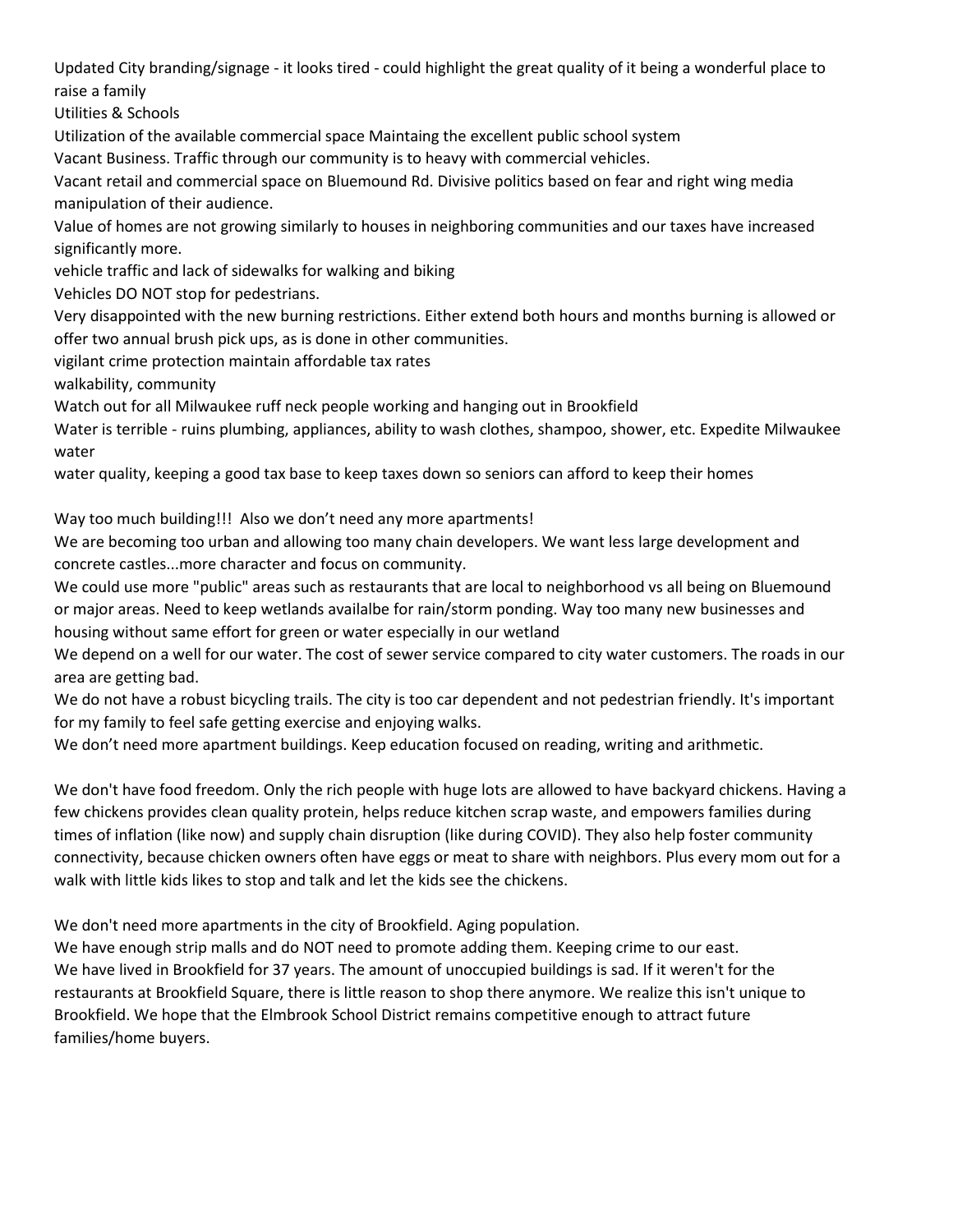Updated City branding/signage - it looks tired - could highlight the great quality of it being a wonderful place to raise a family

Utilities & Schools

Utilization of the available commercial space Maintaing the excellent public school system

Vacant Business. Traffic through our community is to heavy with commercial vehicles.

Vacant retail and commercial space on Bluemound Rd. Divisive politics based on fear and right wing media manipulation of their audience.

Value of homes are not growing similarly to houses in neighboring communities and our taxes have increased significantly more.

vehicle traffic and lack of sidewalks for walking and biking

Vehicles DO NOT stop for pedestrians.

Very disappointed with the new burning restrictions. Either extend both hours and months burning is allowed or offer two annual brush pick ups, as is done in other communities.

vigilant crime protection maintain affordable tax rates

walkability, community

Watch out for all Milwaukee ruff neck people working and hanging out in Brookfield

Water is terrible - ruins plumbing, appliances, ability to wash clothes, shampoo, shower, etc. Expedite Milwaukee water

water quality, keeping a good tax base to keep taxes down so seniors can afford to keep their homes

Way too much building!!! Also we don't need any more apartments!

We are becoming too urban and allowing too many chain developers. We want less large development and concrete castles...more character and focus on community.

We could use more "public" areas such as restaurants that are local to neighborhood vs all being on Bluemound or major areas. Need to keep wetlands availalbe for rain/storm ponding. Way too many new businesses and housing without same effort for green or water especially in our wetland

We depend on a well for our water. The cost of sewer service compared to city water customers. The roads in our area are getting bad.

We do not have a robust bicycling trails. The city is too car dependent and not pedestrian friendly. It's important for my family to feel safe getting exercise and enjoying walks.

We don't need more apartment buildings. Keep education focused on reading, writing and arithmetic.

We don't have food freedom. Only the rich people with huge lots are allowed to have backyard chickens. Having a few chickens provides clean quality protein, helps reduce kitchen scrap waste, and empowers families during times of inflation (like now) and supply chain disruption (like during COVID). They also help foster community connectivity, because chicken owners often have eggs or meat to share with neighbors. Plus every mom out for a walk with little kids likes to stop and talk and let the kids see the chickens.

We don't need more apartments in the city of Brookfield. Aging population.

We have enough strip malls and do NOT need to promote adding them. Keeping crime to our east.

We have lived in Brookfield for 37 years. The amount of unoccupied buildings is sad. If it weren't for the restaurants at Brookfield Square, there is little reason to shop there anymore. We realize this isn't unique to Brookfield. We hope that the Elmbrook School District remains competitive enough to attract future families/home buyers.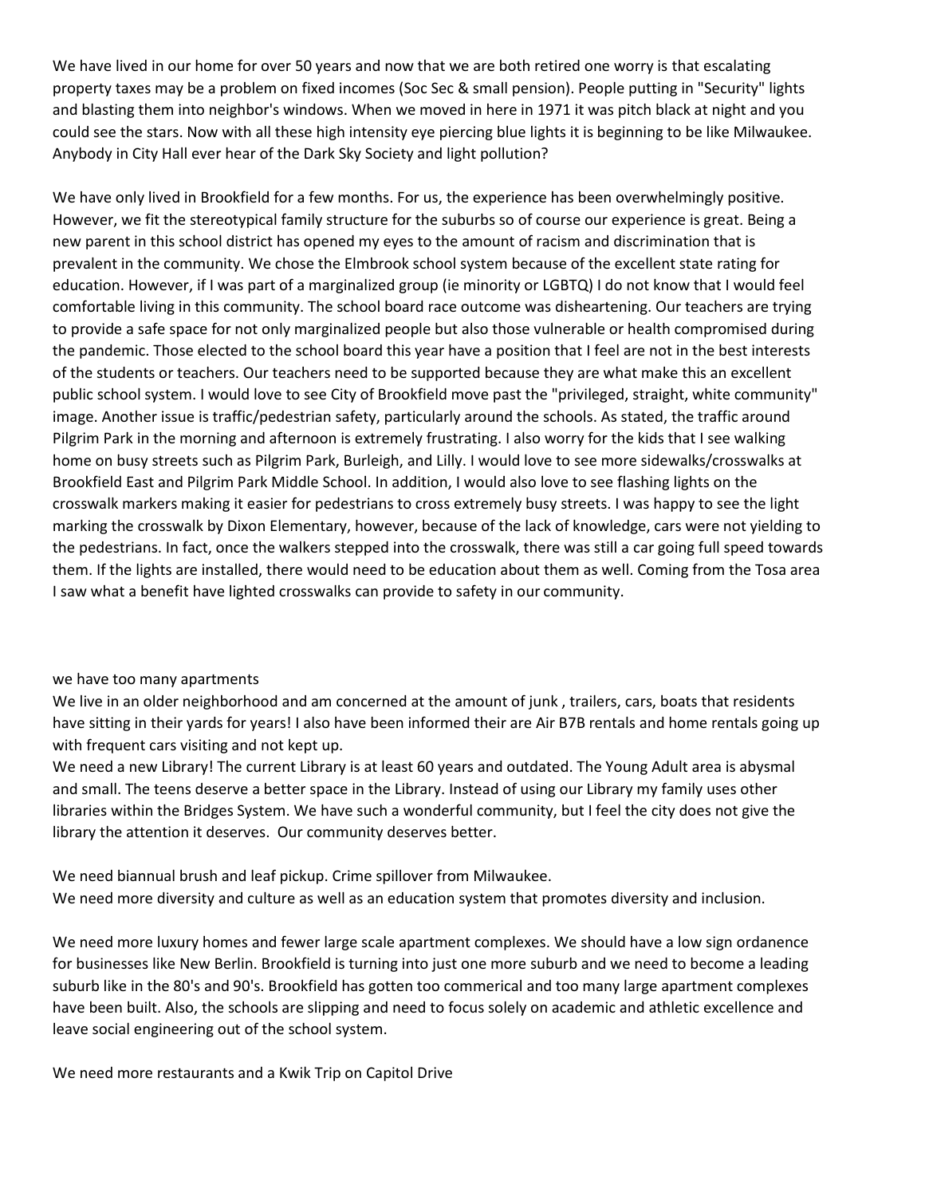We have lived in our home for over 50 years and now that we are both retired one worry is that escalating property taxes may be a problem on fixed incomes (Soc Sec & small pension). People putting in "Security" lights and blasting them into neighbor's windows. When we moved in here in 1971 it was pitch black at night and you could see the stars. Now with all these high intensity eye piercing blue lights it is beginning to be like Milwaukee. Anybody in City Hall ever hear of the Dark Sky Society and light pollution?

We have only lived in Brookfield for a few months. For us, the experience has been overwhelmingly positive. However, we fit the stereotypical family structure for the suburbs so of course our experience is great. Being a new parent in this school district has opened my eyes to the amount of racism and discrimination that is prevalent in the community. We chose the Elmbrook school system because of the excellent state rating for education. However, if I was part of a marginalized group (ie minority or LGBTQ) I do not know that I would feel comfortable living in this community. The school board race outcome was disheartening. Our teachers are trying to provide a safe space for not only marginalized people but also those vulnerable or health compromised during the pandemic. Those elected to the school board this year have a position that I feel are not in the best interests of the students or teachers. Our teachers need to be supported because they are what make this an excellent public school system. I would love to see City of Brookfield move past the "privileged, straight, white community" image. Another issue is traffic/pedestrian safety, particularly around the schools. As stated, the traffic around Pilgrim Park in the morning and afternoon is extremely frustrating. I also worry for the kids that I see walking home on busy streets such as Pilgrim Park, Burleigh, and Lilly. I would love to see more sidewalks/crosswalks at Brookfield East and Pilgrim Park Middle School. In addition, I would also love to see flashing lights on the crosswalk markers making it easier for pedestrians to cross extremely busy streets. I was happy to see the light marking the crosswalk by Dixon Elementary, however, because of the lack of knowledge, cars were not yielding to the pedestrians. In fact, once the walkers stepped into the crosswalk, there was still a car going full speed towards them. If the lights are installed, there would need to be education about them as well. Coming from the Tosa area I saw what a benefit have lighted crosswalks can provide to safety in our community.

we have too many apartments

We live in an older neighborhood and am concerned at the amount of junk , trailers, cars, boats that residents have sitting in their yards for years! I also have been informed their are Air B7B rentals and home rentals going up with frequent cars visiting and not kept up.

We need a new Library! The current Library is at least 60 years and outdated. The Young Adult area is abysmal and small. The teens deserve a better space in the Library. Instead of using our Library my family uses other libraries within the Bridges System. We have such a wonderful community, but I feel the city does not give the library the attention it deserves. Our community deserves better.

We need biannual brush and leaf pickup. Crime spillover from Milwaukee.

We need more diversity and culture as well as an education system that promotes diversity and inclusion.

We need more luxury homes and fewer large scale apartment complexes. We should have a low sign ordanence for businesses like New Berlin. Brookfield is turning into just one more suburb and we need to become a leading suburb like in the 80's and 90's. Brookfield has gotten too commerical and too many large apartment complexes have been built. Also, the schools are slipping and need to focus solely on academic and athletic excellence and leave social engineering out of the school system.

We need more restaurants and a Kwik Trip on Capitol Drive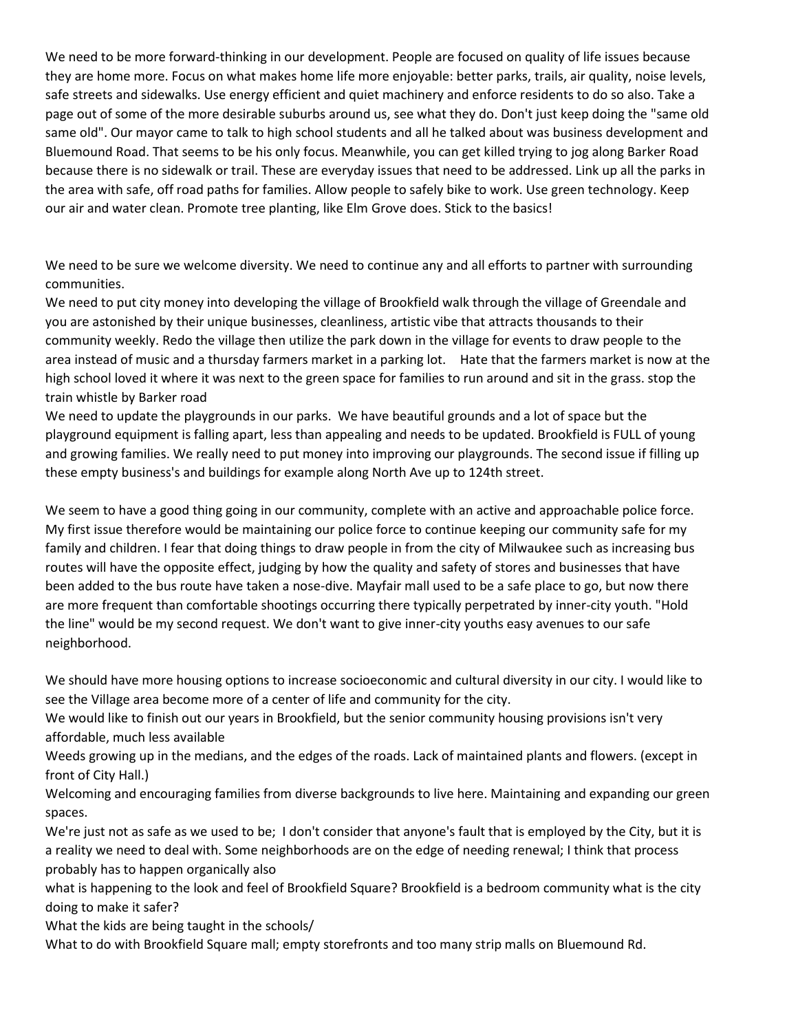We need to be more forward-thinking in our development. People are focused on quality of life issues because they are home more. Focus on what makes home life more enjoyable: better parks, trails, air quality, noise levels, safe streets and sidewalks. Use energy efficient and quiet machinery and enforce residents to do so also. Take a page out of some of the more desirable suburbs around us, see what they do. Don't just keep doing the "same old same old". Our mayor came to talk to high school students and all he talked about was business development and Bluemound Road. That seems to be his only focus. Meanwhile, you can get killed trying to jog along Barker Road because there is no sidewalk or trail. These are everyday issues that need to be addressed. Link up all the parks in the area with safe, off road paths for families. Allow people to safely bike to work. Use green technology. Keep our air and water clean. Promote tree planting, like Elm Grove does. Stick to the basics!

We need to be sure we welcome diversity. We need to continue any and all efforts to partner with surrounding communities.

We need to put city money into developing the village of Brookfield walk through the village of Greendale and you are astonished by their unique businesses, cleanliness, artistic vibe that attracts thousands to their community weekly. Redo the village then utilize the park down in the village for events to draw people to the area instead of music and a thursday farmers market in a parking lot. Hate that the farmers market is now at the high school loved it where it was next to the green space for families to run around and sit in the grass. stop the train whistle by Barker road

We need to update the playgrounds in our parks. We have beautiful grounds and a lot of space but the playground equipment is falling apart, less than appealing and needs to be updated. Brookfield is FULL of young and growing families. We really need to put money into improving our playgrounds. The second issue if filling up these empty business's and buildings for example along North Ave up to 124th street.

We seem to have a good thing going in our community, complete with an active and approachable police force. My first issue therefore would be maintaining our police force to continue keeping our community safe for my family and children. I fear that doing things to draw people in from the city of Milwaukee such as increasing bus routes will have the opposite effect, judging by how the quality and safety of stores and businesses that have been added to the bus route have taken a nose-dive. Mayfair mall used to be a safe place to go, but now there are more frequent than comfortable shootings occurring there typically perpetrated by inner-city youth. "Hold the line" would be my second request. We don't want to give inner-city youths easy avenues to our safe neighborhood.

We should have more housing options to increase socioeconomic and cultural diversity in our city. I would like to see the Village area become more of a center of life and community for the city.

We would like to finish out our years in Brookfield, but the senior community housing provisions isn't very affordable, much less available

Weeds growing up in the medians, and the edges of the roads. Lack of maintained plants and flowers. (except in front of City Hall.)

Welcoming and encouraging families from diverse backgrounds to live here. Maintaining and expanding our green spaces.

We're just not as safe as we used to be; I don't consider that anyone's fault that is employed by the City, but it is a reality we need to deal with. Some neighborhoods are on the edge of needing renewal; I think that process probably has to happen organically also

what is happening to the look and feel of Brookfield Square? Brookfield is a bedroom community what is the city doing to make it safer?

What the kids are being taught in the schools/

What to do with Brookfield Square mall; empty storefronts and too many strip malls on Bluemound Rd.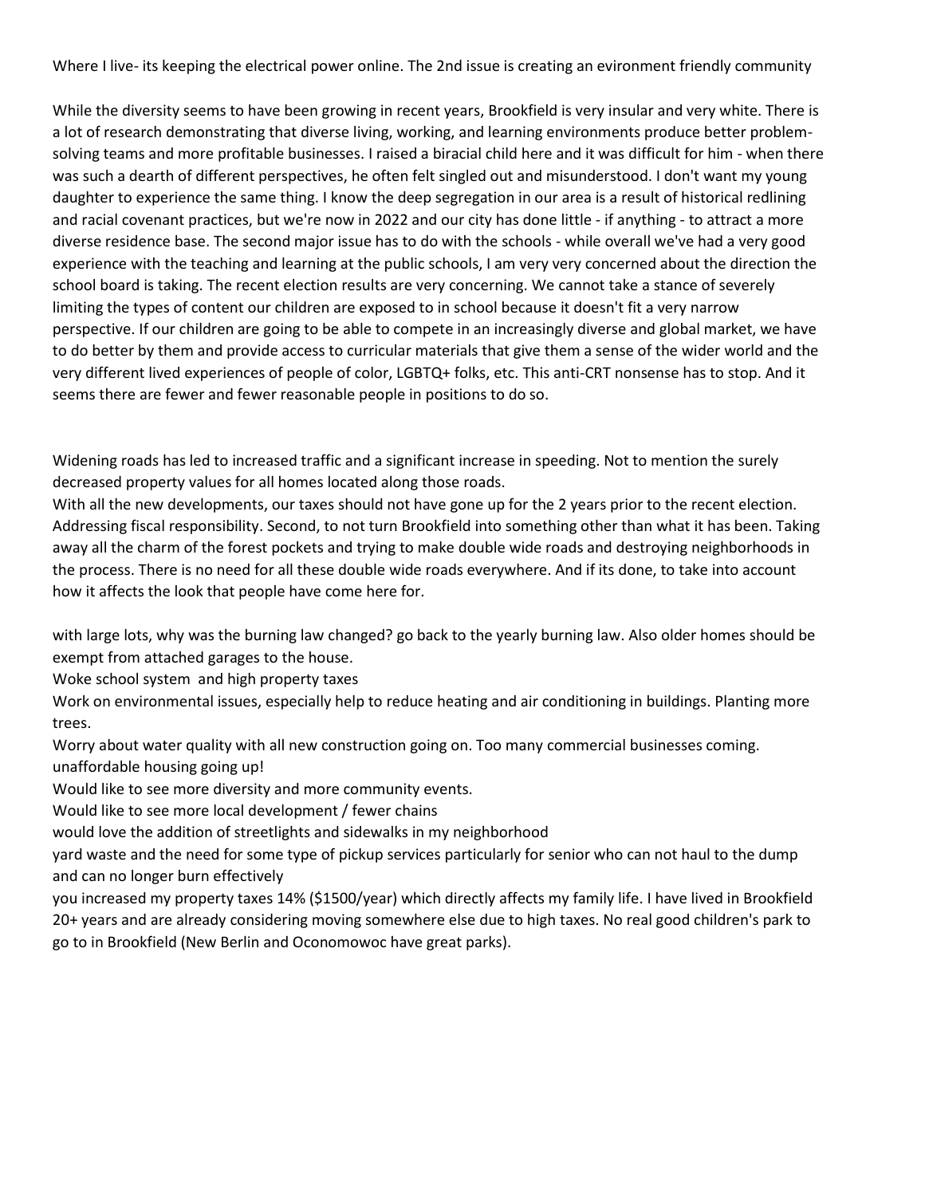Where I live- its keeping the electrical power online. The 2nd issue is creating an evironment friendly community

While the diversity seems to have been growing in recent years, Brookfield is very insular and very white. There is a lot of research demonstrating that diverse living, working, and learning environments produce better problem-solving teams and more profitable businesses. I raised a biracial child here and it was difficult for him - when there was such a dearth of different perspectives, he often felt singled out and misunderstood. I don't want my young daughter to experience the same thing. I know the deep segregation in our area is a result of historical redlining and racial covenant practices, but we're now in 2022 and our city has done little - if anything - to attract a more diverse residence base. The second major issue has to do with the schools - while overall we've had a very good experience with the teaching and learning at the public schools, I am very very concerned about the direction the school board is taking. The recent election results are very concerning. We cannot take a stance of severely limiting the types of content our children are exposed to in school because it doesn't fit a very narrow perspective. If our children are going to be able to compete in an increasingly diverse and global market, we have to do better by them and provide access to curricular materials that give them a sense of the wider world and the very different lived experiences of people of color, LGBTQ+ folks, etc. This anti-CRT nonsense has to stop. And it seems there are fewer and fewer reasonable people in positions to do so.

Widening roads has led to increased traffic and a significant increase in speeding. Not to mention the surely decreased property values for all homes located along those roads.

With all the new developments, our taxes should not have gone up for the 2 years prior to the recent election. Addressing fiscal responsibility. Second, to not turn Brookfield into something other than what it has been. Taking away all the charm of the forest pockets and trying to make double wide roads and destroying neighborhoods in the process. There is no need for all these double wide roads everywhere. And if its done, to take into account how it affects the look that people have come here for.

with large lots, why was the burning law changed? go back to the yearly burning law. Also older homes should be exempt from attached garages to the house.

Woke school system and high property taxes

Work on environmental issues, especially help to reduce heating and air conditioning in buildings. Planting more trees.

Worry about water quality with all new construction going on. Too many commercial businesses coming.

unaffordable housing going up!

Would like to see more diversity and more community events.

Would like to see more local development / fewer chains

would love the addition of streetlights and sidewalks in my neighborhood

yard waste and the need for some type of pickup services particularly for senior who can not haul to the dump and can no longer burn effectively

you increased my property taxes 14% ($1500/year) which directly affects my family life. I have lived in Brookfield 20+ years and are already considering moving somewhere else due to high taxes. No real good children's park to go to in Brookfield (New Berlin and Oconomowoc have great parks).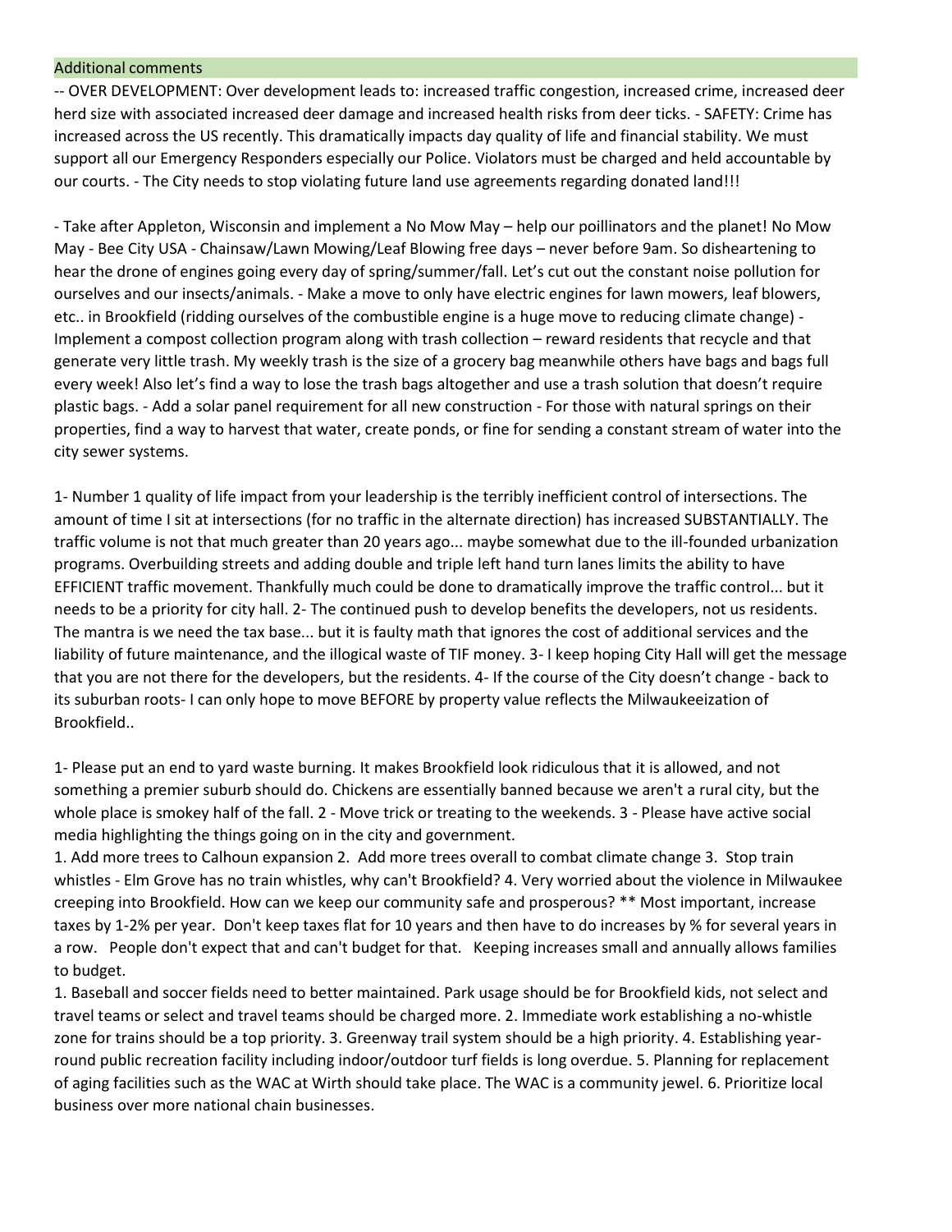## Additional comments

-- OVER DEVELOPMENT: Over development leads to: increased traffic congestion, increased crime, increased deer herd size with associated increased deer damage and increased health risks from deer ticks. - SAFETY: Crime has increased across the US recently. This dramatically impacts day quality of life and financial stability. We must support all our Emergency Responders especially our Police. Violators must be charged and held accountable by our courts. - The City needs to stop violating future land use agreements regarding donated land!!!

- Take after Appleton, Wisconsin and implement a No Mow May – help our poillinators and the planet! No Mow May - Bee City USA - Chainsaw/Lawn Mowing/Leaf Blowing free days – never before 9am. So disheartening to hear the drone of engines going every day of spring/summer/fall. Let's cut out the constant noise pollution for ourselves and our insects/animals. - Make a move to only have electric engines for lawn mowers, leaf blowers, etc.. in Brookfield (ridding ourselves of the combustible engine is a huge move to reducing climate change) - Implement a compost collection program along with trash collection – reward residents that recycle and that generate very little trash. My weekly trash is the size of a grocery bag meanwhile others have bags and bags full every week! Also let's find a way to lose the trash bags altogether and use a trash solution that doesn't require plastic bags. - Add a solar panel requirement for all new construction - For those with natural springs on their properties, find a way to harvest that water, create ponds, or fine for sending a constant stream of water into the city sewer systems.

1- Number 1 quality of life impact from your leadership is the terribly inefficient control of intersections. The amount of time I sit at intersections (for no traffic in the alternate direction) has increased SUBSTANTIALLY. The traffic volume is not that much greater than 20 years ago... maybe somewhat due to the ill-founded urbanization programs. Overbuilding streets and adding double and triple left hand turn lanes limits the ability to have EFFICIENT traffic movement. Thankfully much could be done to dramatically improve the traffic control... but it needs to be a priority for city hall. 2- The continued push to develop benefits the developers, not us residents. The mantra is we need the tax base... but it is faulty math that ignores the cost of additional services and the liability of future maintenance, and the illogical waste of TIF money. 3- I keep hoping City Hall will get the message that you are not there for the developers, but the residents. 4- If the course of the City doesn't change - back to its suburban roots- I can only hope to move BEFORE by property value reflects the Milwaukeeization of Brookfield..

1- Please put an end to yard waste burning. It makes Brookfield look ridiculous that it is allowed, and not something a premier suburb should do. Chickens are essentially banned because we aren't a rural city, but the whole place is smokey half of the fall. 2 - Move trick or treating to the weekends. 3 - Please have active social media highlighting the things going on in the city and government.

1. Add more trees to Calhoun expansion 2. Add more trees overall to combat climate change 3. Stop train whistles - Elm Grove has no train whistles, why can't Brookfield? 4. Very worried about the violence in Milwaukee creeping into Brookfield. How can we keep our community safe and prosperous? ** Most important, increase taxes by 1-2% per year. Don't keep taxes flat for 10 years and then have to do increases by % for several years in a row. People don't expect that and can't budget for that. Keeping increases small and annually allows families to budget.

1. Baseball and soccer fields need to better maintained. Park usage should be for Brookfield kids, not select and travel teams or select and travel teams should be charged more. 2. Immediate work establishing a no-whistle zone for trains should be a top priority. 3. Greenway trail system should be a high priority. 4. Establishing year-round public recreation facility including indoor/outdoor turf fields is long overdue. 5. Planning for replacement of aging facilities such as the WAC at Wirth should take place. The WAC is a community jewel. 6. Prioritize local business over more national chain businesses.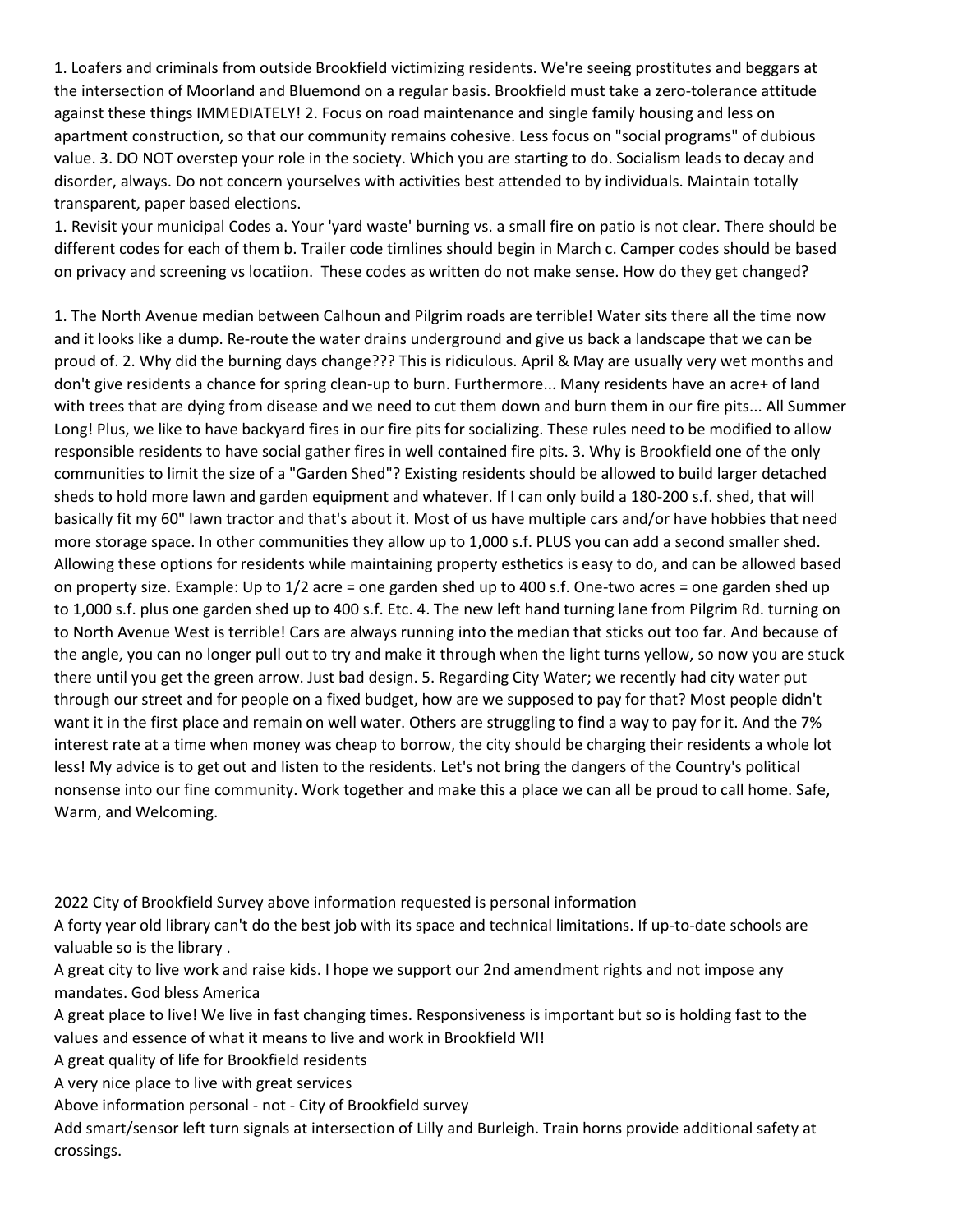1. Loafers and criminals from outside Brookfield victimizing residents. We're seeing prostitutes and beggars at the intersection of Moorland and Bluemond on a regular basis. Brookfield must take a zero-tolerance attitude against these things IMMEDIATELY! 2. Focus on road maintenance and single family housing and less on apartment construction, so that our community remains cohesive. Less focus on "social programs" of dubious value. 3. DO NOT overstep your role in the society. Which you are starting to do. Socialism leads to decay and disorder, always. Do not concern yourselves with activities best attended to by individuals. Maintain totally transparent, paper based elections.

1. Revisit your municipal Codes a. Your 'yard waste' burning vs. a small fire on patio is not clear. There should be different codes for each of them b. Trailer code timlines should begin in March c. Camper codes should be based on privacy and screening vs locatiion. These codes as written do not make sense. How do they get changed?

1. The North Avenue median between Calhoun and Pilgrim roads are terrible! Water sits there all the time now and it looks like a dump. Re-route the water drains underground and give us back a landscape that we can be proud of. 2. Why did the burning days change??? This is ridiculous. April & May are usually very wet months and don't give residents a chance for spring clean-up to burn. Furthermore... Many residents have an acre+ of land with trees that are dying from disease and we need to cut them down and burn them in our fire pits... All Summer Long! Plus, we like to have backyard fires in our fire pits for socializing. These rules need to be modified to allow responsible residents to have social gather fires in well contained fire pits. 3. Why is Brookfield one of the only communities to limit the size of a "Garden Shed"? Existing residents should be allowed to build larger detached sheds to hold more lawn and garden equipment and whatever. If I can only build a 180-200 s.f. shed, that will basically fit my 60" lawn tractor and that's about it. Most of us have multiple cars and/or have hobbies that need more storage space. In other communities they allow up to 1,000 s.f. PLUS you can add a second smaller shed. Allowing these options for residents while maintaining property esthetics is easy to do, and can be allowed based on property size. Example: Up to 1/2 acre = one garden shed up to 400 s.f. One-two acres = one garden shed up to 1,000 s.f. plus one garden shed up to 400 s.f. Etc. 4. The new left hand turning lane from Pilgrim Rd. turning on to North Avenue West is terrible! Cars are always running into the median that sticks out too far. And because of the angle, you can no longer pull out to try and make it through when the light turns yellow, so now you are stuck there until you get the green arrow. Just bad design. 5. Regarding City Water; we recently had city water put through our street and for people on a fixed budget, how are we supposed to pay for that? Most people didn't want it in the first place and remain on well water. Others are struggling to find a way to pay for it. And the 7% interest rate at a time when money was cheap to borrow, the city should be charging their residents a whole lot less! My advice is to get out and listen to the residents. Let's not bring the dangers of the Country's political nonsense into our fine community. Work together and make this a place we can all be proud to call home. Safe, Warm, and Welcoming.

2022 City of Brookfield Survey above information requested is personal information

A forty year old library can't do the best job with its space and technical limitations. If up-to-date schools are valuable so is the library .

A great city to live work and raise kids. I hope we support our 2nd amendment rights and not impose any mandates. God bless America

A great place to live! We live in fast changing times. Responsiveness is important but so is holding fast to the values and essence of what it means to live and work in Brookfield WI!

A great quality of life for Brookfield residents

A very nice place to live with great services

Above information personal - not - City of Brookfield survey

Add smart/sensor left turn signals at intersection of Lilly and Burleigh. Train horns provide additional safety at crossings.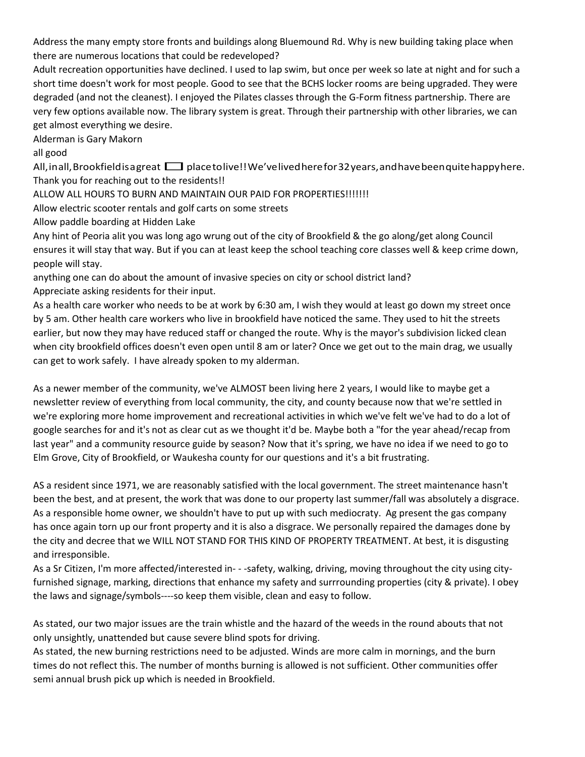Address the many empty store fronts and buildings along Bluemound Rd. Why is new building taking place when there are numerous locations that could be redeveloped?

Adult recreation opportunities have declined. I used to lap swim, but once per week so late at night and for such a short time doesn't work for most people. Good to see that the BCHS locker rooms are being upgraded. They were degraded (and not the cleanest). I enjoyed the Pilates classes through the G-Form fitness partnership. There are very few options available now. The library system is great. Through their partnership with other libraries, we can get almost everything we desire.

Alderman is Gary Makorn

all good

All, in all, Brookfield is a great ☐ place to live!! We've lived here for 32 years, and have been quite happy here. Thank you for reaching out to the residents!!

ALLOW ALL HOURS TO BURN AND MAINTAIN OUR PAID FOR PROPERTIES!!!!!!!

Allow electric scooter rentals and golf carts on some streets

Allow paddle boarding at Hidden Lake

Any hint of Peoria alit you was long ago wrung out of the city of Brookfield & the go along/get along Council ensures it will stay that way. But if you can at least keep the school teaching core classes well & keep crime down, people will stay.

anything one can do about the amount of invasive species on city or school district land?

Appreciate asking residents for their input.

As a health care worker who needs to be at work by 6:30 am, I wish they would at least go down my street once by 5 am. Other health care workers who live in brookfield have noticed the same. They used to hit the streets earlier, but now they may have reduced staff or changed the route. Why is the mayor's subdivision licked clean when city brookfield offices doesn't even open until 8 am or later? Once we get out to the main drag, we usually can get to work safely. I have already spoken to my alderman.

As a newer member of the community, we've ALMOST been living here 2 years, I would like to maybe get a newsletter review of everything from local community, the city, and county because now that we're settled in we're exploring more home improvement and recreational activities in which we've felt we've had to do a lot of google searches for and it's not as clear cut as we thought it'd be. Maybe both a "for the year ahead/recap from last year" and a community resource guide by season? Now that it's spring, we have no idea if we need to go to Elm Grove, City of Brookfield, or Waukesha county for our questions and it's a bit frustrating.

AS a resident since 1971, we are reasonably satisfied with the local government. The street maintenance hasn't been the best, and at present, the work that was done to our property last summer/fall was absolutely a disgrace. As a responsible home owner, we shouldn't have to put up with such mediocraty. Ag present the gas company has once again torn up our front property and it is also a disgrace. We personally repaired the damages done by the city and decree that we WILL NOT STAND FOR THIS KIND OF PROPERTY TREATMENT. At best, it is disgusting and irresponsible.

As a Sr Citizen, I'm more affected/interested in- - -safety, walking, driving, moving throughout the city using city-furnished signage, marking, directions that enhance my safety and surrrounding properties (city & private). I obey the laws and signage/symbols----so keep them visible, clean and easy to follow.

As stated, our two major issues are the train whistle and the hazard of the weeds in the round abouts that not only unsightly, unattended but cause severe blind spots for driving.

As stated, the new burning restrictions need to be adjusted. Winds are more calm in mornings, and the burn times do not reflect this. The number of months burning is allowed is not sufficient. Other communities offer semi annual brush pick up which is needed in Brookfield.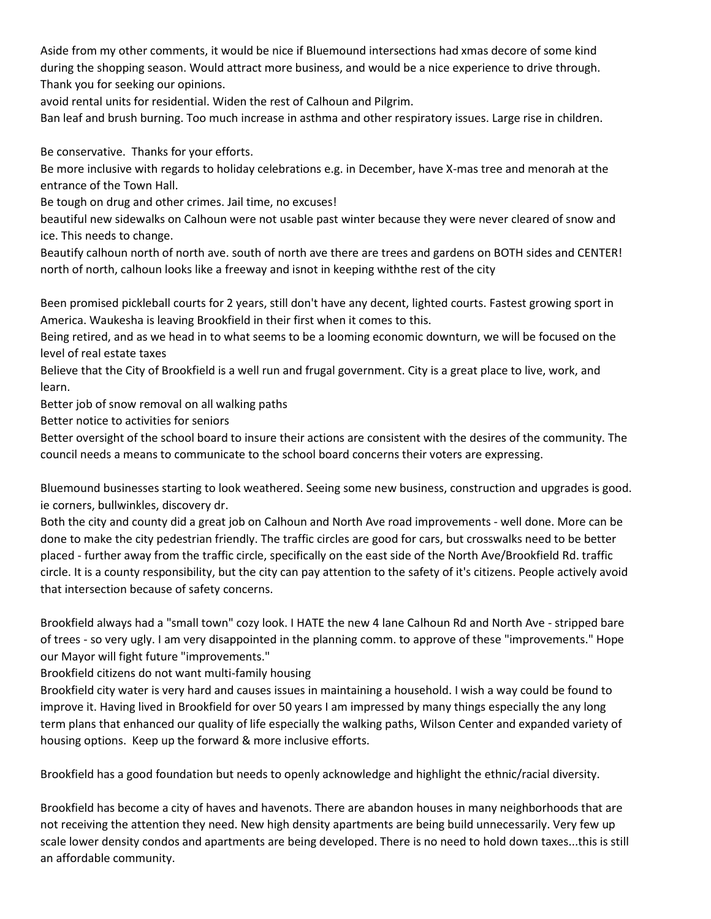Aside from my other comments, it would be nice if Bluemound intersections had xmas decore of some kind during the shopping season. Would attract more business, and would be a nice experience to drive through. Thank you for seeking our opinions.

avoid rental units for residential. Widen the rest of Calhoun and Pilgrim.

Ban leaf and brush burning. Too much increase in asthma and other respiratory issues. Large rise in children.

Be conservative. Thanks for your efforts.

Be more inclusive with regards to holiday celebrations e.g. in December, have X-mas tree and menorah at the entrance of the Town Hall.

Be tough on drug and other crimes. Jail time, no excuses!

beautiful new sidewalks on Calhoun were not usable past winter because they were never cleared of snow and ice. This needs to change.

Beautify calhoun north of north ave. south of north ave there are trees and gardens on BOTH sides and CENTER! north of north, calhoun looks like a freeway and isnot in keeping withthe rest of the city

Been promised pickleball courts for 2 years, still don't have any decent, lighted courts. Fastest growing sport in America. Waukesha is leaving Brookfield in their first when it comes to this.

Being retired, and as we head in to what seems to be a looming economic downturn, we will be focused on the level of real estate taxes

Believe that the City of Brookfield is a well run and frugal government. City is a great place to live, work, and learn.

Better job of snow removal on all walking paths

Better notice to activities for seniors

Better oversight of the school board to insure their actions are consistent with the desires of the community. The council needs a means to communicate to the school board concerns their voters are expressing.

Bluemound businesses starting to look weathered. Seeing some new business, construction and upgrades is good. ie corners, bullwinkles, discovery dr.

Both the city and county did a great job on Calhoun and North Ave road improvements - well done. More can be done to make the city pedestrian friendly. The traffic circles are good for cars, but crosswalks need to be better placed - further away from the traffic circle, specifically on the east side of the North Ave/Brookfield Rd. traffic circle. It is a county responsibility, but the city can pay attention to the safety of it's citizens. People actively avoid that intersection because of safety concerns.

Brookfield always had a "small town" cozy look. I HATE the new 4 lane Calhoun Rd and North Ave - stripped bare of trees - so very ugly. I am very disappointed in the planning comm. to approve of these "improvements." Hope our Mayor will fight future "improvements."

Brookfield citizens do not want multi-family housing

Brookfield city water is very hard and causes issues in maintaining a household. I wish a way could be found to improve it. Having lived in Brookfield for over 50 years I am impressed by many things especially the any long term plans that enhanced our quality of life especially the walking paths, Wilson Center and expanded variety of housing options. Keep up the forward & more inclusive efforts.

Brookfield has a good foundation but needs to openly acknowledge and highlight the ethnic/racial diversity.

Brookfield has become a city of haves and havenots. There are abandon houses in many neighborhoods that are not receiving the attention they need. New high density apartments are being build unnecessarily. Very few up scale lower density condos and apartments are being developed. There is no need to hold down taxes...this is still an affordable community.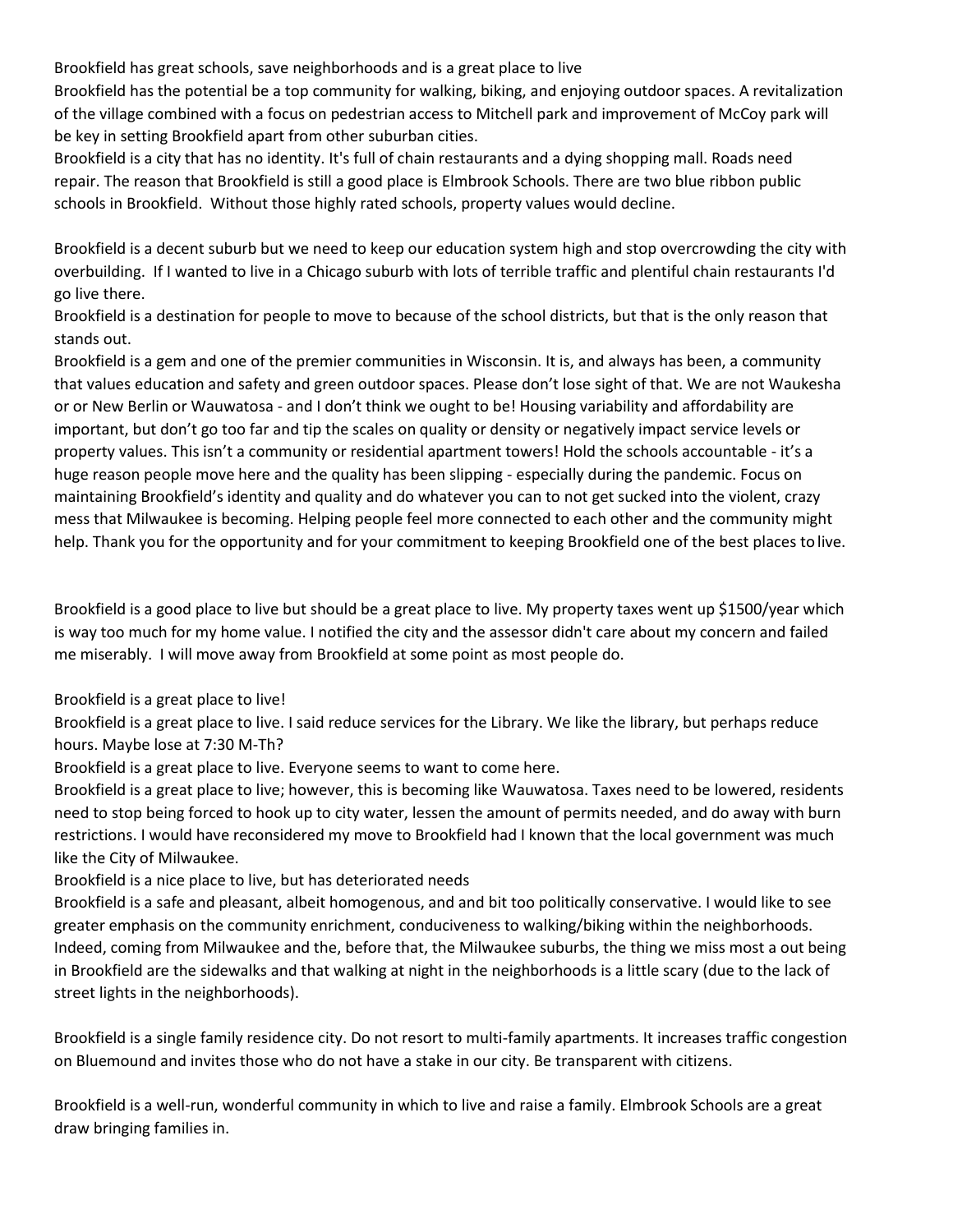Brookfield has great schools, save neighborhoods and is a great place to live

Brookfield has the potential be a top community for walking, biking, and enjoying outdoor spaces. A revitalization of the village combined with a focus on pedestrian access to Mitchell park and improvement of McCoy park will be key in setting Brookfield apart from other suburban cities.

Brookfield is a city that has no identity. It's full of chain restaurants and a dying shopping mall. Roads need repair. The reason that Brookfield is still a good place is Elmbrook Schools. There are two blue ribbon public schools in Brookfield. Without those highly rated schools, property values would decline.

Brookfield is a decent suburb but we need to keep our education system high and stop overcrowding the city with overbuilding. If I wanted to live in a Chicago suburb with lots of terrible traffic and plentiful chain restaurants I'd go live there.

Brookfield is a destination for people to move to because of the school districts, but that is the only reason that stands out.

Brookfield is a gem and one of the premier communities in Wisconsin. It is, and always has been, a community that values education and safety and green outdoor spaces. Please don't lose sight of that. We are not Waukesha or or New Berlin or Wauwatosa - and I don't think we ought to be! Housing variability and affordability are important, but don't go too far and tip the scales on quality or density or negatively impact service levels or property values. This isn't a community or residential apartment towers! Hold the schools accountable - it's a huge reason people move here and the quality has been slipping - especially during the pandemic. Focus on maintaining Brookfield's identity and quality and do whatever you can to not get sucked into the violent, crazy mess that Milwaukee is becoming. Helping people feel more connected to each other and the community might help. Thank you for the opportunity and for your commitment to keeping Brookfield one of the best places to live.

Brookfield is a good place to live but should be a great place to live. My property taxes went up $1500/year which is way too much for my home value. I notified the city and the assessor didn't care about my concern and failed me miserably. I will move away from Brookfield at some point as most people do.

Brookfield is a great place to live!

Brookfield is a great place to live. I said reduce services for the Library. We like the library, but perhaps reduce hours. Maybe lose at 7:30 M-Th?

Brookfield is a great place to live. Everyone seems to want to come here.

Brookfield is a great place to live; however, this is becoming like Wauwatosa. Taxes need to be lowered, residents need to stop being forced to hook up to city water, lessen the amount of permits needed, and do away with burn restrictions. I would have reconsidered my move to Brookfield had I known that the local government was much like the City of Milwaukee.

Brookfield is a nice place to live, but has deteriorated needs

Brookfield is a safe and pleasant, albeit homogenous, and and bit too politically conservative. I would like to see greater emphasis on the community enrichment, conduciveness to walking/biking within the neighborhoods. Indeed, coming from Milwaukee and the, before that, the Milwaukee suburbs, the thing we miss most a out being in Brookfield are the sidewalks and that walking at night in the neighborhoods is a little scary (due to the lack of street lights in the neighborhoods).

Brookfield is a single family residence city. Do not resort to multi-family apartments. It increases traffic congestion on Bluemound and invites those who do not have a stake in our city. Be transparent with citizens.

Brookfield is a well-run, wonderful community in which to live and raise a family. Elmbrook Schools are a great draw bringing families in.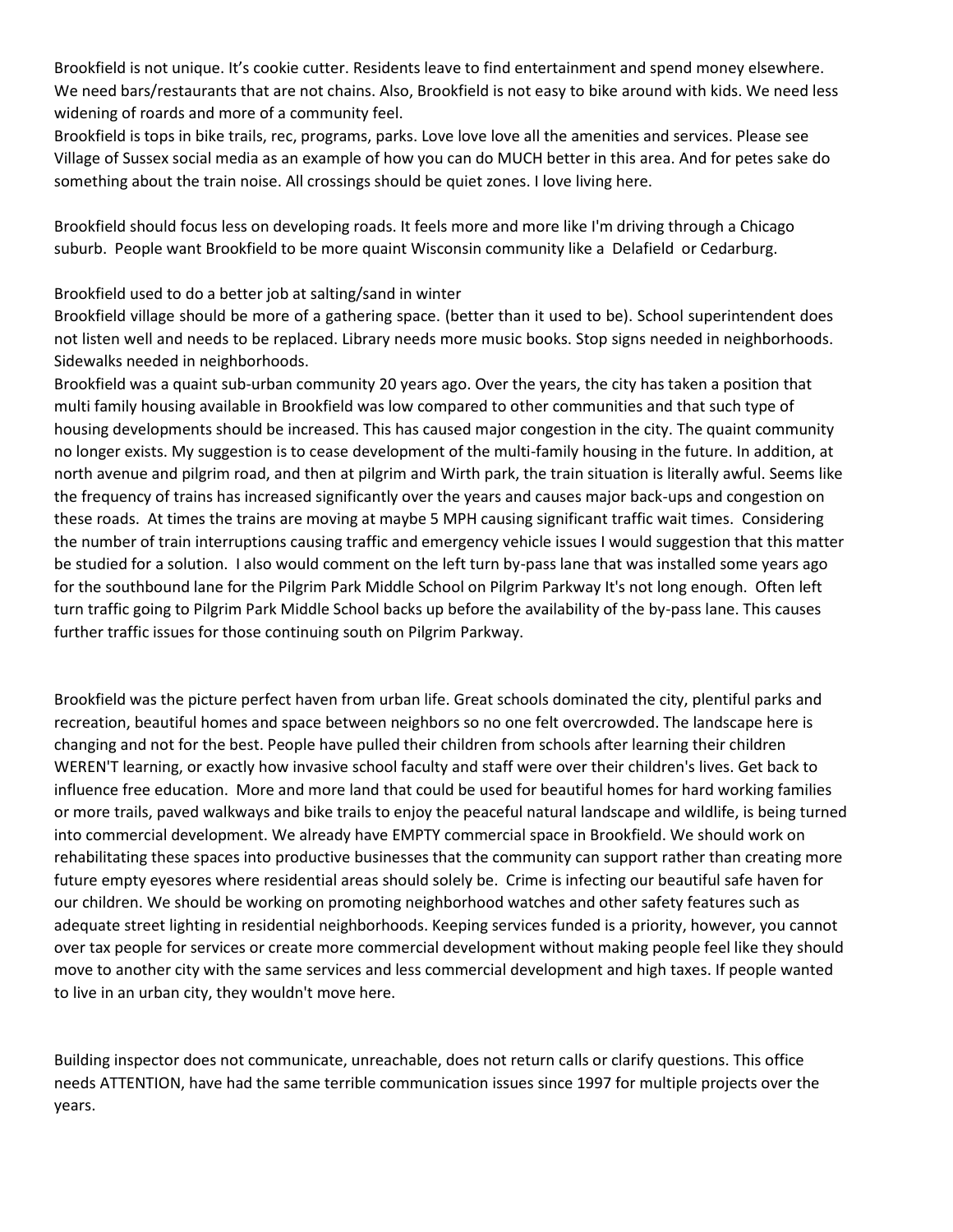Brookfield is not unique. It's cookie cutter. Residents leave to find entertainment and spend money elsewhere. We need bars/restaurants that are not chains. Also, Brookfield is not easy to bike around with kids. We need less widening of roards and more of a community feel.

Brookfield is tops in bike trails, rec, programs, parks. Love love love all the amenities and services. Please see Village of Sussex social media as an example of how you can do MUCH better in this area. And for petes sake do something about the train noise. All crossings should be quiet zones. I love living here.

Brookfield should focus less on developing roads. It feels more and more like I'm driving through a Chicago suburb. People want Brookfield to be more quaint Wisconsin community like a Delafield or Cedarburg.

Brookfield used to do a better job at salting/sand in winter

Brookfield village should be more of a gathering space. (better than it used to be). School superintendent does not listen well and needs to be replaced. Library needs more music books. Stop signs needed in neighborhoods. Sidewalks needed in neighborhoods.

Brookfield was a quaint sub-urban community 20 years ago. Over the years, the city has taken a position that multi family housing available in Brookfield was low compared to other communities and that such type of housing developments should be increased. This has caused major congestion in the city. The quaint community no longer exists. My suggestion is to cease development of the multi-family housing in the future. In addition, at north avenue and pilgrim road, and then at pilgrim and Wirth park, the train situation is literally awful. Seems like the frequency of trains has increased significantly over the years and causes major back-ups and congestion on these roads. At times the trains are moving at maybe 5 MPH causing significant traffic wait times. Considering the number of train interruptions causing traffic and emergency vehicle issues I would suggestion that this matter be studied for a solution. I also would comment on the left turn by-pass lane that was installed some years ago for the southbound lane for the Pilgrim Park Middle School on Pilgrim Parkway It's not long enough. Often left turn traffic going to Pilgrim Park Middle School backs up before the availability of the by-pass lane. This causes further traffic issues for those continuing south on Pilgrim Parkway.

Brookfield was the picture perfect haven from urban life. Great schools dominated the city, plentiful parks and recreation, beautiful homes and space between neighbors so no one felt overcrowded. The landscape here is changing and not for the best. People have pulled their children from schools after learning their children WEREN'T learning, or exactly how invasive school faculty and staff were over their children's lives. Get back to influence free education. More and more land that could be used for beautiful homes for hard working families or more trails, paved walkways and bike trails to enjoy the peaceful natural landscape and wildlife, is being turned into commercial development. We already have EMPTY commercial space in Brookfield. We should work on rehabilitating these spaces into productive businesses that the community can support rather than creating more future empty eyesores where residential areas should solely be. Crime is infecting our beautiful safe haven for our children. We should be working on promoting neighborhood watches and other safety features such as adequate street lighting in residential neighborhoods. Keeping services funded is a priority, however, you cannot over tax people for services or create more commercial development without making people feel like they should move to another city with the same services and less commercial development and high taxes. If people wanted to live in an urban city, they wouldn't move here.

Building inspector does not communicate, unreachable, does not return calls or clarify questions. This office needs ATTENTION, have had the same terrible communication issues since 1997 for multiple projects over the years.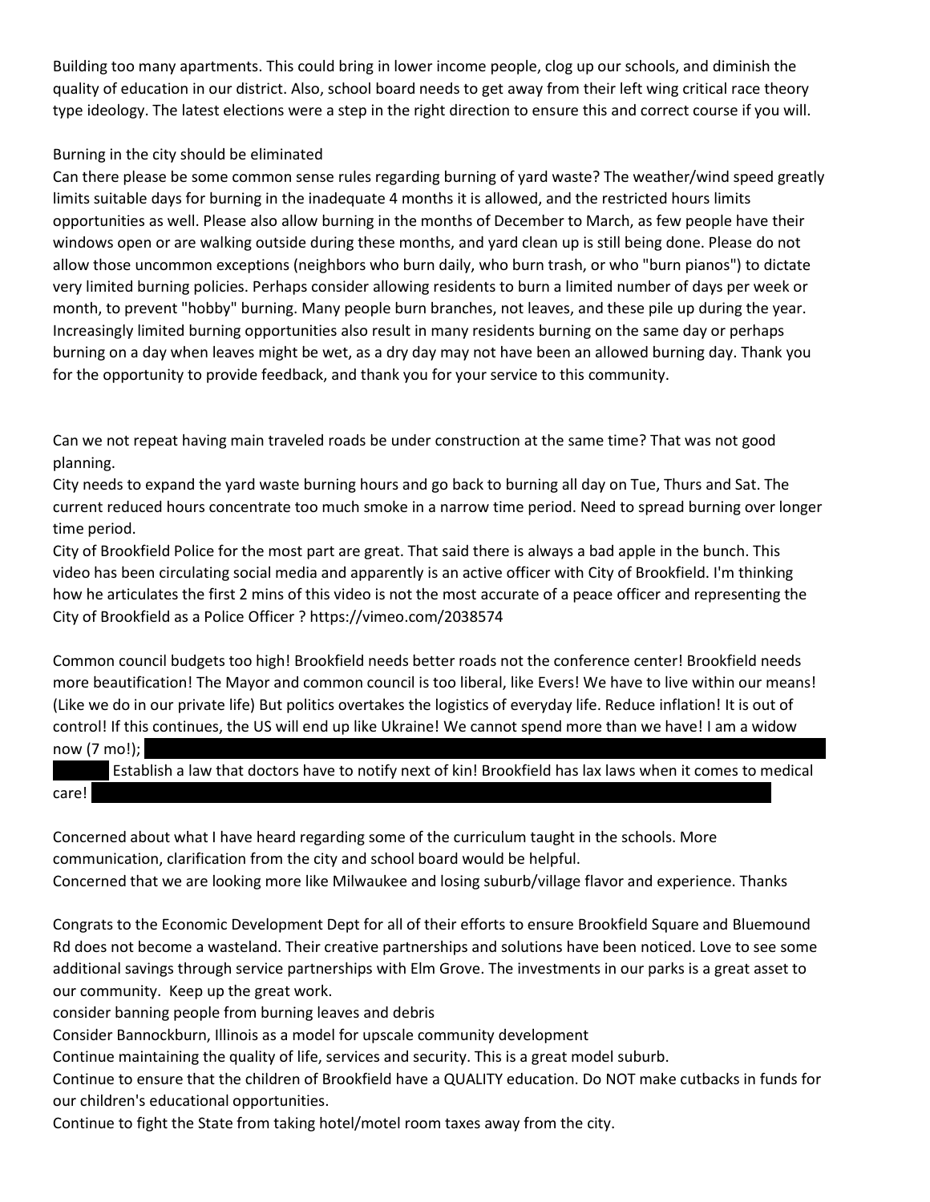Building too many apartments. This could bring in lower income people, clog up our schools, and diminish the quality of education in our district. Also, school board needs to get away from their left wing critical race theory type ideology. The latest elections were a step in the right direction to ensure this and correct course if you will.

Burning in the city should be eliminated

Can there please be some common sense rules regarding burning of yard waste? The weather/wind speed greatly limits suitable days for burning in the inadequate 4 months it is allowed, and the restricted hours limits opportunities as well. Please also allow burning in the months of December to March, as few people have their windows open or are walking outside during these months, and yard clean up is still being done. Please do not allow those uncommon exceptions (neighbors who burn daily, who burn trash, or who "burn pianos") to dictate very limited burning policies. Perhaps consider allowing residents to burn a limited number of days per week or month, to prevent "hobby" burning. Many people burn branches, not leaves, and these pile up during the year. Increasingly limited burning opportunities also result in many residents burning on the same day or perhaps burning on a day when leaves might be wet, as a dry day may not have been an allowed burning day. Thank you for the opportunity to provide feedback, and thank you for your service to this community.

Can we not repeat having main traveled roads be under construction at the same time? That was not good planning.

City needs to expand the yard waste burning hours and go back to burning all day on Tue, Thurs and Sat. The current reduced hours concentrate too much smoke in a narrow time period. Need to spread burning over longer time period.

City of Brookfield Police for the most part are great. That said there is always a bad apple in the bunch. This video has been circulating social media and apparently is an active officer with City of Brookfield. I'm thinking how he articulates the first 2 mins of this video is not the most accurate of a peace officer and representing the City of Brookfield as a Police Officer ? https://vimeo.com/2038574

Common council budgets too high! Brookfield needs better roads not the conference center! Brookfield needs more beautification! The Mayor and common council is too liberal, like Evers! We have to live within our means! (Like we do in our private life) But politics overtakes the logistics of everyday life. Reduce inflation! It is out of control! If this continues, the US will end up like Ukraine! We cannot spend more than we have! I am a widow now (7 mo!); [REDACTED] Establish a law that doctors have to notify next of kin! Brookfield has lax laws when it comes to medical care! [REDACTED]

Concerned about what I have heard regarding some of the curriculum taught in the schools. More communication, clarification from the city and school board would be helpful.

Concerned that we are looking more like Milwaukee and losing suburb/village flavor and experience. Thanks

Congrats to the Economic Development Dept for all of their efforts to ensure Brookfield Square and Bluemound Rd does not become a wasteland. Their creative partnerships and solutions have been noticed. Love to see some additional savings through service partnerships with Elm Grove. The investments in our parks is a great asset to our community. Keep up the great work.

consider banning people from burning leaves and debris

Consider Bannockburn, Illinois as a model for upscale community development

Continue maintaining the quality of life, services and security. This is a great model suburb.

Continue to ensure that the children of Brookfield have a QUALITY education. Do NOT make cutbacks in funds for our children's educational opportunities.

Continue to fight the State from taking hotel/motel room taxes away from the city.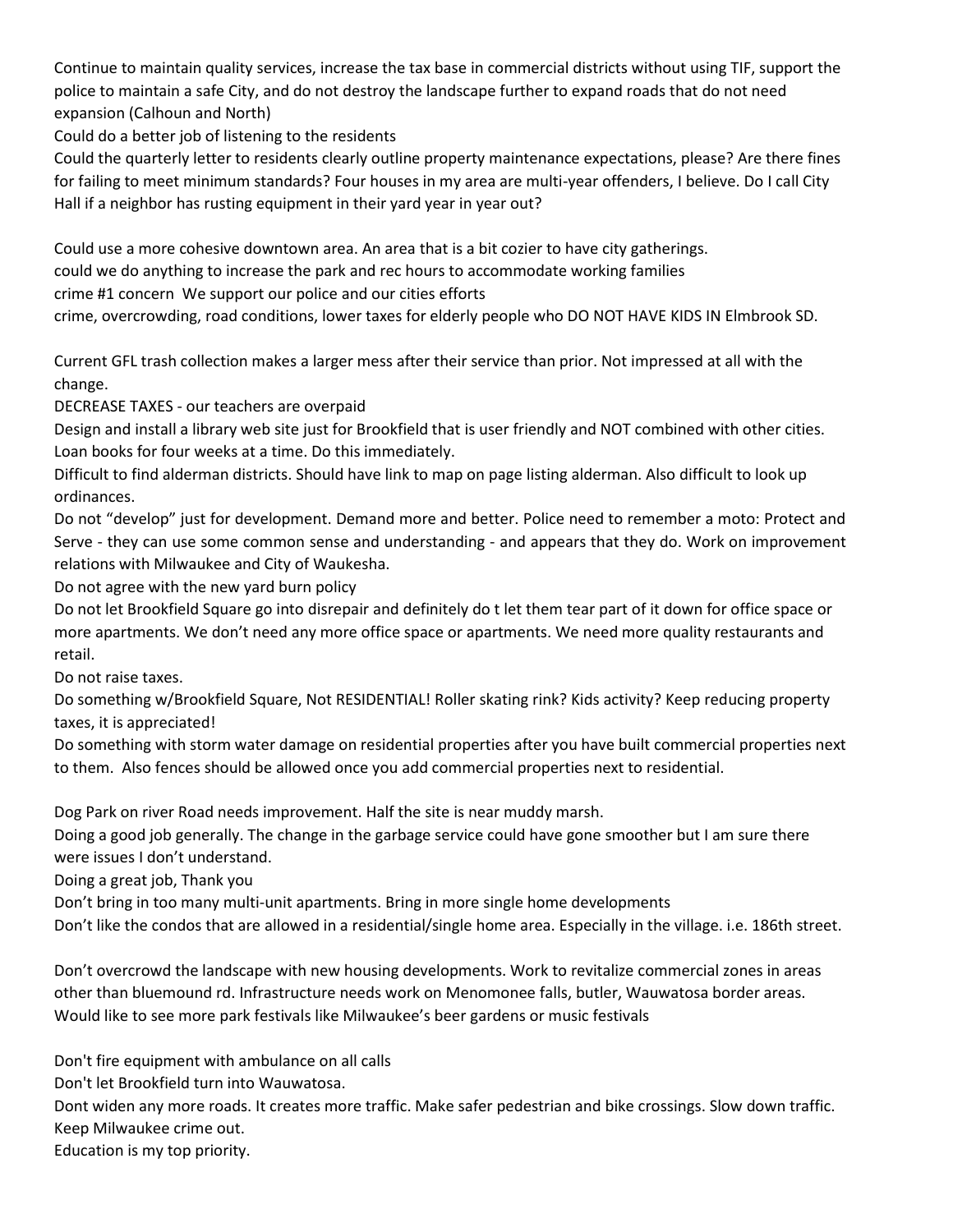Continue to maintain quality services, increase the tax base in commercial districts without using TIF, support the police to maintain a safe City, and do not destroy the landscape further to expand roads that do not need expansion (Calhoun and North)

Could do a better job of listening to the residents

Could the quarterly letter to residents clearly outline property maintenance expectations, please? Are there fines for failing to meet minimum standards? Four houses in my area are multi-year offenders, I believe. Do I call City Hall if a neighbor has rusting equipment in their yard year in year out?

Could use a more cohesive downtown area. An area that is a bit cozier to have city gatherings.

could we do anything to increase the park and rec hours to accommodate working families

crime #1 concern  We support our police and our cities efforts

crime, overcrowding, road conditions, lower taxes for elderly people who DO NOT HAVE KIDS IN Elmbrook SD.

Current GFL trash collection makes a larger mess after their service than prior. Not impressed at all with the change.

DECREASE TAXES - our teachers are overpaid

Design and install a library web site just for Brookfield that is user friendly and NOT combined with other cities. Loan books for four weeks at a time. Do this immediately.

Difficult to find alderman districts. Should have link to map on page listing alderman. Also difficult to look up ordinances.

Do not “develop” just for development. Demand more and better. Police need to remember a moto: Protect and Serve - they can use some common sense and understanding - and appears that they do. Work on improvement relations with Milwaukee and City of Waukesha.

Do not agree with the new yard burn policy

Do not let Brookfield Square go into disrepair and definitely do t let them tear part of it down for office space or more apartments. We don’t need any more office space or apartments. We need more quality restaurants and retail.

Do not raise taxes.

Do something w/Brookfield Square, Not RESIDENTIAL! Roller skating rink? Kids activity? Keep reducing property taxes, it is appreciated!

Do something with storm water damage on residential properties after you have built commercial properties next to them.  Also fences should be allowed once you add commercial properties next to residential.

Dog Park on river Road needs improvement. Half the site is near muddy marsh.

Doing a good job generally. The change in the garbage service could have gone smoother but I am sure there were issues I don’t understand.

Doing a great job, Thank you

Don’t bring in too many multi-unit apartments. Bring in more single home developments

Don’t like the condos that are allowed in a residential/single home area. Especially in the village. i.e. 186th street.

Don’t overcrowd the landscape with new housing developments. Work to revitalize commercial zones in areas other than bluemound rd. Infrastructure needs work on Menomonee falls, butler, Wauwatosa border areas. Would like to see more park festivals like Milwaukee’s beer gardens or music festivals

Don't fire equipment with ambulance on all calls

Don't let Brookfield turn into Wauwatosa.

Dont widen any more roads. It creates more traffic. Make safer pedestrian and bike crossings. Slow down traffic. Keep Milwaukee crime out.

Education is my top priority.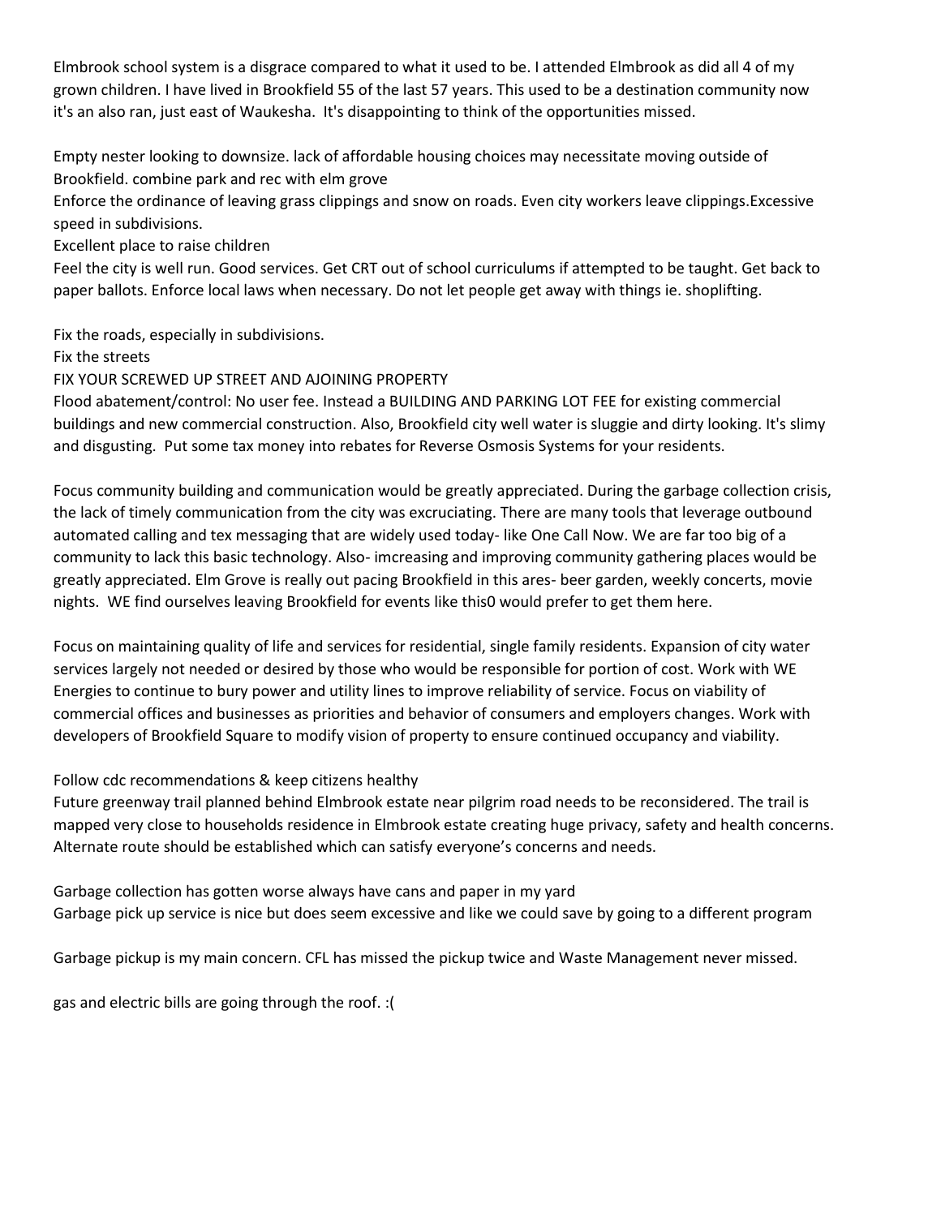Elmbrook school system is a disgrace compared to what it used to be. I attended Elmbrook as did all 4 of my grown children. I have lived in Brookfield 55 of the last 57 years. This used to be a destination community now it's an also ran, just east of Waukesha. It's disappointing to think of the opportunities missed.

Empty nester looking to downsize. lack of affordable housing choices may necessitate moving outside of Brookfield. combine park and rec with elm grove

Enforce the ordinance of leaving grass clippings and snow on roads. Even city workers leave clippings.Excessive speed in subdivisions.

Excellent place to raise children

Feel the city is well run. Good services. Get CRT out of school curriculums if attempted to be taught. Get back to paper ballots. Enforce local laws when necessary. Do not let people get away with things ie. shoplifting.

Fix the roads, especially in subdivisions.

Fix the streets

FIX YOUR SCREWED UP STREET AND AJOINING PROPERTY

Flood abatement/control: No user fee. Instead a BUILDING AND PARKING LOT FEE for existing commercial buildings and new commercial construction. Also, Brookfield city well water is sluggie and dirty looking. It's slimy and disgusting. Put some tax money into rebates for Reverse Osmosis Systems for your residents.

Focus community building and communication would be greatly appreciated. During the garbage collection crisis, the lack of timely communication from the city was excruciating. There are many tools that leverage outbound automated calling and tex messaging that are widely used today- like One Call Now. We are far too big of a community to lack this basic technology. Also- imcreasing and improving community gathering places would be greatly appreciated. Elm Grove is really out pacing Brookfield in this ares- beer garden, weekly concerts, movie nights. WE find ourselves leaving Brookfield for events like this0 would prefer to get them here.

Focus on maintaining quality of life and services for residential, single family residents. Expansion of city water services largely not needed or desired by those who would be responsible for portion of cost. Work with WE Energies to continue to bury power and utility lines to improve reliability of service. Focus on viability of commercial offices and businesses as priorities and behavior of consumers and employers changes. Work with developers of Brookfield Square to modify vision of property to ensure continued occupancy and viability.

Follow cdc recommendations & keep citizens healthy

Future greenway trail planned behind Elmbrook estate near pilgrim road needs to be reconsidered. The trail is mapped very close to households residence in Elmbrook estate creating huge privacy, safety and health concerns. Alternate route should be established which can satisfy everyone's concerns and needs.

Garbage collection has gotten worse always have cans and paper in my yard

Garbage pick up service is nice but does seem excessive and like we could save by going to a different program

Garbage pickup is my main concern. CFL has missed the pickup twice and Waste Management never missed.

gas and electric bills are going through the roof. :(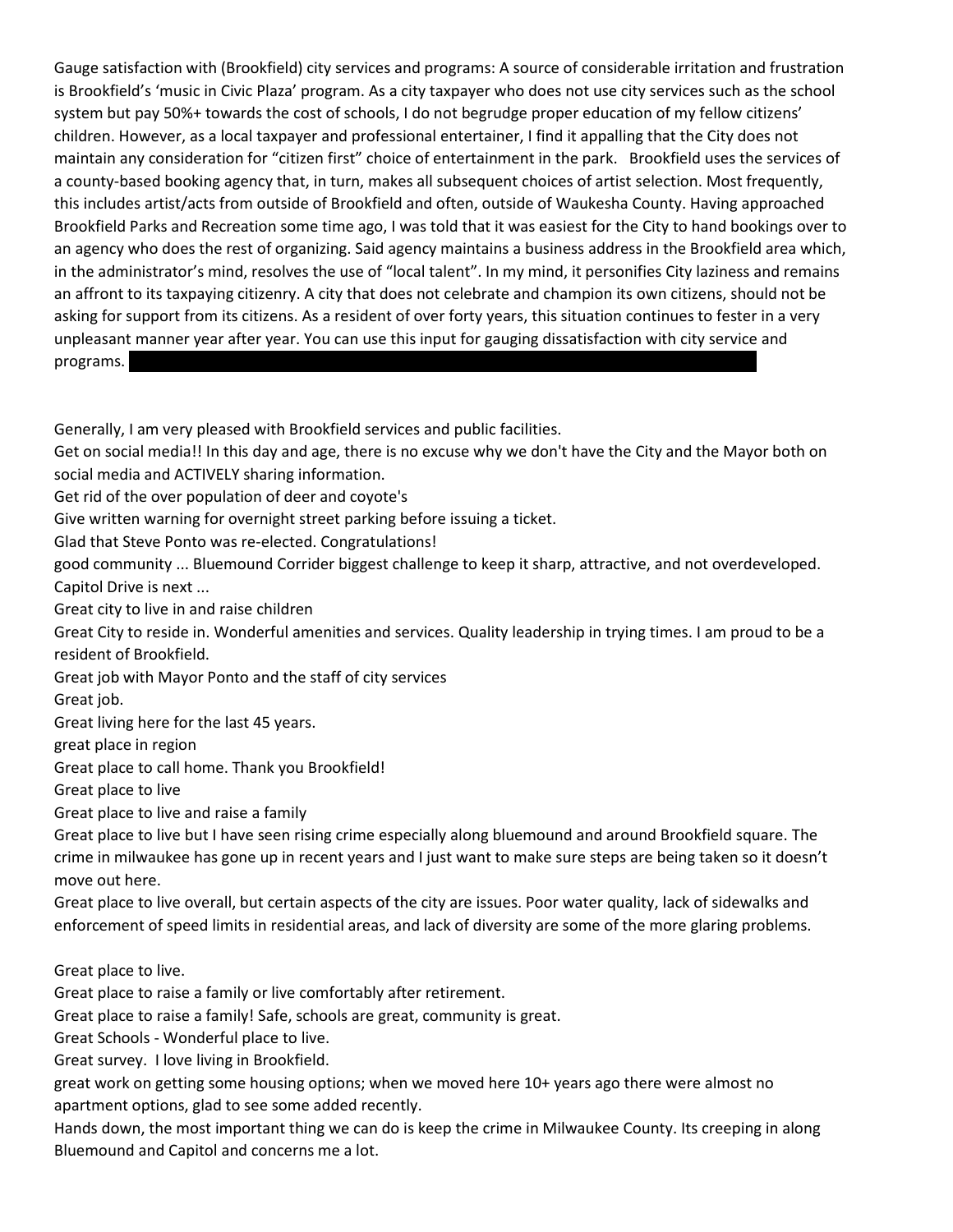Gauge satisfaction with (Brookfield) city services and programs: A source of considerable irritation and frustration is Brookfield's 'music in Civic Plaza' program. As a city taxpayer who does not use city services such as the school system but pay 50%+ towards the cost of schools, I do not begrudge proper education of my fellow citizens' children. However, as a local taxpayer and professional entertainer, I find it appalling that the City does not maintain any consideration for "citizen first" choice of entertainment in the park. Brookfield uses the services of a county-based booking agency that, in turn, makes all subsequent choices of artist selection. Most frequently, this includes artist/acts from outside of Brookfield and often, outside of Waukesha County. Having approached Brookfield Parks and Recreation some time ago, I was told that it was easiest for the City to hand bookings over to an agency who does the rest of organizing. Said agency maintains a business address in the Brookfield area which, in the administrator's mind, resolves the use of "local talent". In my mind, it personifies City laziness and remains an affront to its taxpaying citizenry. A city that does not celebrate and champion its own citizens, should not be asking for support from its citizens. As a resident of over forty years, this situation continues to fester in a very unpleasant manner year after year. You can use this input for gauging dissatisfaction with city service and programs.

Generally, I am very pleased with Brookfield services and public facilities.

Get on social media!! In this day and age, there is no excuse why we don't have the City and the Mayor both on social media and ACTIVELY sharing information.

Get rid of the over population of deer and coyote's

Give written warning for overnight street parking before issuing a ticket.

Glad that Steve Ponto was re-elected. Congratulations!

good community ... Bluemound Corridor biggest challenge to keep it sharp, attractive, and not overdeveloped. Capitol Drive is next ...

Great city to live in and raise children

Great City to reside in. Wonderful amenities and services. Quality leadership in trying times. I am proud to be a resident of Brookfield.

Great job with Mayor Ponto and the staff of city services

Great job.

Great living here for the last 45 years.

great place in region

Great place to call home. Thank you Brookfield!

Great place to live

Great place to live and raise a family

Great place to live but I have seen rising crime especially along bluemound and around Brookfield square. The crime in milwaukee has gone up in recent years and I just want to make sure steps are being taken so it doesn't move out here.

Great place to live overall, but certain aspects of the city are issues. Poor water quality, lack of sidewalks and enforcement of speed limits in residential areas, and lack of diversity are some of the more glaring problems.

Great place to live.

Great place to raise a family or live comfortably after retirement.

Great place to raise a family! Safe, schools are great, community is great.

Great Schools - Wonderful place to live.

Great survey. I love living in Brookfield.

great work on getting some housing options; when we moved here 10+ years ago there were almost no apartment options, glad to see some added recently.

Hands down, the most important thing we can do is keep the crime in Milwaukee County. Its creeping in along Bluemound and Capitol and concerns me a lot.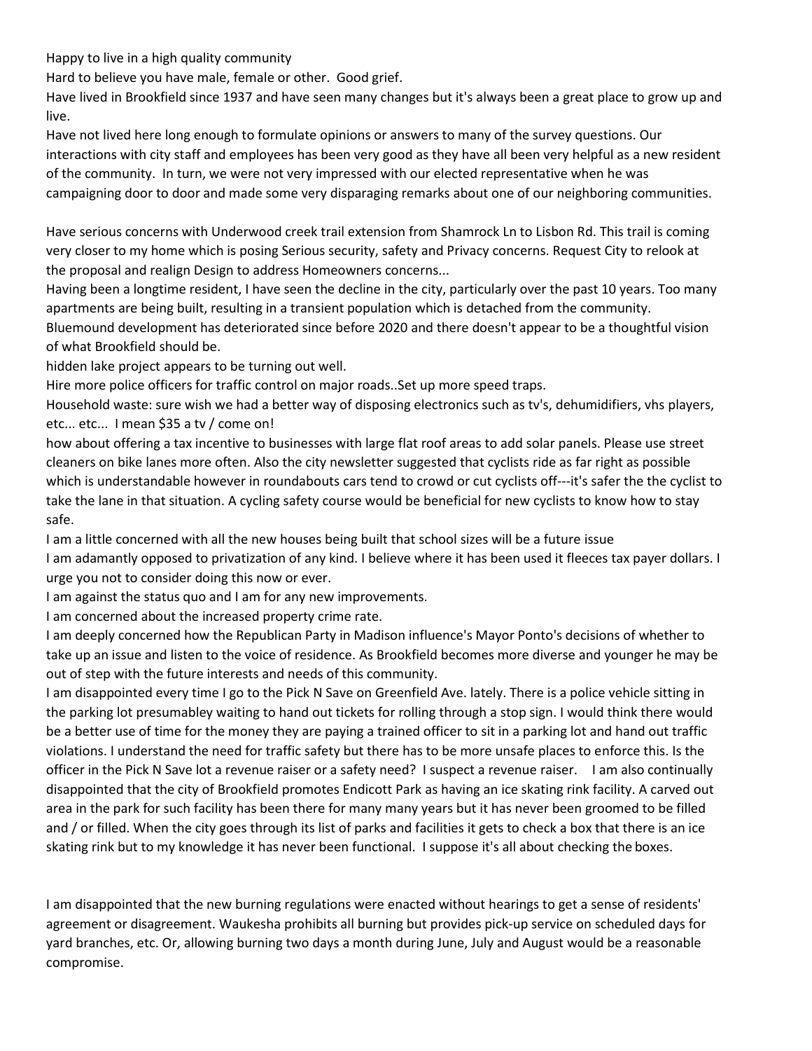Happy to live in a high quality community

Hard to believe you have male, female or other. Good grief.

Have lived in Brookfield since 1937 and have seen many changes but it's always been a great place to grow up and live.

Have not lived here long enough to formulate opinions or answers to many of the survey questions. Our interactions with city staff and employees has been very good as they have all been very helpful as a new resident of the community. In turn, we were not very impressed with our elected representative when he was campaigning door to door and made some very disparaging remarks about one of our neighboring communities.

Have serious concerns with Underwood creek trail extension from Shamrock Ln to Lisbon Rd. This trail is coming very closer to my home which is posing Serious security, safety and Privacy concerns. Request City to relook at the proposal and realign Design to address Homeowners concerns...

Having been a longtime resident, I have seen the decline in the city, particularly over the past 10 years. Too many apartments are being built, resulting in a transient population which is detached from the community. Bluemound development has deteriorated since before 2020 and there doesn't appear to be a thoughtful vision of what Brookfield should be.

hidden lake project appears to be turning out well.

Hire more police officers for traffic control on major roads..Set up more speed traps.

Household waste: sure wish we had a better way of disposing electronics such as tv's, dehumidifiers, vhs players, etc... etc... I mean $35 a tv / come on!

how about offering a tax incentive to businesses with large flat roof areas to add solar panels. Please use street cleaners on bike lanes more often. Also the city newsletter suggested that cyclists ride as far right as possible which is understandable however in roundabouts cars tend to crowd or cut cyclists off---it's safer the the cyclist to take the lane in that situation. A cycling safety course would be beneficial for new cyclists to know how to stay safe.

I am a little concerned with all the new houses being built that school sizes will be a future issue

I am adamantly opposed to privatization of any kind. I believe where it has been used it fleeces tax payer dollars. I urge you not to consider doing this now or ever.

I am against the status quo and I am for any new improvements.

I am concerned about the increased property crime rate.

I am deeply concerned how the Republican Party in Madison influence's Mayor Ponto's decisions of whether to take up an issue and listen to the voice of residence. As Brookfield becomes more diverse and younger he may be out of step with the future interests and needs of this community.

I am disappointed every time I go to the Pick N Save on Greenfield Ave. lately. There is a police vehicle sitting in the parking lot presumabley waiting to hand out tickets for rolling through a stop sign. I would think there would be a better use of time for the money they are paying a trained officer to sit in a parking lot and hand out traffic violations. I understand the need for traffic safety but there has to be more unsafe places to enforce this. Is the officer in the Pick N Save lot a revenue raiser or a safety need? I suspect a revenue raiser. I am also continually disappointed that the city of Brookfield promotes Endicott Park as having an ice skating rink facility. A carved out area in the park for such facility has been there for many many years but it has never been groomed to be filled and / or filled. When the city goes through its list of parks and facilities it gets to check a box that there is an ice skating rink but to my knowledge it has never been functional. I suppose it's all about checking the boxes.

I am disappointed that the new burning regulations were enacted without hearings to get a sense of residents' agreement or disagreement. Waukesha prohibits all burning but provides pick-up service on scheduled days for yard branches, etc. Or, allowing burning two days a month during June, July and August would be a reasonable compromise.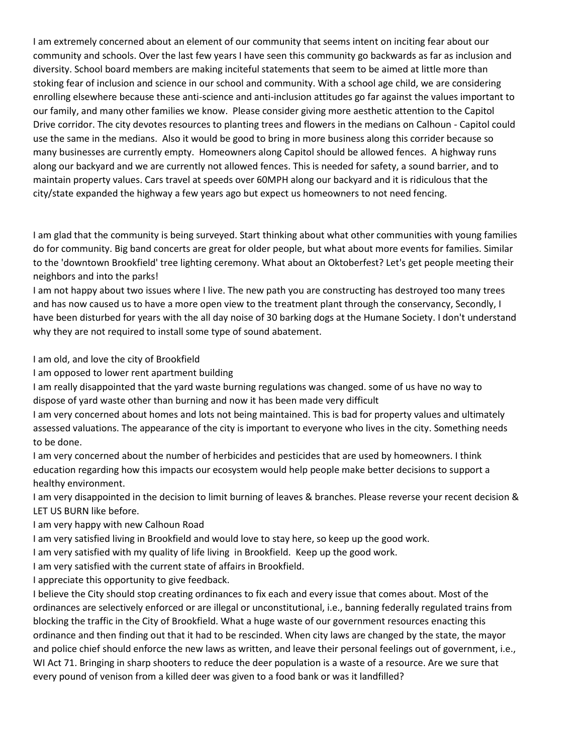I am extremely concerned about an element of our community that seems intent on inciting fear about our community and schools. Over the last few years I have seen this community go backwards as far as inclusion and diversity. School board members are making inciteful statements that seem to be aimed at little more than stoking fear of inclusion and science in our school and community. With a school age child, we are considering enrolling elsewhere because these anti-science and anti-inclusion attitudes go far against the values important to our family, and many other families we know.  Please consider giving more aesthetic attention to the Capitol Drive corridor. The city devotes resources to planting trees and flowers in the medians on Calhoun - Capitol could use the same in the medians.  Also it would be good to bring in more business along this corrider because so many businesses are currently empty.  Homeowners along Capitol should be allowed fences.  A highway runs along our backyard and we are currently not allowed fences. This is needed for safety, a sound barrier, and to maintain property values. Cars travel at speeds over 60MPH along our backyard and it is ridiculous that the city/state expanded the highway a few years ago but expect us homeowners to not need fencing.

I am glad that the community is being surveyed. Start thinking about what other communities with young families do for community. Big band concerts are great for older people, but what about more events for families. Similar to the 'downtown Brookfield' tree lighting ceremony. What about an Oktoberfest? Let's get people meeting their neighbors and into the parks!

I am not happy about two issues where I live. The new path you are constructing has destroyed too many trees and has now caused us to have a more open view to the treatment plant through the conservancy, Secondly, I have been disturbed for years with the all day noise of 30 barking dogs at the Humane Society. I don't understand why they are not required to install some type of sound abatement.

I am old, and love the city of Brookfield

I am opposed to lower rent apartment building

I am really disappointed that the yard waste burning regulations was changed. some of us have no way to dispose of yard waste other than burning and now it has been made very difficult

I am very concerned about homes and lots not being maintained. This is bad for property values and ultimately assessed valuations. The appearance of the city is important to everyone who lives in the city. Something needs to be done.

I am very concerned about the number of herbicides and pesticides that are used by homeowners. I think education regarding how this impacts our ecosystem would help people make better decisions to support a healthy environment.

I am very disappointed in the decision to limit burning of leaves & branches. Please reverse your recent decision & LET US BURN like before.

I am very happy with new Calhoun Road

I am very satisfied living in Brookfield and would love to stay here, so keep up the good work.

I am very satisfied with my quality of life living  in Brookfield.  Keep up the good work.

I am very satisfied with the current state of affairs in Brookfield.

I appreciate this opportunity to give feedback.

I believe the City should stop creating ordinances to fix each and every issue that comes about. Most of the ordinances are selectively enforced or are illegal or unconstitutional, i.e., banning federally regulated trains from blocking the traffic in the City of Brookfield. What a huge waste of our government resources enacting this ordinance and then finding out that it had to be rescinded. When city laws are changed by the state, the mayor and police chief should enforce the new laws as written, and leave their personal feelings out of government, i.e., WI Act 71. Bringing in sharp shooters to reduce the deer population is a waste of a resource. Are we sure that every pound of venison from a killed deer was given to a food bank or was it landfilled?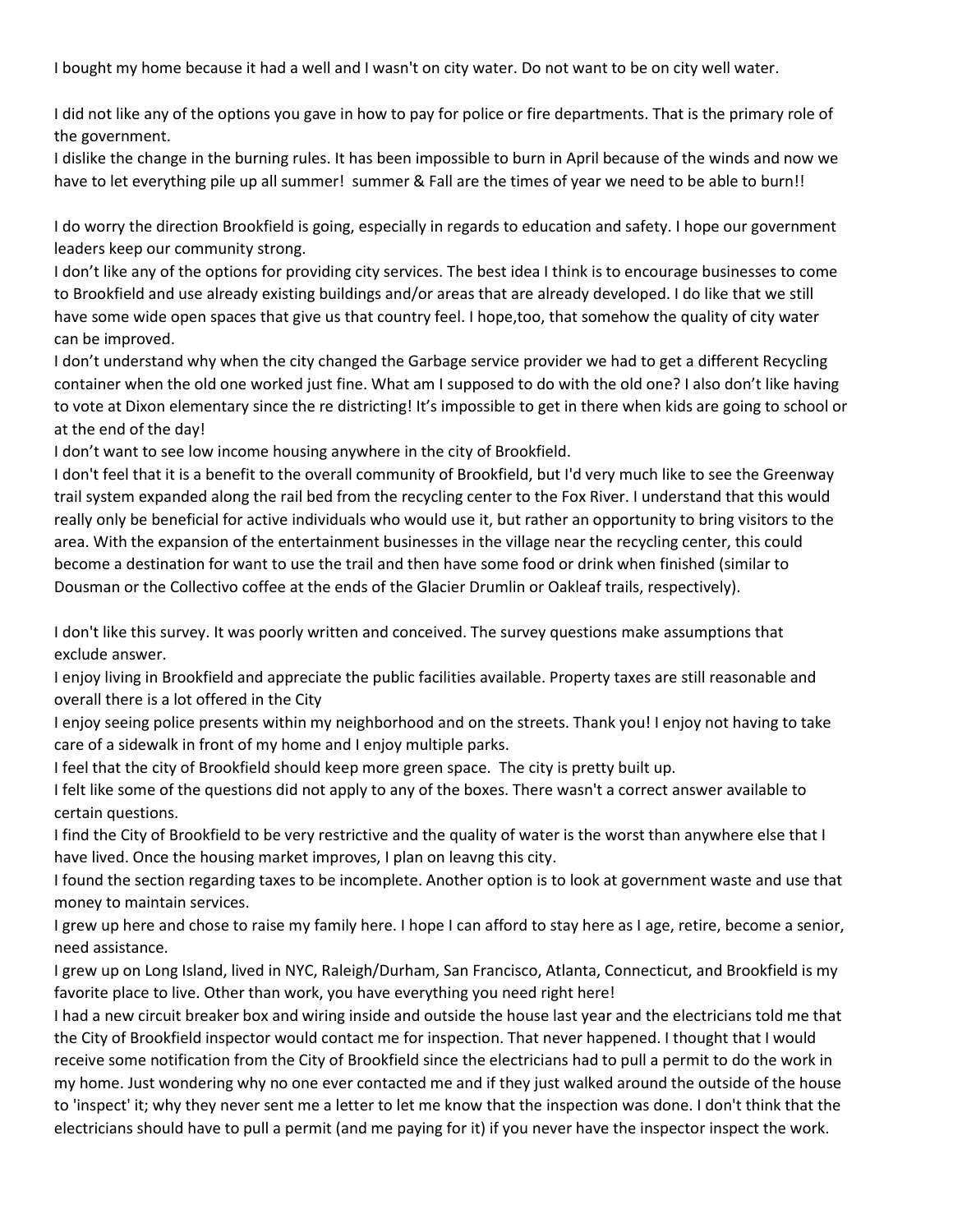I bought my home because it had a well and I wasn't on city water. Do not want to be on city well water.

I did not like any of the options you gave in how to pay for police or fire departments. That is the primary role of the government.

I dislike the change in the burning rules. It has been impossible to burn in April because of the winds and now we have to let everything pile up all summer!  summer & Fall are the times of year we need to be able to burn!!

I do worry the direction Brookfield is going, especially in regards to education and safety. I hope our government leaders keep our community strong.

I don't like any of the options for providing city services. The best idea I think is to encourage businesses to come to Brookfield and use already existing buildings and/or areas that are already developed. I do like that we still have some wide open spaces that give us that country feel. I hope,too, that somehow the quality of city water can be improved.

I don't understand why when the city changed the Garbage service provider we had to get a different Recycling container when the old one worked just fine. What am I supposed to do with the old one? I also don't like having to vote at Dixon elementary since the re districting! It's impossible to get in there when kids are going to school or at the end of the day!

I don't want to see low income housing anywhere in the city of Brookfield.

I don't feel that it is a benefit to the overall community of Brookfield, but I'd very much like to see the Greenway trail system expanded along the rail bed from the recycling center to the Fox River. I understand that this would really only be beneficial for active individuals who would use it, but rather an opportunity to bring visitors to the area. With the expansion of the entertainment businesses in the village near the recycling center, this could become a destination for want to use the trail and then have some food or drink when finished (similar to Dousman or the Collectivo coffee at the ends of the Glacier Drumlin or Oakleaf trails, respectively).

I don't like this survey. It was poorly written and conceived. The survey questions make assumptions that exclude answer.

I enjoy living in Brookfield and appreciate the public facilities available. Property taxes are still reasonable and overall there is a lot offered in the City

I enjoy seeing police presents within my neighborhood and on the streets. Thank you! I enjoy not having to take care of a sidewalk in front of my home and I enjoy multiple parks.

I feel that the city of Brookfield should keep more green space.  The city is pretty built up.

I felt like some of the questions did not apply to any of the boxes. There wasn't a correct answer available to certain questions.

I find the City of Brookfield to be very restrictive and the quality of water is the worst than anywhere else that I have lived. Once the housing market improves, I plan on leavng this city.

I found the section regarding taxes to be incomplete. Another option is to look at government waste and use that money to maintain services.

I grew up here and chose to raise my family here. I hope I can afford to stay here as I age, retire, become a senior, need assistance.

I grew up on Long Island, lived in NYC, Raleigh/Durham, San Francisco, Atlanta, Connecticut, and Brookfield is my favorite place to live. Other than work, you have everything you need right here!

I had a new circuit breaker box and wiring inside and outside the house last year and the electricians told me that the City of Brookfield inspector would contact me for inspection. That never happened. I thought that I would receive some notification from the City of Brookfield since the electricians had to pull a permit to do the work in my home. Just wondering why no one ever contacted me and if they just walked around the outside of the house to 'inspect' it; why they never sent me a letter to let me know that the inspection was done. I don't think that the electricians should have to pull a permit (and me paying for it) if you never have the inspector inspect the work.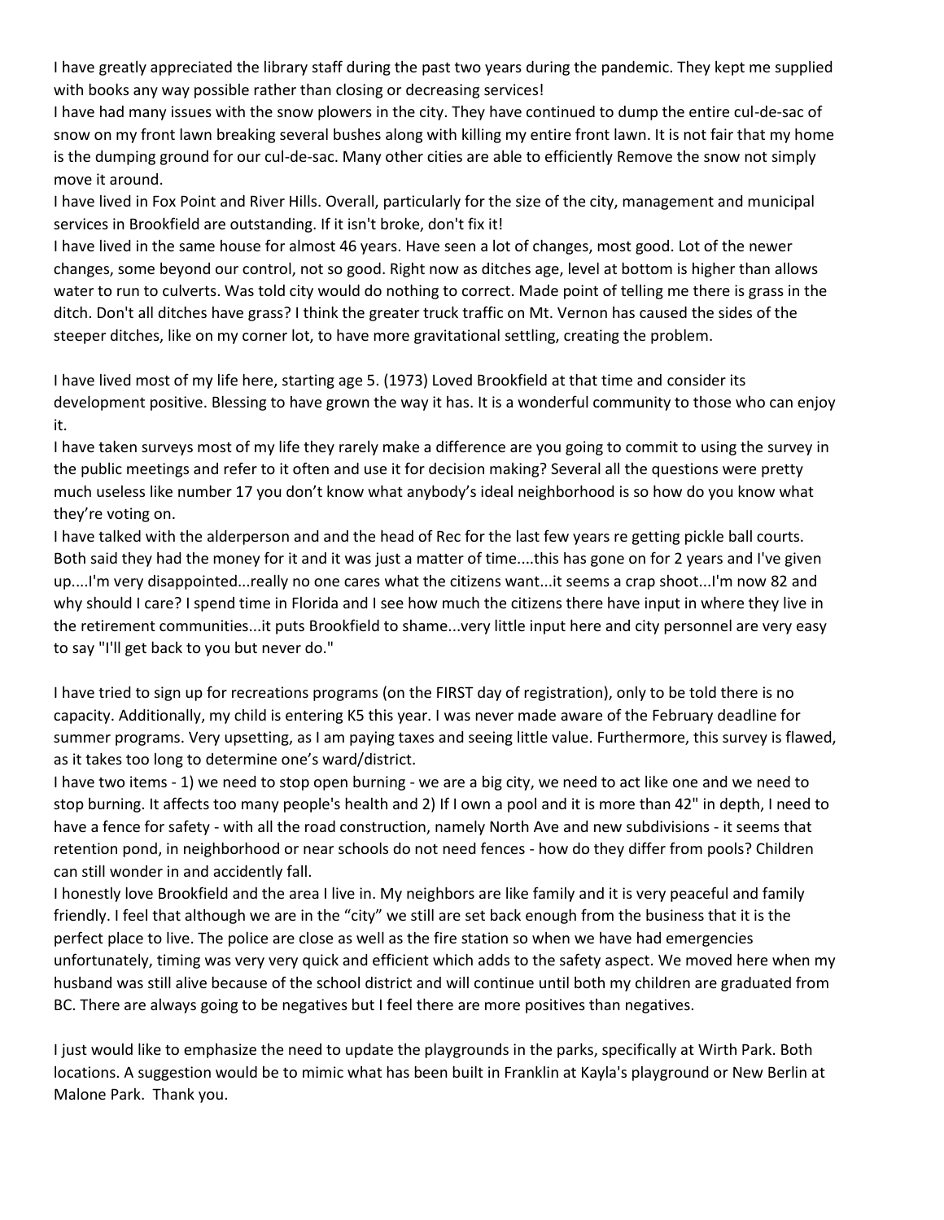I have greatly appreciated the library staff during the past two years during the pandemic. They kept me supplied with books any way possible rather than closing or decreasing services!

I have had many issues with the snow plowers in the city. They have continued to dump the entire cul-de-sac of snow on my front lawn breaking several bushes along with killing my entire front lawn. It is not fair that my home is the dumping ground for our cul-de-sac. Many other cities are able to efficiently Remove the snow not simply move it around.

I have lived in Fox Point and River Hills. Overall, particularly for the size of the city, management and municipal services in Brookfield are outstanding. If it isn't broke, don't fix it!

I have lived in the same house for almost 46 years. Have seen a lot of changes, most good. Lot of the newer changes, some beyond our control, not so good. Right now as ditches age, level at bottom is higher than allows water to run to culverts. Was told city would do nothing to correct. Made point of telling me there is grass in the ditch. Don't all ditches have grass? I think the greater truck traffic on Mt. Vernon has caused the sides of the steeper ditches, like on my corner lot, to have more gravitational settling, creating the problem.

I have lived most of my life here, starting age 5. (1973) Loved Brookfield at that time and consider its development positive. Blessing to have grown the way it has. It is a wonderful community to those who can enjoy it.

I have taken surveys most of my life they rarely make a difference are you going to commit to using the survey in the public meetings and refer to it often and use it for decision making? Several all the questions were pretty much useless like number 17 you don't know what anybody's ideal neighborhood is so how do you know what they're voting on.

I have talked with the alderperson and and the head of Rec for the last few years re getting pickle ball courts. Both said they had the money for it and it was just a matter of time....this has gone on for 2 years and I've given up....I'm very disappointed...really no one cares what the citizens want...it seems a crap shoot...I'm now 82 and why should I care? I spend time in Florida and I see how much the citizens there have input in where they live in the retirement communities...it puts Brookfield to shame...very little input here and city personnel are very easy to say "I'll get back to you but never do."

I have tried to sign up for recreations programs (on the FIRST day of registration), only to be told there is no capacity. Additionally, my child is entering K5 this year. I was never made aware of the February deadline for summer programs. Very upsetting, as I am paying taxes and seeing little value. Furthermore, this survey is flawed, as it takes too long to determine one's ward/district.

I have two items - 1) we need to stop open burning - we are a big city, we need to act like one and we need to stop burning. It affects too many people's health and 2) If I own a pool and it is more than 42" in depth, I need to have a fence for safety - with all the road construction, namely North Ave and new subdivisions - it seems that retention pond, in neighborhood or near schools do not need fences - how do they differ from pools? Children can still wonder in and accidently fall.

I honestly love Brookfield and the area I live in. My neighbors are like family and it is very peaceful and family friendly. I feel that although we are in the "city" we still are set back enough from the business that it is the perfect place to live. The police are close as well as the fire station so when we have had emergencies unfortunately, timing was very very quick and efficient which adds to the safety aspect. We moved here when my husband was still alive because of the school district and will continue until both my children are graduated from BC. There are always going to be negatives but I feel there are more positives than negatives.

I just would like to emphasize the need to update the playgrounds in the parks, specifically at Wirth Park. Both locations. A suggestion would be to mimic what has been built in Franklin at Kayla's playground or New Berlin at Malone Park. Thank you.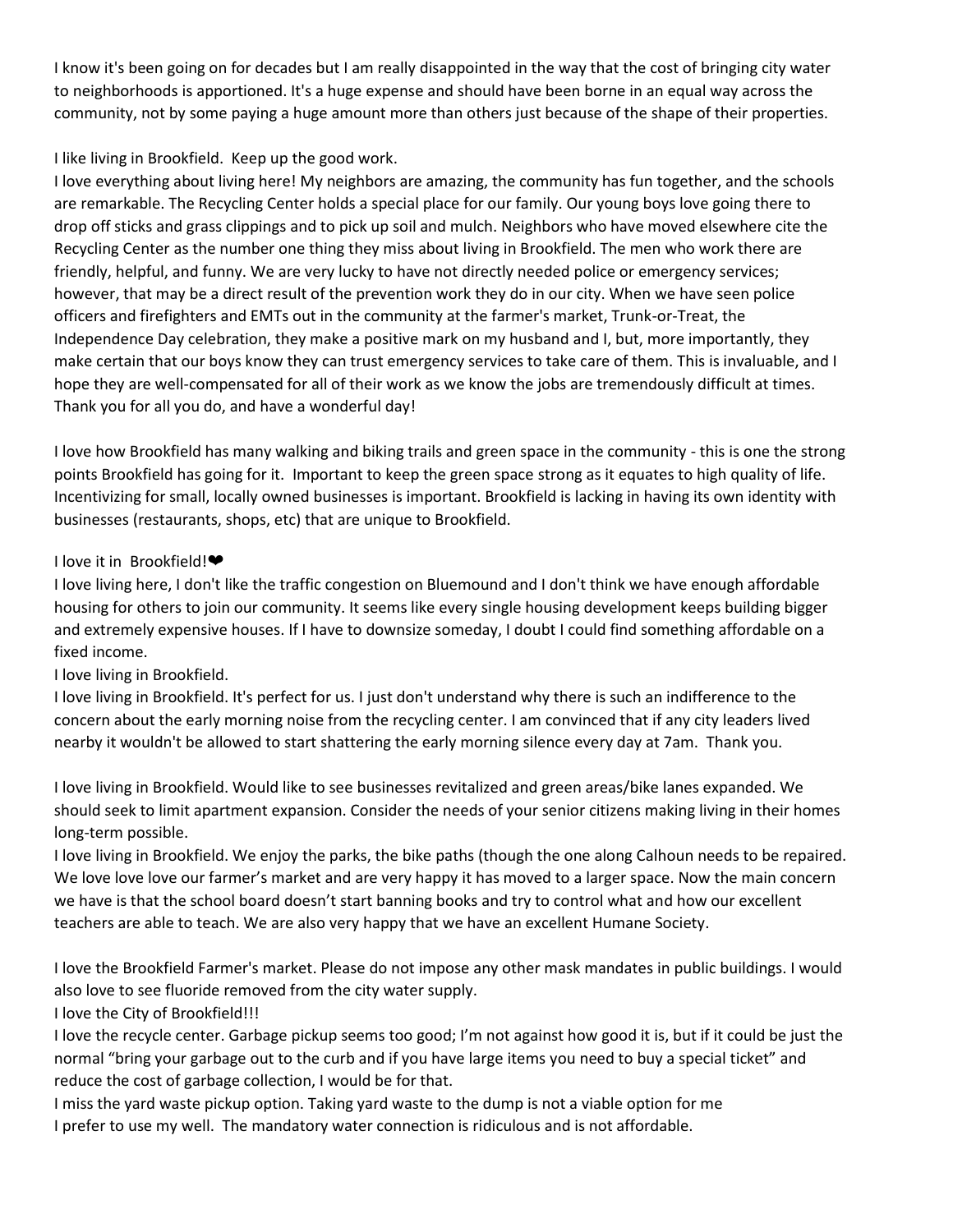I know it's been going on for decades but I am really disappointed in the way that the cost of bringing city water to neighborhoods is apportioned. It's a huge expense and should have been borne in an equal way across the community, not by some paying a huge amount more than others just because of the shape of their properties.

I like living in Brookfield. Keep up the good work.

I love everything about living here! My neighbors are amazing, the community has fun together, and the schools are remarkable. The Recycling Center holds a special place for our family. Our young boys love going there to drop off sticks and grass clippings and to pick up soil and mulch. Neighbors who have moved elsewhere cite the Recycling Center as the number one thing they miss about living in Brookfield. The men who work there are friendly, helpful, and funny. We are very lucky to have not directly needed police or emergency services; however, that may be a direct result of the prevention work they do in our city. When we have seen police officers and firefighters and EMTs out in the community at the farmer's market, Trunk-or-Treat, the Independence Day celebration, they make a positive mark on my husband and I, but, more importantly, they make certain that our boys know they can trust emergency services to take care of them. This is invaluable, and I hope they are well-compensated for all of their work as we know the jobs are tremendously difficult at times. Thank you for all you do, and have a wonderful day!

I love how Brookfield has many walking and biking trails and green space in the community - this is one the strong points Brookfield has going for it. Important to keep the green space strong as it equates to high quality of life. Incentivizing for small, locally owned businesses is important. Brookfield is lacking in having its own identity with businesses (restaurants, shops, etc) that are unique to Brookfield.

I love it in Brookfield!❤

I love living here, I don't like the traffic congestion on Bluemound and I don't think we have enough affordable housing for others to join our community. It seems like every single housing development keeps building bigger and extremely expensive houses. If I have to downsize someday, I doubt I could find something affordable on a fixed income.

I love living in Brookfield.

I love living in Brookfield. It's perfect for us. I just don't understand why there is such an indifference to the concern about the early morning noise from the recycling center. I am convinced that if any city leaders lived nearby it wouldn't be allowed to start shattering the early morning silence every day at 7am. Thank you.

I love living in Brookfield. Would like to see businesses revitalized and green areas/bike lanes expanded. We should seek to limit apartment expansion. Consider the needs of your senior citizens making living in their homes long-term possible.

I love living in Brookfield. We enjoy the parks, the bike paths (though the one along Calhoun needs to be repaired. We love love love our farmer's market and are very happy it has moved to a larger space. Now the main concern we have is that the school board doesn't start banning books and try to control what and how our excellent teachers are able to teach. We are also very happy that we have an excellent Humane Society.

I love the Brookfield Farmer's market. Please do not impose any other mask mandates in public buildings. I would also love to see fluoride removed from the city water supply.

I love the City of Brookfield!!!

I love the recycle center. Garbage pickup seems too good; I'm not against how good it is, but if it could be just the normal "bring your garbage out to the curb and if you have large items you need to buy a special ticket" and reduce the cost of garbage collection, I would be for that.

I miss the yard waste pickup option. Taking yard waste to the dump is not a viable option for me

I prefer to use my well. The mandatory water connection is ridiculous and is not affordable.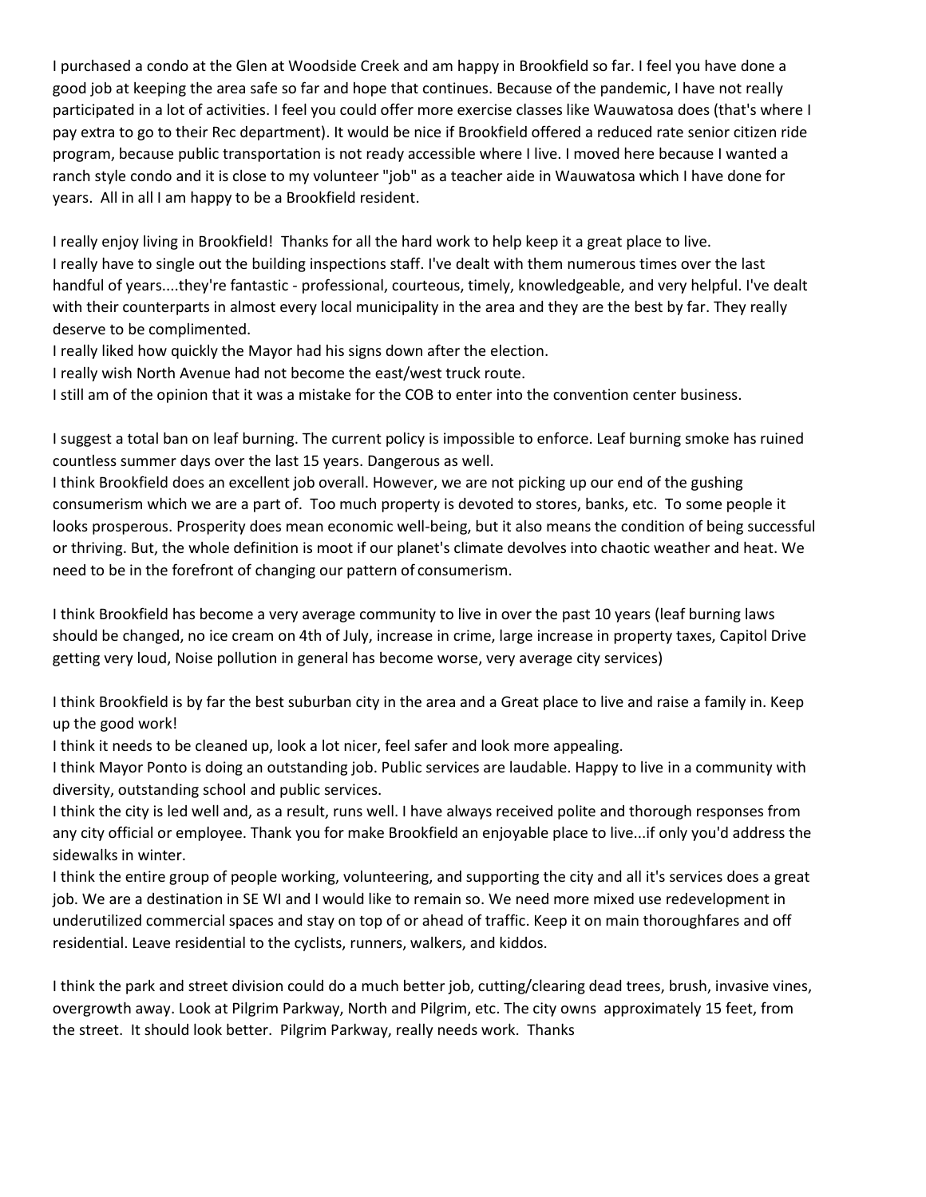I purchased a condo at the Glen at Woodside Creek and am happy in Brookfield so far. I feel you have done a good job at keeping the area safe so far and hope that continues. Because of the pandemic, I have not really participated in a lot of activities. I feel you could offer more exercise classes like Wauwatosa does (that's where I pay extra to go to their Rec department). It would be nice if Brookfield offered a reduced rate senior citizen ride program, because public transportation is not ready accessible where I live. I moved here because I wanted a ranch style condo and it is close to my volunteer "job" as a teacher aide in Wauwatosa which I have done for years. All in all I am happy to be a Brookfield resident.

I really enjoy living in Brookfield! Thanks for all the hard work to help keep it a great place to live.

I really have to single out the building inspections staff. I've dealt with them numerous times over the last handful of years....they're fantastic - professional, courteous, timely, knowledgeable, and very helpful. I've dealt with their counterparts in almost every local municipality in the area and they are the best by far. They really deserve to be complimented.

I really liked how quickly the Mayor had his signs down after the election.

I really wish North Avenue had not become the east/west truck route.

I still am of the opinion that it was a mistake for the COB to enter into the convention center business.

I suggest a total ban on leaf burning. The current policy is impossible to enforce. Leaf burning smoke has ruined countless summer days over the last 15 years. Dangerous as well.

I think Brookfield does an excellent job overall. However, we are not picking up our end of the gushing consumerism which we are a part of. Too much property is devoted to stores, banks, etc. To some people it looks prosperous. Prosperity does mean economic well-being, but it also means the condition of being successful or thriving. But, the whole definition is moot if our planet's climate devolves into chaotic weather and heat. We need to be in the forefront of changing our pattern of consumerism.

I think Brookfield has become a very average community to live in over the past 10 years (leaf burning laws should be changed, no ice cream on 4th of July, increase in crime, large increase in property taxes, Capitol Drive getting very loud, Noise pollution in general has become worse, very average city services)

I think Brookfield is by far the best suburban city in the area and a Great place to live and raise a family in. Keep up the good work!

I think it needs to be cleaned up, look a lot nicer, feel safer and look more appealing.

I think Mayor Ponto is doing an outstanding job. Public services are laudable. Happy to live in a community with diversity, outstanding school and public services.

I think the city is led well and, as a result, runs well. I have always received polite and thorough responses from any city official or employee. Thank you for make Brookfield an enjoyable place to live...if only you'd address the sidewalks in winter.

I think the entire group of people working, volunteering, and supporting the city and all it's services does a great job. We are a destination in SE WI and I would like to remain so. We need more mixed use redevelopment in underutilized commercial spaces and stay on top of or ahead of traffic. Keep it on main thoroughfares and off residential. Leave residential to the cyclists, runners, walkers, and kiddos.

I think the park and street division could do a much better job, cutting/clearing dead trees, brush, invasive vines, overgrowth away. Look at Pilgrim Parkway, North and Pilgrim, etc. The city owns approximately 15 feet, from the street. It should look better. Pilgrim Parkway, really needs work. Thanks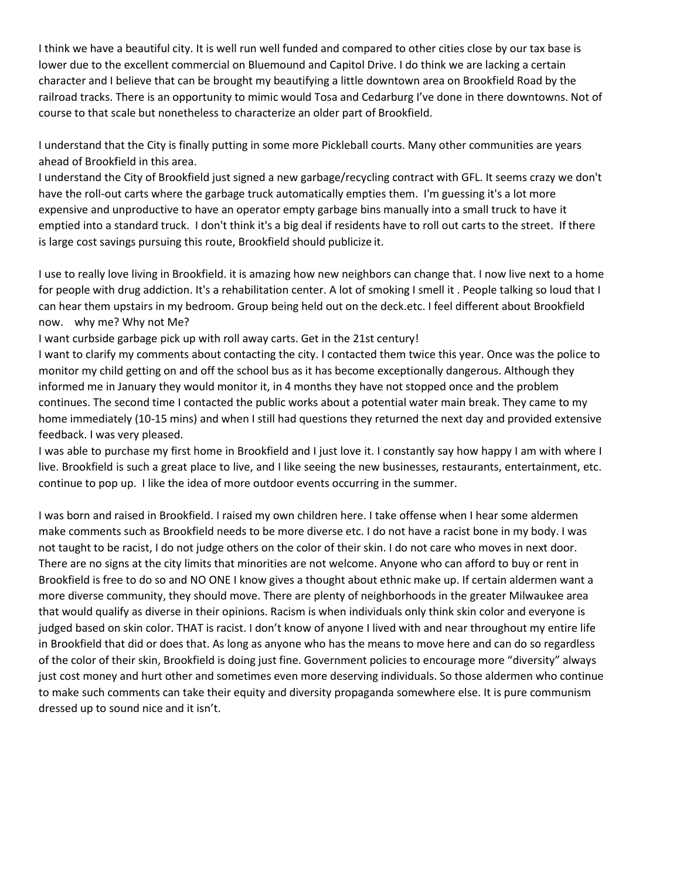I think we have a beautiful city. It is well run well funded and compared to other cities close by our tax base is lower due to the excellent commercial on Bluemound and Capitol Drive. I do think we are lacking a certain character and I believe that can be brought my beautifying a little downtown area on Brookfield Road by the railroad tracks. There is an opportunity to mimic would Tosa and Cedarburg I've done in there downtowns. Not of course to that scale but nonetheless to characterize an older part of Brookfield.

I understand that the City is finally putting in some more Pickleball courts. Many other communities are years ahead of Brookfield in this area.
I understand the City of Brookfield just signed a new garbage/recycling contract with GFL. It seems crazy we don't have the roll-out carts where the garbage truck automatically empties them. I'm guessing it's a lot more expensive and unproductive to have an operator empty garbage bins manually into a small truck to have it emptied into a standard truck. I don't think it's a big deal if residents have to roll out carts to the street. If there is large cost savings pursuing this route, Brookfield should publicize it.

I use to really love living in Brookfield. it is amazing how new neighbors can change that. I now live next to a home for people with drug addiction. It's a rehabilitation center. A lot of smoking I smell it . People talking so loud that I can hear them upstairs in my bedroom. Group being held out on the deck.etc. I feel different about Brookfield now. why me? Why not Me?
I want curbside garbage pick up with roll away carts. Get in the 21st century!
I want to clarify my comments about contacting the city. I contacted them twice this year. Once was the police to monitor my child getting on and off the school bus as it has become exceptionally dangerous. Although they informed me in January they would monitor it, in 4 months they have not stopped once and the problem continues. The second time I contacted the public works about a potential water main break. They came to my home immediately (10-15 mins) and when I still had questions they returned the next day and provided extensive feedback. I was very pleased.
I was able to purchase my first home in Brookfield and I just love it. I constantly say how happy I am with where I live. Brookfield is such a great place to live, and I like seeing the new businesses, restaurants, entertainment, etc. continue to pop up. I like the idea of more outdoor events occurring in the summer.

I was born and raised in Brookfield. I raised my own children here. I take offense when I hear some aldermen make comments such as Brookfield needs to be more diverse etc. I do not have a racist bone in my body. I was not taught to be racist, I do not judge others on the color of their skin. I do not care who moves in next door. There are no signs at the city limits that minorities are not welcome. Anyone who can afford to buy or rent in Brookfield is free to do so and NO ONE I know gives a thought about ethnic make up. If certain aldermen want a more diverse community, they should move. There are plenty of neighborhoods in the greater Milwaukee area that would qualify as diverse in their opinions. Racism is when individuals only think skin color and everyone is judged based on skin color. THAT is racist. I don't know of anyone I lived with and near throughout my entire life in Brookfield that did or does that. As long as anyone who has the means to move here and can do so regardless of the color of their skin, Brookfield is doing just fine. Government policies to encourage more "diversity" always just cost money and hurt other and sometimes even more deserving individuals. So those aldermen who continue to make such comments can take their equity and diversity propaganda somewhere else. It is pure communism dressed up to sound nice and it isn't.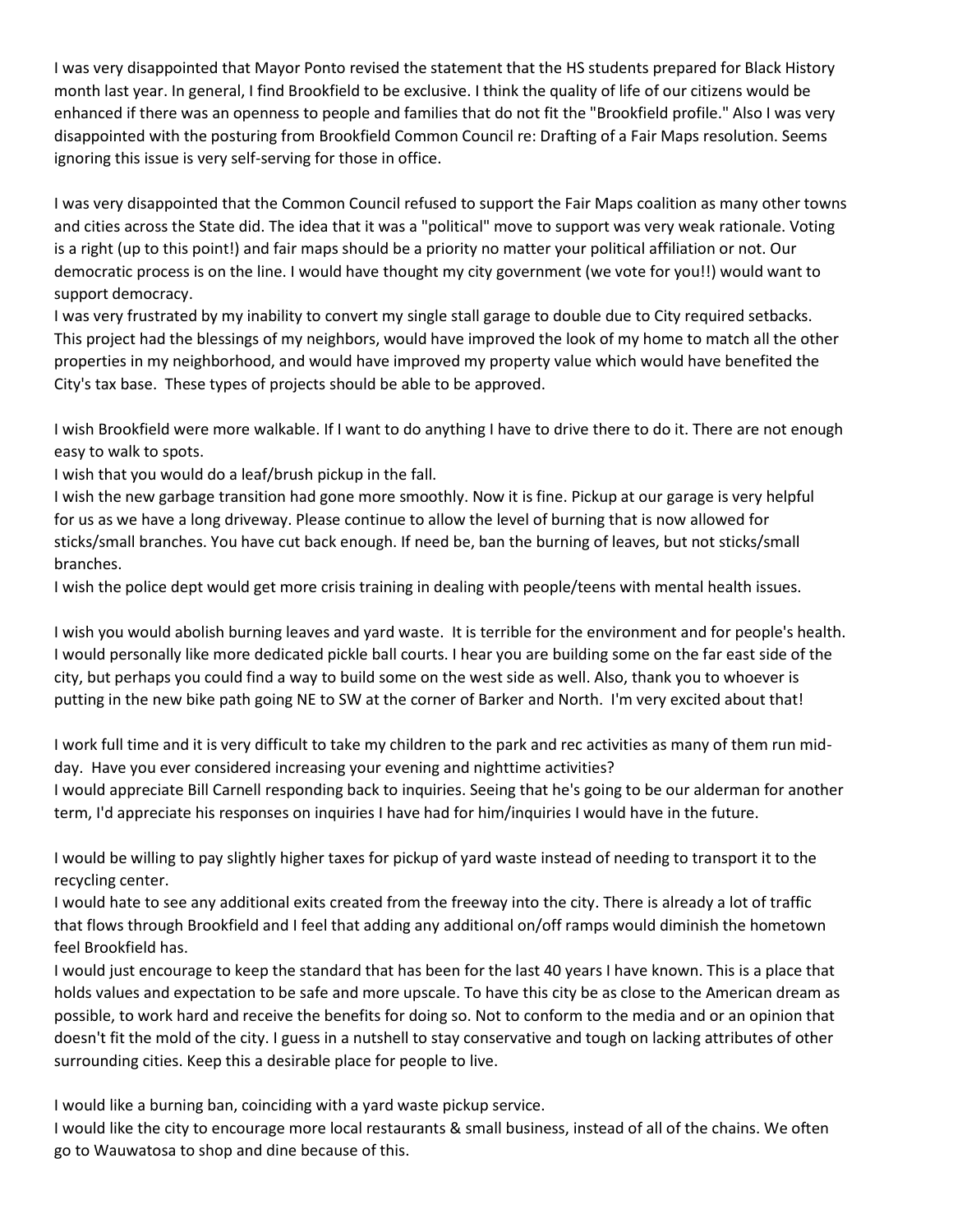I was very disappointed that Mayor Ponto revised the statement that the HS students prepared for Black History month last year. In general, I find Brookfield to be exclusive. I think the quality of life of our citizens would be enhanced if there was an openness to people and families that do not fit the "Brookfield profile." Also I was very disappointed with the posturing from Brookfield Common Council re: Drafting of a Fair Maps resolution. Seems ignoring this issue is very self-serving for those in office.

I was very disappointed that the Common Council refused to support the Fair Maps coalition as many other towns and cities across the State did. The idea that it was a "political" move to support was very weak rationale. Voting is a right (up to this point!) and fair maps should be a priority no matter your political affiliation or not. Our democratic process is on the line. I would have thought my city government (we vote for you!!) would want to support democracy.

I was very frustrated by my inability to convert my single stall garage to double due to City required setbacks. This project had the blessings of my neighbors, would have improved the look of my home to match all the other properties in my neighborhood, and would have improved my property value which would have benefited the City's tax base. These types of projects should be able to be approved.

I wish Brookfield were more walkable. If I want to do anything I have to drive there to do it. There are not enough easy to walk to spots.

I wish that you would do a leaf/brush pickup in the fall.

I wish the new garbage transition had gone more smoothly. Now it is fine. Pickup at our garage is very helpful for us as we have a long driveway. Please continue to allow the level of burning that is now allowed for sticks/small branches. You have cut back enough. If need be, ban the burning of leaves, but not sticks/small branches.

I wish the police dept would get more crisis training in dealing with people/teens with mental health issues.

I wish you would abolish burning leaves and yard waste. It is terrible for the environment and for people's health.

I would personally like more dedicated pickle ball courts. I hear you are building some on the far east side of the city, but perhaps you could find a way to build some on the west side as well. Also, thank you to whoever is putting in the new bike path going NE to SW at the corner of Barker and North. I'm very excited about that!

I work full time and it is very difficult to take my children to the park and rec activities as many of them run mid-day. Have you ever considered increasing your evening and nighttime activities?

I would appreciate Bill Carnell responding back to inquiries. Seeing that he's going to be our alderman for another term, I'd appreciate his responses on inquiries I have had for him/inquiries I would have in the future.

I would be willing to pay slightly higher taxes for pickup of yard waste instead of needing to transport it to the recycling center.

I would hate to see any additional exits created from the freeway into the city. There is already a lot of traffic that flows through Brookfield and I feel that adding any additional on/off ramps would diminish the hometown feel Brookfield has.

I would just encourage to keep the standard that has been for the last 40 years I have known. This is a place that holds values and expectation to be safe and more upscale. To have this city be as close to the American dream as possible, to work hard and receive the benefits for doing so. Not to conform to the media and or an opinion that doesn't fit the mold of the city. I guess in a nutshell to stay conservative and tough on lacking attributes of other surrounding cities. Keep this a desirable place for people to live.

I would like a burning ban, coinciding with a yard waste pickup service.

I would like the city to encourage more local restaurants & small business, instead of all of the chains. We often go to Wauwatosa to shop and dine because of this.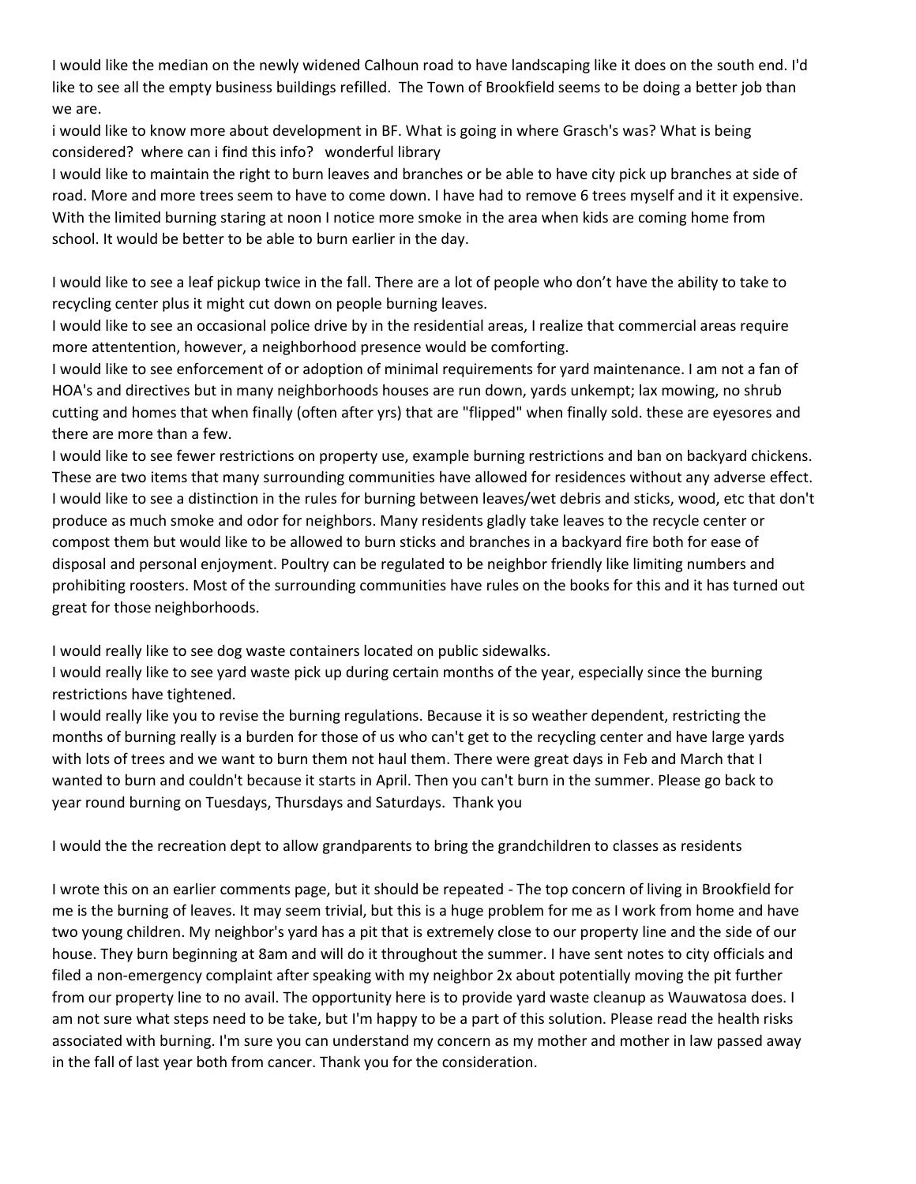I would like the median on the newly widened Calhoun road to have landscaping like it does on the south end. I'd like to see all the empty business buildings refilled. The Town of Brookfield seems to be doing a better job than we are.

i would like to know more about development in BF. What is going in where Grasch's was? What is being considered? where can i find this info? wonderful library

I would like to maintain the right to burn leaves and branches or be able to have city pick up branches at side of road. More and more trees seem to have to come down. I have had to remove 6 trees myself and it it expensive. With the limited burning staring at noon I notice more smoke in the area when kids are coming home from school. It would be better to be able to burn earlier in the day.

I would like to see a leaf pickup twice in the fall. There are a lot of people who don't have the ability to take to recycling center plus it might cut down on people burning leaves.

I would like to see an occasional police drive by in the residential areas, I realize that commercial areas require more attentention, however, a neighborhood presence would be comforting.

I would like to see enforcement of or adoption of minimal requirements for yard maintenance. I am not a fan of HOA's and directives but in many neighborhoods houses are run down, yards unkempt; lax mowing, no shrub cutting and homes that when finally (often after yrs) that are "flipped" when finally sold. these are eyesores and there are more than a few.

I would like to see fewer restrictions on property use, example burning restrictions and ban on backyard chickens. These are two items that many surrounding communities have allowed for residences without any adverse effect.

I would like to see a distinction in the rules for burning between leaves/wet debris and sticks, wood, etc that don't produce as much smoke and odor for neighbors. Many residents gladly take leaves to the recycle center or compost them but would like to be allowed to burn sticks and branches in a backyard fire both for ease of disposal and personal enjoyment. Poultry can be regulated to be neighbor friendly like limiting numbers and prohibiting roosters. Most of the surrounding communities have rules on the books for this and it has turned out great for those neighborhoods.

I would really like to see dog waste containers located on public sidewalks.

I would really like to see yard waste pick up during certain months of the year, especially since the burning restrictions have tightened.

I would really like you to revise the burning regulations. Because it is so weather dependent, restricting the months of burning really is a burden for those of us who can't get to the recycling center and have large yards with lots of trees and we want to burn them not haul them. There were great days in Feb and March that I wanted to burn and couldn't because it starts in April. Then you can't burn in the summer. Please go back to year round burning on Tuesdays, Thursdays and Saturdays. Thank you

I would the the recreation dept to allow grandparents to bring the grandchildren to classes as residents

I wrote this on an earlier comments page, but it should be repeated - The top concern of living in Brookfield for me is the burning of leaves. It may seem trivial, but this is a huge problem for me as I work from home and have two young children. My neighbor's yard has a pit that is extremely close to our property line and the side of our house. They burn beginning at 8am and will do it throughout the summer. I have sent notes to city officials and filed a non-emergency complaint after speaking with my neighbor 2x about potentially moving the pit further from our property line to no avail. The opportunity here is to provide yard waste cleanup as Wauwatosa does. I am not sure what steps need to be take, but I'm happy to be a part of this solution. Please read the health risks associated with burning. I'm sure you can understand my concern as my mother and mother in law passed away in the fall of last year both from cancer. Thank you for the consideration.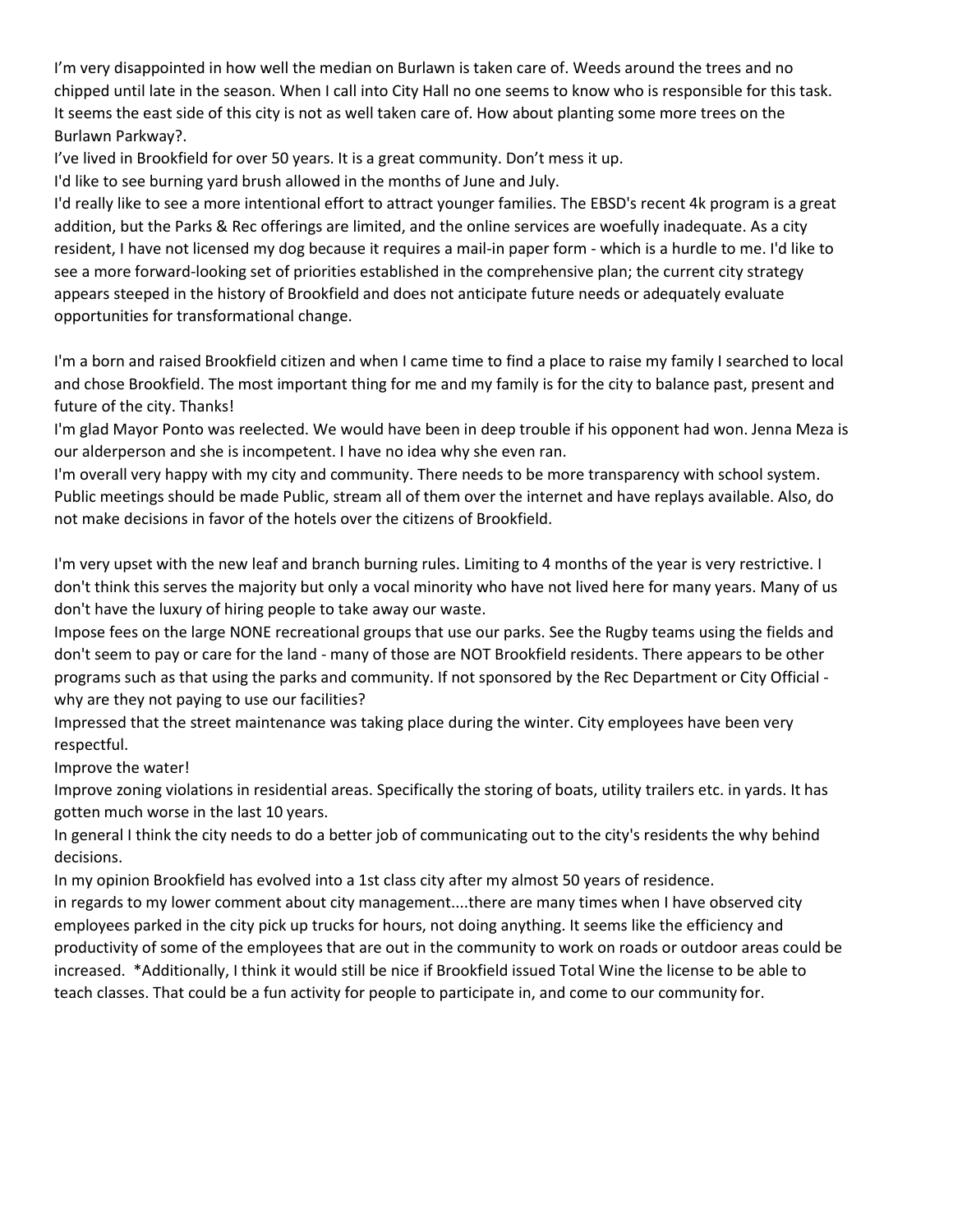I'm very disappointed in how well the median on Burlawn is taken care of. Weeds around the trees and no chipped until late in the season. When I call into City Hall no one seems to know who is responsible for this task. It seems the east side of this city is not as well taken care of. How about planting some more trees on the Burlawn Parkway?.

I've lived in Brookfield for over 50 years. It is a great community. Don't mess it up.

I'd like to see burning yard brush allowed in the months of June and July.

I'd really like to see a more intentional effort to attract younger families. The EBSD's recent 4k program is a great addition, but the Parks & Rec offerings are limited, and the online services are woefully inadequate. As a city resident, I have not licensed my dog because it requires a mail-in paper form - which is a hurdle to me. I'd like to see a more forward-looking set of priorities established in the comprehensive plan; the current city strategy appears steeped in the history of Brookfield and does not anticipate future needs or adequately evaluate opportunities for transformational change.

I'm a born and raised Brookfield citizen and when I came time to find a place to raise my family I searched to local and chose Brookfield. The most important thing for me and my family is for the city to balance past, present and future of the city. Thanks!

I'm glad Mayor Ponto was reelected. We would have been in deep trouble if his opponent had won. Jenna Meza is our alderperson and she is incompetent. I have no idea why she even ran.

I'm overall very happy with my city and community. There needs to be more transparency with school system. Public meetings should be made Public, stream all of them over the internet and have replays available. Also, do not make decisions in favor of the hotels over the citizens of Brookfield.

I'm very upset with the new leaf and branch burning rules. Limiting to 4 months of the year is very restrictive. I don't think this serves the majority but only a vocal minority who have not lived here for many years. Many of us don't have the luxury of hiring people to take away our waste.

Impose fees on the large NONE recreational groups that use our parks. See the Rugby teams using the fields and don't seem to pay or care for the land - many of those are NOT Brookfield residents. There appears to be other programs such as that using the parks and community. If not sponsored by the Rec Department or City Official - why are they not paying to use our facilities?

Impressed that the street maintenance was taking place during the winter. City employees have been very respectful.

Improve the water!

Improve zoning violations in residential areas. Specifically the storing of boats, utility trailers etc. in yards. It has gotten much worse in the last 10 years.

In general I think the city needs to do a better job of communicating out to the city's residents the why behind decisions.

In my opinion Brookfield has evolved into a 1st class city after my almost 50 years of residence.

in regards to my lower comment about city management....there are many times when I have observed city employees parked in the city pick up trucks for hours, not doing anything. It seems like the efficiency and productivity of some of the employees that are out in the community to work on roads or outdoor areas could be increased. *Additionally, I think it would still be nice if Brookfield issued Total Wine the license to be able to teach classes. That could be a fun activity for people to participate in, and come to our community for.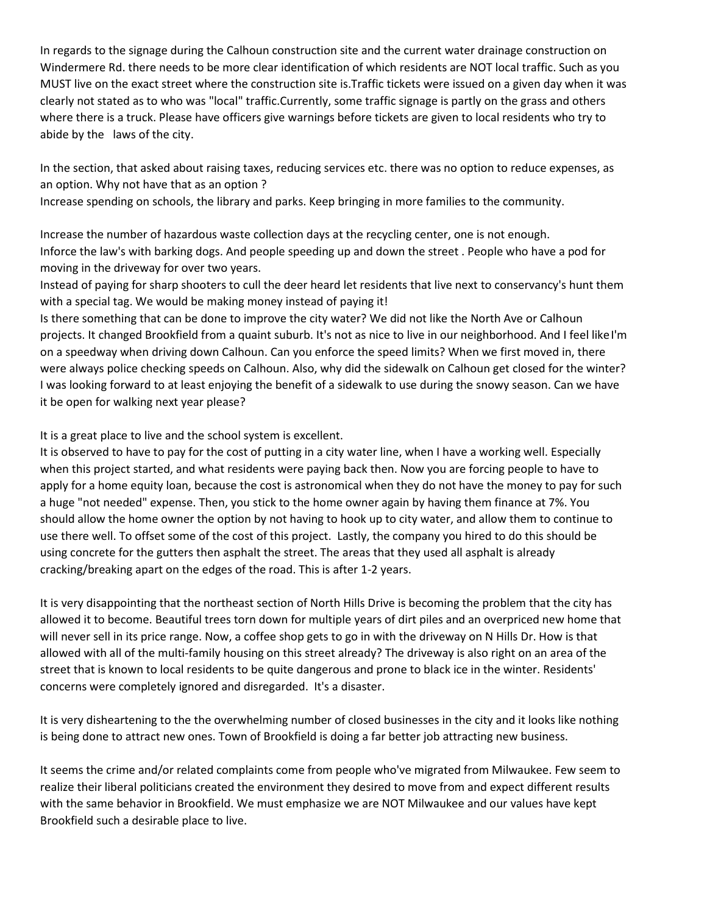In regards to the signage during the Calhoun construction site and the current water drainage construction on Windermere Rd. there needs to be more clear identification of which residents are NOT local traffic. Such as you MUST live on the exact street where the construction site is.Traffic tickets were issued on a given day when it was clearly not stated as to who was "local" traffic.Currently, some traffic signage is partly on the grass and others where there is a truck. Please have officers give warnings before tickets are given to local residents who try to abide by the  laws of the city.

In the section, that asked about raising taxes, reducing services etc. there was no option to reduce expenses, as an option. Why not have that as an option ?
Increase spending on schools, the library and parks. Keep bringing in more families to the community.

Increase the number of hazardous waste collection days at the recycling center, one is not enough.
Inforce the law's with barking dogs. And people speeding up and down the street . People who have a pod for moving in the driveway for over two years.
Instead of paying for sharp shooters to cull the deer heard let residents that live next to conservancy's hunt them with a special tag. We would be making money instead of paying it!
Is there something that can be done to improve the city water? We did not like the North Ave or Calhoun projects. It changed Brookfield from a quaint suburb. It's not as nice to live in our neighborhood. And I feel like I'm on a speedway when driving down Calhoun. Can you enforce the speed limits? When we first moved in, there were always police checking speeds on Calhoun. Also, why did the sidewalk on Calhoun get closed for the winter? I was looking forward to at least enjoying the benefit of a sidewalk to use during the snowy season. Can we have it be open for walking next year please?

It is a great place to live and the school system is excellent.
It is observed to have to pay for the cost of putting in a city water line, when I have a working well. Especially when this project started, and what residents were paying back then. Now you are forcing people to have to apply for a home equity loan, because the cost is astronomical when they do not have the money to pay for such a huge "not needed" expense. Then, you stick to the home owner again by having them finance at 7%. You should allow the home owner the option by not having to hook up to city water, and allow them to continue to use there well. To offset some of the cost of this project.  Lastly, the company you hired to do this should be using concrete for the gutters then asphalt the street. The areas that they used all asphalt is already cracking/breaking apart on the edges of the road. This is after 1-2 years.

It is very disappointing that the northeast section of North Hills Drive is becoming the problem that the city has allowed it to become. Beautiful trees torn down for multiple years of dirt piles and an overpriced new home that will never sell in its price range. Now, a coffee shop gets to go in with the driveway on N Hills Dr. How is that allowed with all of the multi-family housing on this street already? The driveway is also right on an area of the street that is known to local residents to be quite dangerous and prone to black ice in the winter. Residents' concerns were completely ignored and disregarded.  It's a disaster.

It is very disheartening to the the overwhelming number of closed businesses in the city and it looks like nothing is being done to attract new ones. Town of Brookfield is doing a far better job attracting new business.

It seems the crime and/or related complaints come from people who've migrated from Milwaukee. Few seem to realize their liberal politicians created the environment they desired to move from and expect different results with the same behavior in Brookfield. We must emphasize we are NOT Milwaukee and our values have kept Brookfield such a desirable place to live.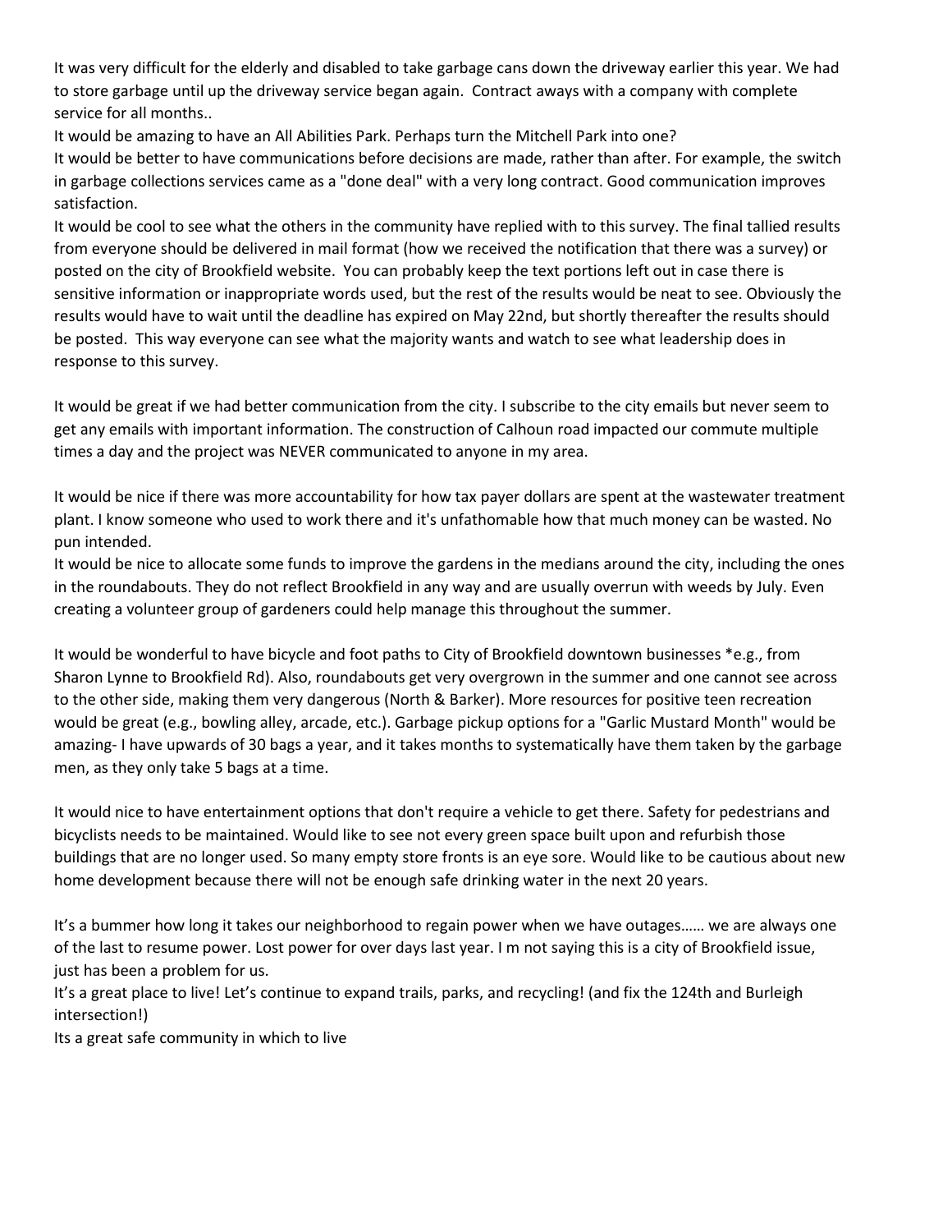It was very difficult for the elderly and disabled to take garbage cans down the driveway earlier this year. We had to store garbage until up the driveway service began again. Contract aways with a company with complete service for all months..

It would be amazing to have an All Abilities Park. Perhaps turn the Mitchell Park into one?

It would be better to have communications before decisions are made, rather than after. For example, the switch in garbage collections services came as a "done deal" with a very long contract. Good communication improves satisfaction.

It would be cool to see what the others in the community have replied with to this survey. The final tallied results from everyone should be delivered in mail format (how we received the notification that there was a survey) or posted on the city of Brookfield website. You can probably keep the text portions left out in case there is sensitive information or inappropriate words used, but the rest of the results would be neat to see. Obviously the results would have to wait until the deadline has expired on May 22nd, but shortly thereafter the results should be posted. This way everyone can see what the majority wants and watch to see what leadership does in response to this survey.

It would be great if we had better communication from the city. I subscribe to the city emails but never seem to get any emails with important information. The construction of Calhoun road impacted our commute multiple times a day and the project was NEVER communicated to anyone in my area.

It would be nice if there was more accountability for how tax payer dollars are spent at the wastewater treatment plant. I know someone who used to work there and it's unfathomable how that much money can be wasted. No pun intended.

It would be nice to allocate some funds to improve the gardens in the medians around the city, including the ones in the roundabouts. They do not reflect Brookfield in any way and are usually overrun with weeds by July. Even creating a volunteer group of gardeners could help manage this throughout the summer.

It would be wonderful to have bicycle and foot paths to City of Brookfield downtown businesses *e.g., from Sharon Lynne to Brookfield Rd). Also, roundabouts get very overgrown in the summer and one cannot see across to the other side, making them very dangerous (North & Barker). More resources for positive teen recreation would be great (e.g., bowling alley, arcade, etc.). Garbage pickup options for a "Garlic Mustard Month" would be amazing- I have upwards of 30 bags a year, and it takes months to systematically have them taken by the garbage men, as they only take 5 bags at a time.

It would nice to have entertainment options that don't require a vehicle to get there. Safety for pedestrians and bicyclists needs to be maintained. Would like to see not every green space built upon and refurbish those buildings that are no longer used. So many empty store fronts is an eye sore. Would like to be cautious about new home development because there will not be enough safe drinking water in the next 20 years.

It's a bummer how long it takes our neighborhood to regain power when we have outages…… we are always one of the last to resume power. Lost power for over days last year. I m not saying this is a city of Brookfield issue, just has been a problem for us.

It's a great place to live! Let's continue to expand trails, parks, and recycling! (and fix the 124th and Burleigh intersection!)

Its a great safe community in which to live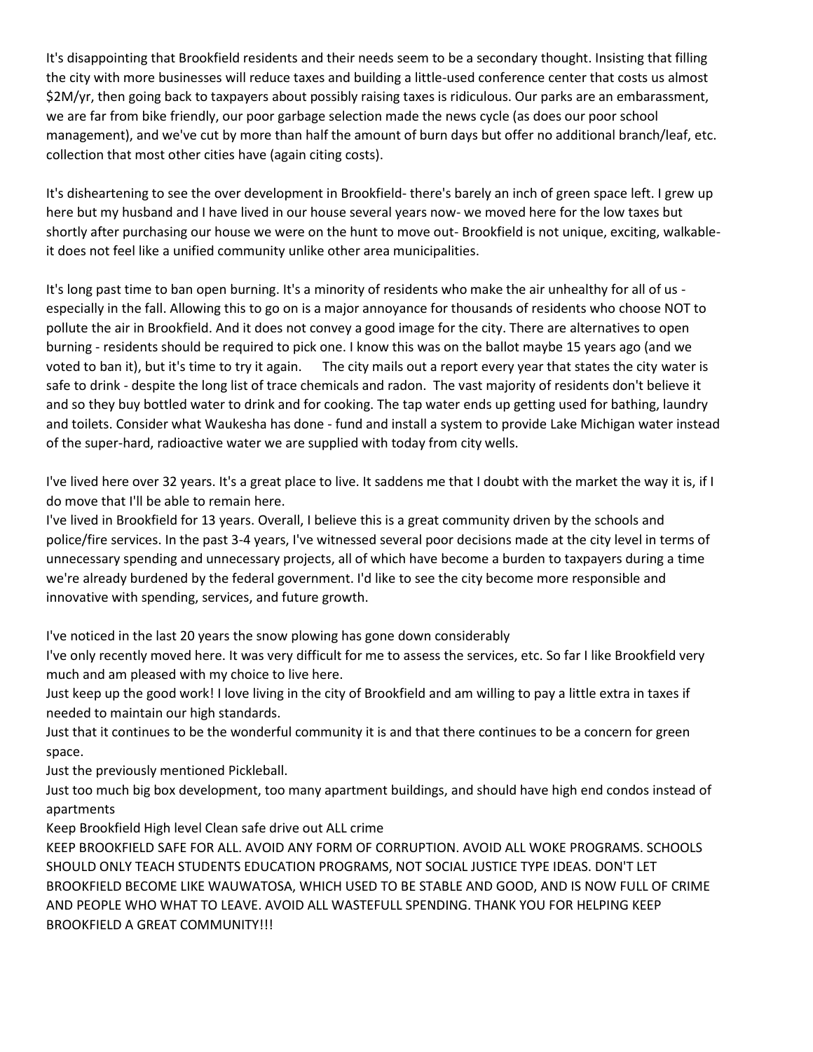It's disappointing that Brookfield residents and their needs seem to be a secondary thought. Insisting that filling the city with more businesses will reduce taxes and building a little-used conference center that costs us almost $2M/yr, then going back to taxpayers about possibly raising taxes is ridiculous. Our parks are an embarassment, we are far from bike friendly, our poor garbage selection made the news cycle (as does our poor school management), and we've cut by more than half the amount of burn days but offer no additional branch/leaf, etc. collection that most other cities have (again citing costs).

It's disheartening to see the over development in Brookfield- there's barely an inch of green space left. I grew up here but my husband and I have lived in our house several years now- we moved here for the low taxes but shortly after purchasing our house we were on the hunt to move out- Brookfield is not unique, exciting, walkable- it does not feel like a unified community unlike other area municipalities.

It's long past time to ban open burning. It's a minority of residents who make the air unhealthy for all of us - especially in the fall. Allowing this to go on is a major annoyance for thousands of residents who choose NOT to pollute the air in Brookfield. And it does not convey a good image for the city. There are alternatives to open burning - residents should be required to pick one. I know this was on the ballot maybe 15 years ago (and we voted to ban it), but it's time to try it again.    The city mails out a report every year that states the city water is safe to drink - despite the long list of trace chemicals and radon. The vast majority of residents don't believe it and so they buy bottled water to drink and for cooking. The tap water ends up getting used for bathing, laundry and toilets. Consider what Waukesha has done - fund and install a system to provide Lake Michigan water instead of the super-hard, radioactive water we are supplied with today from city wells.

I've lived here over 32 years. It's a great place to live. It saddens me that I doubt with the market the way it is, if I do move that I'll be able to remain here.

I've lived in Brookfield for 13 years. Overall, I believe this is a great community driven by the schools and police/fire services. In the past 3-4 years, I've witnessed several poor decisions made at the city level in terms of unnecessary spending and unnecessary projects, all of which have become a burden to taxpayers during a time we're already burdened by the federal government. I'd like to see the city become more responsible and innovative with spending, services, and future growth.

I've noticed in the last 20 years the snow plowing has gone down considerably

I've only recently moved here. It was very difficult for me to assess the services, etc. So far I like Brookfield very much and am pleased with my choice to live here.

Just keep up the good work! I love living in the city of Brookfield and am willing to pay a little extra in taxes if needed to maintain our high standards.

Just that it continues to be the wonderful community it is and that there continues to be a concern for green space.

Just the previously mentioned Pickleball.

Just too much big box development, too many apartment buildings, and should have high end condos instead of apartments

Keep Brookfield High level Clean safe drive out ALL crime

KEEP BROOKFIELD SAFE FOR ALL. AVOID ANY FORM OF CORRUPTION. AVOID ALL WOKE PROGRAMS. SCHOOLS SHOULD ONLY TEACH STUDENTS EDUCATION PROGRAMS, NOT SOCIAL JUSTICE TYPE IDEAS. DON'T LET BROOKFIELD BECOME LIKE WAUWATOSA, WHICH USED TO BE STABLE AND GOOD, AND IS NOW FULL OF CRIME AND PEOPLE WHO WHAT TO LEAVE. AVOID ALL WASTEFULL SPENDING. THANK YOU FOR HELPING KEEP BROOKFIELD A GREAT COMMUNITY!!!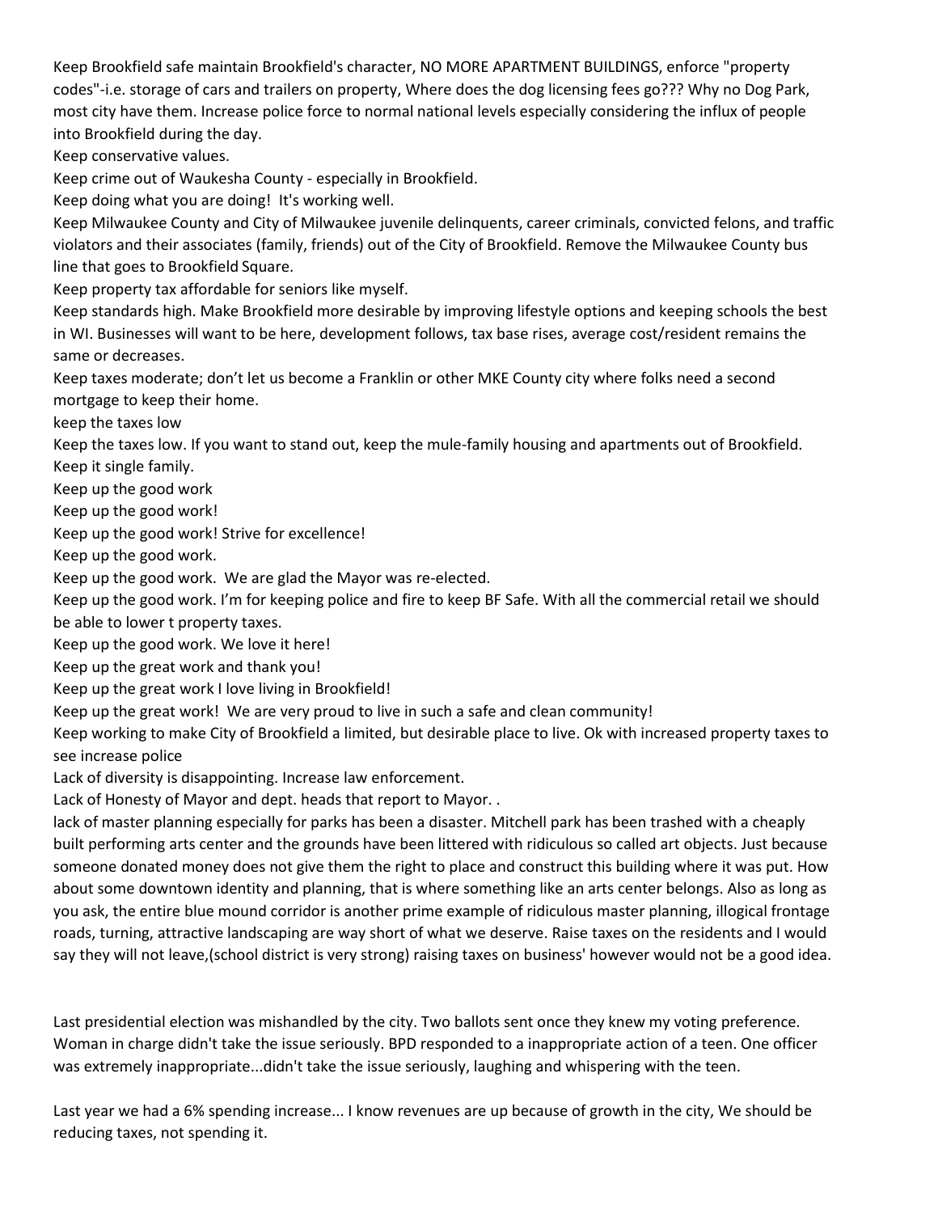Keep Brookfield safe maintain Brookfield's character, NO MORE APARTMENT BUILDINGS, enforce "property codes"-i.e. storage of cars and trailers on property, Where does the dog licensing fees go??? Why no Dog Park, most city have them. Increase police force to normal national levels especially considering the influx of people into Brookfield during the day.

Keep conservative values.

Keep crime out of Waukesha County - especially in Brookfield.

Keep doing what you are doing! It's working well.

Keep Milwaukee County and City of Milwaukee juvenile delinquents, career criminals, convicted felons, and traffic violators and their associates (family, friends) out of the City of Brookfield. Remove the Milwaukee County bus line that goes to Brookfield Square.

Keep property tax affordable for seniors like myself.

Keep standards high. Make Brookfield more desirable by improving lifestyle options and keeping schools the best in WI. Businesses will want to be here, development follows, tax base rises, average cost/resident remains the same or decreases.

Keep taxes moderate; don't let us become a Franklin or other MKE County city where folks need a second mortgage to keep their home.

keep the taxes low

Keep the taxes low. If you want to stand out, keep the mule-family housing and apartments out of Brookfield. Keep it single family.

Keep up the good work

Keep up the good work!

Keep up the good work! Strive for excellence!

Keep up the good work.

Keep up the good work. We are glad the Mayor was re-elected.

Keep up the good work. I'm for keeping police and fire to keep BF Safe. With all the commercial retail we should be able to lower t property taxes.

Keep up the good work. We love it here!

Keep up the great work and thank you!

Keep up the great work I love living in Brookfield!

Keep up the great work! We are very proud to live in such a safe and clean community!

Keep working to make City of Brookfield a limited, but desirable place to live. Ok with increased property taxes to see increase police

Lack of diversity is disappointing. Increase law enforcement.

Lack of Honesty of Mayor and dept. heads that report to Mayor. .

lack of master planning especially for parks has been a disaster. Mitchell park has been trashed with a cheaply built performing arts center and the grounds have been littered with ridiculous so called art objects. Just because someone donated money does not give them the right to place and construct this building where it was put. How about some downtown identity and planning, that is where something like an arts center belongs. Also as long as you ask, the entire blue mound corridor is another prime example of ridiculous master planning, illogical frontage roads, turning, attractive landscaping are way short of what we deserve. Raise taxes on the residents and I would say they will not leave,(school district is very strong) raising taxes on business' however would not be a good idea.

Last presidential election was mishandled by the city. Two ballots sent once they knew my voting preference. Woman in charge didn't take the issue seriously. BPD responded to a inappropriate action of a teen. One officer was extremely inappropriate...didn't take the issue seriously, laughing and whispering with the teen.

Last year we had a 6% spending increase... I know revenues are up because of growth in the city, We should be reducing taxes, not spending it.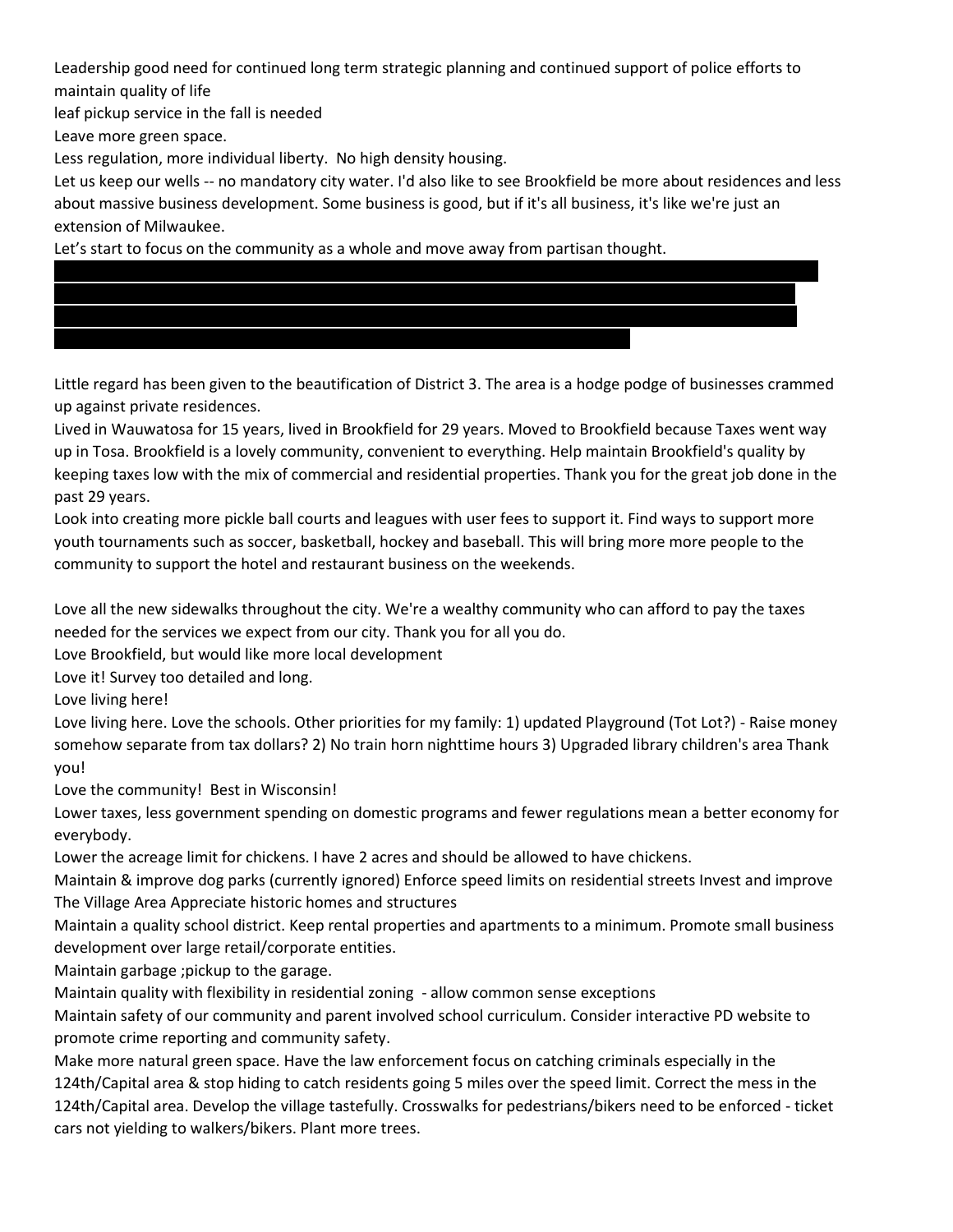Leadership good need for continued long term strategic planning and continued support of police efforts to maintain quality of life

leaf pickup service in the fall is needed

Leave more green space.

Less regulation, more individual liberty. No high density housing.

Let us keep our wells -- no mandatory city water. I'd also like to see Brookfield be more about residences and less about massive business development. Some business is good, but if it's all business, it's like we're just an extension of Milwaukee.

Let's start to focus on the community as a whole and move away from partisan thought.

Little regard has been given to the beautification of District 3. The area is a hodge podge of businesses crammed up against private residences.

Lived in Wauwatosa for 15 years, lived in Brookfield for 29 years. Moved to Brookfield because Taxes went way up in Tosa. Brookfield is a lovely community, convenient to everything. Help maintain Brookfield's quality by keeping taxes low with the mix of commercial and residential properties. Thank you for the great job done in the past 29 years.

Look into creating more pickle ball courts and leagues with user fees to support it. Find ways to support more youth tournaments such as soccer, basketball, hockey and baseball. This will bring more more people to the community to support the hotel and restaurant business on the weekends.

Love all the new sidewalks throughout the city. We're a wealthy community who can afford to pay the taxes needed for the services we expect from our city. Thank you for all you do.

Love Brookfield, but would like more local development

Love it! Survey too detailed and long.

Love living here!

Love living here. Love the schools. Other priorities for my family: 1) updated Playground (Tot Lot?) - Raise money somehow separate from tax dollars? 2) No train horn nighttime hours 3) Upgraded library children's area Thank you!

Love the community! Best in Wisconsin!

Lower taxes, less government spending on domestic programs and fewer regulations mean a better economy for everybody.

Lower the acreage limit for chickens. I have 2 acres and should be allowed to have chickens.

Maintain & improve dog parks (currently ignored) Enforce speed limits on residential streets Invest and improve The Village Area Appreciate historic homes and structures

Maintain a quality school district. Keep rental properties and apartments to a minimum. Promote small business development over large retail/corporate entities.

Maintain garbage ;pickup to the garage.

Maintain quality with flexibility in residential zoning - allow common sense exceptions

Maintain safety of our community and parent involved school curriculum. Consider interactive PD website to promote crime reporting and community safety.

Make more natural green space. Have the law enforcement focus on catching criminals especially in the 124th/Capital area & stop hiding to catch residents going 5 miles over the speed limit. Correct the mess in the 124th/Capital area. Develop the village tastefully. Crosswalks for pedestrians/bikers need to be enforced - ticket cars not yielding to walkers/bikers. Plant more trees.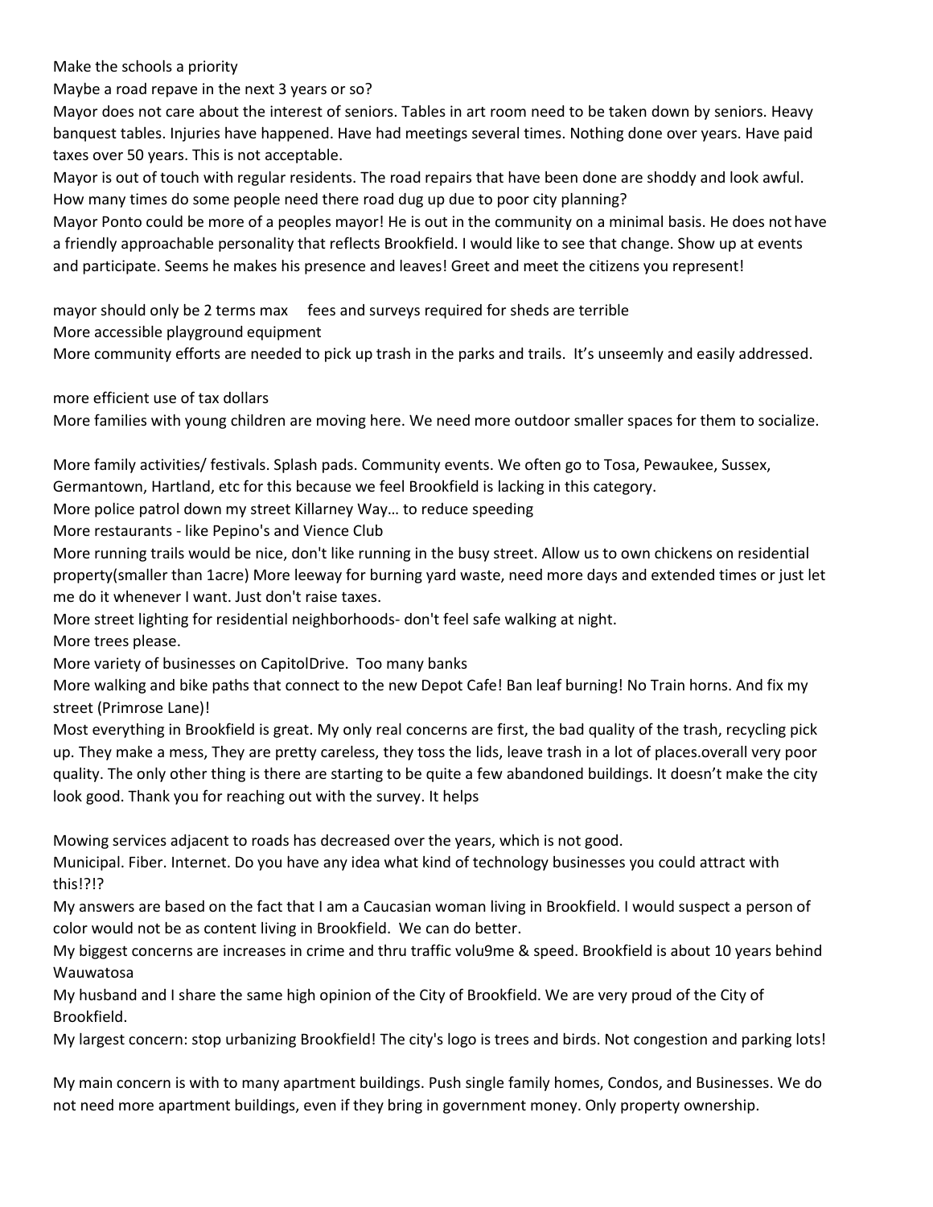Make the schools a priority

Maybe a road repave in the next 3 years or so?

Mayor does not care about the interest of seniors. Tables in art room need to be taken down by seniors. Heavy banquest tables. Injuries have happened. Have had meetings several times. Nothing done over years. Have paid taxes over 50 years. This is not acceptable.

Mayor is out of touch with regular residents. The road repairs that have been done are shoddy and look awful. How many times do some people need there road dug up due to poor city planning?

Mayor Ponto could be more of a peoples mayor! He is out in the community on a minimal basis. He does not have a friendly approachable personality that reflects Brookfield. I would like to see that change. Show up at events and participate. Seems he makes his presence and leaves! Greet and meet the citizens you represent!

mayor should only be 2 terms max     fees and surveys required for sheds are terrible

More accessible playground equipment

More community efforts are needed to pick up trash in the parks and trails.  It's unseemly and easily addressed.

more efficient use of tax dollars

More families with young children are moving here. We need more outdoor smaller spaces for them to socialize.

More family activities/ festivals. Splash pads. Community events. We often go to Tosa, Pewaukee, Sussex, Germantown, Hartland, etc for this because we feel Brookfield is lacking in this category.

More police patrol down my street Killarney Way… to reduce speeding

More restaurants - like Pepino's and Vience Club

More running trails would be nice, don't like running in the busy street. Allow us to own chickens on residential property(smaller than 1acre) More leeway for burning yard waste, need more days and extended times or just let me do it whenever I want. Just don't raise taxes.

More street lighting for residential neighborhoods- don't feel safe walking at night.

More trees please.

More variety of businesses on CapitolDrive.  Too many banks

More walking and bike paths that connect to the new Depot Cafe! Ban leaf burning! No Train horns. And fix my street (Primrose Lane)!

Most everything in Brookfield is great. My only real concerns are first, the bad quality of the trash, recycling pick up. They make a mess, They are pretty careless, they toss the lids, leave trash in a lot of places.overall very poor quality. The only other thing is there are starting to be quite a few abandoned buildings. It doesn't make the city look good. Thank you for reaching out with the survey. It helps

Mowing services adjacent to roads has decreased over the years, which is not good.

Municipal. Fiber. Internet. Do you have any idea what kind of technology businesses you could attract with this!?!?

My answers are based on the fact that I am a Caucasian woman living in Brookfield. I would suspect a person of color would not be as content living in Brookfield.  We can do better.

My biggest concerns are increases in crime and thru traffic volu9me & speed. Brookfield is about 10 years behind Wauwatosa

My husband and I share the same high opinion of the City of Brookfield. We are very proud of the City of Brookfield.

My largest concern: stop urbanizing Brookfield! The city's logo is trees and birds. Not congestion and parking lots!

My main concern is with to many apartment buildings. Push single family homes, Condos, and Businesses. We do not need more apartment buildings, even if they bring in government money. Only property ownership.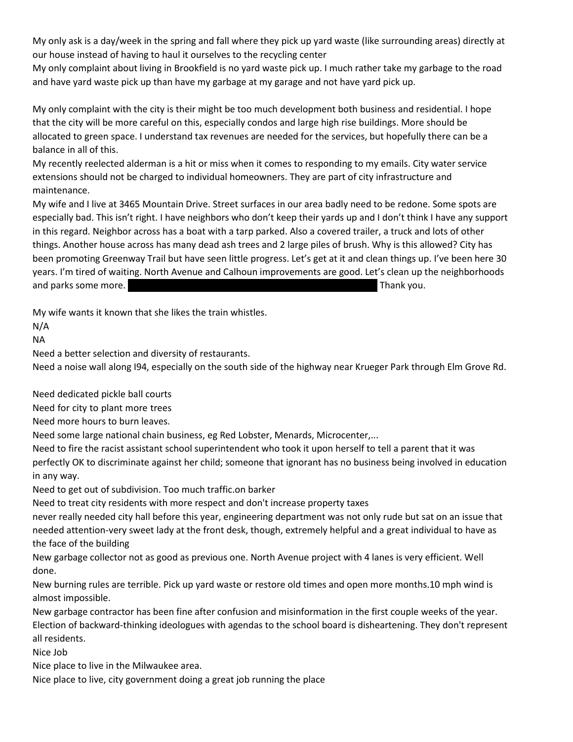My only ask is a day/week in the spring and fall where they pick up yard waste (like surrounding areas) directly at our house instead of having to haul it ourselves to the recycling center

My only complaint about living in Brookfield is no yard waste pick up. I much rather take my garbage to the road and have yard waste pick up than have my garbage at my garage and not have yard pick up.

My only complaint with the city is their might be too much development both business and residential. I hope that the city will be more careful on this, especially condos and large high rise buildings. More should be allocated to green space. I understand tax revenues are needed for the services, but hopefully there can be a balance in all of this.

My recently reelected alderman is a hit or miss when it comes to responding to my emails. City water service extensions should not be charged to individual homeowners. They are part of city infrastructure and maintenance.

My wife and I live at 3465 Mountain Drive. Street surfaces in our area badly need to be redone. Some spots are especially bad. This isn't right. I have neighbors who don't keep their yards up and I don't think I have any support in this regard. Neighbor across has a boat with a tarp parked. Also a covered trailer, a truck and lots of other things. Another house across has many dead ash trees and 2 large piles of brush. Why is this allowed? City has been promoting Greenway Trail but have seen little progress. Let's get at it and clean things up. I've been here 30 years. I'm tired of waiting. North Avenue and Calhoun improvements are good. Let's clean up the neighborhoods and parks some more. [REDACTED] Thank you.

My wife wants it known that she likes the train whistles.

N/A

NA

Need a better selection and diversity of restaurants.

Need a noise wall along I94, especially on the south side of the highway near Krueger Park through Elm Grove Rd.

Need dedicated pickle ball courts

Need for city to plant more trees

Need more hours to burn leaves.

Need some large national chain business, eg Red Lobster, Menards, Microcenter,...

Need to fire the racist assistant school superintendent who took it upon herself to tell a parent that it was perfectly OK to discriminate against her child; someone that ignorant has no business being involved in education in any way.

Need to get out of subdivision. Too much traffic.on barker

Need to treat city residents with more respect and don't increase property taxes

never really needed city hall before this year, engineering department was not only rude but sat on an issue that needed attention-very sweet lady at the front desk, though, extremely helpful and a great individual to have as the face of the building

New garbage collector not as good as previous one. North Avenue project with 4 lanes is very efficient. Well done.

New burning rules are terrible. Pick up yard waste or restore old times and open more months.10 mph wind is almost impossible.

New garbage contractor has been fine after confusion and misinformation in the first couple weeks of the year. Election of backward-thinking ideologues with agendas to the school board is disheartening. They don't represent all residents.

Nice Job

Nice place to live in the Milwaukee area.

Nice place to live, city government doing a great job running the place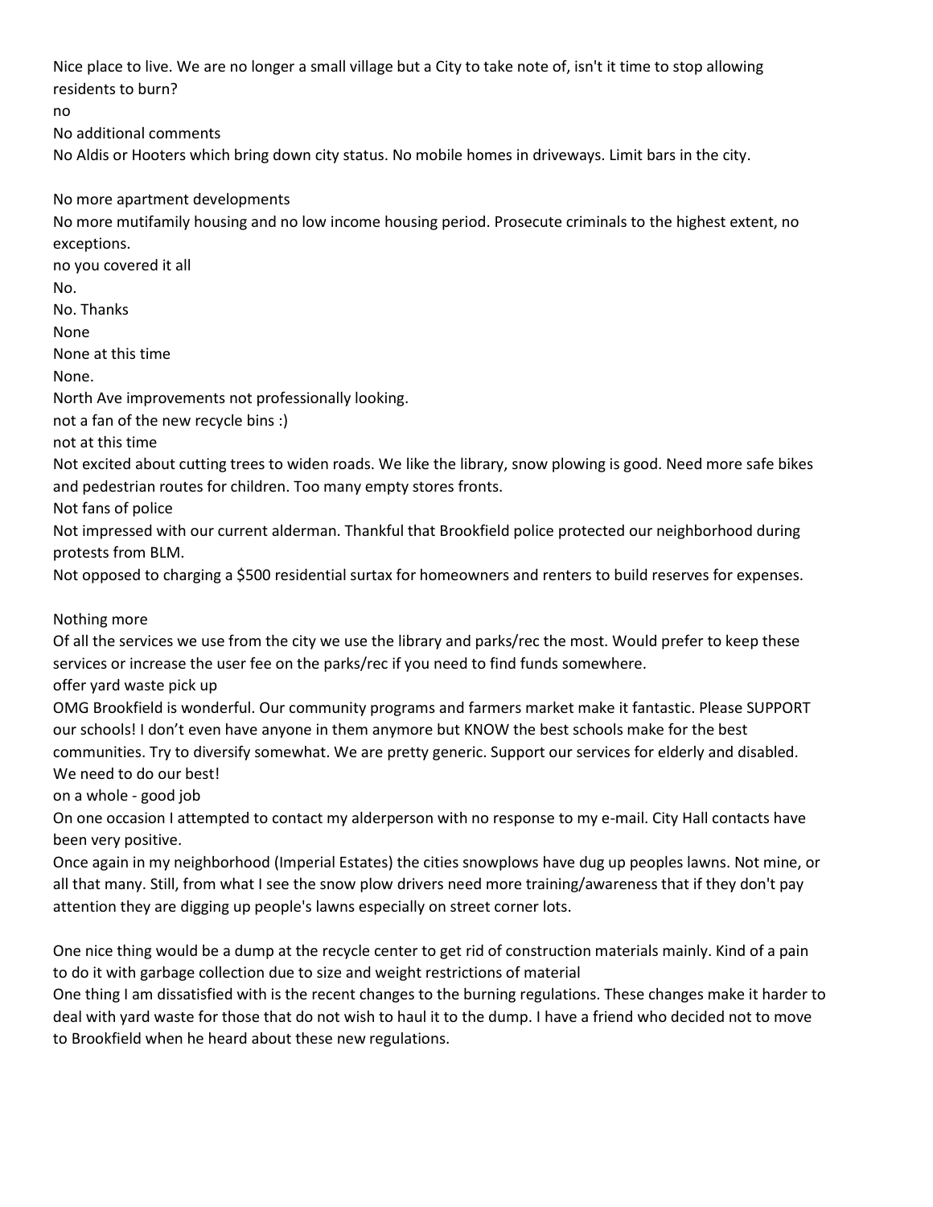Nice place to live. We are no longer a small village but a City to take note of, isn't it time to stop allowing residents to burn?

no

No additional comments

No Aldis or Hooters which bring down city status. No mobile homes in driveways. Limit bars in the city.

No more apartment developments

No more mutifamily housing and no low income housing period. Prosecute criminals to the highest extent, no exceptions.

no you covered it all

No.

No. Thanks

None

None at this time

None.

North Ave improvements not professionally looking.

not a fan of the new recycle bins :)

not at this time

Not excited about cutting trees to widen roads. We like the library, snow plowing is good. Need more safe bikes and pedestrian routes for children. Too many empty stores fronts.

Not fans of police

Not impressed with our current alderman. Thankful that Brookfield police protected our neighborhood during protests from BLM.

Not opposed to charging a $500 residential surtax for homeowners and renters to build reserves for expenses.

Nothing more

Of all the services we use from the city we use the library and parks/rec the most. Would prefer to keep these services or increase the user fee on the parks/rec if you need to find funds somewhere.

offer yard waste pick up

OMG Brookfield is wonderful. Our community programs and farmers market make it fantastic. Please SUPPORT our schools! I don't even have anyone in them anymore but KNOW the best schools make for the best communities. Try to diversify somewhat. We are pretty generic. Support our services for elderly and disabled. We need to do our best!

on a whole - good job

On one occasion I attempted to contact my alderperson with no response to my e-mail. City Hall contacts have been very positive.

Once again in my neighborhood (Imperial Estates) the cities snowplows have dug up peoples lawns. Not mine, or all that many. Still, from what I see the snow plow drivers need more training/awareness that if they don't pay attention they are digging up people's lawns especially on street corner lots.

One nice thing would be a dump at the recycle center to get rid of construction materials mainly. Kind of a pain to do it with garbage collection due to size and weight restrictions of material

One thing I am dissatisfied with is the recent changes to the burning regulations. These changes make it harder to deal with yard waste for those that do not wish to haul it to the dump. I have a friend who decided not to move to Brookfield when he heard about these new regulations.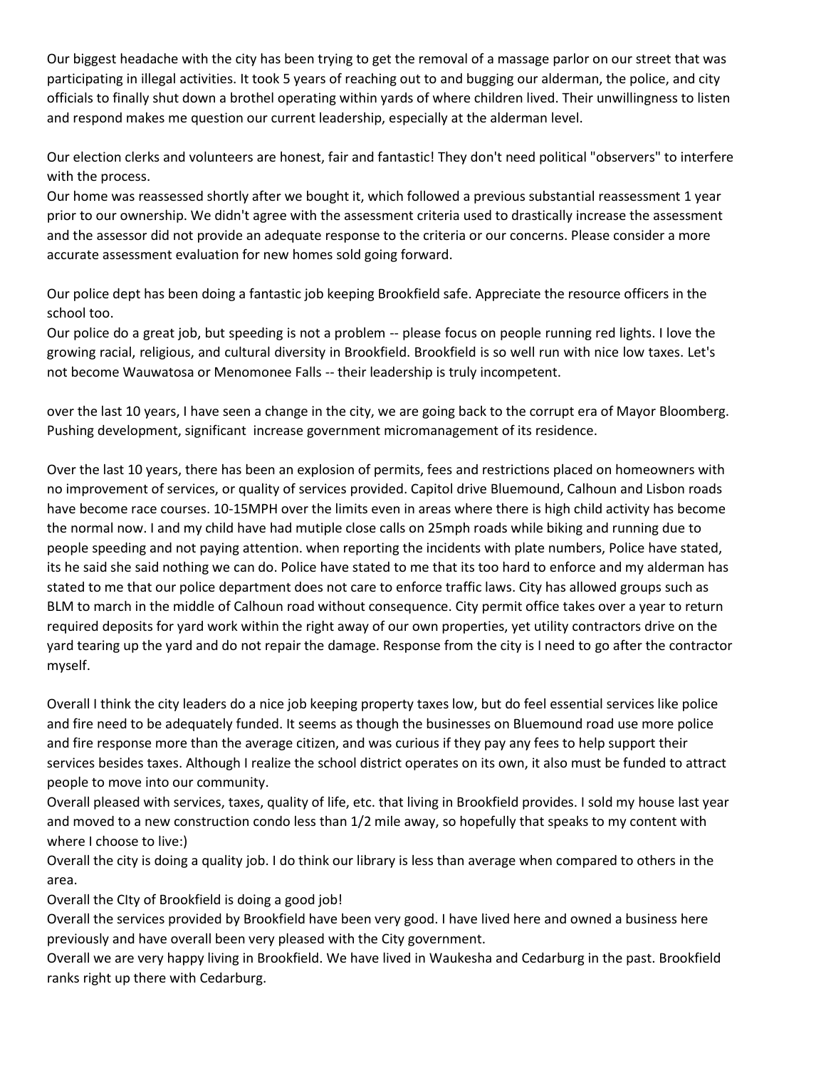Our biggest headache with the city has been trying to get the removal of a massage parlor on our street that was participating in illegal activities. It took 5 years of reaching out to and bugging our alderman, the police, and city officials to finally shut down a brothel operating within yards of where children lived. Their unwillingness to listen and respond makes me question our current leadership, especially at the alderman level.

Our election clerks and volunteers are honest, fair and fantastic! They don't need political "observers" to interfere with the process.

Our home was reassessed shortly after we bought it, which followed a previous substantial reassessment 1 year prior to our ownership. We didn't agree with the assessment criteria used to drastically increase the assessment and the assessor did not provide an adequate response to the criteria or our concerns. Please consider a more accurate assessment evaluation for new homes sold going forward.

Our police dept has been doing a fantastic job keeping Brookfield safe. Appreciate the resource officers in the school too.

Our police do a great job, but speeding is not a problem -- please focus on people running red lights. I love the growing racial, religious, and cultural diversity in Brookfield. Brookfield is so well run with nice low taxes. Let's not become Wauwatosa or Menomonee Falls -- their leadership is truly incompetent.

over the last 10 years, I have seen a change in the city, we are going back to the corrupt era of Mayor Bloomberg. Pushing development, significant increase government micromanagement of its residence.

Over the last 10 years, there has been an explosion of permits, fees and restrictions placed on homeowners with no improvement of services, or quality of services provided. Capitol drive Bluemound, Calhoun and Lisbon roads have become race courses. 10-15MPH over the limits even in areas where there is high child activity has become the normal now. I and my child have had mutiple close calls on 25mph roads while biking and running due to people speeding and not paying attention. when reporting the incidents with plate numbers, Police have stated, its he said she said nothing we can do. Police have stated to me that its too hard to enforce and my alderman has stated to me that our police department does not care to enforce traffic laws. City has allowed groups such as BLM to march in the middle of Calhoun road without consequence. City permit office takes over a year to return required deposits for yard work within the right away of our own properties, yet utility contractors drive on the yard tearing up the yard and do not repair the damage. Response from the city is I need to go after the contractor myself.

Overall I think the city leaders do a nice job keeping property taxes low, but do feel essential services like police and fire need to be adequately funded. It seems as though the businesses on Bluemound road use more police and fire response more than the average citizen, and was curious if they pay any fees to help support their services besides taxes. Although I realize the school district operates on its own, it also must be funded to attract people to move into our community.

Overall pleased with services, taxes, quality of life, etc. that living in Brookfield provides. I sold my house last year and moved to a new construction condo less than 1/2 mile away, so hopefully that speaks to my content with where I choose to live:)

Overall the city is doing a quality job. I do think our library is less than average when compared to others in the area.

Overall the CIty of Brookfield is doing a good job!

Overall the services provided by Brookfield have been very good. I have lived here and owned a business here previously and have overall been very pleased with the City government.

Overall we are very happy living in Brookfield. We have lived in Waukesha and Cedarburg in the past. Brookfield ranks right up there with Cedarburg.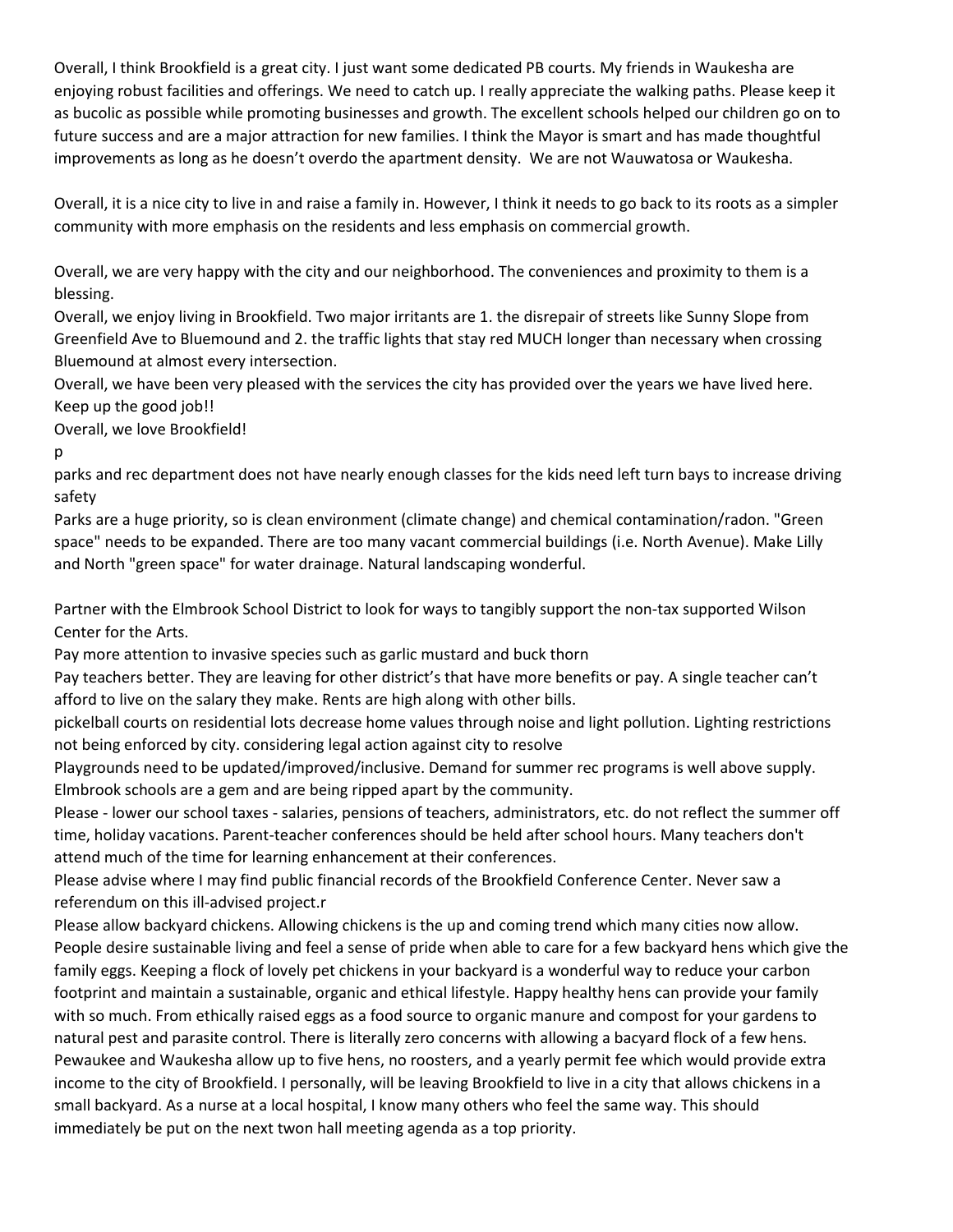Overall, I think Brookfield is a great city. I just want some dedicated PB courts. My friends in Waukesha are enjoying robust facilities and offerings. We need to catch up. I really appreciate the walking paths. Please keep it as bucolic as possible while promoting businesses and growth. The excellent schools helped our children go on to future success and are a major attraction for new families. I think the Mayor is smart and has made thoughtful improvements as long as he doesn't overdo the apartment density. We are not Wauwatosa or Waukesha.

Overall, it is a nice city to live in and raise a family in. However, I think it needs to go back to its roots as a simpler community with more emphasis on the residents and less emphasis on commercial growth.

Overall, we are very happy with the city and our neighborhood. The conveniences and proximity to them is a blessing.

Overall, we enjoy living in Brookfield. Two major irritants are 1. the disrepair of streets like Sunny Slope from Greenfield Ave to Bluemound and 2. the traffic lights that stay red MUCH longer than necessary when crossing Bluemound at almost every intersection.

Overall, we have been very pleased with the services the city has provided over the years we have lived here. Keep up the good job!!

Overall, we love Brookfield!

p

parks and rec department does not have nearly enough classes for the kids need left turn bays to increase driving safety

Parks are a huge priority, so is clean environment (climate change) and chemical contamination/radon. "Green space" needs to be expanded. There are too many vacant commercial buildings (i.e. North Avenue). Make Lilly and North "green space" for water drainage. Natural landscaping wonderful.

Partner with the Elmbrook School District to look for ways to tangibly support the non-tax supported Wilson Center for the Arts.

Pay more attention to invasive species such as garlic mustard and buck thorn

Pay teachers better. They are leaving for other district's that have more benefits or pay. A single teacher can't afford to live on the salary they make. Rents are high along with other bills.

pickelball courts on residential lots decrease home values through noise and light pollution. Lighting restrictions not being enforced by city. considering legal action against city to resolve

Playgrounds need to be updated/improved/inclusive. Demand for summer rec programs is well above supply. Elmbrook schools are a gem and are being ripped apart by the community.

Please - lower our school taxes - salaries, pensions of teachers, administrators, etc. do not reflect the summer off time, holiday vacations. Parent-teacher conferences should be held after school hours. Many teachers don't attend much of the time for learning enhancement at their conferences.

Please advise where I may find public financial records of the Brookfield Conference Center. Never saw a referendum on this ill-advised project.r

Please allow backyard chickens. Allowing chickens is the up and coming trend which many cities now allow. People desire sustainable living and feel a sense of pride when able to care for a few backyard hens which give the family eggs. Keeping a flock of lovely pet chickens in your backyard is a wonderful way to reduce your carbon footprint and maintain a sustainable, organic and ethical lifestyle. Happy healthy hens can provide your family with so much. From ethically raised eggs as a food source to organic manure and compost for your gardens to natural pest and parasite control. There is literally zero concerns with allowing a bacyard flock of a few hens. Pewaukee and Waukesha allow up to five hens, no roosters, and a yearly permit fee which would provide extra income to the city of Brookfield. I personally, will be leaving Brookfield to live in a city that allows chickens in a small backyard. As a nurse at a local hospital, I know many others who feel the same way. This should immediately be put on the next twon hall meeting agenda as a top priority.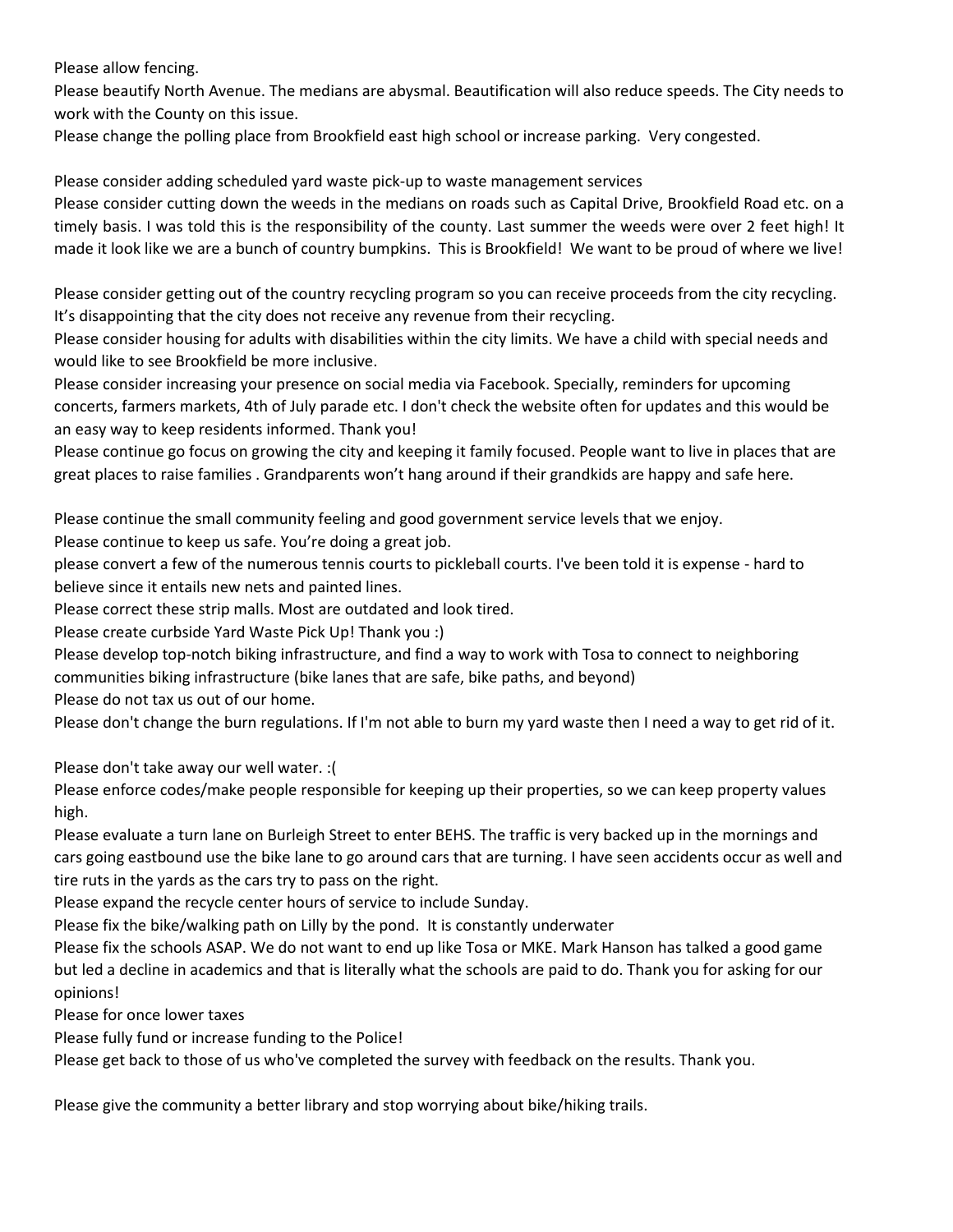Please allow fencing.

Please beautify North Avenue. The medians are abysmal. Beautification will also reduce speeds. The City needs to work with the County on this issue.

Please change the polling place from Brookfield east high school or increase parking. Very congested.

Please consider adding scheduled yard waste pick-up to waste management services

Please consider cutting down the weeds in the medians on roads such as Capital Drive, Brookfield Road etc. on a timely basis. I was told this is the responsibility of the county. Last summer the weeds were over 2 feet high! It made it look like we are a bunch of country bumpkins. This is Brookfield! We want to be proud of where we live!

Please consider getting out of the country recycling program so you can receive proceeds from the city recycling. It's disappointing that the city does not receive any revenue from their recycling.

Please consider housing for adults with disabilities within the city limits. We have a child with special needs and would like to see Brookfield be more inclusive.

Please consider increasing your presence on social media via Facebook. Specially, reminders for upcoming concerts, farmers markets, 4th of July parade etc. I don't check the website often for updates and this would be an easy way to keep residents informed. Thank you!

Please continue go focus on growing the city and keeping it family focused. People want to live in places that are great places to raise families . Grandparents won't hang around if their grandkids are happy and safe here.

Please continue the small community feeling and good government service levels that we enjoy.

Please continue to keep us safe. You're doing a great job.

please convert a few of the numerous tennis courts to pickleball courts. I've been told it is expense - hard to believe since it entails new nets and painted lines.

Please correct these strip malls. Most are outdated and look tired.

Please create curbside Yard Waste Pick Up! Thank you :)

Please develop top-notch biking infrastructure, and find a way to work with Tosa to connect to neighboring communities biking infrastructure (bike lanes that are safe, bike paths, and beyond)

Please do not tax us out of our home.

Please don't change the burn regulations. If I'm not able to burn my yard waste then I need a way to get rid of it.

Please don't take away our well water. :(

Please enforce codes/make people responsible for keeping up their properties, so we can keep property values high.

Please evaluate a turn lane on Burleigh Street to enter BEHS. The traffic is very backed up in the mornings and cars going eastbound use the bike lane to go around cars that are turning. I have seen accidents occur as well and tire ruts in the yards as the cars try to pass on the right.

Please expand the recycle center hours of service to include Sunday.

Please fix the bike/walking path on Lilly by the pond. It is constantly underwater

Please fix the schools ASAP. We do not want to end up like Tosa or MKE. Mark Hanson has talked a good game but led a decline in academics and that is literally what the schools are paid to do. Thank you for asking for our opinions!

Please for once lower taxes

Please fully fund or increase funding to the Police!

Please get back to those of us who've completed the survey with feedback on the results. Thank you.

Please give the community a better library and stop worrying about bike/hiking trails.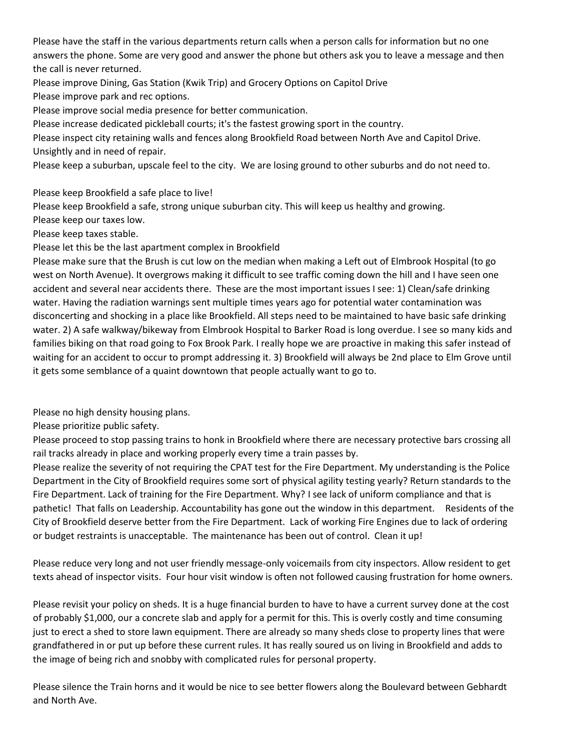Please have the staff in the various departments return calls when a person calls for information but no one answers the phone. Some are very good and answer the phone but others ask you to leave a message and then the call is never returned.

Please improve Dining, Gas Station (Kwik Trip) and Grocery Options on Capitol Drive

Please improve park and rec options.

Please improve social media presence for better communication.

Please increase dedicated pickleball courts; it's the fastest growing sport in the country.

Please inspect city retaining walls and fences along Brookfield Road between North Ave and Capitol Drive. Unsightly and in need of repair.

Please keep a suburban, upscale feel to the city. We are losing ground to other suburbs and do not need to.

Please keep Brookfield a safe place to live!

Please keep Brookfield a safe, strong unique suburban city. This will keep us healthy and growing.

Please keep our taxes low.

Please keep taxes stable.

Please let this be the last apartment complex in Brookfield

Please make sure that the Brush is cut low on the median when making a Left out of Elmbrook Hospital (to go west on North Avenue). It overgrows making it difficult to see traffic coming down the hill and I have seen one accident and several near accidents there. These are the most important issues I see: 1) Clean/safe drinking water. Having the radiation warnings sent multiple times years ago for potential water contamination was disconcerting and shocking in a place like Brookfield. All steps need to be maintained to have basic safe drinking water. 2) A safe walkway/bikeway from Elmbrook Hospital to Barker Road is long overdue. I see so many kids and families biking on that road going to Fox Brook Park. I really hope we are proactive in making this safer instead of waiting for an accident to occur to prompt addressing it. 3) Brookfield will always be 2nd place to Elm Grove until it gets some semblance of a quaint downtown that people actually want to go to.

Please no high density housing plans.

Please prioritize public safety.

Please proceed to stop passing trains to honk in Brookfield where there are necessary protective bars crossing all rail tracks already in place and working properly every time a train passes by.

Please realize the severity of not requiring the CPAT test for the Fire Department. My understanding is the Police Department in the City of Brookfield requires some sort of physical agility testing yearly? Return standards to the Fire Department. Lack of training for the Fire Department. Why? I see lack of uniform compliance and that is pathetic! That falls on Leadership. Accountability has gone out the window in this department. Residents of the City of Brookfield deserve better from the Fire Department. Lack of working Fire Engines due to lack of ordering or budget restraints is unacceptable. The maintenance has been out of control. Clean it up!

Please reduce very long and not user friendly message-only voicemails from city inspectors. Allow resident to get texts ahead of inspector visits. Four hour visit window is often not followed causing frustration for home owners.

Please revisit your policy on sheds. It is a huge financial burden to have to have a current survey done at the cost of probably $1,000, our a concrete slab and apply for a permit for this. This is overly costly and time consuming just to erect a shed to store lawn equipment. There are already so many sheds close to property lines that were grandfathered in or put up before these current rules. It has really soured us on living in Brookfield and adds to the image of being rich and snobby with complicated rules for personal property.

Please silence the Train horns and it would be nice to see better flowers along the Boulevard between Gebhardt and North Ave.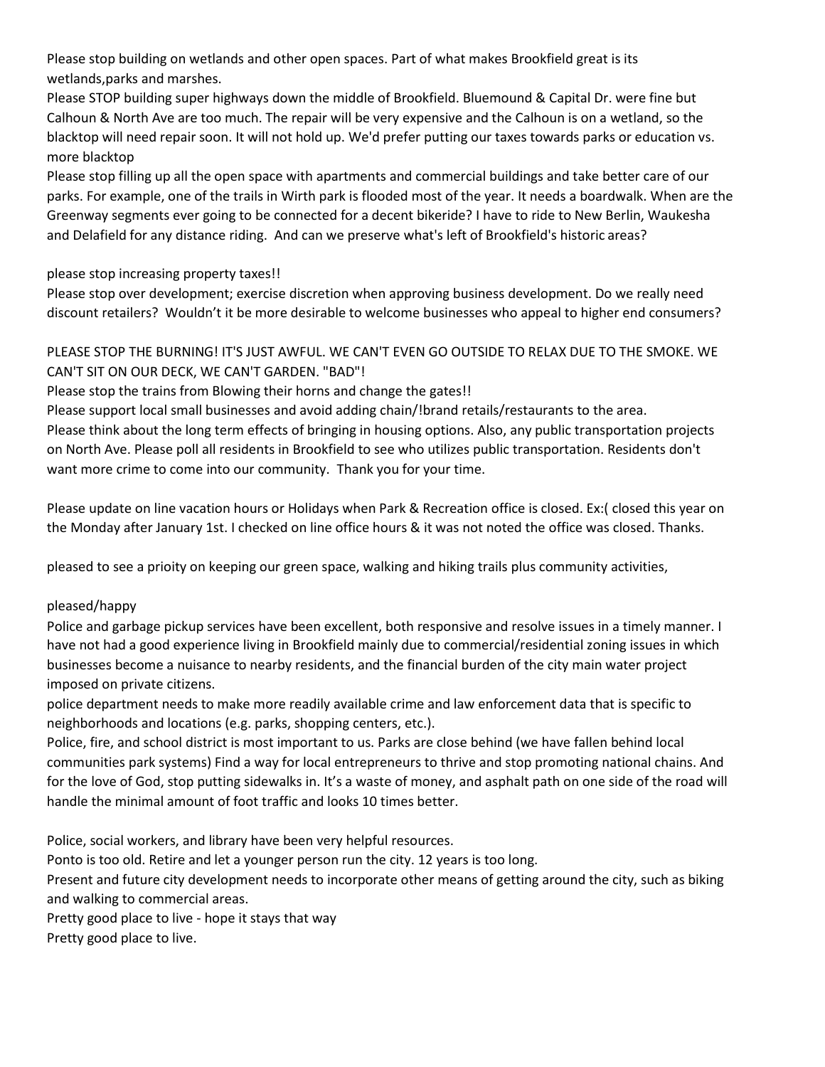Please stop building on wetlands and other open spaces. Part of what makes Brookfield great is its wetlands,parks and marshes.

Please STOP building super highways down the middle of Brookfield. Bluemound & Capital Dr. were fine but Calhoun & North Ave are too much. The repair will be very expensive and the Calhoun is on a wetland, so the blacktop will need repair soon. It will not hold up. We'd prefer putting our taxes towards parks or education vs. more blacktop

Please stop filling up all the open space with apartments and commercial buildings and take better care of our parks. For example, one of the trails in Wirth park is flooded most of the year. It needs a boardwalk. When are the Greenway segments ever going to be connected for a decent bikeride? I have to ride to New Berlin, Waukesha and Delafield for any distance riding. And can we preserve what's left of Brookfield's historic areas?

please stop increasing property taxes!!

Please stop over development; exercise discretion when approving business development. Do we really need discount retailers? Wouldn't it be more desirable to welcome businesses who appeal to higher end consumers?

PLEASE STOP THE BURNING! IT'S JUST AWFUL. WE CAN'T EVEN GO OUTSIDE TO RELAX DUE TO THE SMOKE. WE CAN'T SIT ON OUR DECK, WE CAN'T GARDEN. "BAD"!

Please stop the trains from Blowing their horns and change the gates!!

Please support local small businesses and avoid adding chain/!brand retails/restaurants to the area.

Please think about the long term effects of bringing in housing options. Also, any public transportation projects on North Ave. Please poll all residents in Brookfield to see who utilizes public transportation. Residents don't want more crime to come into our community. Thank you for your time.

Please update on line vacation hours or Holidays when Park & Recreation office is closed. Ex:( closed this year on the Monday after January 1st. I checked on line office hours & it was not noted the office was closed. Thanks.

pleased to see a prioity on keeping our green space, walking and hiking trails plus community activities,

pleased/happy

Police and garbage pickup services have been excellent, both responsive and resolve issues in a timely manner. I have not had a good experience living in Brookfield mainly due to commercial/residential zoning issues in which businesses become a nuisance to nearby residents, and the financial burden of the city main water project imposed on private citizens.

police department needs to make more readily available crime and law enforcement data that is specific to neighborhoods and locations (e.g. parks, shopping centers, etc.).

Police, fire, and school district is most important to us. Parks are close behind (we have fallen behind local communities park systems) Find a way for local entrepreneurs to thrive and stop promoting national chains. And for the love of God, stop putting sidewalks in. It's a waste of money, and asphalt path on one side of the road will handle the minimal amount of foot traffic and looks 10 times better.

Police, social workers, and library have been very helpful resources.

Ponto is too old. Retire and let a younger person run the city. 12 years is too long.

Present and future city development needs to incorporate other means of getting around the city, such as biking and walking to commercial areas.

Pretty good place to live - hope it stays that way

Pretty good place to live.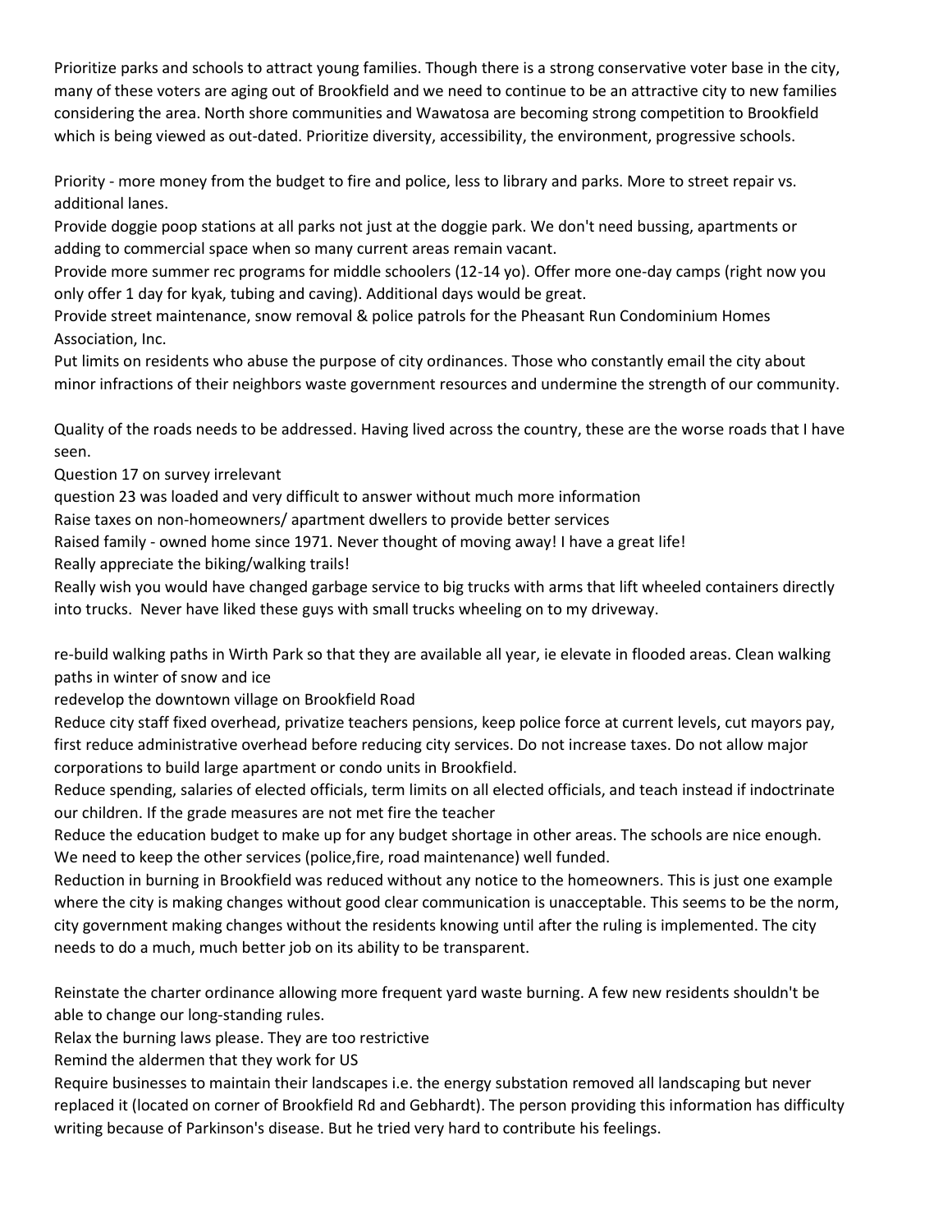Prioritize parks and schools to attract young families. Though there is a strong conservative voter base in the city, many of these voters are aging out of Brookfield and we need to continue to be an attractive city to new families considering the area. North shore communities and Wawatosa are becoming strong competition to Brookfield which is being viewed as out-dated. Prioritize diversity, accessibility, the environment, progressive schools.

Priority - more money from the budget to fire and police, less to library and parks. More to street repair vs. additional lanes.

Provide doggie poop stations at all parks not just at the doggie park. We don't need bussing, apartments or adding to commercial space when so many current areas remain vacant.

Provide more summer rec programs for middle schoolers (12-14 yo). Offer more one-day camps (right now you only offer 1 day for kyak, tubing and caving). Additional days would be great.

Provide street maintenance, snow removal & police patrols for the Pheasant Run Condominium Homes Association, Inc.

Put limits on residents who abuse the purpose of city ordinances. Those who constantly email the city about minor infractions of their neighbors waste government resources and undermine the strength of our community.

Quality of the roads needs to be addressed. Having lived across the country, these are the worse roads that I have seen.

Question 17 on survey irrelevant

question 23 was loaded and very difficult to answer without much more information

Raise taxes on non-homeowners/ apartment dwellers to provide better services

Raised family - owned home since 1971. Never thought of moving away! I have a great life!

Really appreciate the biking/walking trails!

Really wish you would have changed garbage service to big trucks with arms that lift wheeled containers directly into trucks. Never have liked these guys with small trucks wheeling on to my driveway.

re-build walking paths in Wirth Park so that they are available all year, ie elevate in flooded areas. Clean walking paths in winter of snow and ice

redevelop the downtown village on Brookfield Road

Reduce city staff fixed overhead, privatize teachers pensions, keep police force at current levels, cut mayors pay, first reduce administrative overhead before reducing city services. Do not increase taxes. Do not allow major corporations to build large apartment or condo units in Brookfield.

Reduce spending, salaries of elected officials, term limits on all elected officials, and teach instead if indoctrinate our children. If the grade measures are not met fire the teacher

Reduce the education budget to make up for any budget shortage in other areas. The schools are nice enough. We need to keep the other services (police,fire, road maintenance) well funded.

Reduction in burning in Brookfield was reduced without any notice to the homeowners. This is just one example where the city is making changes without good clear communication is unacceptable. This seems to be the norm, city government making changes without the residents knowing until after the ruling is implemented. The city needs to do a much, much better job on its ability to be transparent.

Reinstate the charter ordinance allowing more frequent yard waste burning. A few new residents shouldn't be able to change our long-standing rules.

Relax the burning laws please. They are too restrictive

Remind the aldermen that they work for US

Require businesses to maintain their landscapes i.e. the energy substation removed all landscaping but never replaced it (located on corner of Brookfield Rd and Gebhardt). The person providing this information has difficulty writing because of Parkinson's disease. But he tried very hard to contribute his feelings.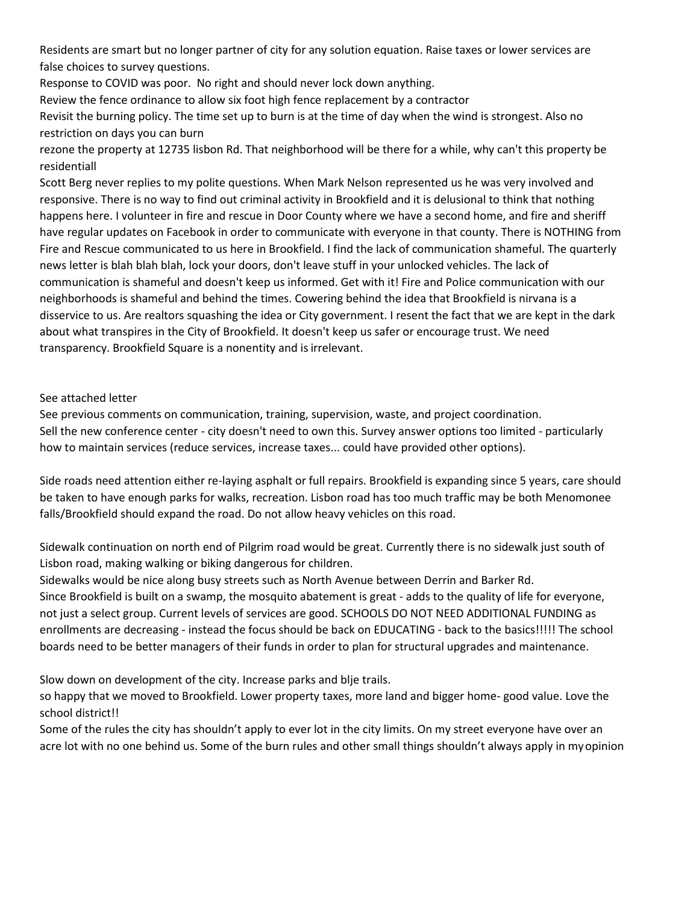Residents are smart but no longer partner of city for any solution equation. Raise taxes or lower services are false choices to survey questions.

Response to COVID was poor. No right and should never lock down anything.

Review the fence ordinance to allow six foot high fence replacement by a contractor

Revisit the burning policy. The time set up to burn is at the time of day when the wind is strongest. Also no restriction on days you can burn

rezone the property at 12735 lisbon Rd. That neighborhood will be there for a while, why can't this property be residentiall

Scott Berg never replies to my polite questions. When Mark Nelson represented us he was very involved and responsive. There is no way to find out criminal activity in Brookfield and it is delusional to think that nothing happens here. I volunteer in fire and rescue in Door County where we have a second home, and fire and sheriff have regular updates on Facebook in order to communicate with everyone in that county. There is NOTHING from Fire and Rescue communicated to us here in Brookfield. I find the lack of communication shameful. The quarterly news letter is blah blah blah, lock your doors, don't leave stuff in your unlocked vehicles. The lack of communication is shameful and doesn't keep us informed. Get with it! Fire and Police communication with our neighborhoods is shameful and behind the times. Cowering behind the idea that Brookfield is nirvana is a disservice to us. Are realtors squashing the idea or City government. I resent the fact that we are kept in the dark about what transpires in the City of Brookfield. It doesn't keep us safer or encourage trust. We need transparency. Brookfield Square is a nonentity and is irrelevant.

See attached letter

See previous comments on communication, training, supervision, waste, and project coordination.

Sell the new conference center - city doesn't need to own this. Survey answer options too limited - particularly how to maintain services (reduce services, increase taxes... could have provided other options).

Side roads need attention either re-laying asphalt or full repairs. Brookfield is expanding since 5 years, care should be taken to have enough parks for walks, recreation. Lisbon road has too much traffic may be both Menomonee falls/Brookfield should expand the road. Do not allow heavy vehicles on this road.

Sidewalk continuation on north end of Pilgrim road would be great. Currently there is no sidewalk just south of Lisbon road, making walking or biking dangerous for children.

Sidewalks would be nice along busy streets such as North Avenue between Derrin and Barker Rd.

Since Brookfield is built on a swamp, the mosquito abatement is great - adds to the quality of life for everyone, not just a select group. Current levels of services are good. SCHOOLS DO NOT NEED ADDITIONAL FUNDING as enrollments are decreasing - instead the focus should be back on EDUCATING - back to the basics!!!!! The school boards need to be better managers of their funds in order to plan for structural upgrades and maintenance.

Slow down on development of the city. Increase parks and blje trails.

so happy that we moved to Brookfield. Lower property taxes, more land and bigger home- good value. Love the school district!!

Some of the rules the city has shouldn't apply to ever lot in the city limits. On my street everyone have over an acre lot with no one behind us. Some of the burn rules and other small things shouldn't always apply in my opinion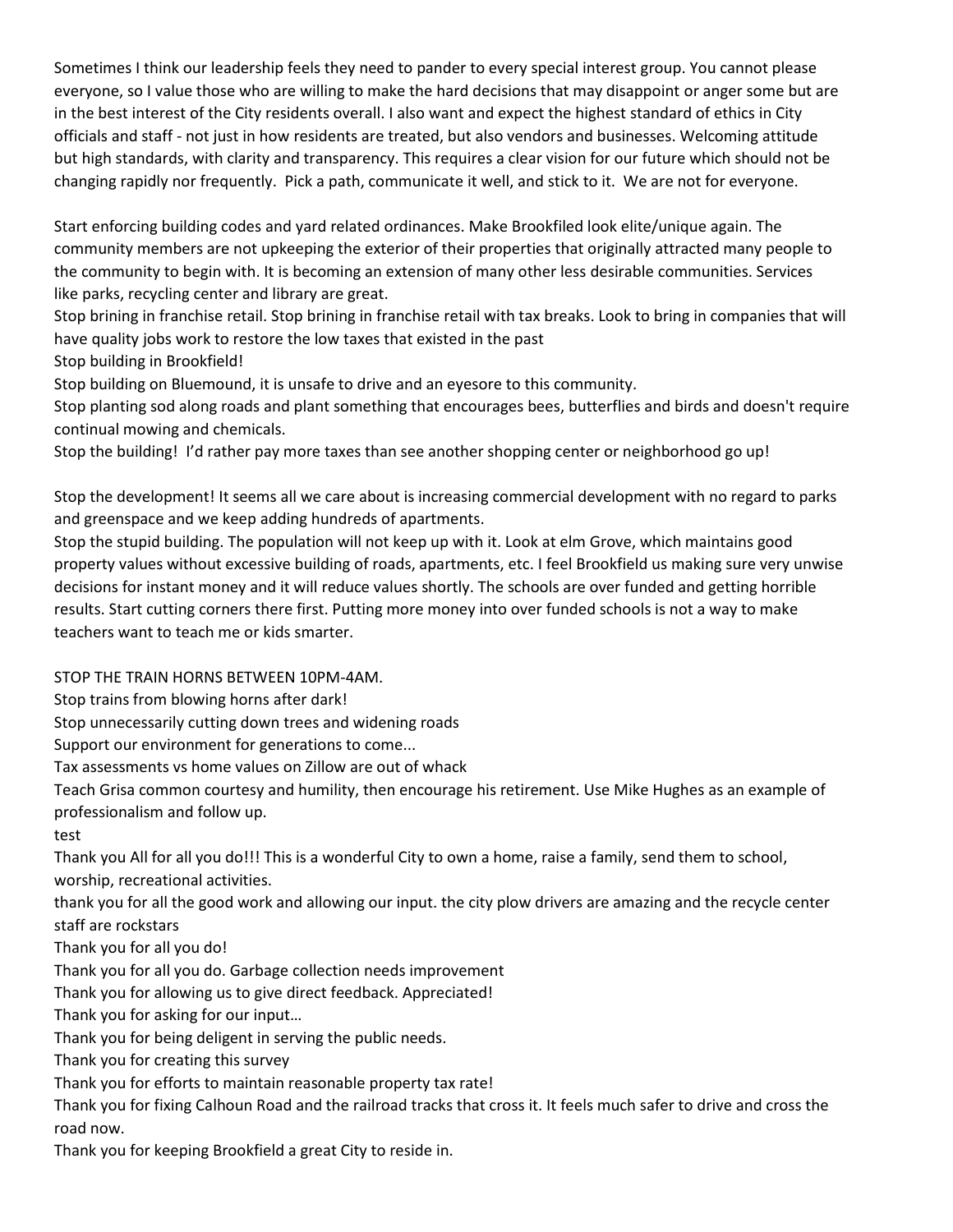Sometimes I think our leadership feels they need to pander to every special interest group. You cannot please everyone, so I value those who are willing to make the hard decisions that may disappoint or anger some but are in the best interest of the City residents overall. I also want and expect the highest standard of ethics in City officials and staff - not just in how residents are treated, but also vendors and businesses. Welcoming attitude but high standards, with clarity and transparency. This requires a clear vision for our future which should not be changing rapidly nor frequently. Pick a path, communicate it well, and stick to it. We are not for everyone.

Start enforcing building codes and yard related ordinances. Make Brookfiled look elite/unique again. The community members are not upkeeping the exterior of their properties that originally attracted many people to the community to begin with. It is becoming an extension of many other less desirable communities. Services like parks, recycling center and library are great.

Stop brining in franchise retail. Stop brining in franchise retail with tax breaks. Look to bring in companies that will have quality jobs work to restore the low taxes that existed in the past

Stop building in Brookfield!

Stop building on Bluemound, it is unsafe to drive and an eyesore to this community.

Stop planting sod along roads and plant something that encourages bees, butterflies and birds and doesn't require continual mowing and chemicals.

Stop the building! I'd rather pay more taxes than see another shopping center or neighborhood go up!

Stop the development! It seems all we care about is increasing commercial development with no regard to parks and greenspace and we keep adding hundreds of apartments.

Stop the stupid building. The population will not keep up with it. Look at elm Grove, which maintains good property values without excessive building of roads, apartments, etc. I feel Brookfield us making sure very unwise decisions for instant money and it will reduce values shortly. The schools are over funded and getting horrible results. Start cutting corners there first. Putting more money into over funded schools is not a way to make teachers want to teach me or kids smarter.

STOP THE TRAIN HORNS BETWEEN 10PM-4AM.

Stop trains from blowing horns after dark!

Stop unnecessarily cutting down trees and widening roads

Support our environment for generations to come...

Tax assessments vs home values on Zillow are out of whack

Teach Grisa common courtesy and humility, then encourage his retirement. Use Mike Hughes as an example of professionalism and follow up.

test

Thank you All for all you do!!! This is a wonderful City to own a home, raise a family, send them to school, worship, recreational activities.

thank you for all the good work and allowing our input. the city plow drivers are amazing and the recycle center staff are rockstars

Thank you for all you do!

Thank you for all you do. Garbage collection needs improvement

Thank you for allowing us to give direct feedback. Appreciated!

Thank you for asking for our input…

Thank you for being deligent in serving the public needs.

Thank you for creating this survey

Thank you for efforts to maintain reasonable property tax rate!

Thank you for fixing Calhoun Road and the railroad tracks that cross it. It feels much safer to drive and cross the road now.

Thank you for keeping Brookfield a great City to reside in.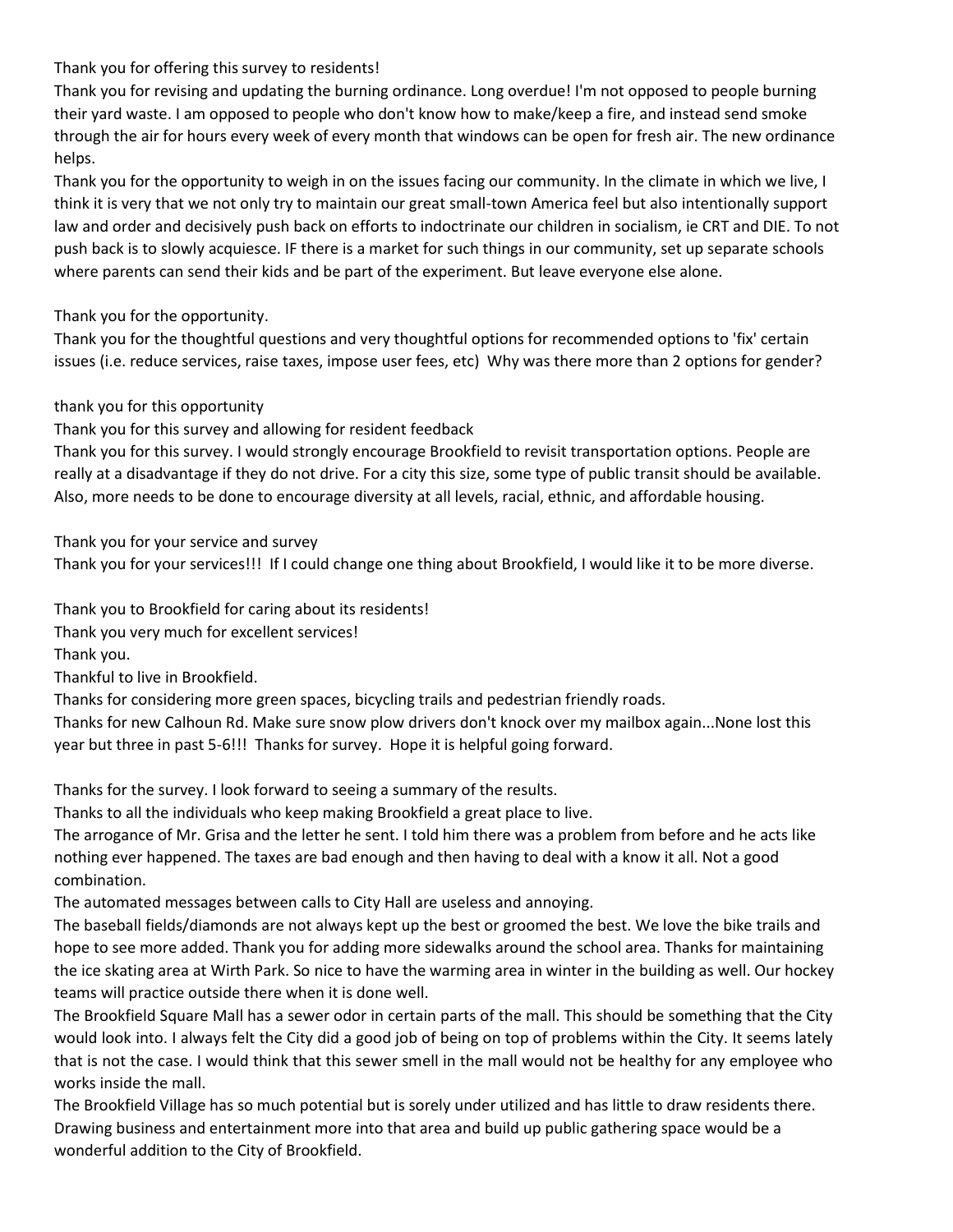Thank you for offering this survey to residents!

Thank you for revising and updating the burning ordinance. Long overdue! I'm not opposed to people burning their yard waste. I am opposed to people who don't know how to make/keep a fire, and instead send smoke through the air for hours every week of every month that windows can be open for fresh air. The new ordinance helps.

Thank you for the opportunity to weigh in on the issues facing our community. In the climate in which we live, I think it is very that we not only try to maintain our great small-town America feel but also intentionally support law and order and decisively push back on efforts to indoctrinate our children in socialism, ie CRT and DIE. To not push back is to slowly acquiesce. IF there is a market for such things in our community, set up separate schools where parents can send their kids and be part of the experiment. But leave everyone else alone.

Thank you for the opportunity.

Thank you for the thoughtful questions and very thoughtful options for recommended options to 'fix' certain issues (i.e. reduce services, raise taxes, impose user fees, etc) Why was there more than 2 options for gender?

thank you for this opportunity

Thank you for this survey and allowing for resident feedback

Thank you for this survey. I would strongly encourage Brookfield to revisit transportation options. People are really at a disadvantage if they do not drive. For a city this size, some type of public transit should be available. Also, more needs to be done to encourage diversity at all levels, racial, ethnic, and affordable housing.

Thank you for your service and survey

Thank you for your services!!! If I could change one thing about Brookfield, I would like it to be more diverse.

Thank you to Brookfield for caring about its residents!

Thank you very much for excellent services!

Thank you.

Thankful to live in Brookfield.

Thanks for considering more green spaces, bicycling trails and pedestrian friendly roads.

Thanks for new Calhoun Rd. Make sure snow plow drivers don't knock over my mailbox again...None lost this year but three in past 5-6!!! Thanks for survey. Hope it is helpful going forward.

Thanks for the survey. I look forward to seeing a summary of the results.

Thanks to all the individuals who keep making Brookfield a great place to live.

The arrogance of Mr. Grisa and the letter he sent. I told him there was a problem from before and he acts like nothing ever happened. The taxes are bad enough and then having to deal with a know it all. Not a good combination.

The automated messages between calls to City Hall are useless and annoying.

The baseball fields/diamonds are not always kept up the best or groomed the best. We love the bike trails and hope to see more added. Thank you for adding more sidewalks around the school area. Thanks for maintaining the ice skating area at Wirth Park. So nice to have the warming area in winter in the building as well. Our hockey teams will practice outside there when it is done well.

The Brookfield Square Mall has a sewer odor in certain parts of the mall. This should be something that the City would look into. I always felt the City did a good job of being on top of problems within the City. It seems lately that is not the case. I would think that this sewer smell in the mall would not be healthy for any employee who works inside the mall.

The Brookfield Village has so much potential but is sorely under utilized and has little to draw residents there. Drawing business and entertainment more into that area and build up public gathering space would be a wonderful addition to the City of Brookfield.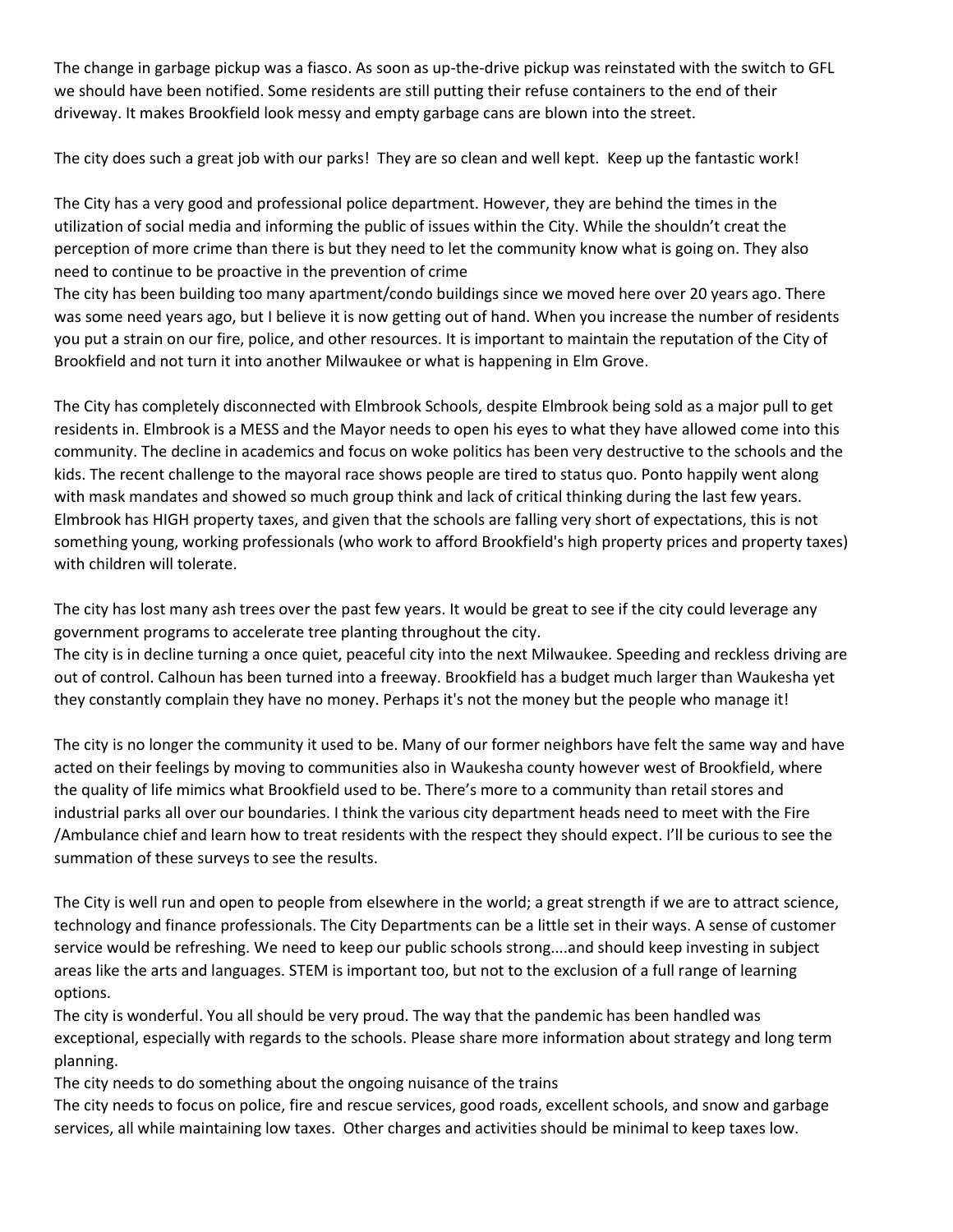The change in garbage pickup was a fiasco. As soon as up-the-drive pickup was reinstated with the switch to GFL we should have been notified. Some residents are still putting their refuse containers to the end of their driveway. It makes Brookfield look messy and empty garbage cans are blown into the street.

The city does such a great job with our parks! They are so clean and well kept. Keep up the fantastic work!

The City has a very good and professional police department. However, they are behind the times in the utilization of social media and informing the public of issues within the City. While the shouldn't creat the perception of more crime than there is but they need to let the community know what is going on. They also need to continue to be proactive in the prevention of crime

The city has been building too many apartment/condo buildings since we moved here over 20 years ago. There was some need years ago, but I believe it is now getting out of hand. When you increase the number of residents you put a strain on our fire, police, and other resources. It is important to maintain the reputation of the City of Brookfield and not turn it into another Milwaukee or what is happening in Elm Grove.

The City has completely disconnected with Elmbrook Schools, despite Elmbrook being sold as a major pull to get residents in. Elmbrook is a MESS and the Mayor needs to open his eyes to what they have allowed come into this community. The decline in academics and focus on woke politics has been very destructive to the schools and the kids. The recent challenge to the mayoral race shows people are tired to status quo. Ponto happily went along with mask mandates and showed so much group think and lack of critical thinking during the last few years. Elmbrook has HIGH property taxes, and given that the schools are falling very short of expectations, this is not something young, working professionals (who work to afford Brookfield's high property prices and property taxes) with children will tolerate.

The city has lost many ash trees over the past few years. It would be great to see if the city could leverage any government programs to accelerate tree planting throughout the city.

The city is in decline turning a once quiet, peaceful city into the next Milwaukee. Speeding and reckless driving are out of control. Calhoun has been turned into a freeway. Brookfield has a budget much larger than Waukesha yet they constantly complain they have no money. Perhaps it's not the money but the people who manage it!

The city is no longer the community it used to be. Many of our former neighbors have felt the same way and have acted on their feelings by moving to communities also in Waukesha county however west of Brookfield, where the quality of life mimics what Brookfield used to be. There's more to a community than retail stores and industrial parks all over our boundaries. I think the various city department heads need to meet with the Fire /Ambulance chief and learn how to treat residents with the respect they should expect. I'll be curious to see the summation of these surveys to see the results.

The City is well run and open to people from elsewhere in the world; a great strength if we are to attract science, technology and finance professionals. The City Departments can be a little set in their ways. A sense of customer service would be refreshing. We need to keep our public schools strong....and should keep investing in subject areas like the arts and languages. STEM is important too, but not to the exclusion of a full range of learning options.

The city is wonderful. You all should be very proud. The way that the pandemic has been handled was exceptional, especially with regards to the schools. Please share more information about strategy and long term planning.

The city needs to do something about the ongoing nuisance of the trains

The city needs to focus on police, fire and rescue services, good roads, excellent schools, and snow and garbage services, all while maintaining low taxes. Other charges and activities should be minimal to keep taxes low.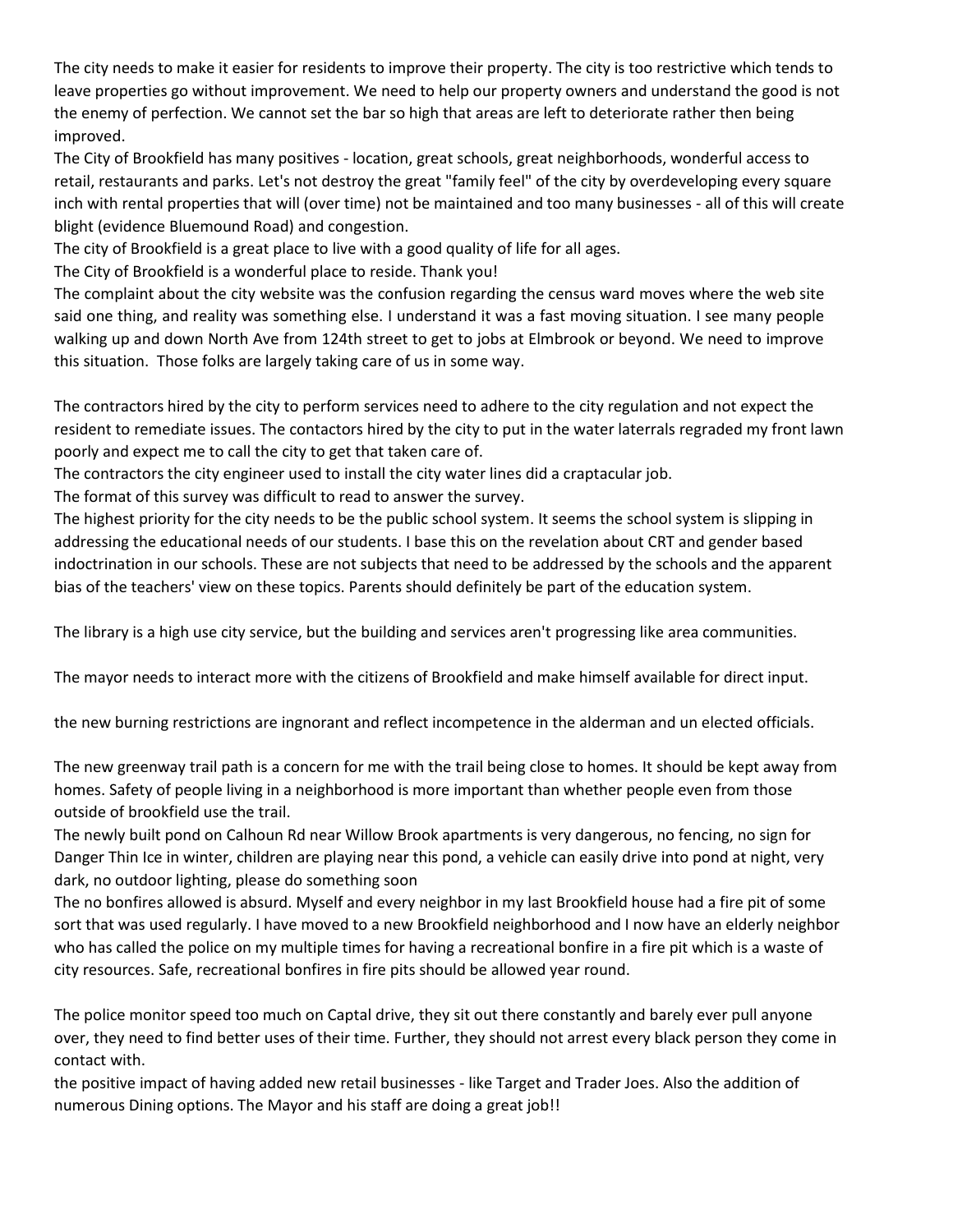The city needs to make it easier for residents to improve their property. The city is too restrictive which tends to leave properties go without improvement. We need to help our property owners and understand the good is not the enemy of perfection. We cannot set the bar so high that areas are left to deteriorate rather then being improved.

The City of Brookfield has many positives - location, great schools, great neighborhoods, wonderful access to retail, restaurants and parks. Let's not destroy the great "family feel" of the city by overdeveloping every square inch with rental properties that will (over time) not be maintained and too many businesses - all of this will create blight (evidence Bluemound Road) and congestion.

The city of Brookfield is a great place to live with a good quality of life for all ages.

The City of Brookfield is a wonderful place to reside. Thank you!

The complaint about the city website was the confusion regarding the census ward moves where the web site said one thing, and reality was something else. I understand it was a fast moving situation. I see many people walking up and down North Ave from 124th street to get to jobs at Elmbrook or beyond. We need to improve this situation. Those folks are largely taking care of us in some way.

The contractors hired by the city to perform services need to adhere to the city regulation and not expect the resident to remediate issues. The contactors hired by the city to put in the water laterrals regraded my front lawn poorly and expect me to call the city to get that taken care of.

The contractors the city engineer used to install the city water lines did a craptacular job.

The format of this survey was difficult to read to answer the survey.

The highest priority for the city needs to be the public school system. It seems the school system is slipping in addressing the educational needs of our students. I base this on the revelation about CRT and gender based indoctrination in our schools. These are not subjects that need to be addressed by the schools and the apparent bias of the teachers' view on these topics. Parents should definitely be part of the education system.

The library is a high use city service, but the building and services aren't progressing like area communities.

The mayor needs to interact more with the citizens of Brookfield and make himself available for direct input.

the new burning restrictions are ingnorant and reflect incompetence in the alderman and un elected officials.

The new greenway trail path is a concern for me with the trail being close to homes. It should be kept away from homes. Safety of people living in a neighborhood is more important than whether people even from those outside of brookfield use the trail.

The newly built pond on Calhoun Rd near Willow Brook apartments is very dangerous, no fencing, no sign for Danger Thin Ice in winter, children are playing near this pond, a vehicle can easily drive into pond at night, very dark, no outdoor lighting, please do something soon

The no bonfires allowed is absurd. Myself and every neighbor in my last Brookfield house had a fire pit of some sort that was used regularly. I have moved to a new Brookfield neighborhood and I now have an elderly neighbor who has called the police on my multiple times for having a recreational bonfire in a fire pit which is a waste of city resources. Safe, recreational bonfires in fire pits should be allowed year round.

The police monitor speed too much on Captal drive, they sit out there constantly and barely ever pull anyone over, they need to find better uses of their time. Further, they should not arrest every black person they come in contact with.

the positive impact of having added new retail businesses - like Target and Trader Joes. Also the addition of numerous Dining options. The Mayor and his staff are doing a great job!!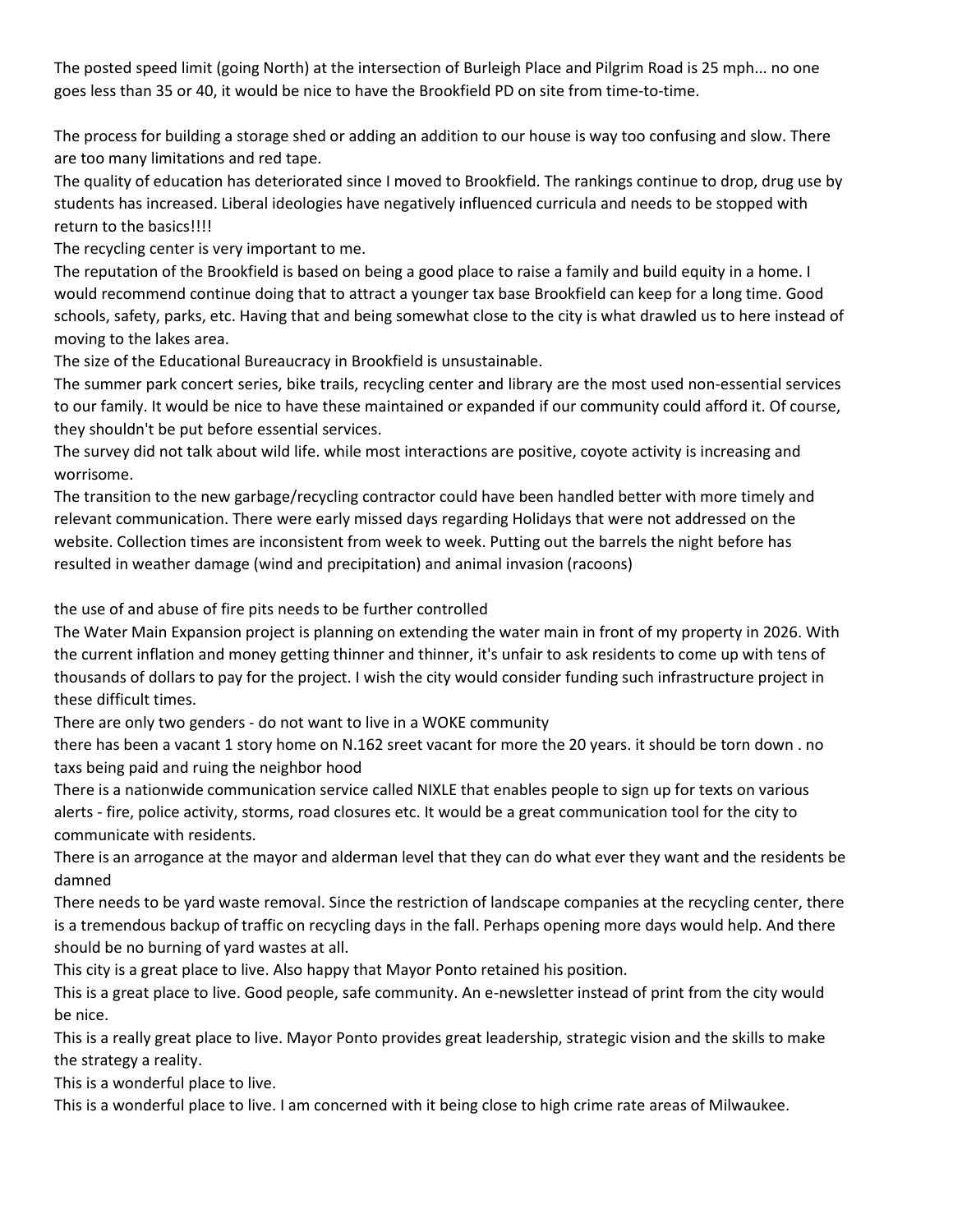The posted speed limit (going North) at the intersection of Burleigh Place and Pilgrim Road is 25 mph... no one goes less than 35 or 40, it would be nice to have the Brookfield PD on site from time-to-time.

The process for building a storage shed or adding an addition to our house is way too confusing and slow. There are too many limitations and red tape.

The quality of education has deteriorated since I moved to Brookfield. The rankings continue to drop, drug use by students has increased. Liberal ideologies have negatively influenced curricula and needs to be stopped with return to the basics!!!!

The recycling center is very important to me.

The reputation of the Brookfield is based on being a good place to raise a family and build equity in a home. I would recommend continue doing that to attract a younger tax base Brookfield can keep for a long time. Good schools, safety, parks, etc. Having that and being somewhat close to the city is what drawled us to here instead of moving to the lakes area.

The size of the Educational Bureaucracy in Brookfield is unsustainable.

The summer park concert series, bike trails, recycling center and library are the most used non-essential services to our family. It would be nice to have these maintained or expanded if our community could afford it. Of course, they shouldn't be put before essential services.

The survey did not talk about wild life. while most interactions are positive, coyote activity is increasing and worrisome.

The transition to the new garbage/recycling contractor could have been handled better with more timely and relevant communication. There were early missed days regarding Holidays that were not addressed on the website. Collection times are inconsistent from week to week. Putting out the barrels the night before has resulted in weather damage (wind and precipitation) and animal invasion (racoons)

the use of and abuse of fire pits needs to be further controlled

The Water Main Expansion project is planning on extending the water main in front of my property in 2026. With the current inflation and money getting thinner and thinner, it's unfair to ask residents to come up with tens of thousands of dollars to pay for the project. I wish the city would consider funding such infrastructure project in these difficult times.

There are only two genders - do not want to live in a WOKE community

there has been a vacant 1 story home on N.162 sreet vacant for more the 20 years. it should be torn down . no taxs being paid and ruing the neighbor hood

There is a nationwide communication service called NIXLE that enables people to sign up for texts on various alerts - fire, police activity, storms, road closures etc. It would be a great communication tool for the city to communicate with residents.

There is an arrogance at the mayor and alderman level that they can do what ever they want and the residents be damned

There needs to be yard waste removal. Since the restriction of landscape companies at the recycling center, there is a tremendous backup of traffic on recycling days in the fall. Perhaps opening more days would help. And there should be no burning of yard wastes at all.

This city is a great place to live. Also happy that Mayor Ponto retained his position.

This is a great place to live. Good people, safe community. An e-newsletter instead of print from the city would be nice.

This is a really great place to live. Mayor Ponto provides great leadership, strategic vision and the skills to make the strategy a reality.

This is a wonderful place to live.

This is a wonderful place to live. I am concerned with it being close to high crime rate areas of Milwaukee.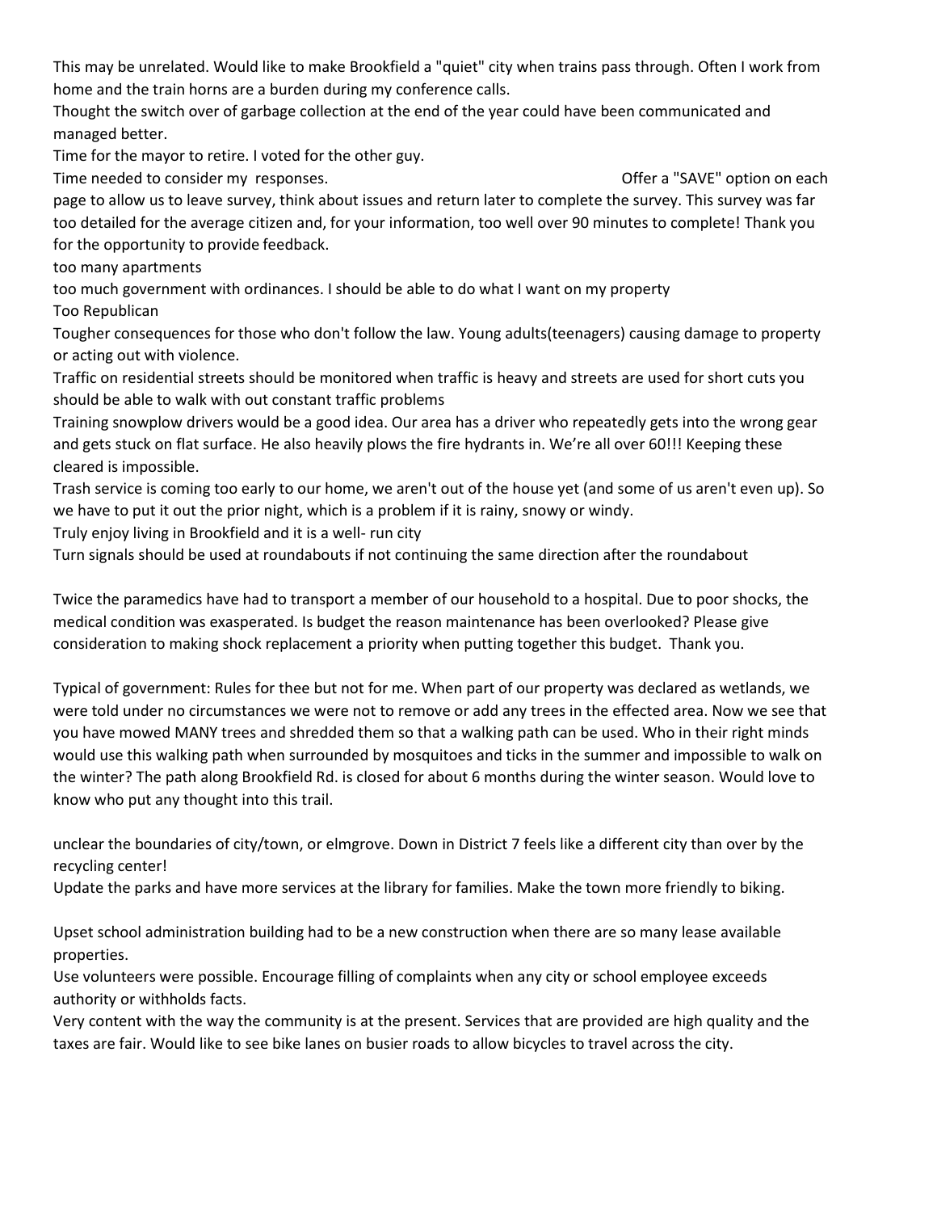This may be unrelated. Would like to make Brookfield a "quiet" city when trains pass through. Often I work from home and the train horns are a burden during my conference calls.

Thought the switch over of garbage collection at the end of the year could have been communicated and managed better.

Time for the mayor to retire. I voted for the other guy.

Time needed to consider my responses. Offer a "SAVE" option on each page to allow us to leave survey, think about issues and return later to complete the survey. This survey was far too detailed for the average citizen and, for your information, too well over 90 minutes to complete! Thank you for the opportunity to provide feedback.

too many apartments

too much government with ordinances. I should be able to do what I want on my property

Too Republican

Tougher consequences for those who don't follow the law. Young adults(teenagers) causing damage to property or acting out with violence.

Traffic on residential streets should be monitored when traffic is heavy and streets are used for short cuts you should be able to walk with out constant traffic problems

Training snowplow drivers would be a good idea. Our area has a driver who repeatedly gets into the wrong gear and gets stuck on flat surface. He also heavily plows the fire hydrants in. We're all over 60!!! Keeping these cleared is impossible.

Trash service is coming too early to our home, we aren't out of the house yet (and some of us aren't even up). So we have to put it out the prior night, which is a problem if it is rainy, snowy or windy.

Truly enjoy living in Brookfield and it is a well- run city

Turn signals should be used at roundabouts if not continuing the same direction after the roundabout

Twice the paramedics have had to transport a member of our household to a hospital. Due to poor shocks, the medical condition was exasperated. Is budget the reason maintenance has been overlooked? Please give consideration to making shock replacement a priority when putting together this budget. Thank you.

Typical of government: Rules for thee but not for me. When part of our property was declared as wetlands, we were told under no circumstances we were not to remove or add any trees in the effected area. Now we see that you have mowed MANY trees and shredded them so that a walking path can be used. Who in their right minds would use this walking path when surrounded by mosquitoes and ticks in the summer and impossible to walk on the winter? The path along Brookfield Rd. is closed for about 6 months during the winter season. Would love to know who put any thought into this trail.

unclear the boundaries of city/town, or elmgrove. Down in District 7 feels like a different city than over by the recycling center!

Update the parks and have more services at the library for families. Make the town more friendly to biking.

Upset school administration building had to be a new construction when there are so many lease available properties.

Use volunteers were possible. Encourage filling of complaints when any city or school employee exceeds authority or withholds facts.

Very content with the way the community is at the present. Services that are provided are high quality and the taxes are fair. Would like to see bike lanes on busier roads to allow bicycles to travel across the city.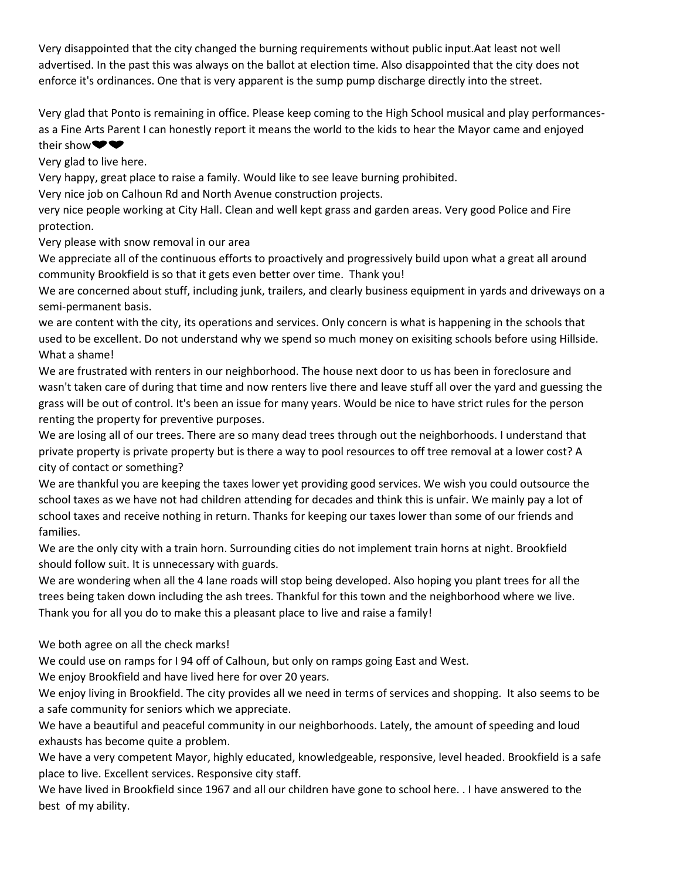Very disappointed that the city changed the burning requirements without public input.Aat least not well advertised. In the past this was always on the ballot at election time. Also disappointed that the city does not enforce it's ordinances. One that is very apparent is the sump pump discharge directly into the street.

Very glad that Ponto is remaining in office. Please keep coming to the High School musical and play performances- as a Fine Arts Parent I can honestly report it means the world to the kids to hear the Mayor came and enjoyed their show❤❤

Very glad to live here.

Very happy, great place to raise a family. Would like to see leave burning prohibited.

Very nice job on Calhoun Rd and North Avenue construction projects.

very nice people working at City Hall. Clean and well kept grass and garden areas. Very good Police and Fire protection.

Very please with snow removal in our area

We appreciate all of the continuous efforts to proactively and progressively build upon what a great all around community Brookfield is so that it gets even better over time. Thank you!

We are concerned about stuff, including junk, trailers, and clearly business equipment in yards and driveways on a semi-permanent basis.

we are content with the city, its operations and services. Only concern is what is happening in the schools that used to be excellent. Do not understand why we spend so much money on exisiting schools before using Hillside. What a shame!

We are frustrated with renters in our neighborhood. The house next door to us has been in foreclosure and wasn't taken care of during that time and now renters live there and leave stuff all over the yard and guessing the grass will be out of control. It's been an issue for many years. Would be nice to have strict rules for the person renting the property for preventive purposes.

We are losing all of our trees. There are so many dead trees through out the neighborhoods. I understand that private property is private property but is there a way to pool resources to off tree removal at a lower cost? A city of contact or something?

We are thankful you are keeping the taxes lower yet providing good services. We wish you could outsource the school taxes as we have not had children attending for decades and think this is unfair. We mainly pay a lot of school taxes and receive nothing in return. Thanks for keeping our taxes lower than some of our friends and families.

We are the only city with a train horn. Surrounding cities do not implement train horns at night. Brookfield should follow suit. It is unnecessary with guards.

We are wondering when all the 4 lane roads will stop being developed. Also hoping you plant trees for all the trees being taken down including the ash trees. Thankful for this town and the neighborhood where we live. Thank you for all you do to make this a pleasant place to live and raise a family!

We both agree on all the check marks!

We could use on ramps for I 94 off of Calhoun, but only on ramps going East and West.

We enjoy Brookfield and have lived here for over 20 years.

We enjoy living in Brookfield. The city provides all we need in terms of services and shopping. It also seems to be a safe community for seniors which we appreciate.

We have a beautiful and peaceful community in our neighborhoods. Lately, the amount of speeding and loud exhausts has become quite a problem.

We have a very competent Mayor, highly educated, knowledgeable, responsive, level headed. Brookfield is a safe place to live. Excellent services. Responsive city staff.

We have lived in Brookfield since 1967 and all our children have gone to school here. . I have answered to the best of my ability.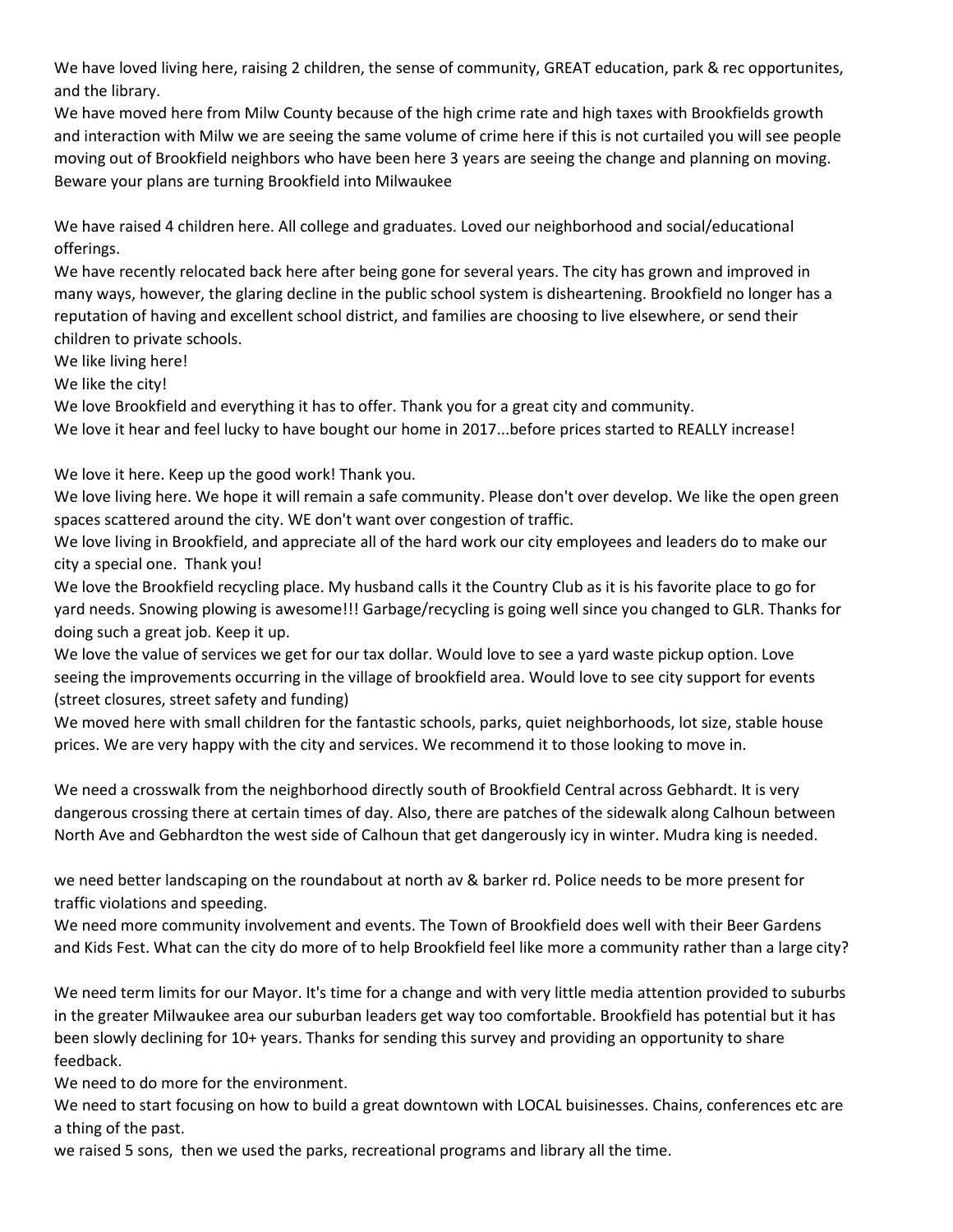We have loved living here, raising 2 children, the sense of community, GREAT education, park & rec opportunites, and the library.

We have moved here from Milw County because of the high crime rate and high taxes with Brookfields growth and interaction with Milw we are seeing the same volume of crime here if this is not curtailed you will see people moving out of Brookfield neighbors who have been here 3 years are seeing the change and planning on moving. Beware your plans are turning Brookfield into Milwaukee

We have raised 4 children here. All college and graduates. Loved our neighborhood and social/educational offerings.

We have recently relocated back here after being gone for several years. The city has grown and improved in many ways, however, the glaring decline in the public school system is disheartening. Brookfield no longer has a reputation of having and excellent school district, and families are choosing to live elsewhere, or send their children to private schools.

We like living here!

We like the city!

We love Brookfield and everything it has to offer. Thank you for a great city and community.

We love it hear and feel lucky to have bought our home in 2017...before prices started to REALLY increase!

We love it here. Keep up the good work! Thank you.

We love living here. We hope it will remain a safe community. Please don't over develop. We like the open green spaces scattered around the city. WE don't want over congestion of traffic.

We love living in Brookfield, and appreciate all of the hard work our city employees and leaders do to make our city a special one. Thank you!

We love the Brookfield recycling place. My husband calls it the Country Club as it is his favorite place to go for yard needs. Snowing plowing is awesome!!! Garbage/recycling is going well since you changed to GLR. Thanks for doing such a great job. Keep it up.

We love the value of services we get for our tax dollar. Would love to see a yard waste pickup option. Love seeing the improvements occurring in the village of brookfield area. Would love to see city support for events (street closures, street safety and funding)

We moved here with small children for the fantastic schools, parks, quiet neighborhoods, lot size, stable house prices. We are very happy with the city and services. We recommend it to those looking to move in.

We need a crosswalk from the neighborhood directly south of Brookfield Central across Gebhardt. It is very dangerous crossing there at certain times of day. Also, there are patches of the sidewalk along Calhoun between North Ave and Gebhardton the west side of Calhoun that get dangerously icy in winter. Mudra king is needed.

we need better landscaping on the roundabout at north av & barker rd. Police needs to be more present for traffic violations and speeding.

We need more community involvement and events. The Town of Brookfield does well with their Beer Gardens and Kids Fest. What can the city do more of to help Brookfield feel like more a community rather than a large city?

We need term limits for our Mayor. It's time for a change and with very little media attention provided to suburbs in the greater Milwaukee area our suburban leaders get way too comfortable. Brookfield has potential but it has been slowly declining for 10+ years. Thanks for sending this survey and providing an opportunity to share feedback.

We need to do more for the environment.

We need to start focusing on how to build a great downtown with LOCAL buisinesses. Chains, conferences etc are a thing of the past.

we raised 5 sons, then we used the parks, recreational programs and library all the time.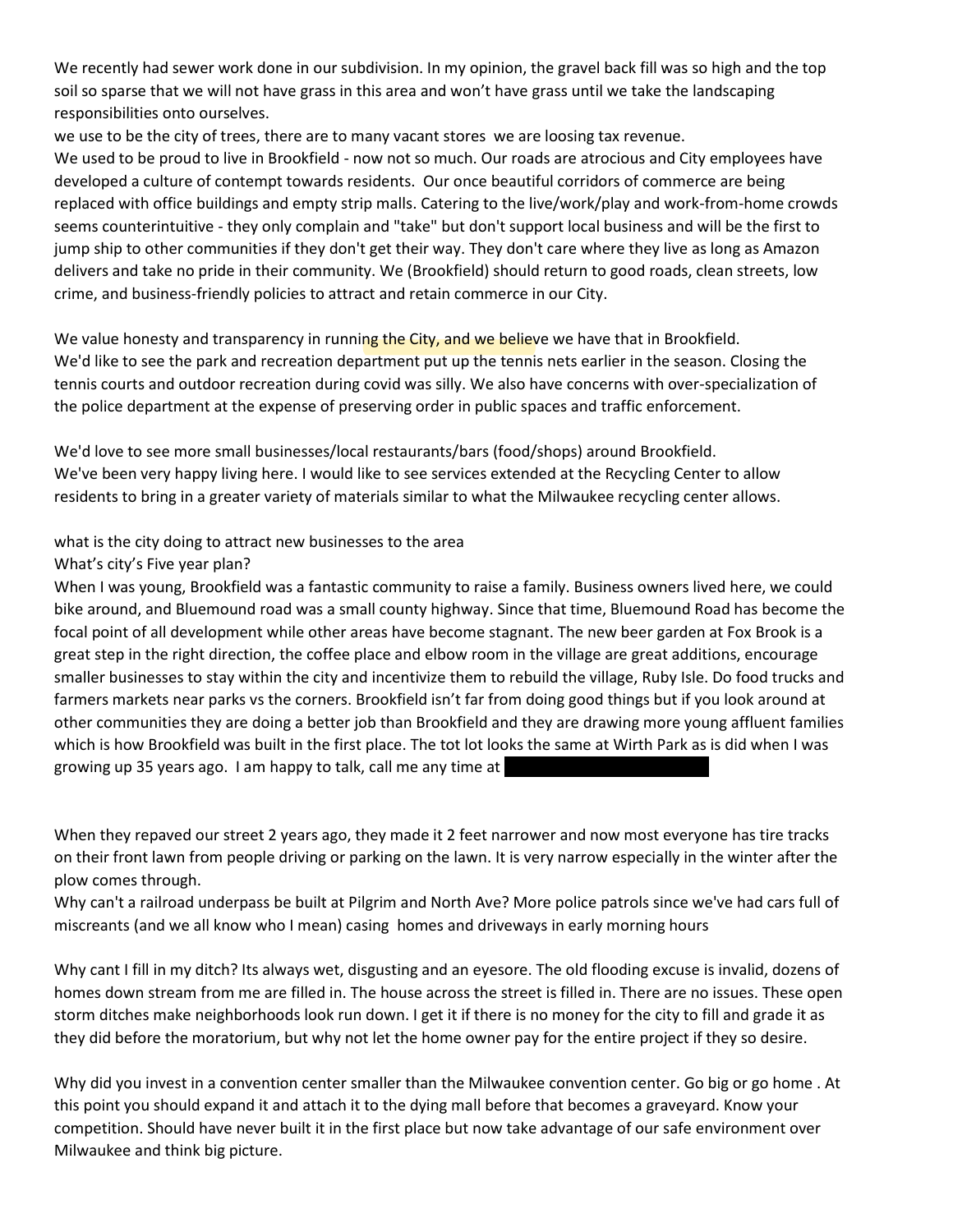We recently had sewer work done in our subdivision. In my opinion, the gravel back fill was so high and the top soil so sparse that we will not have grass in this area and won't have grass until we take the landscaping responsibilities onto ourselves.

we use to be the city of trees, there are to many vacant stores we are loosing tax revenue.

We used to be proud to live in Brookfield - now not so much. Our roads are atrocious and City employees have developed a culture of contempt towards residents. Our once beautiful corridors of commerce are being replaced with office buildings and empty strip malls. Catering to the live/work/play and work-from-home crowds seems counterintuitive - they only complain and "take" but don't support local business and will be the first to jump ship to other communities if they don't get their way. They don't care where they live as long as Amazon delivers and take no pride in their community. We (Brookfield) should return to good roads, clean streets, low crime, and business-friendly policies to attract and retain commerce in our City.

We value honesty and transparency in running the City, and we believe we have that in Brookfield.

We'd like to see the park and recreation department put up the tennis nets earlier in the season. Closing the tennis courts and outdoor recreation during covid was silly. We also have concerns with over-specialization of the police department at the expense of preserving order in public spaces and traffic enforcement.

We'd love to see more small businesses/local restaurants/bars (food/shops) around Brookfield.

We've been very happy living here. I would like to see services extended at the Recycling Center to allow residents to bring in a greater variety of materials similar to what the Milwaukee recycling center allows.

what is the city doing to attract new businesses to the area

What's city's Five year plan?

When I was young, Brookfield was a fantastic community to raise a family. Business owners lived here, we could bike around, and Bluemound road was a small county highway. Since that time, Bluemound Road has become the focal point of all development while other areas have become stagnant. The new beer garden at Fox Brook is a great step in the right direction, the coffee place and elbow room in the village are great additions, encourage smaller businesses to stay within the city and incentivize them to rebuild the village, Ruby Isle. Do food trucks and farmers markets near parks vs the corners. Brookfield isn't far from doing good things but if you look around at other communities they are doing a better job than Brookfield and they are drawing more young affluent families which is how Brookfield was built in the first place. The tot lot looks the same at Wirth Park as is did when I was growing up 35 years ago. I am happy to talk, call me any time at

When they repaved our street 2 years ago, they made it 2 feet narrower and now most everyone has tire tracks on their front lawn from people driving or parking on the lawn. It is very narrow especially in the winter after the plow comes through.

Why can't a railroad underpass be built at Pilgrim and North Ave? More police patrols since we've had cars full of miscreants (and we all know who I mean) casing homes and driveways in early morning hours

Why cant I fill in my ditch? Its always wet, disgusting and an eyesore. The old flooding excuse is invalid, dozens of homes down stream from me are filled in. The house across the street is filled in. There are no issues. These open storm ditches make neighborhoods look run down. I get it if there is no money for the city to fill and grade it as they did before the moratorium, but why not let the home owner pay for the entire project if they so desire.

Why did you invest in a convention center smaller than the Milwaukee convention center. Go big or go home . At this point you should expand it and attach it to the dying mall before that becomes a graveyard. Know your competition. Should have never built it in the first place but now take advantage of our safe environment over Milwaukee and think big picture.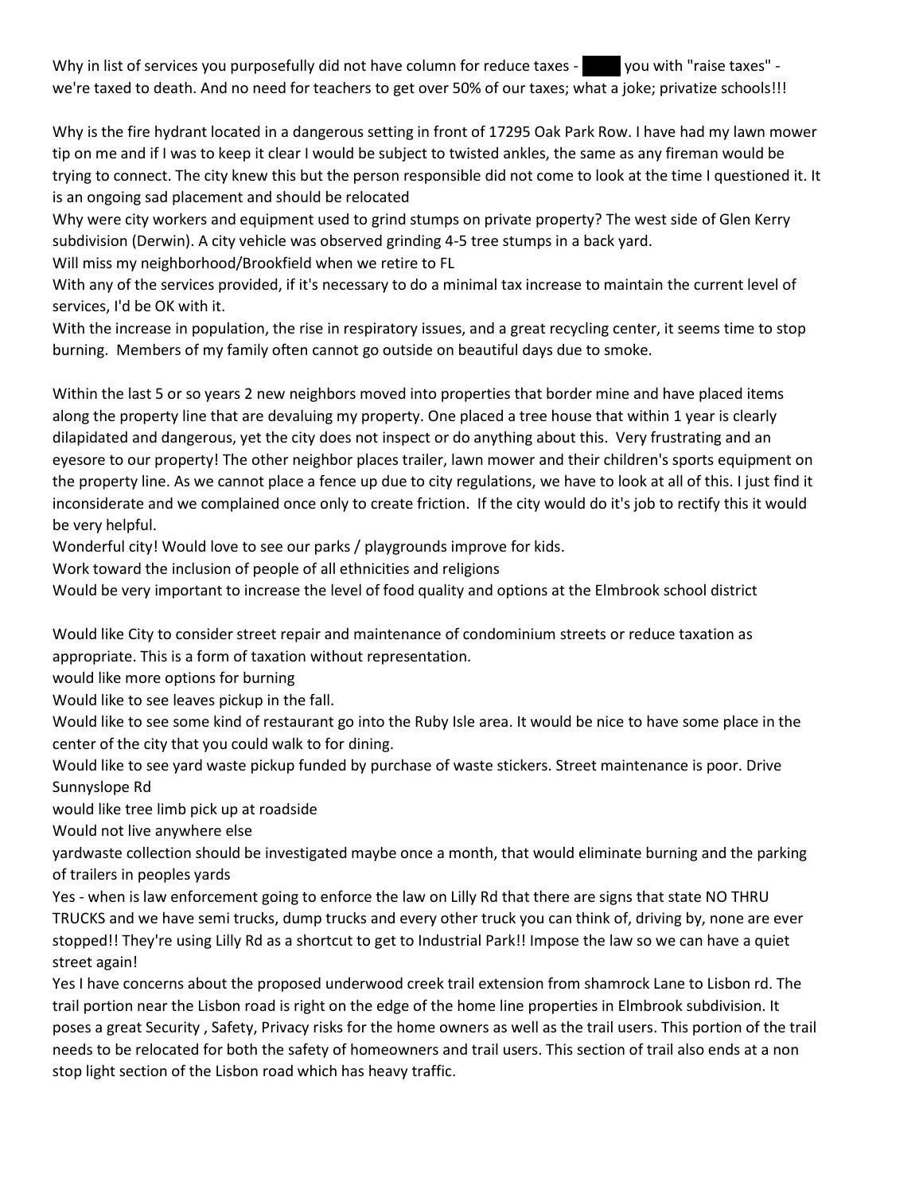Why in list of services you purposefully did not have column for reduce taxes - ████ you with "raise taxes" - we're taxed to death. And no need for teachers to get over 50% of our taxes; what a joke; privatize schools!!!

Why is the fire hydrant located in a dangerous setting in front of 17295 Oak Park Row. I have had my lawn mower tip on me and if I was to keep it clear I would be subject to twisted ankles, the same as any fireman would be trying to connect. The city knew this but the person responsible did not come to look at the time I questioned it. It is an ongoing sad placement and should be relocated

Why were city workers and equipment used to grind stumps on private property? The west side of Glen Kerry subdivision (Derwin). A city vehicle was observed grinding 4-5 tree stumps in a back yard.

Will miss my neighborhood/Brookfield when we retire to FL

With any of the services provided, if it's necessary to do a minimal tax increase to maintain the current level of services, I'd be OK with it.

With the increase in population, the rise in respiratory issues, and a great recycling center, it seems time to stop burning. Members of my family often cannot go outside on beautiful days due to smoke.

Within the last 5 or so years 2 new neighbors moved into properties that border mine and have placed items along the property line that are devaluing my property. One placed a tree house that within 1 year is clearly dilapidated and dangerous, yet the city does not inspect or do anything about this. Very frustrating and an eyesore to our property! The other neighbor places trailer, lawn mower and their children's sports equipment on the property line. As we cannot place a fence up due to city regulations, we have to look at all of this. I just find it inconsiderate and we complained once only to create friction. If the city would do it's job to rectify this it would be very helpful.

Wonderful city! Would love to see our parks / playgrounds improve for kids.

Work toward the inclusion of people of all ethnicities and religions

Would be very important to increase the level of food quality and options at the Elmbrook school district

Would like City to consider street repair and maintenance of condominium streets or reduce taxation as appropriate. This is a form of taxation without representation.

would like more options for burning

Would like to see leaves pickup in the fall.

Would like to see some kind of restaurant go into the Ruby Isle area. It would be nice to have some place in the center of the city that you could walk to for dining.

Would like to see yard waste pickup funded by purchase of waste stickers. Street maintenance is poor. Drive Sunnyslope Rd

would like tree limb pick up at roadside

Would not live anywhere else

yardwaste collection should be investigated maybe once a month, that would eliminate burning and the parking of trailers in peoples yards

Yes - when is law enforcement going to enforce the law on Lilly Rd that there are signs that state NO THRU TRUCKS and we have semi trucks, dump trucks and every other truck you can think of, driving by, none are ever stopped!! They're using Lilly Rd as a shortcut to get to Industrial Park!! Impose the law so we can have a quiet street again!

Yes I have concerns about the proposed underwood creek trail extension from shamrock Lane to Lisbon rd. The trail portion near the Lisbon road is right on the edge of the home line properties in Elmbrook subdivision. It poses a great Security , Safety, Privacy risks for the home owners as well as the trail users. This portion of the trail needs to be relocated for both the safety of homeowners and trail users. This section of trail also ends at a non stop light section of the Lisbon road which has heavy traffic.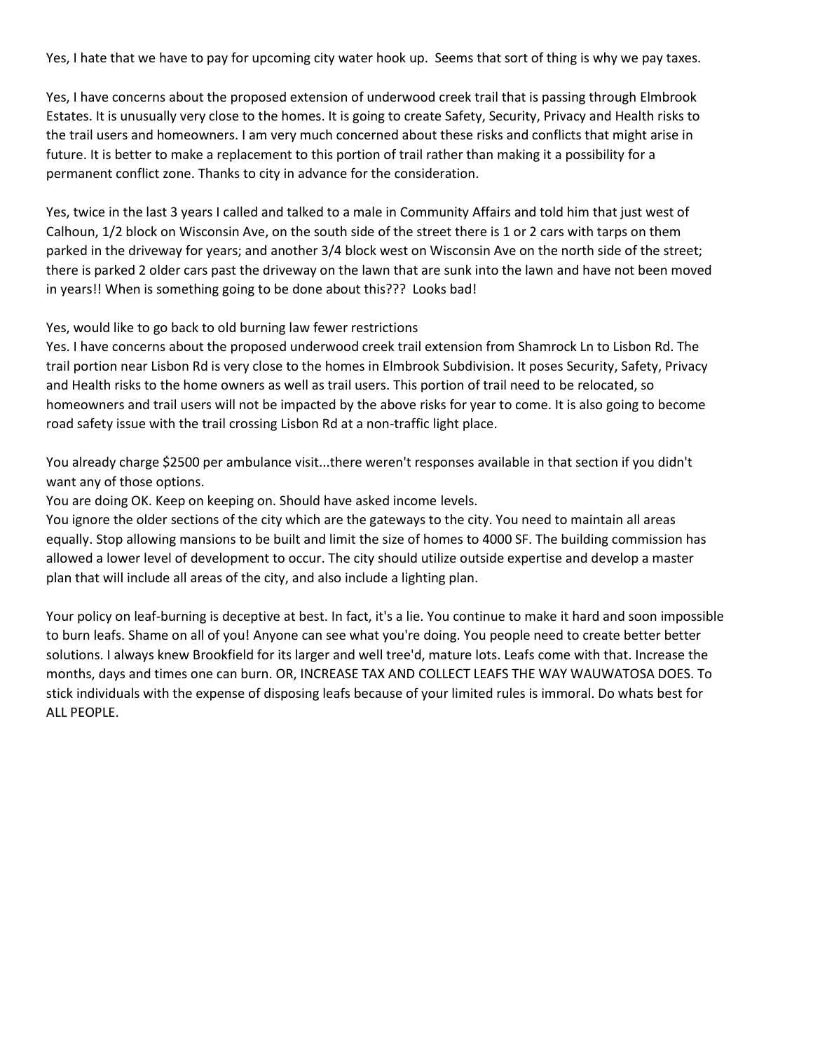Yes, I hate that we have to pay for upcoming city water hook up.  Seems that sort of thing is why we pay taxes.

Yes, I have concerns about the proposed extension of underwood creek trail that is passing through Elmbrook Estates. It is unusually very close to the homes. It is going to create Safety, Security, Privacy and Health risks to the trail users and homeowners. I am very much concerned about these risks and conflicts that might arise in future. It is better to make a replacement to this portion of trail rather than making it a possibility for a permanent conflict zone. Thanks to city in advance for the consideration.

Yes, twice in the last 3 years I called and talked to a male in Community Affairs and told him that just west of Calhoun, 1/2 block on Wisconsin Ave, on the south side of the street there is 1 or 2 cars with tarps on them parked in the driveway for years; and another 3/4 block west on Wisconsin Ave on the north side of the street; there is parked 2 older cars past the driveway on the lawn that are sunk into the lawn and have not been moved in years!! When is something going to be done about this???  Looks bad!

Yes, would like to go back to old burning law fewer restrictions
Yes. I have concerns about the proposed underwood creek trail extension from Shamrock Ln to Lisbon Rd. The trail portion near Lisbon Rd is very close to the homes in Elmbrook Subdivision. It poses Security, Safety, Privacy and Health risks to the home owners as well as trail users. This portion of trail need to be relocated, so homeowners and trail users will not be impacted by the above risks for year to come. It is also going to become road safety issue with the trail crossing Lisbon Rd at a non-traffic light place.

You already charge $2500 per ambulance visit...there weren't responses available in that section if you didn't want any of those options.
You are doing OK. Keep on keeping on. Should have asked income levels.
You ignore the older sections of the city which are the gateways to the city. You need to maintain all areas equally. Stop allowing mansions to be built and limit the size of homes to 4000 SF. The building commission has allowed a lower level of development to occur. The city should utilize outside expertise and develop a master plan that will include all areas of the city, and also include a lighting plan.

Your policy on leaf-burning is deceptive at best. In fact, it's a lie. You continue to make it hard and soon impossible to burn leafs. Shame on all of you! Anyone can see what you're doing. You people need to create better better solutions. I always knew Brookfield for its larger and well tree'd, mature lots. Leafs come with that. Increase the months, days and times one can burn. OR, INCREASE TAX AND COLLECT LEAFS THE WAY WAUWATOSA DOES. To stick individuals with the expense of disposing leafs because of your limited rules is immoral. Do whats best for ALL PEOPLE.